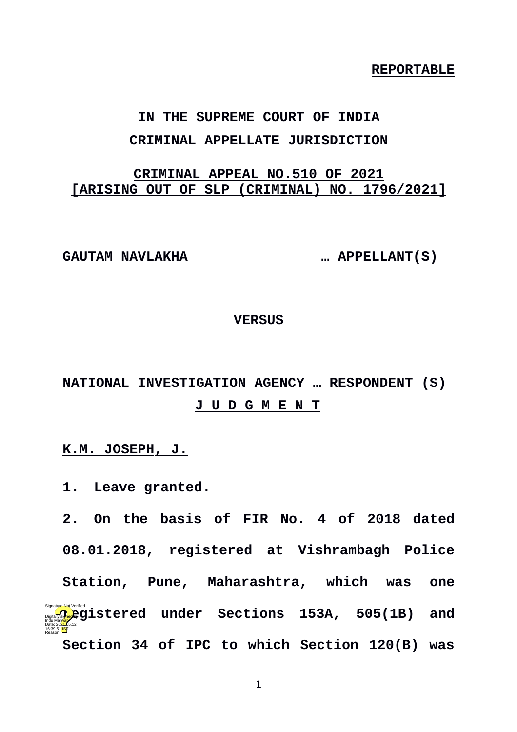**REPORTABLE**

**IN THE SUPREME COURT OF INDIA**

**CRIMINAL APPELLATE JURISDICTION**

**CRIMINAL APPEAL NO.510 OF 2021**
**[ARISING OUT OF SLP (CRIMINAL) NO. 1796/2021]**

**GAUTAM NAVLAKHA … APPELLANT(S)**

**VERSUS**

**NATIONAL INVESTIGATION AGENCY … RESPONDENT (S)**

**J U D G M E N T**

**K.M. JOSEPH, J.**

**1. Leave granted.**

**2. On the basis of FIR No. 4 of 2018 dated 08.01.2018, registered at Vishrambagh Police Station, Pune, Maharashtra, which was one registered under Sections 153A, 505(1B) and Section 34 of IPC to which Section 120(B) was**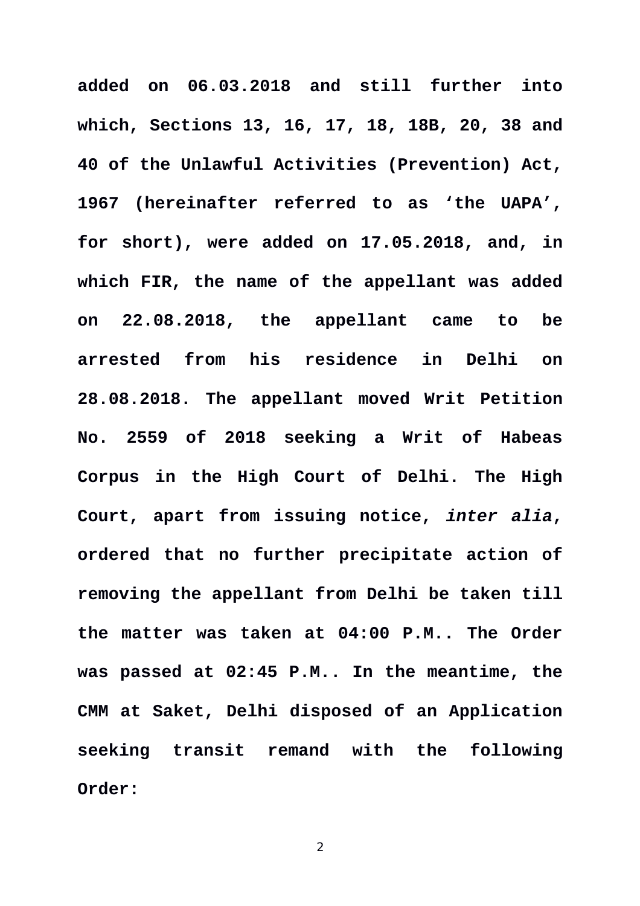**added on 06.03.2018 and still further into which, Sections 13, 16, 17, 18, 18B, 20, 38 and 40 of the Unlawful Activities (Prevention) Act, 1967 (hereinafter referred to as 'the UAPA', for short), were added on 17.05.2018, and, in which FIR, the name of the appellant was added on 22.08.2018, the appellant came to be arrested from his residence in Delhi on 28.08.2018. The appellant moved Writ Petition No. 2559 of 2018 seeking a Writ of Habeas Corpus in the High Court of Delhi. The High Court, apart from issuing notice, *inter alia*, ordered that no further precipitate action of removing the appellant from Delhi be taken till the matter was taken at 04:00 P.M.. The Order was passed at 02:45 P.M.. In the meantime, the CMM at Saket, Delhi disposed of an Application seeking transit remand with the following Order:**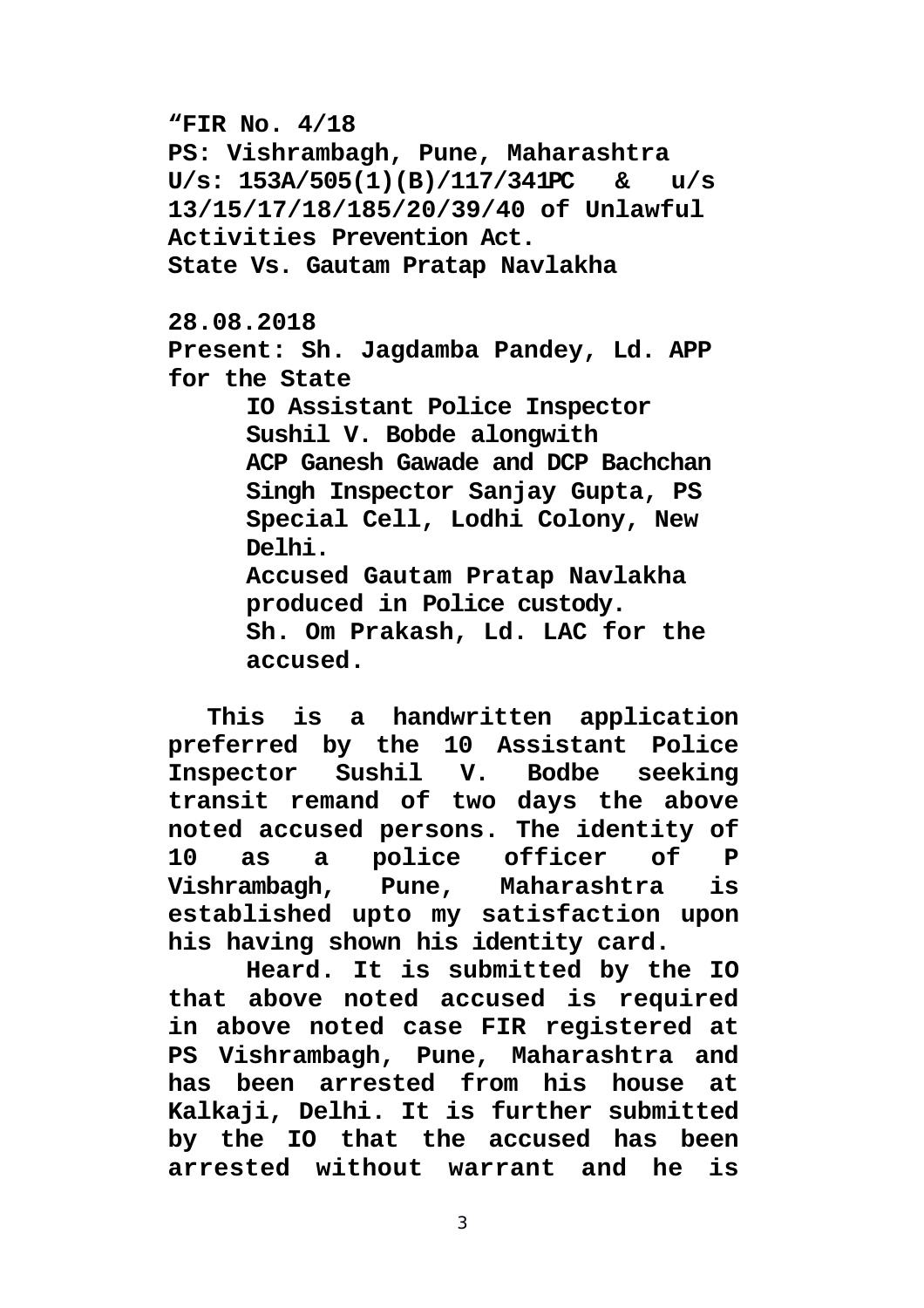**“FIR No. 4/18**
**PS: Vishrambagh, Pune, Maharashtra**
**U/s: 153A/505(1)(B)/117/341PC & u/s 13/15/17/18/185/20/39/40 of Unlawful Activities Prevention Act.**
**State Vs. Gautam Pratap Navlakha**

**28.08.2018**
**Present: Sh. Jagdamba Pandey, Ld. APP for the State**

**IO Assistant Police Inspector Sushil V. Bobde alongwith ACP Ganesh Gawade and DCP Bachchan Singh Inspector Sanjay Gupta, PS Special Cell, Lodhi Colony, New Delhi.**

**Accused Gautam Pratap Navlakha produced in Police custody.**

**Sh. Om Prakash, Ld. LAC for the accused.**

**This is a handwritten application preferred by the 10 Assistant Police Inspector Sushil V. Bodbe seeking transit remand of two days the above noted accused persons. The identity of 10 as a police officer of P Vishrambagh, Pune, Maharashtra is established upto my satisfaction upon his having shown his identity card.**

**Heard. It is submitted by the IO that above noted accused is required in above noted case FIR registered at PS Vishrambagh, Pune, Maharashtra and has been arrested from his house at Kalkaji, Delhi. It is further submitted by the IO that the accused has been arrested without warrant and he is**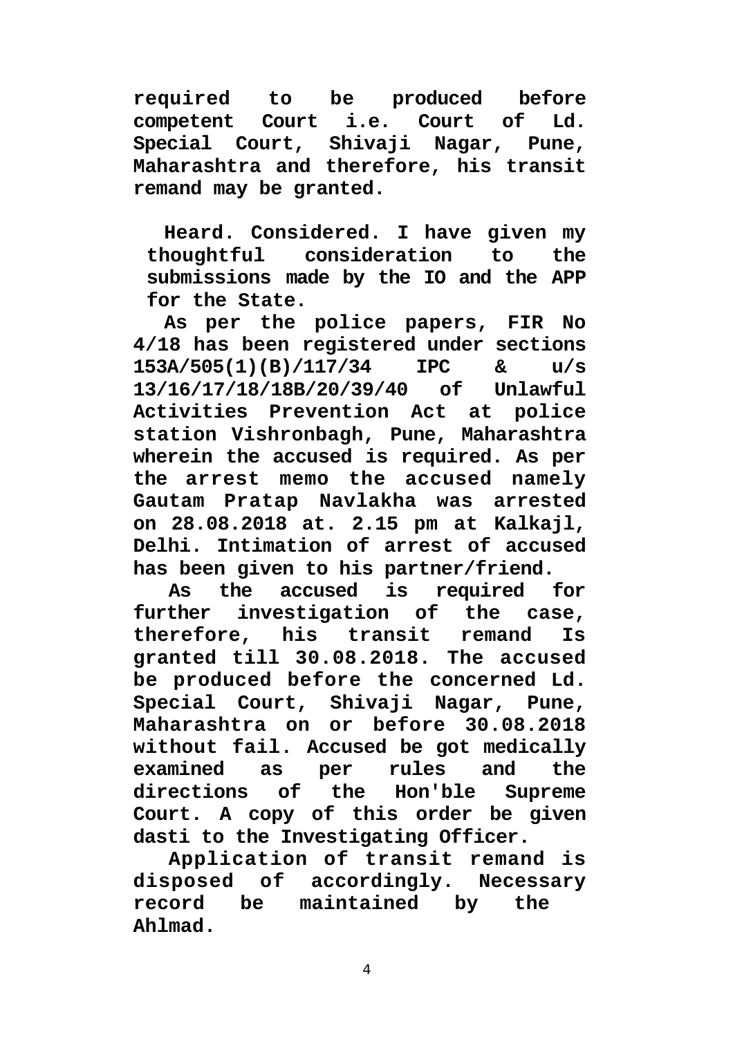**required to be produced before competent Court i.e. Court of Ld. Special Court, Shivaji Nagar, Pune, Maharashtra and therefore, his transit remand may be granted.**

**Heard. Considered. I have given my thoughtful consideration to the submissions made by the IO and the APP for the State.**

**As per the police papers, FIR No 4/18 has been registered under sections 153A/505(1)(B)/117/34 IPC & u/s 13/16/17/18/18B/20/39/40 of Unlawful Activities Prevention Act at police station Vishronbagh, Pune, Maharashtra wherein the accused is required. As per the arrest memo the accused namely Gautam Pratap Navlakha was arrested on 28.08.2018 at. 2.15 pm at Kalkajl, Delhi. Intimation of arrest of accused has been given to his partner/friend.**

**As the accused is required for further investigation of the case, therefore, his transit remand Is granted till 30.08.2018. The accused be produced before the concerned Ld. Special Court, Shivaji Nagar, Pune, Maharashtra on or before 30.08.2018 without fail. Accused be got medically examined as per rules and the directions of the Hon'ble Supreme Court. A copy of this order be given dasti to the Investigating Officer.**

**Application of transit remand is disposed of accordingly. Necessary record be maintained by the Ahlmad.**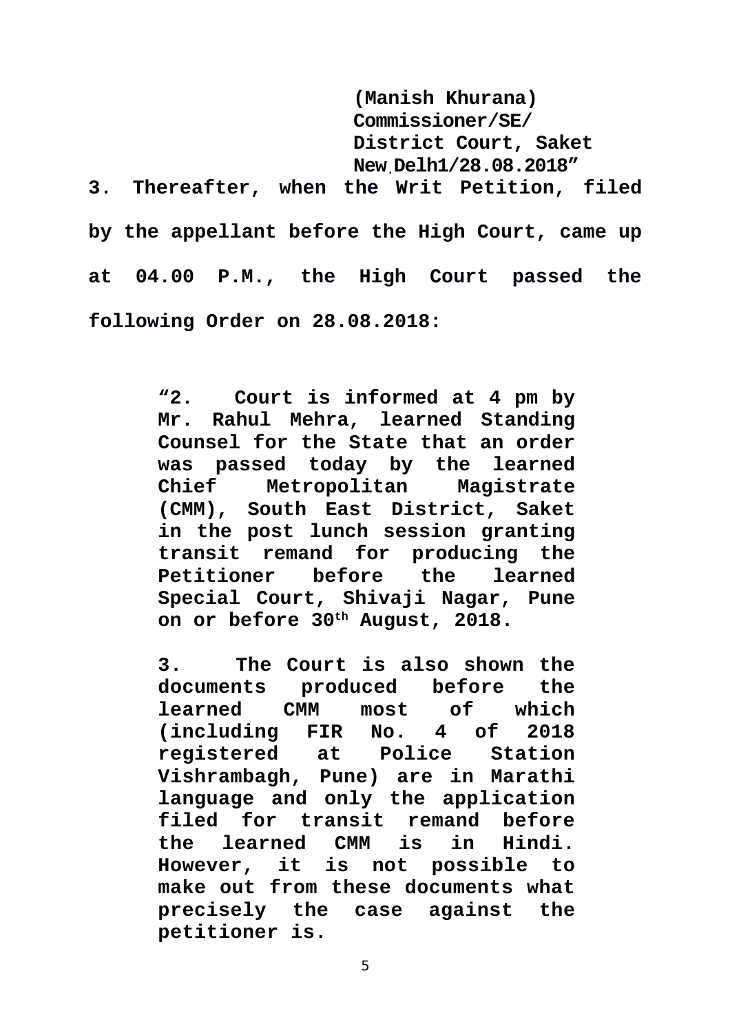**(Manish Khurana)**
**Commissioner/SE/**
**District Court, Saket**
**New.Delh1/28.08.2018"**

**3. Thereafter, when the Writ Petition, filed by the appellant before the High Court, came up at 04.00 P.M., the High Court passed the following Order on 28.08.2018:**

> **"2. Court is informed at 4 pm by Mr. Rahul Mehra, learned Standing Counsel for the State that an order was passed today by the learned Chief Metropolitan Magistrate (CMM), South East District, Saket in the post lunch session granting transit remand for producing the Petitioner before the learned Special Court, Shivaji Nagar, Pune on or before 30th August, 2018.**
>
> **3. The Court is also shown the documents produced before the learned CMM most of which (including FIR No. 4 of 2018 registered at Police Station Vishrambagh, Pune) are in Marathi language and only the application filed for transit remand before the learned CMM is in Hindi. However, it is not possible to make out from these documents what precisely the case against the petitioner is.**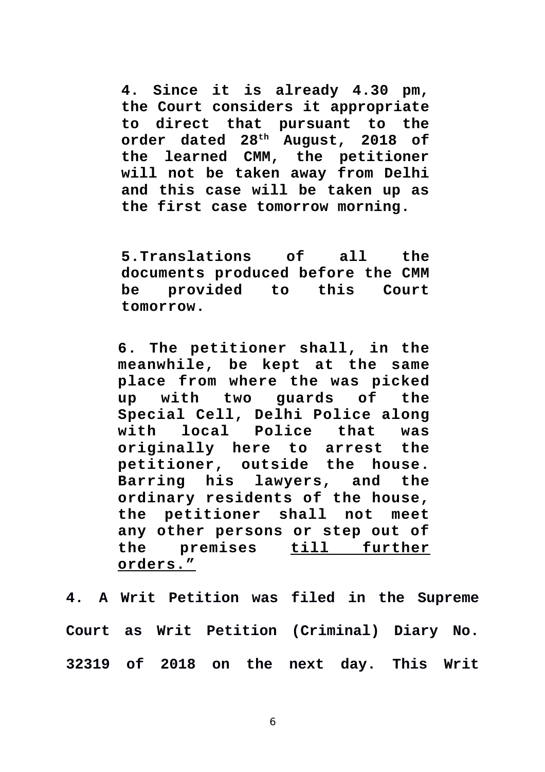> **4. Since it is already 4.30 pm, the Court considers it appropriate to direct that pursuant to the order dated 28th August, 2018 of the learned CMM, the petitioner will not be taken away from Delhi and this case will be taken up as the first case tomorrow morning.**
>
> **5.Translations of all the documents produced before the CMM be provided to this Court tomorrow.**
>
> **6. The petitioner shall, in the meanwhile, be kept at the same place from where the was picked up with two guards of the Special Cell, Delhi Police along with local Police that was originally here to arrest the petitioner, outside the house. Barring his lawyers, and the ordinary residents of the house, the petitioner shall not meet any other persons or step out of the premises <u>till further orders.”</u>**

**4. A Writ Petition was filed in the Supreme Court as Writ Petition (Criminal) Diary No. 32319 of 2018 on the next day. This Writ**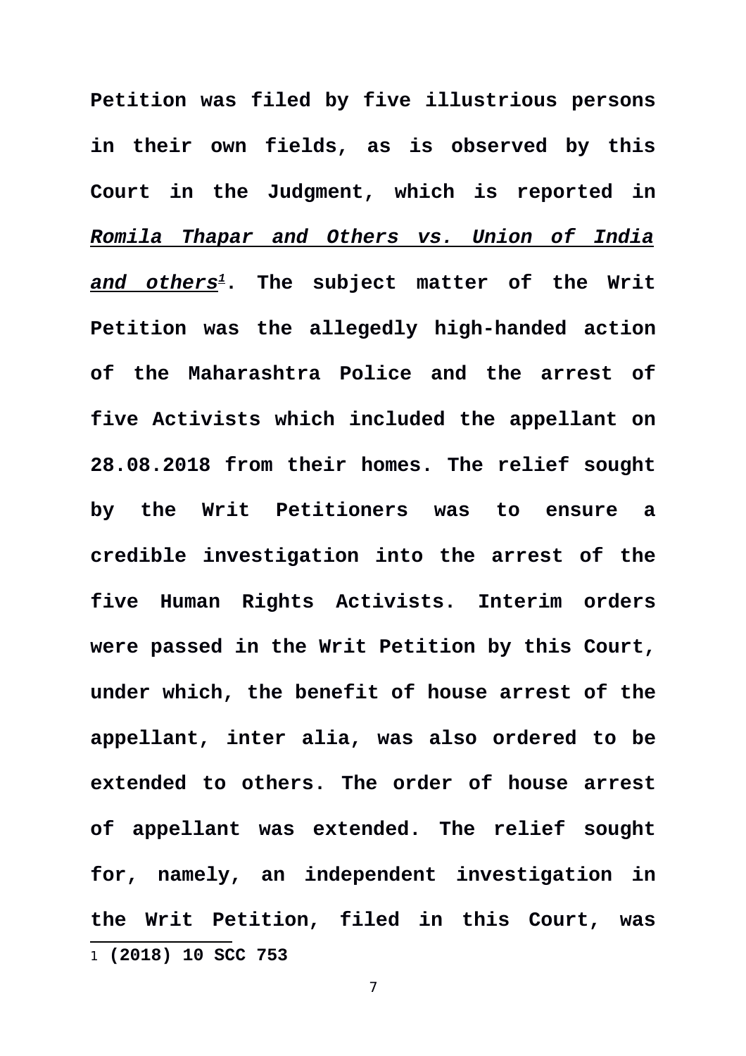**Petition was filed by five illustrious persons in their own fields, as is observed by this Court in the Judgment, which is reported in *Romila Thapar and Others vs. Union of India and others*[1]. The subject matter of the Writ Petition was the allegedly high-handed action of the Maharashtra Police and the arrest of five Activists which included the appellant on 28.08.2018 from their homes. The relief sought by the Writ Petitioners was to ensure a credible investigation into the arrest of the five Human Rights Activists. Interim orders were passed in the Writ Petition by this Court, under which, the benefit of house arrest of the appellant, inter alia, was also ordered to be extended to others. The order of house arrest of appellant was extended. The relief sought for, namely, an independent investigation in the Writ Petition, filed in this Court, was**

---

[1] **(2018) 10 SCC 753**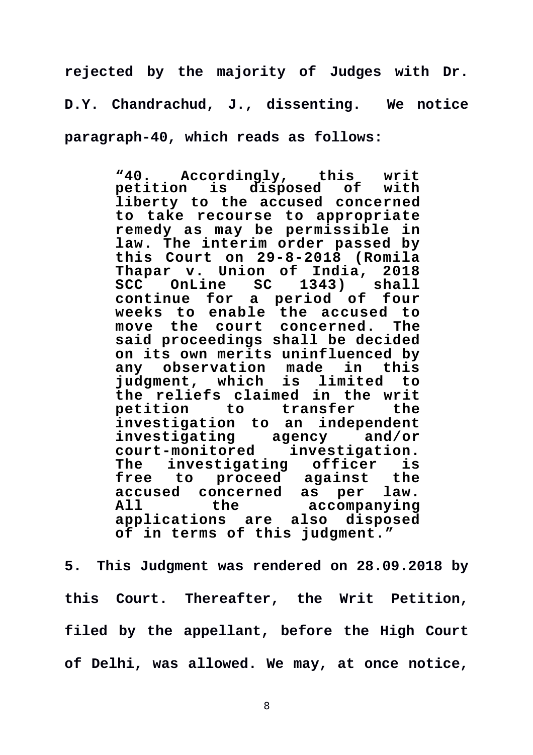**rejected by the majority of Judges with Dr. D.Y. Chandrachud, J., dissenting. We notice paragraph-40, which reads as follows:**

> **"40. Accordingly, this writ petition is disposed of with liberty to the accused concerned to take recourse to appropriate remedy as may be permissible in law. The interim order passed by this Court on 29-8-2018 (Romila Thapar v. Union of India, 2018 SCC OnLine SC 1343) shall continue for a period of four weeks to enable the accused to move the court concerned. The said proceedings shall be decided on its own merits uninfluenced by any observation made in this judgment, which is limited to the reliefs claimed in the writ petition to transfer the investigation to an independent investigating agency and/or court-monitored investigation. The investigating officer is free to proceed against the accused concerned as per law. All the accompanying applications are also disposed of in terms of this judgment."**

**5. This Judgment was rendered on 28.09.2018 by this Court. Thereafter, the Writ Petition, filed by the appellant, before the High Court of Delhi, was allowed. We may, at once notice,**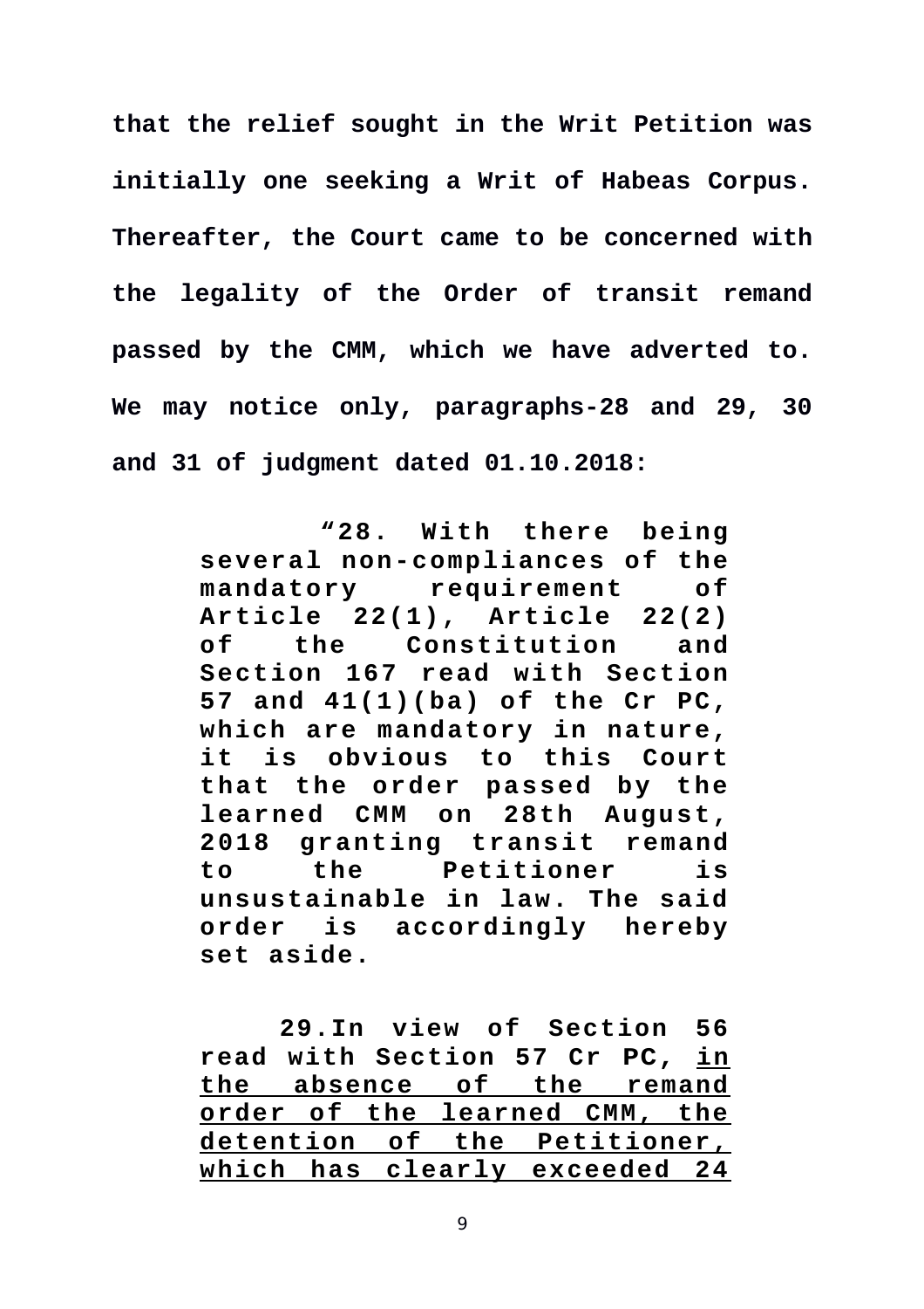**that the relief sought in the Writ Petition was initially one seeking a Writ of Habeas Corpus. Thereafter, the Court came to be concerned with the legality of the Order of transit remand passed by the CMM, which we have adverted to. We may notice only, paragraphs-28 and 29, 30 and 31 of judgment dated 01.10.2018:**

> **"28. With there being several non-compliances of the mandatory requirement of Article 22(1), Article 22(2) of the Constitution and Section 167 read with Section 57 and 41(1)(ba) of the Cr PC, which are mandatory in nature, it is obvious to this Court that the order passed by the learned CMM on 28th August, 2018 granting transit remand to the Petitioner is unsustainable in law. The said order is accordingly hereby set aside.**
>
> **29.In view of Section 56 read with Section 57 Cr PC, <u>in the absence of the remand order of the learned CMM, the detention of the Petitioner, which has clearly exceeded 24</u>**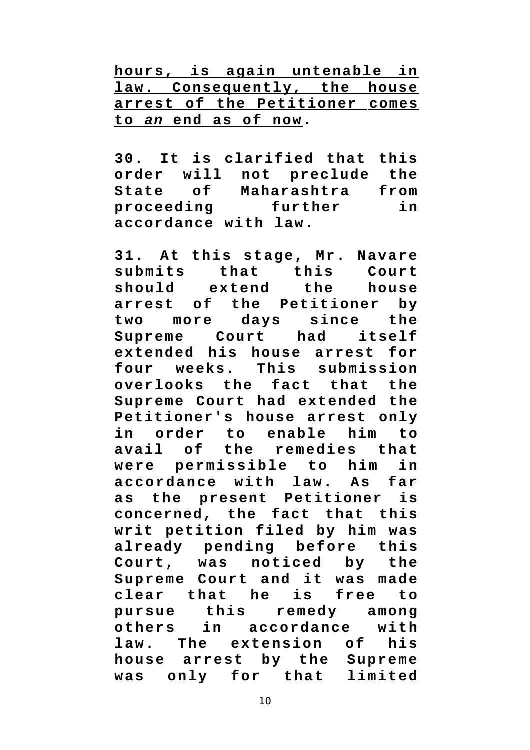<u>**hours, is again untenable in law. Consequently, the house arrest of the Petitioner comes to *an* end as of now**</u>**.**

**30. It is clarified that this order will not preclude the State of Maharashtra from proceeding further in accordance with law.**

**31. At this stage, Mr. Navare submits that this Court should extend the house arrest of the Petitioner by two more days since the Supreme Court had itself extended his house arrest for four weeks. This submission overlooks the fact that the Supreme Court had extended the Petitioner's house arrest only in order to enable him to avail of the remedies that were permissible to him in accordance with law. As far as the present Petitioner is concerned, the fact that this writ petition filed by him was already pending before this Court, was noticed by the Supreme Court and it was made clear that he is free to pursue this remedy among others in accordance with law. The extension of his house arrest by the Supreme was only for that limited**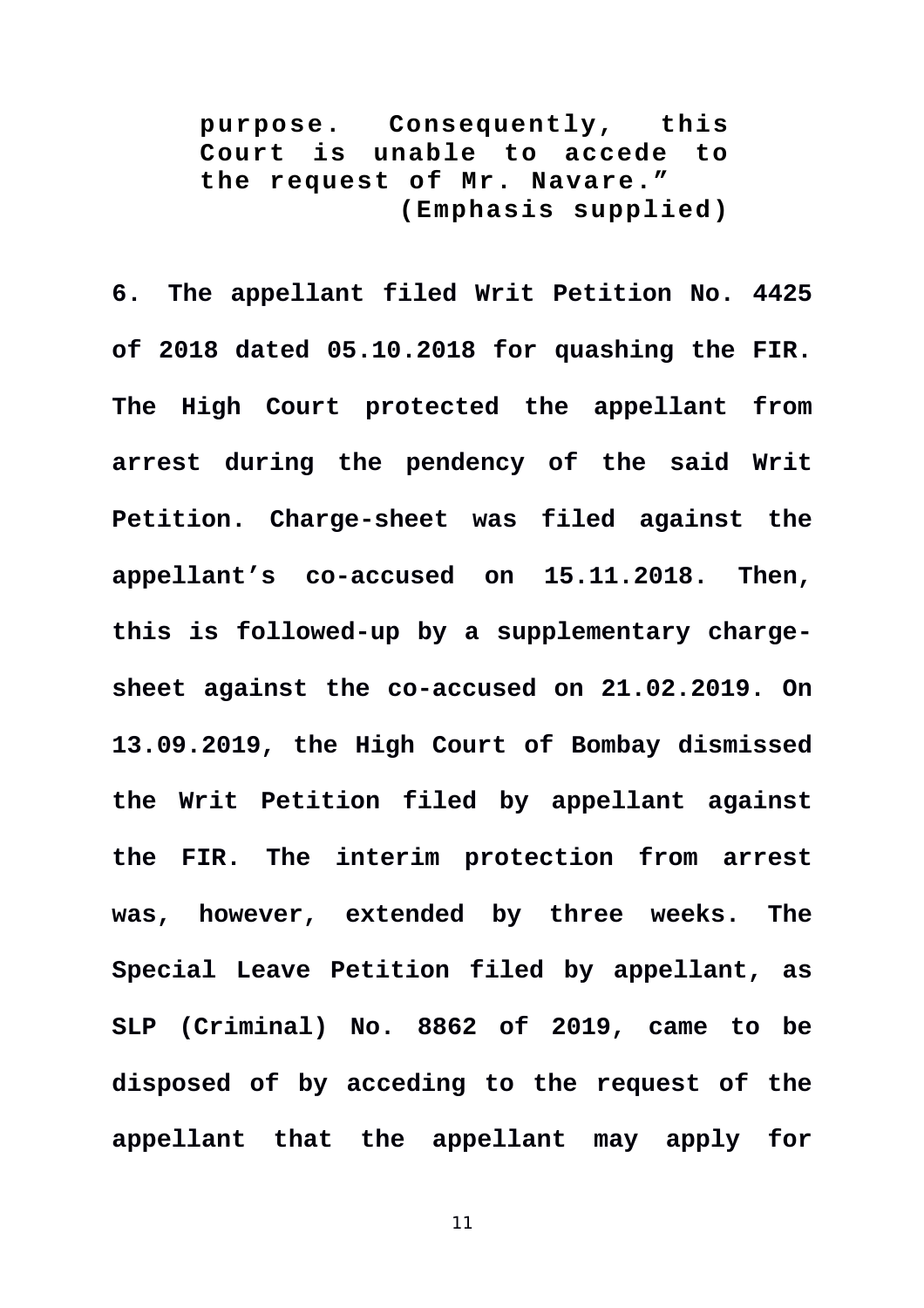> **purpose. Consequently, this Court is unable to accede to the request of Mr. Navare.”**
> **(Emphasis supplied)**

**6. The appellant filed Writ Petition No. 4425 of 2018 dated 05.10.2018 for quashing the FIR. The High Court protected the appellant from arrest during the pendency of the said Writ Petition. Charge-sheet was filed against the appellant’s co-accused on 15.11.2018. Then, this is followed-up by a supplementary charge-sheet against the co-accused on 21.02.2019. On 13.09.2019, the High Court of Bombay dismissed the Writ Petition filed by appellant against the FIR. The interim protection from arrest was, however, extended by three weeks. The Special Leave Petition filed by appellant, as SLP (Criminal) No. 8862 of 2019, came to be disposed of by acceding to the request of the appellant that the appellant may apply for**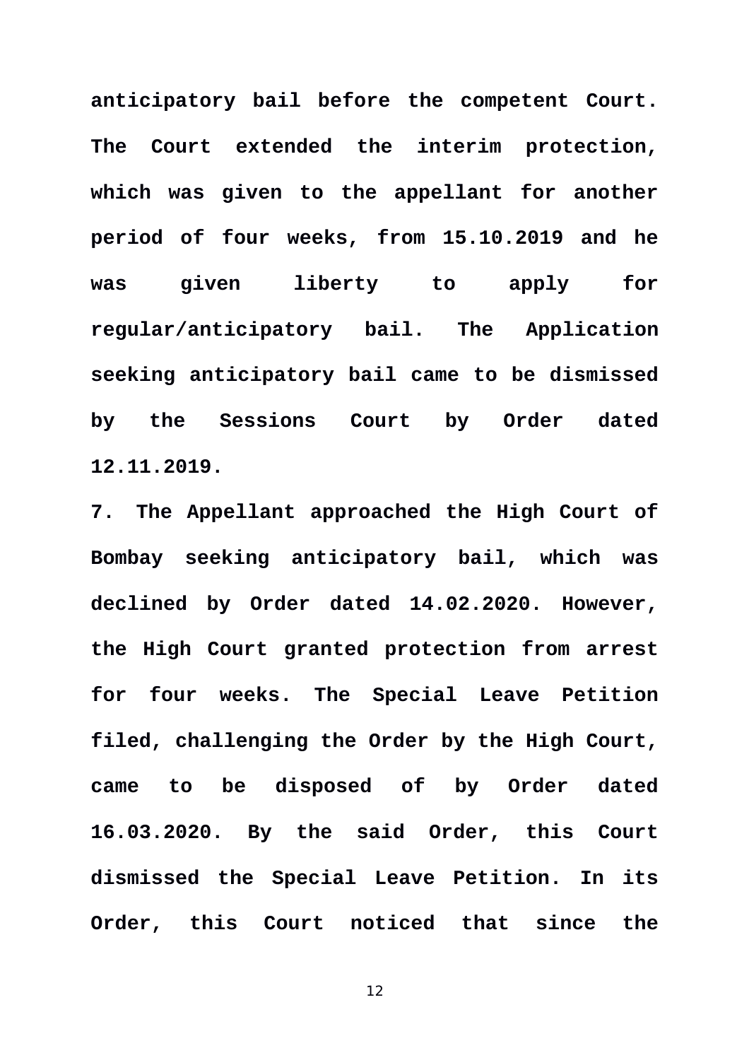**anticipatory bail before the competent Court. The Court extended the interim protection, which was given to the appellant for another period of four weeks, from 15.10.2019 and he was given liberty to apply for regular/anticipatory bail. The Application seeking anticipatory bail came to be dismissed by the Sessions Court by Order dated 12.11.2019.**

**7. The Appellant approached the High Court of Bombay seeking anticipatory bail, which was declined by Order dated 14.02.2020. However, the High Court granted protection from arrest for four weeks. The Special Leave Petition filed, challenging the Order by the High Court, came to be disposed of by Order dated 16.03.2020. By the said Order, this Court dismissed the Special Leave Petition. In its Order, this Court noticed that since the**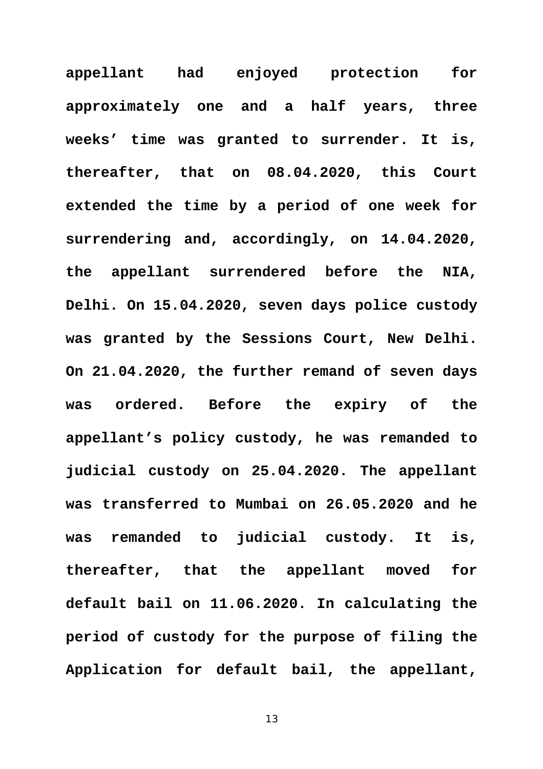**appellant had enjoyed protection for approximately one and a half years, three weeks' time was granted to surrender. It is, thereafter, that on 08.04.2020, this Court extended the time by a period of one week for surrendering and, accordingly, on 14.04.2020, the appellant surrendered before the NIA, Delhi. On 15.04.2020, seven days police custody was granted by the Sessions Court, New Delhi. On 21.04.2020, the further remand of seven days was ordered. Before the expiry of the appellant's policy custody, he was remanded to judicial custody on 25.04.2020. The appellant was transferred to Mumbai on 26.05.2020 and he was remanded to judicial custody. It is, thereafter, that the appellant moved for default bail on 11.06.2020. In calculating the period of custody for the purpose of filing the Application for default bail, the appellant,**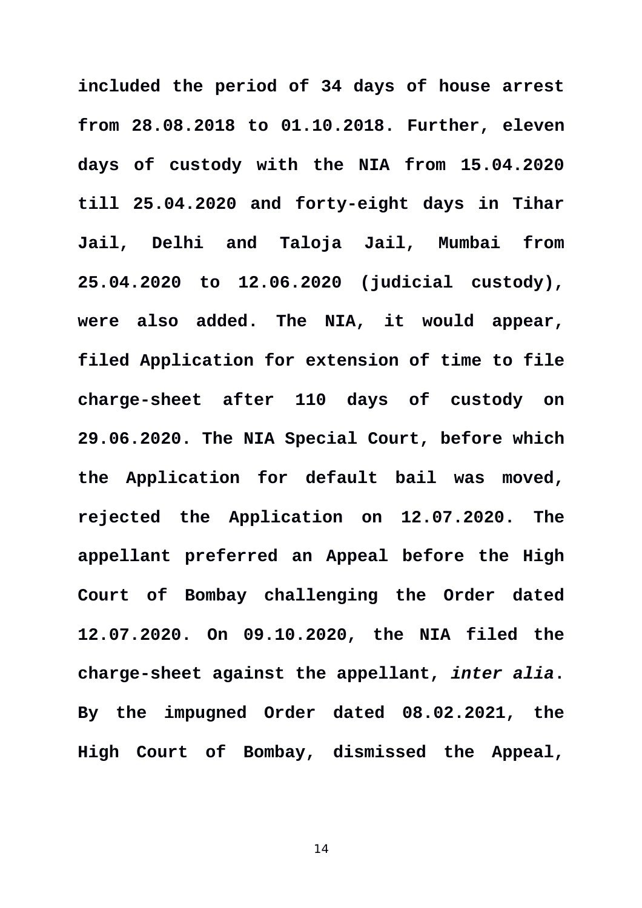**included the period of 34 days of house arrest from 28.08.2018 to 01.10.2018. Further, eleven days of custody with the NIA from 15.04.2020 till 25.04.2020 and forty-eight days in Tihar Jail, Delhi and Taloja Jail, Mumbai from 25.04.2020 to 12.06.2020 (judicial custody), were also added. The NIA, it would appear, filed Application for extension of time to file charge-sheet after 110 days of custody on 29.06.2020. The NIA Special Court, before which the Application for default bail was moved, rejected the Application on 12.07.2020. The appellant preferred an Appeal before the High Court of Bombay challenging the Order dated 12.07.2020. On 09.10.2020, the NIA filed the charge-sheet against the appellant, *inter alia*. By the impugned Order dated 08.02.2021, the High Court of Bombay, dismissed the Appeal,**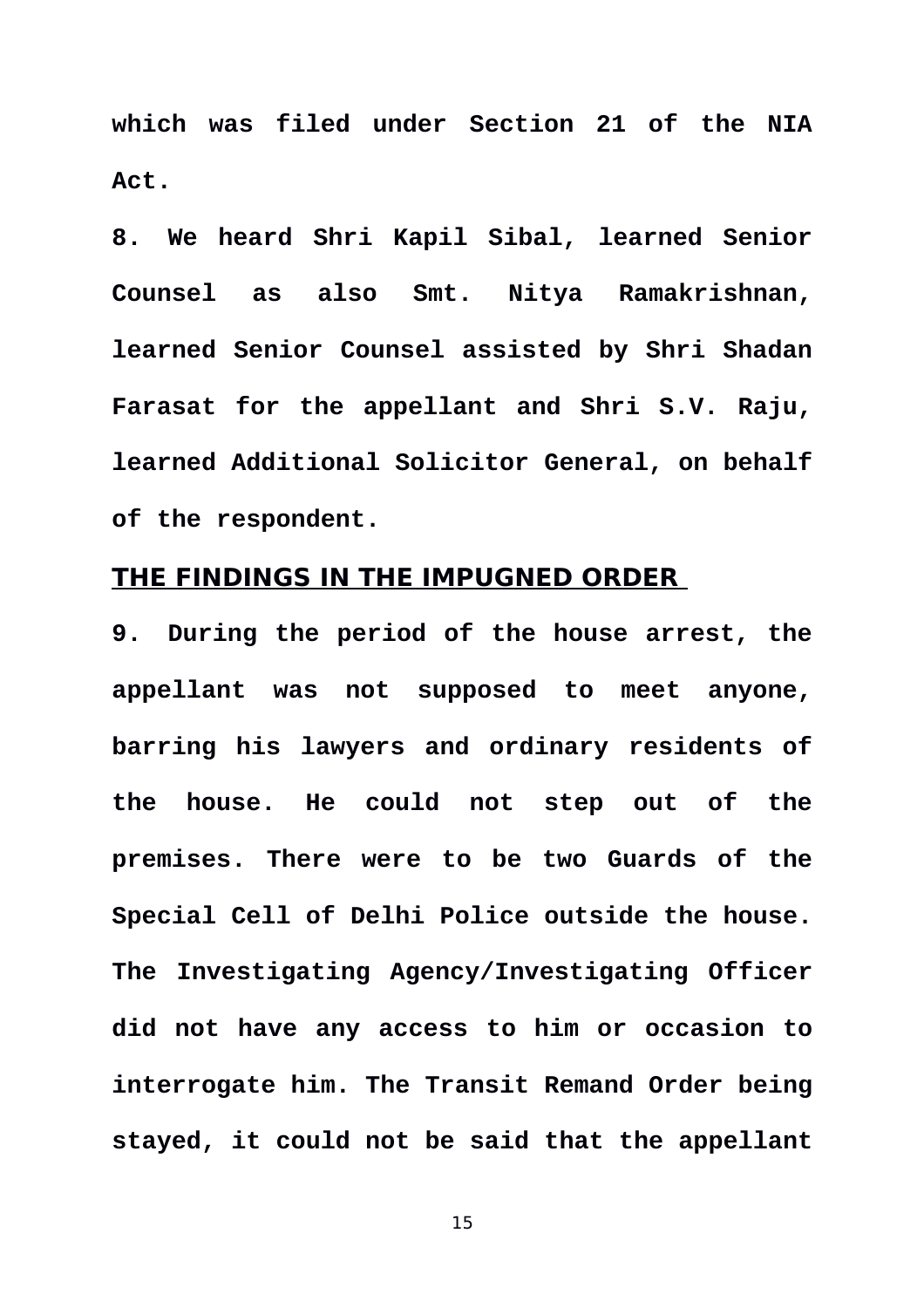**which was filed under Section 21 of the NIA Act.**

**8. We heard Shri Kapil Sibal, learned Senior Counsel as also Smt. Nitya Ramakrishnan, learned Senior Counsel assisted by Shri Shadan Farasat for the appellant and Shri S.V. Raju, learned Additional Solicitor General, on behalf of the respondent.**

## THE FINDINGS IN THE IMPUGNED ORDER

**9. During the period of the house arrest, the appellant was not supposed to meet anyone, barring his lawyers and ordinary residents of the house. He could not step out of the premises. There were to be two Guards of the Special Cell of Delhi Police outside the house. The Investigating Agency/Investigating Officer did not have any access to him or occasion to interrogate him. The Transit Remand Order being stayed, it could not be said that the appellant**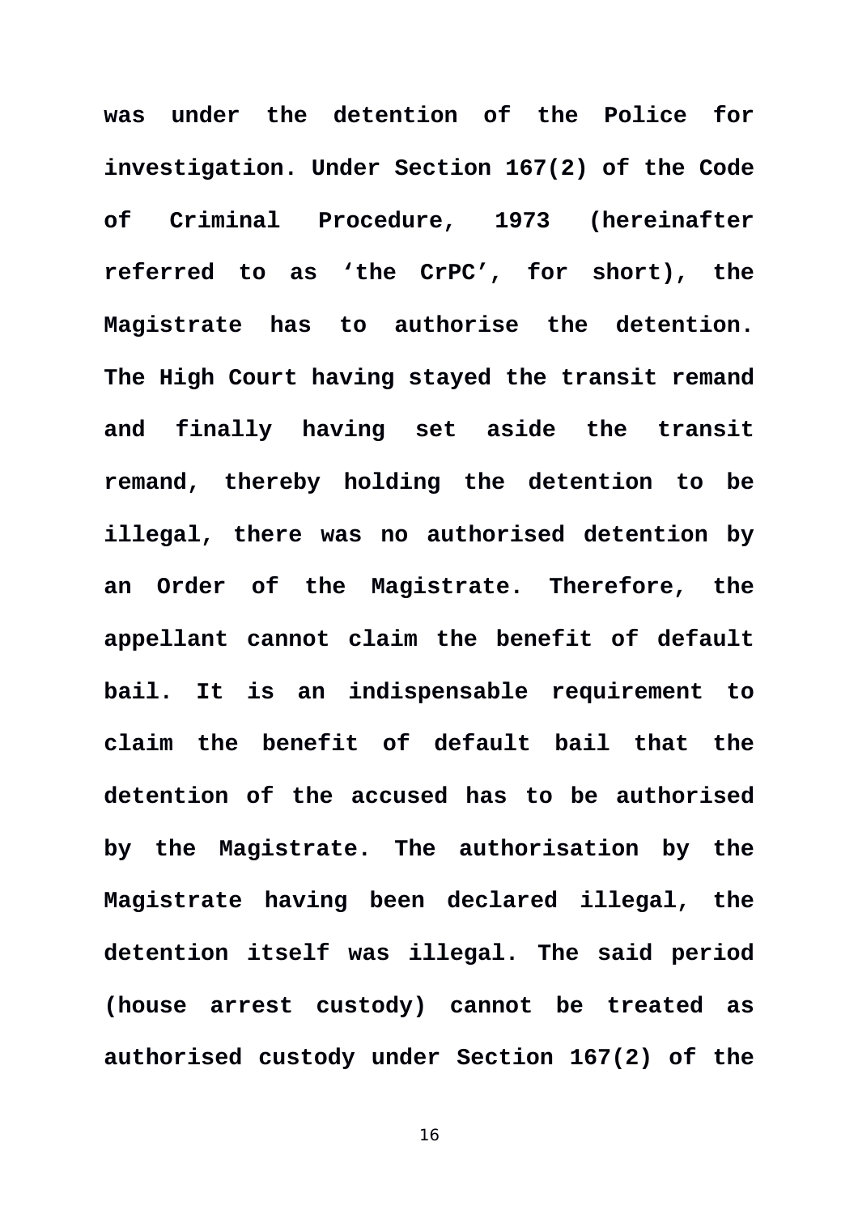**was under the detention of the Police for investigation. Under Section 167(2) of the Code of Criminal Procedure, 1973 (hereinafter referred to as 'the CrPC', for short), the Magistrate has to authorise the detention. The High Court having stayed the transit remand and finally having set aside the transit remand, thereby holding the detention to be illegal, there was no authorised detention by an Order of the Magistrate. Therefore, the appellant cannot claim the benefit of default bail. It is an indispensable requirement to claim the benefit of default bail that the detention of the accused has to be authorised by the Magistrate. The authorisation by the Magistrate having been declared illegal, the detention itself was illegal. The said period (house arrest custody) cannot be treated as authorised custody under Section 167(2) of the**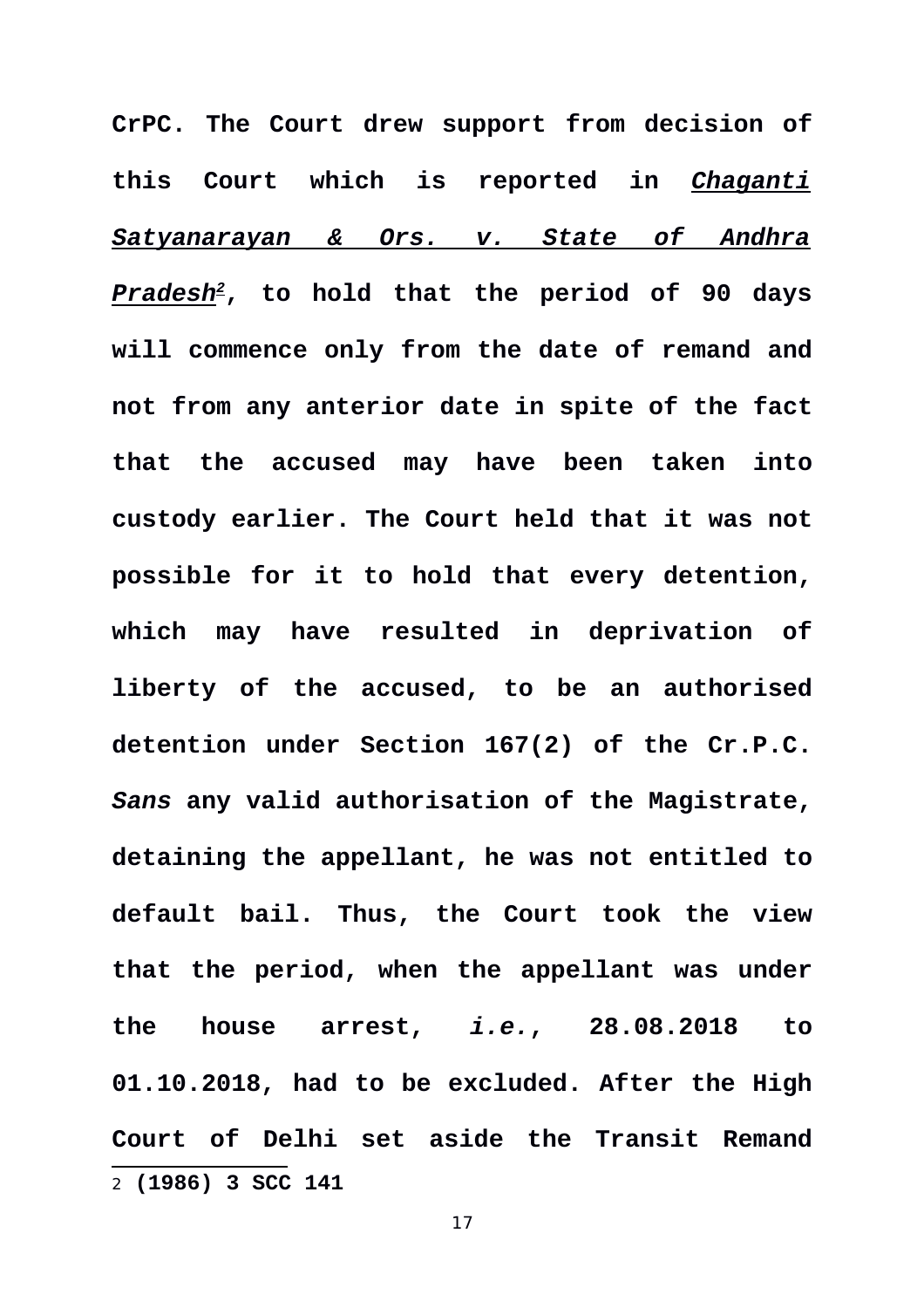**CrPC. The Court drew support from decision of this Court which is reported in *Chaganti Satyanarayan & Ors. v. State of Andhra Pradesh*[2], to hold that the period of 90 days will commence only from the date of remand and not from any anterior date in spite of the fact that the accused may have been taken into custody earlier. The Court held that it was not possible for it to hold that every detention, which may have resulted in deprivation of liberty of the accused, to be an authorised detention under Section 167(2) of the Cr.P.C. *Sans* any valid authorisation of the Magistrate, detaining the appellant, he was not entitled to default bail. Thus, the Court took the view that the period, when the appellant was under the house arrest, *i.e.*, 28.08.2018 to 01.10.2018, had to be excluded. After the High Court of Delhi set aside the Transit Remand**

---

2 **(1986) 3 SCC 141**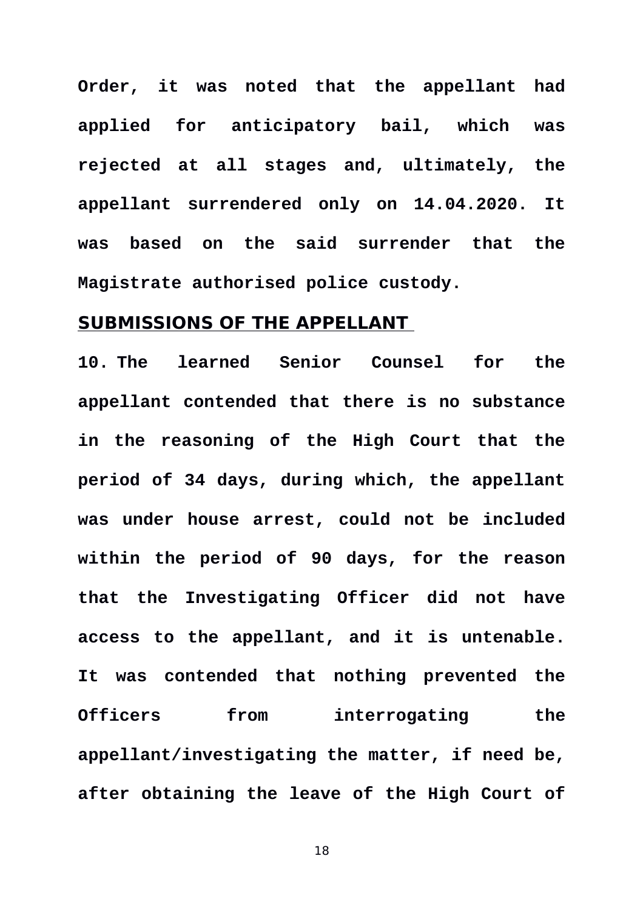**Order, it was noted that the appellant had applied for anticipatory bail, which was rejected at all stages and, ultimately, the appellant surrendered only on 14.04.2020. It was based on the said surrender that the Magistrate authorised police custody.**

## SUBMISSIONS OF THE APPELLANT

**10. The learned Senior Counsel for the appellant contended that there is no substance in the reasoning of the High Court that the period of 34 days, during which, the appellant was under house arrest, could not be included within the period of 90 days, for the reason that the Investigating Officer did not have access to the appellant, and it is untenable. It was contended that nothing prevented the Officers from interrogating the appellant/investigating the matter, if need be, after obtaining the leave of the High Court of**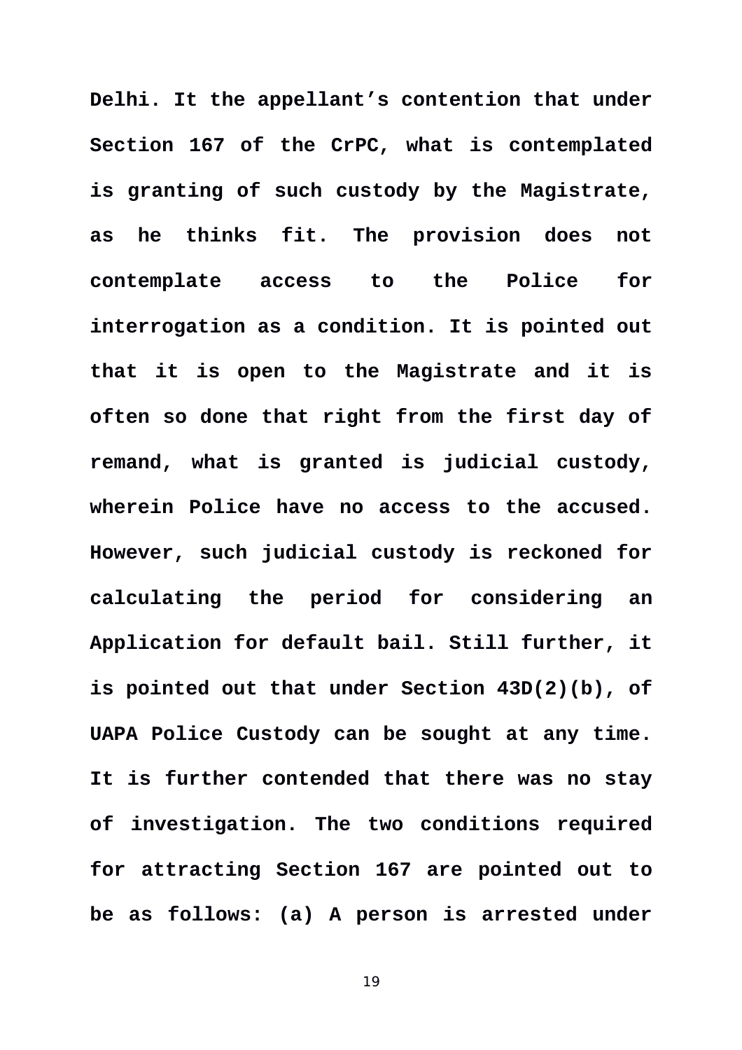**Delhi. It the appellant's contention that under Section 167 of the CrPC, what is contemplated is granting of such custody by the Magistrate, as he thinks fit. The provision does not contemplate access to the Police for interrogation as a condition. It is pointed out that it is open to the Magistrate and it is often so done that right from the first day of remand, what is granted is judicial custody, wherein Police have no access to the accused. However, such judicial custody is reckoned for calculating the period for considering an Application for default bail. Still further, it is pointed out that under Section 43D(2)(b), of UAPA Police Custody can be sought at any time. It is further contended that there was no stay of investigation. The two conditions required for attracting Section 167 are pointed out to be as follows: (a) A person is arrested under**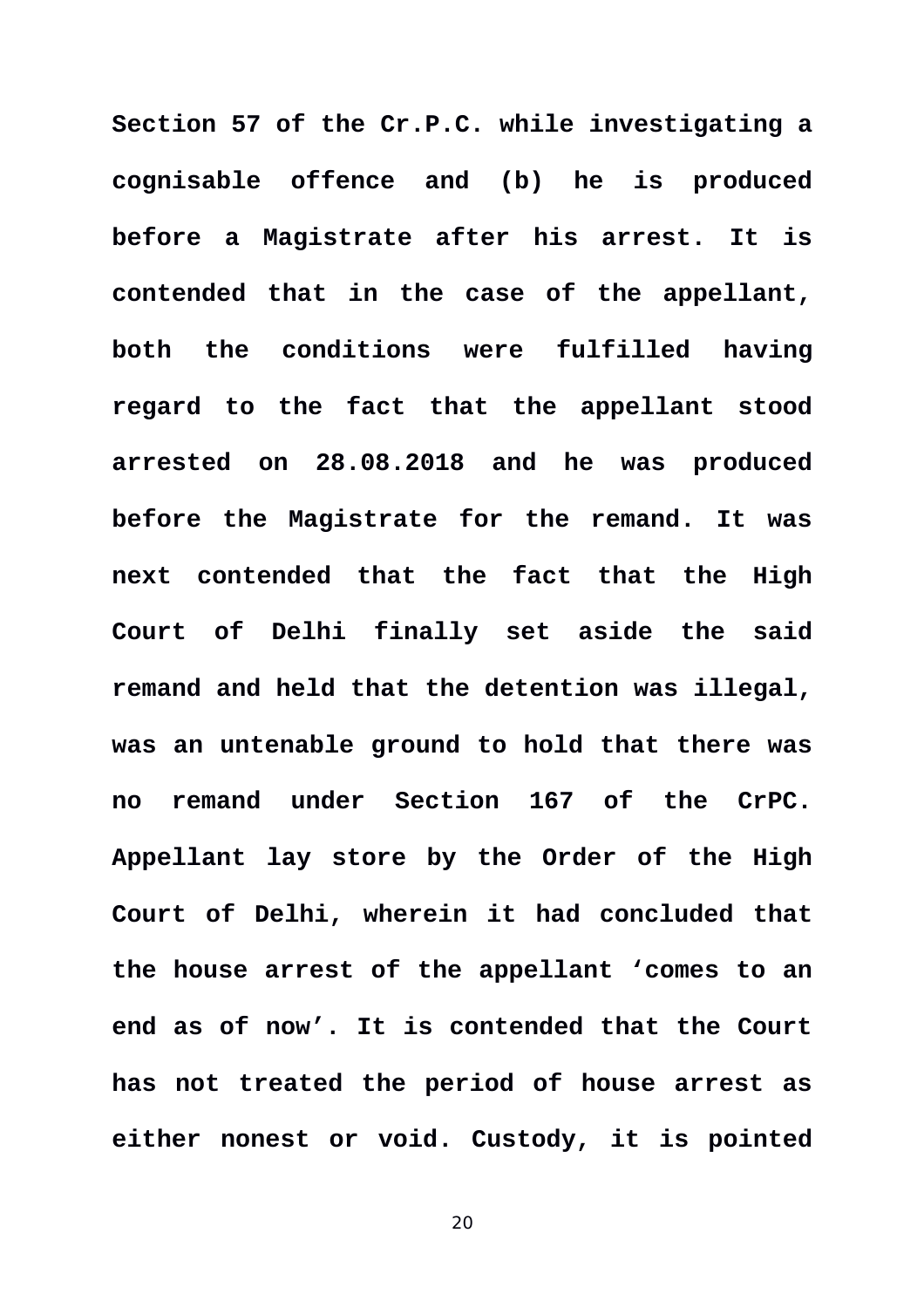**Section 57 of the Cr.P.C. while investigating a cognisable offence and (b) he is produced before a Magistrate after his arrest. It is contended that in the case of the appellant, both the conditions were fulfilled having regard to the fact that the appellant stood arrested on 28.08.2018 and he was produced before the Magistrate for the remand. It was next contended that the fact that the High Court of Delhi finally set aside the said remand and held that the detention was illegal, was an untenable ground to hold that there was no remand under Section 167 of the CrPC. Appellant lay store by the Order of the High Court of Delhi, wherein it had concluded that the house arrest of the appellant 'comes to an end as of now'. It is contended that the Court has not treated the period of house arrest as either nonest or void. Custody, it is pointed**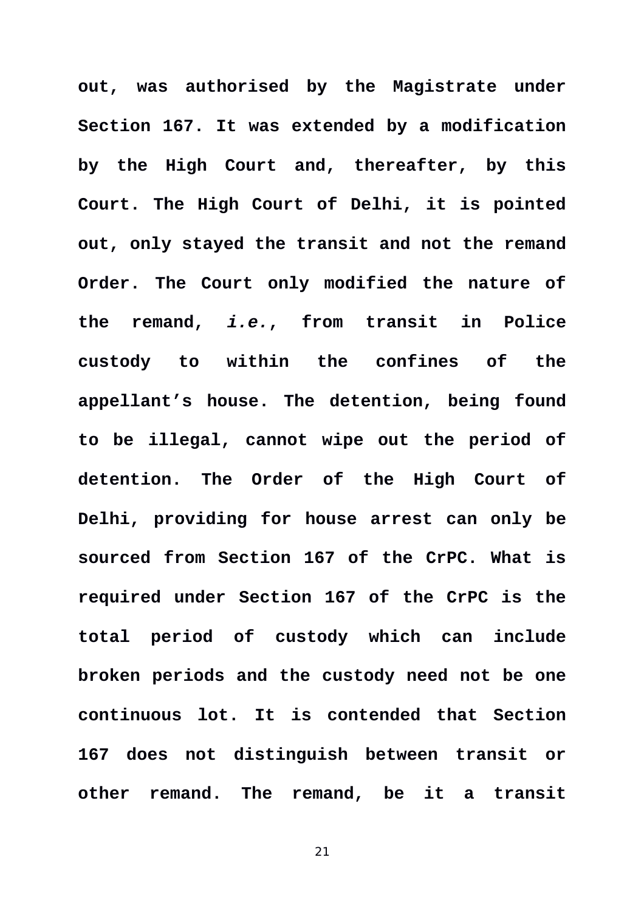**out, was authorised by the Magistrate under Section 167. It was extended by a modification by the High Court and, thereafter, by this Court. The High Court of Delhi, it is pointed out, only stayed the transit and not the remand Order. The Court only modified the nature of the remand, *i.e.*, from transit in Police custody to within the confines of the appellant's house. The detention, being found to be illegal, cannot wipe out the period of detention. The Order of the High Court of Delhi, providing for house arrest can only be sourced from Section 167 of the CrPC. What is required under Section 167 of the CrPC is the total period of custody which can include broken periods and the custody need not be one continuous lot. It is contended that Section 167 does not distinguish between transit or other remand. The remand, be it a transit**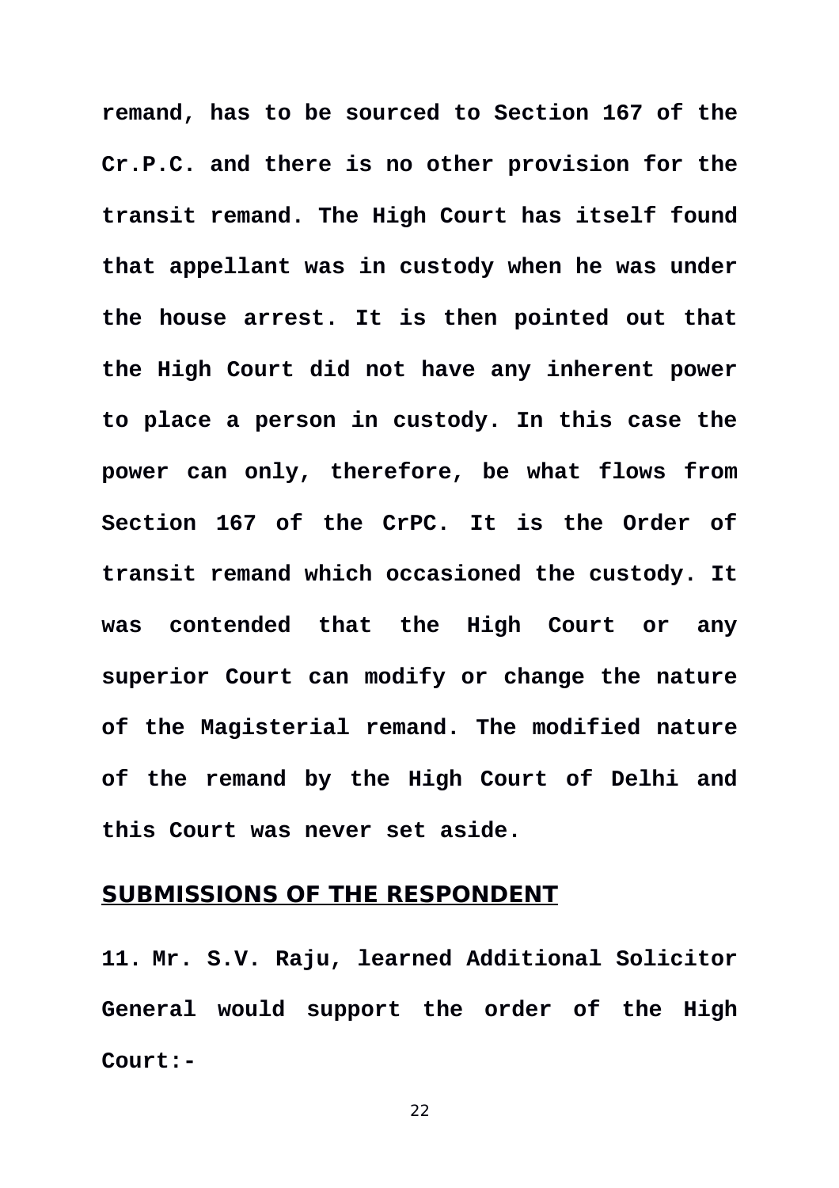**remand, has to be sourced to Section 167 of the Cr.P.C. and there is no other provision for the transit remand. The High Court has itself found that appellant was in custody when he was under the house arrest. It is then pointed out that the High Court did not have any inherent power to place a person in custody. In this case the power can only, therefore, be what flows from Section 167 of the CrPC. It is the Order of transit remand which occasioned the custody. It was contended that the High Court or any superior Court can modify or change the nature of the Magisterial remand. The modified nature of the remand by the High Court of Delhi and this Court was never set aside.**

## SUBMISSIONS OF THE RESPONDENT

**11. Mr. S.V. Raju, learned Additional Solicitor General would support the order of the High Court:-**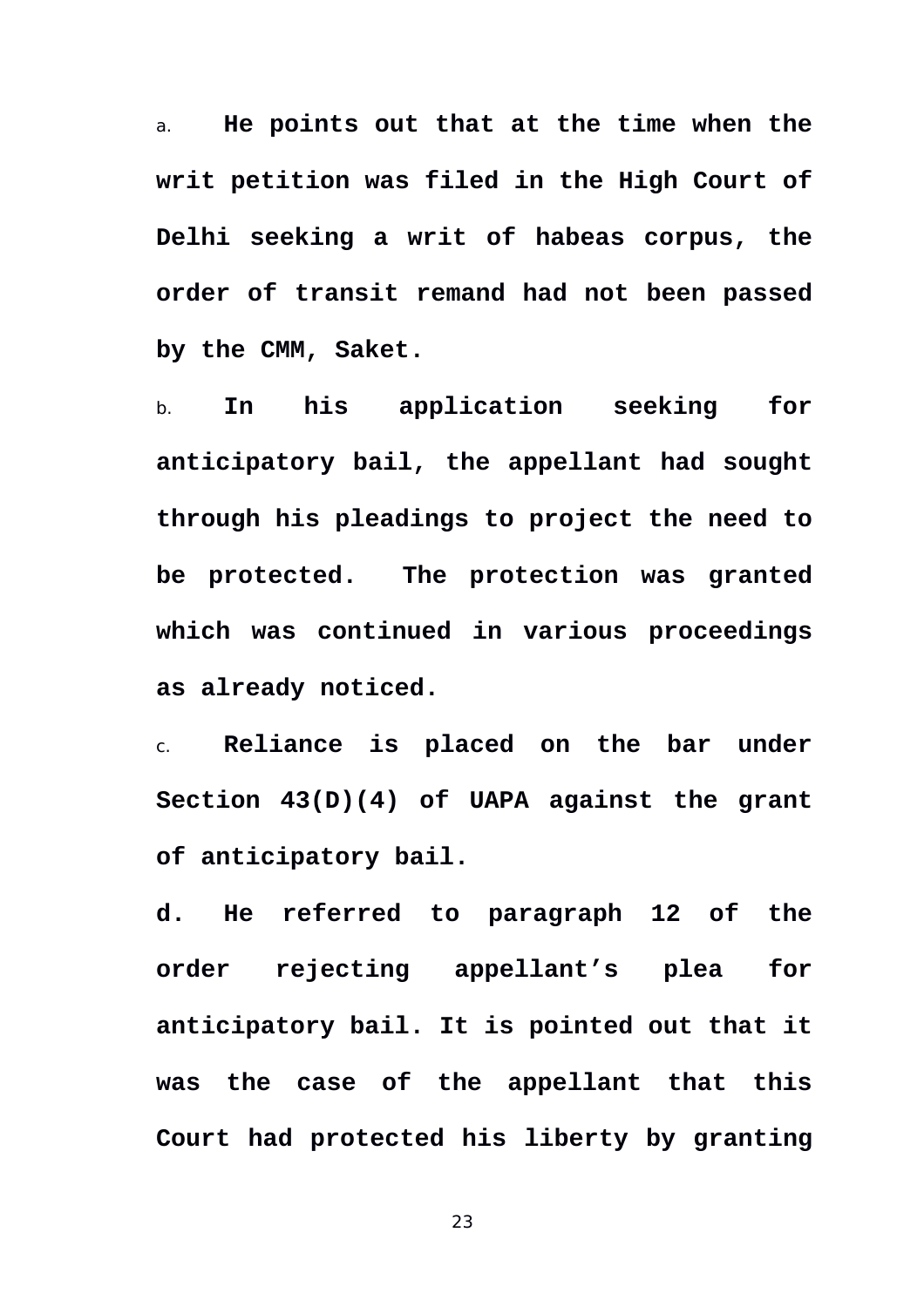a. **He points out that at the time when the writ petition was filed in the High Court of Delhi seeking a writ of habeas corpus, the order of transit remand had not been passed by the CMM, Saket.**

b. **In his application seeking for anticipatory bail, the appellant had sought through his pleadings to project the need to be protected. The protection was granted which was continued in various proceedings as already noticed.**

c. **Reliance is placed on the bar under Section 43(D)(4) of UAPA against the grant of anticipatory bail.**

**d. He referred to paragraph 12 of the order rejecting appellant's plea for anticipatory bail. It is pointed out that it was the case of the appellant that this Court had protected his liberty by granting**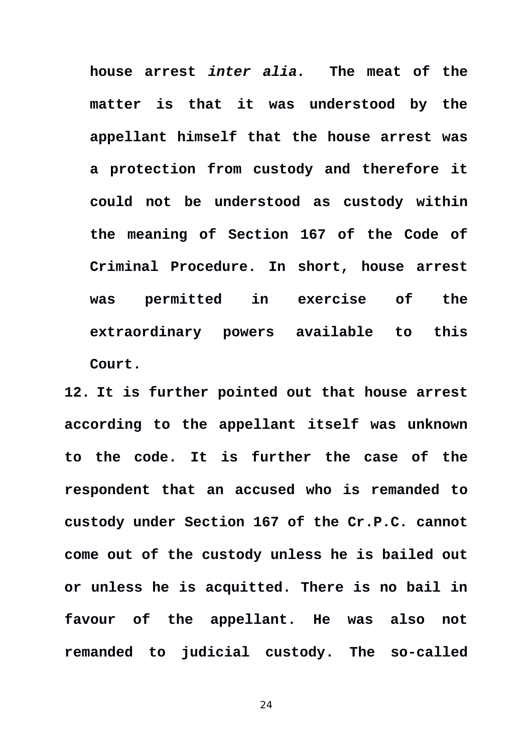**house arrest *inter alia.* The meat of the matter is that it was understood by the appellant himself that the house arrest was a protection from custody and therefore it could not be understood as custody within the meaning of Section 167 of the Code of Criminal Procedure. In short, house arrest was permitted in exercise of the extraordinary powers available to this Court.**

**12. It is further pointed out that house arrest according to the appellant itself was unknown to the code. It is further the case of the respondent that an accused who is remanded to custody under Section 167 of the Cr.P.C. cannot come out of the custody unless he is bailed out or unless he is acquitted. There is no bail in favour of the appellant. He was also not remanded to judicial custody. The so-called**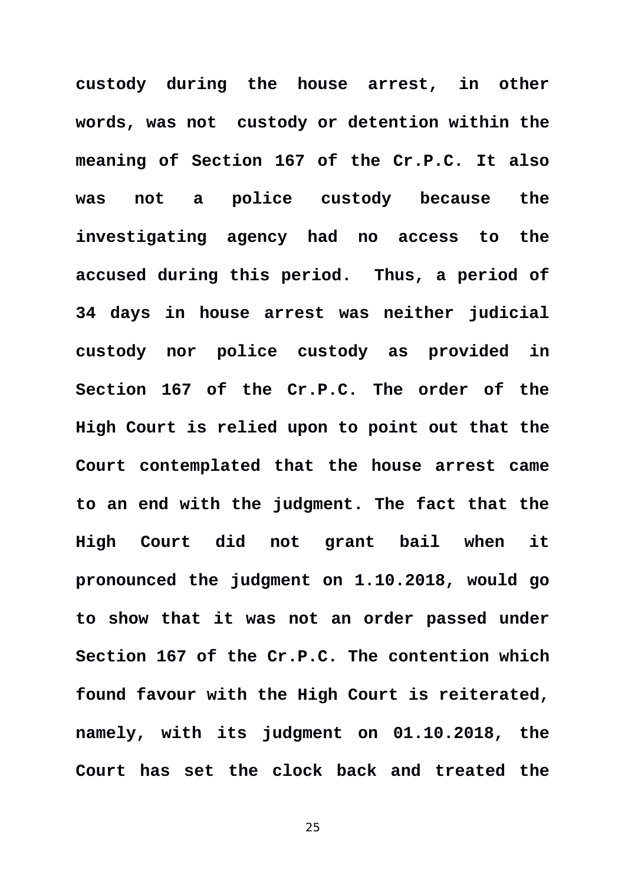**custody during the house arrest, in other words, was not custody or detention within the meaning of Section 167 of the Cr.P.C. It also was not a police custody because the investigating agency had no access to the accused during this period. Thus, a period of 34 days in house arrest was neither judicial custody nor police custody as provided in Section 167 of the Cr.P.C. The order of the High Court is relied upon to point out that the Court contemplated that the house arrest came to an end with the judgment. The fact that the High Court did not grant bail when it pronounced the judgment on 1.10.2018, would go to show that it was not an order passed under Section 167 of the Cr.P.C. The contention which found favour with the High Court is reiterated, namely, with its judgment on 01.10.2018, the Court has set the clock back and treated the**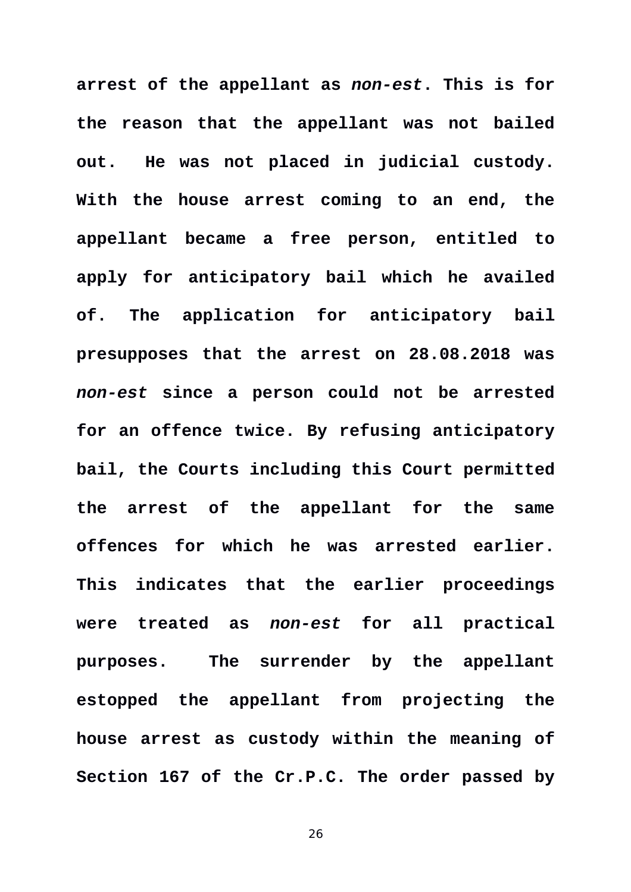**arrest of the appellant as *non-est*. This is for the reason that the appellant was not bailed out. He was not placed in judicial custody. With the house arrest coming to an end, the appellant became a free person, entitled to apply for anticipatory bail which he availed of. The application for anticipatory bail presupposes that the arrest on 28.08.2018 was *non-est* since a person could not be arrested for an offence twice. By refusing anticipatory bail, the Courts including this Court permitted the arrest of the appellant for the same offences for which he was arrested earlier. This indicates that the earlier proceedings were treated as *non-est* for all practical purposes. The surrender by the appellant estopped the appellant from projecting the house arrest as custody within the meaning of Section 167 of the Cr.P.C. The order passed by**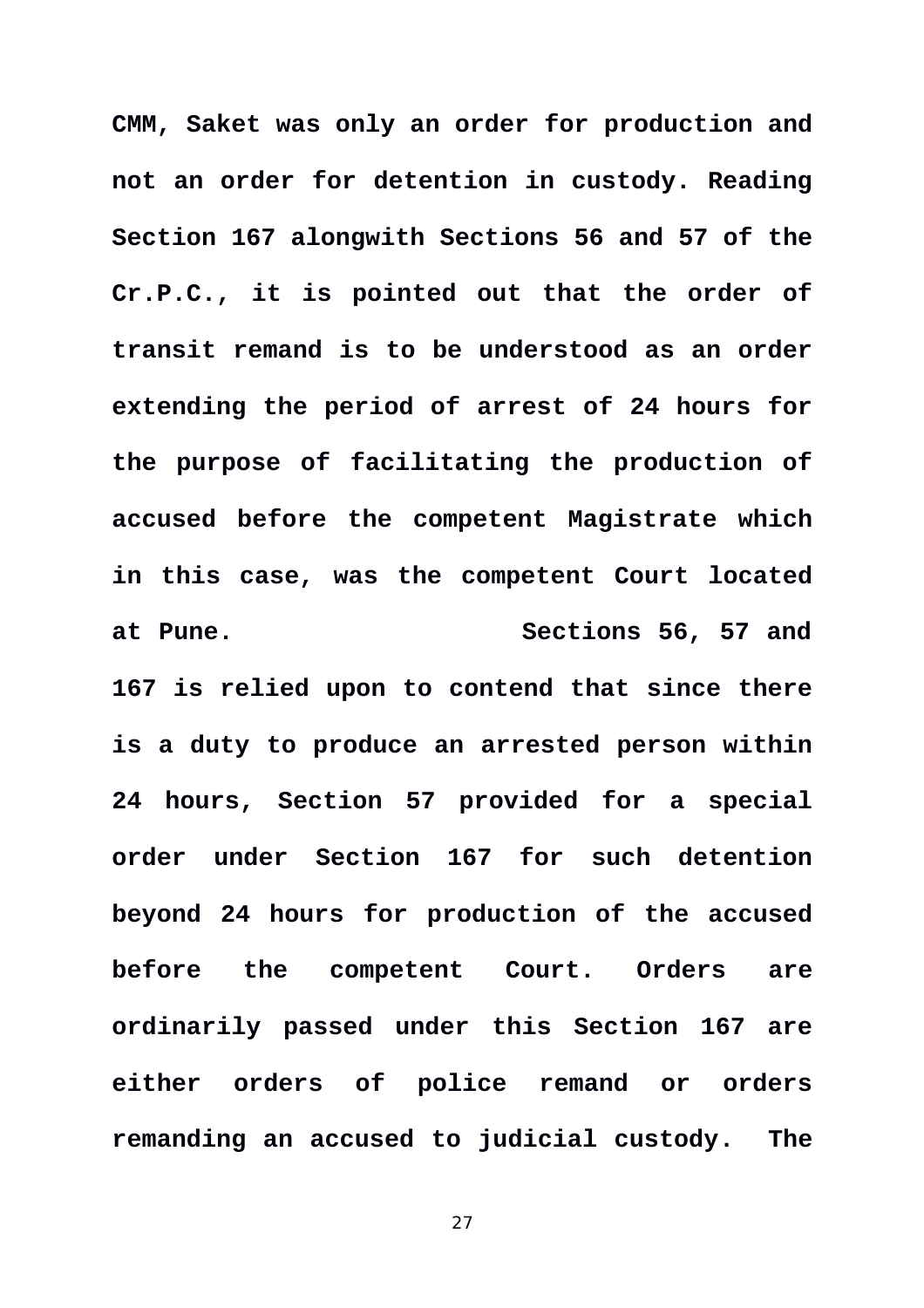**CMM, Saket was only an order for production and not an order for detention in custody. Reading Section 167 alongwith Sections 56 and 57 of the Cr.P.C., it is pointed out that the order of transit remand is to be understood as an order extending the period of arrest of 24 hours for the purpose of facilitating the production of accused before the competent Magistrate which in this case, was the competent Court located at Pune. Sections 56, 57 and 167 is relied upon to contend that since there is a duty to produce an arrested person within 24 hours, Section 57 provided for a special order under Section 167 for such detention beyond 24 hours for production of the accused before the competent Court. Orders are ordinarily passed under this Section 167 are either orders of police remand or orders remanding an accused to judicial custody. The**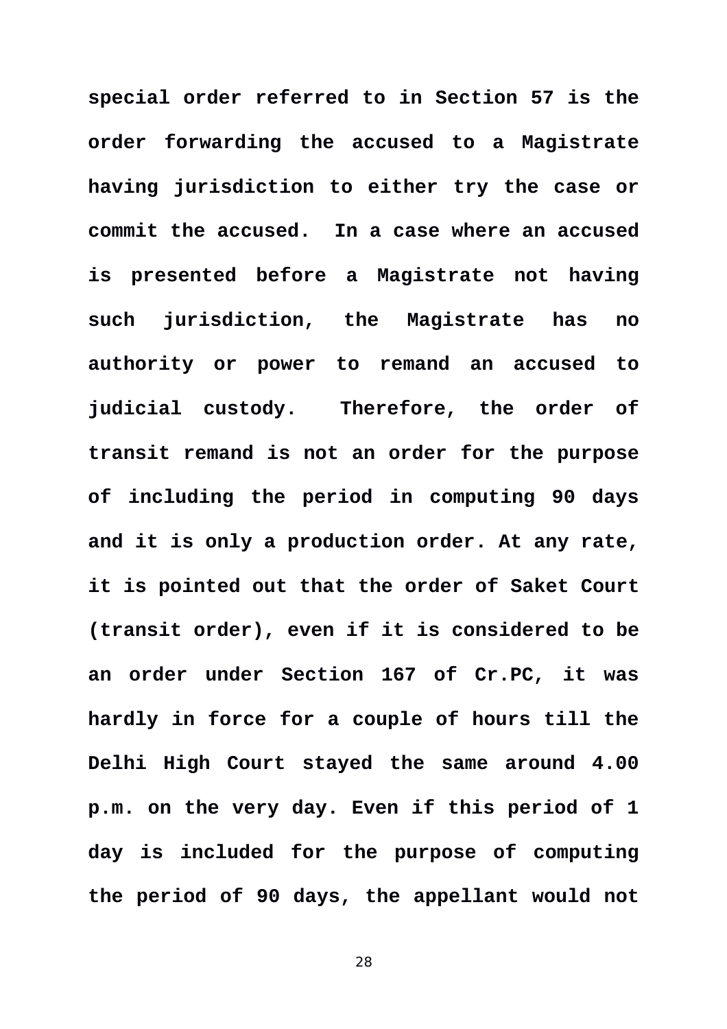**special order referred to in Section 57 is the order forwarding the accused to a Magistrate having jurisdiction to either try the case or commit the accused. In a case where an accused is presented before a Magistrate not having such jurisdiction, the Magistrate has no authority or power to remand an accused to judicial custody. Therefore, the order of transit remand is not an order for the purpose of including the period in computing 90 days and it is only a production order. At any rate, it is pointed out that the order of Saket Court (transit order), even if it is considered to be an order under Section 167 of Cr.PC, it was hardly in force for a couple of hours till the Delhi High Court stayed the same around 4.00 p.m. on the very day. Even if this period of 1 day is included for the purpose of computing the period of 90 days, the appellant would not**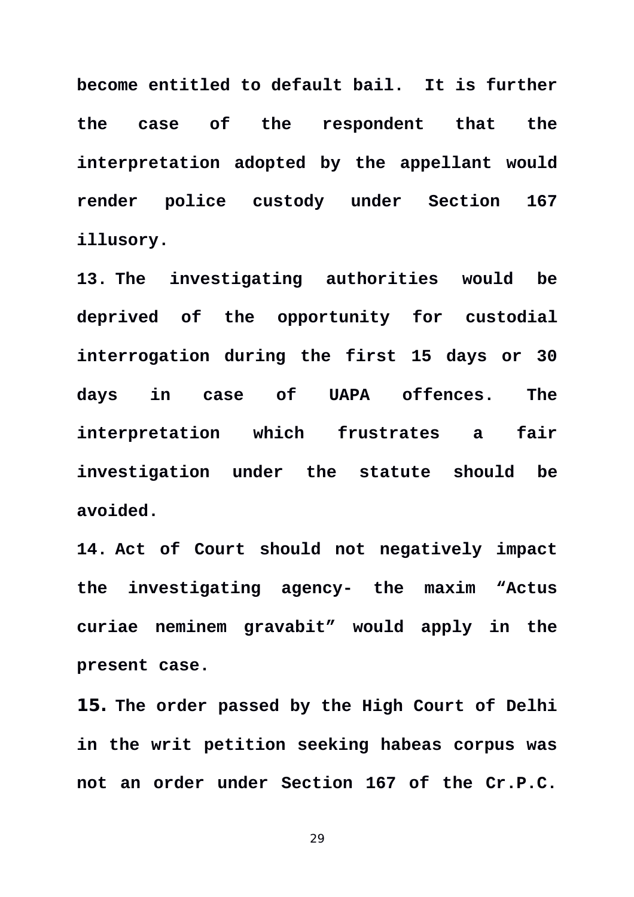**become entitled to default bail. It is further the case of the respondent that the interpretation adopted by the appellant would render police custody under Section 167 illusory.**

**13. The investigating authorities would be deprived of the opportunity for custodial interrogation during the first 15 days or 30 days in case of UAPA offences. The interpretation which frustrates a fair investigation under the statute should be avoided.**

**14. Act of Court should not negatively impact the investigating agency- the maxim “Actus curiae neminem gravabit” would apply in the present case.**

**15. The order passed by the High Court of Delhi in the writ petition seeking habeas corpus was not an order under Section 167 of the Cr.P.C.**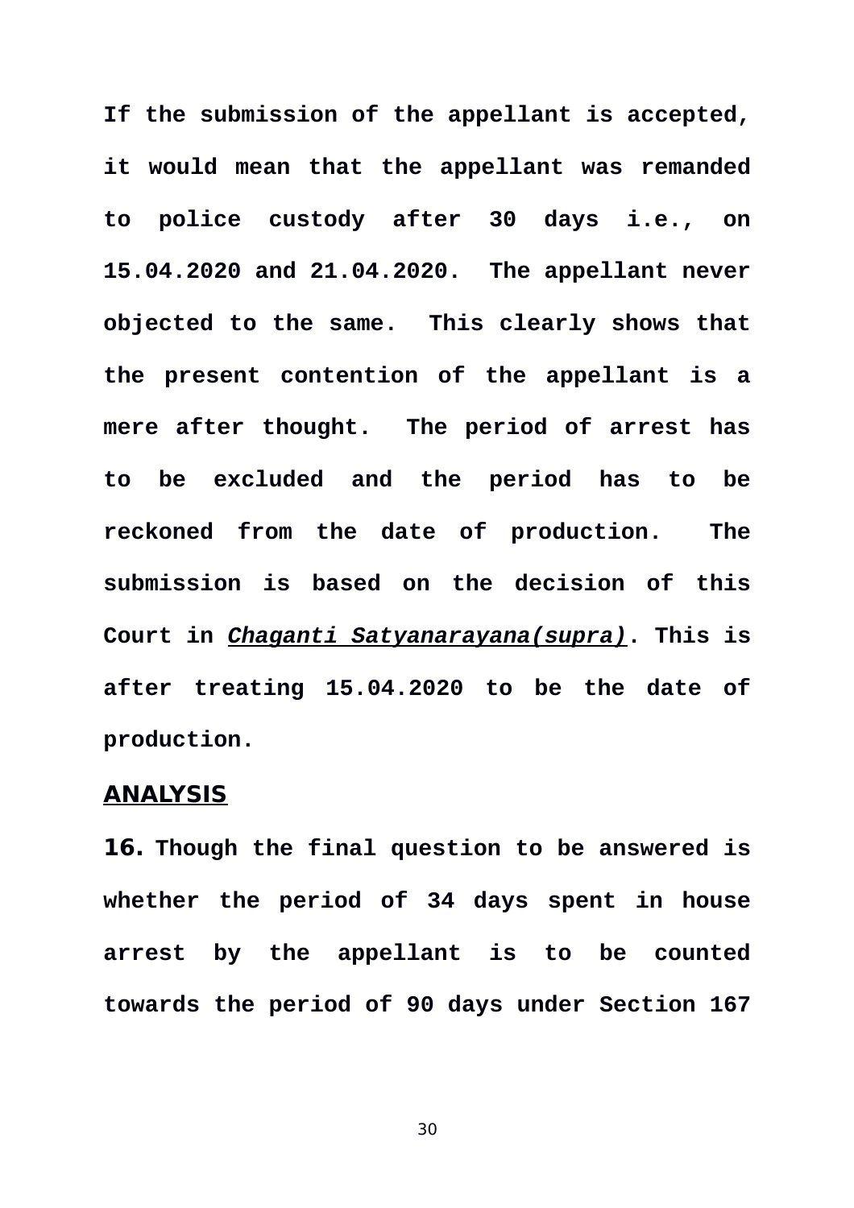**If the submission of the appellant is accepted, it would mean that the appellant was remanded to police custody after 30 days i.e., on 15.04.2020 and 21.04.2020. The appellant never objected to the same. This clearly shows that the present contention of the appellant is a mere after thought. The period of arrest has to be excluded and the period has to be reckoned from the date of production. The submission is based on the decision of this Court in *Chaganti Satyanarayana(supra)*. This is after treating 15.04.2020 to be the date of production.**

## ANALYSIS

**16.** **Though the final question to be answered is whether the period of 34 days spent in house arrest by the appellant is to be counted towards the period of 90 days under Section 167**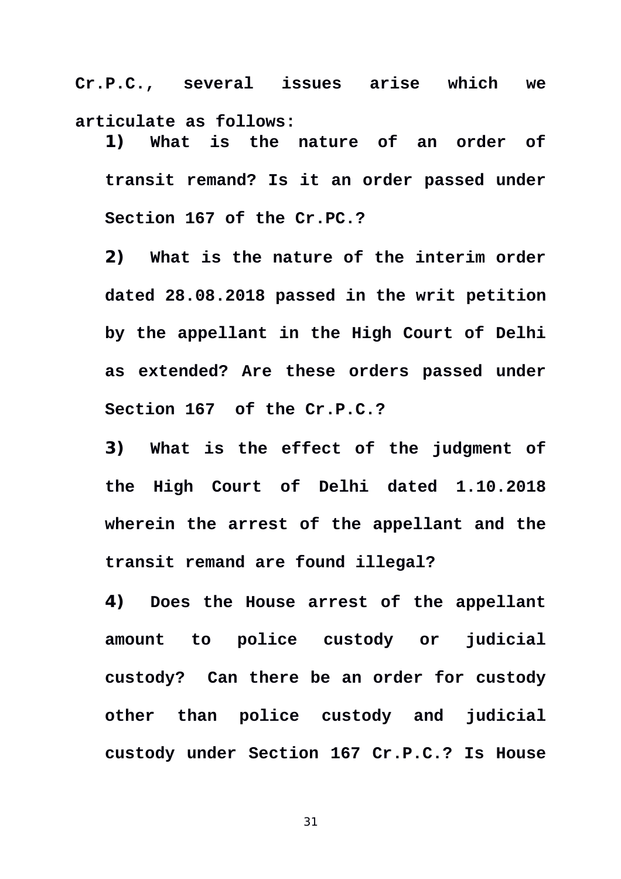**Cr.P.C., several issues arise which we articulate as follows:**

1) **What is the nature of an order of transit remand? Is it an order passed under Section 167 of the Cr.PC.?**

2) **What is the nature of the interim order dated 28.08.2018 passed in the writ petition by the appellant in the High Court of Delhi as extended? Are these orders passed under Section 167 of the Cr.P.C.?**

3) **What is the effect of the judgment of the High Court of Delhi dated 1.10.2018 wherein the arrest of the appellant and the transit remand are found illegal?**

4) **Does the House arrest of the appellant amount to police custody or judicial custody? Can there be an order for custody other than police custody and judicial custody under Section 167 Cr.P.C.? Is House**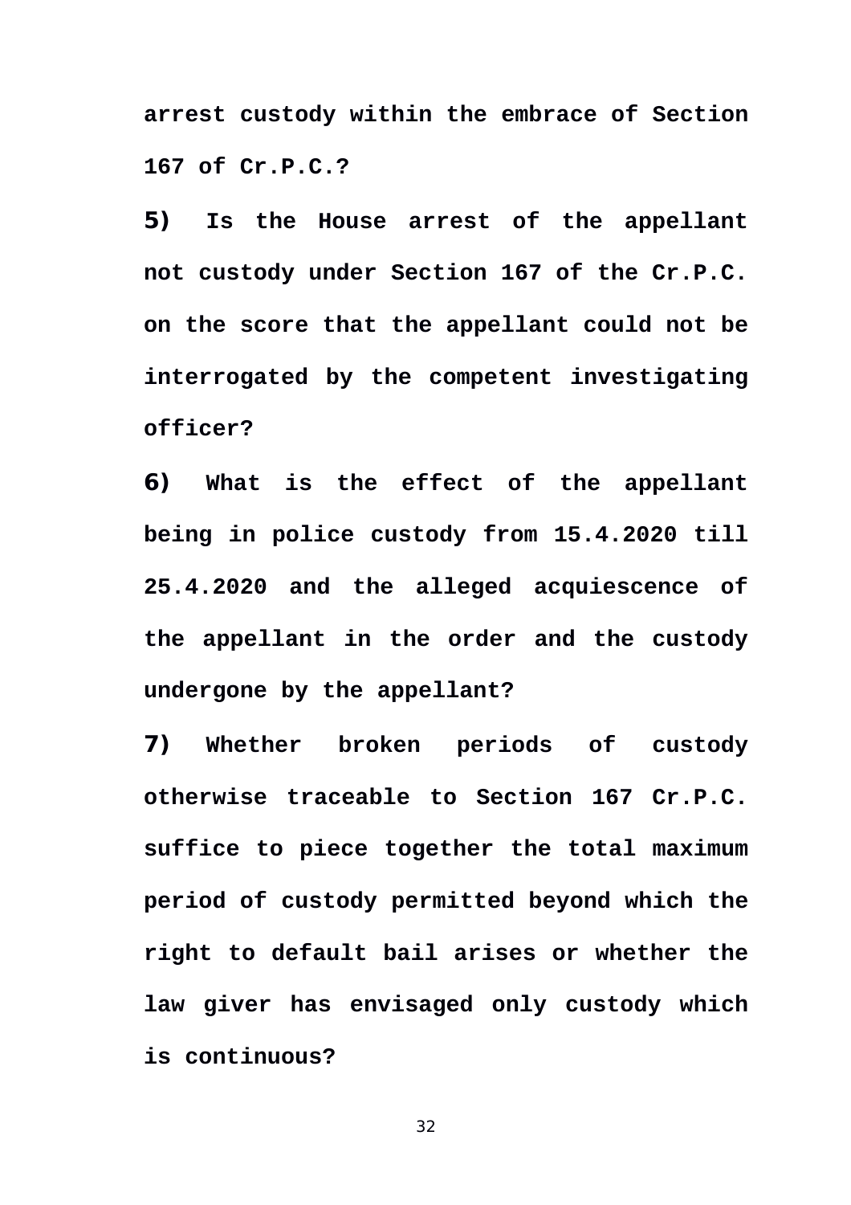**arrest custody within the embrace of Section 167 of Cr.P.C.?**

**5) Is the House arrest of the appellant not custody under Section 167 of the Cr.P.C. on the score that the appellant could not be interrogated by the competent investigating officer?**

**6) What is the effect of the appellant being in police custody from 15.4.2020 till 25.4.2020 and the alleged acquiescence of the appellant in the order and the custody undergone by the appellant?**

**7) Whether broken periods of custody otherwise traceable to Section 167 Cr.P.C. suffice to piece together the total maximum period of custody permitted beyond which the right to default bail arises or whether the law giver has envisaged only custody which is continuous?**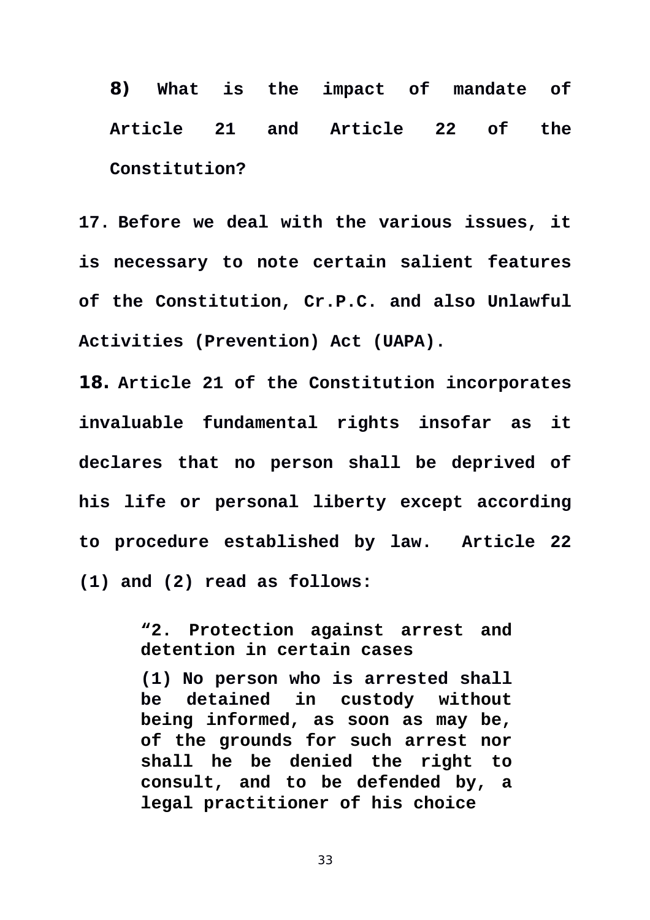**8) What is the impact of mandate of Article 21 and Article 22 of the Constitution?**

**17.** **Before we deal with the various issues, it is necessary to note certain salient features of the Constitution, Cr.P.C. and also Unlawful Activities (Prevention) Act (UAPA).**

**18.** **Article 21 of the Constitution incorporates invaluable fundamental rights insofar as it declares that no person shall be deprived of his life or personal liberty except according to procedure established by law. Article 22 (1) and (2) read as follows:**

> **"2. Protection against arrest and detention in certain cases**
>
> **(1) No person who is arrested shall be detained in custody without being informed, as soon as may be, of the grounds for such arrest nor shall he be denied the right to consult, and to be defended by, a legal practitioner of his choice**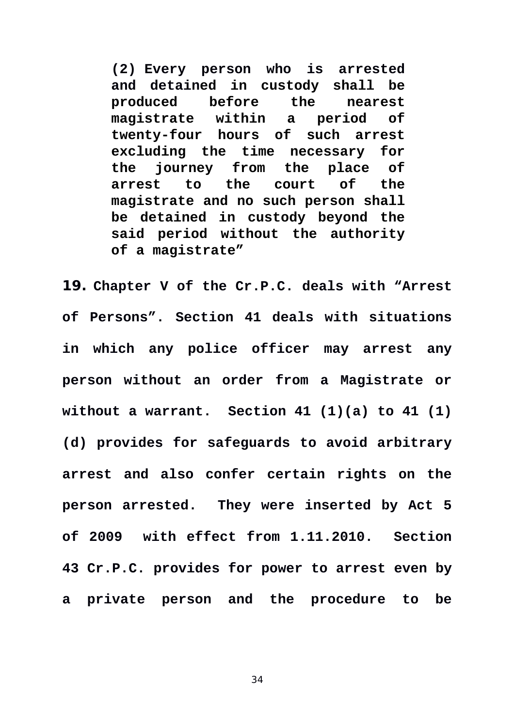> **(2) Every person who is arrested and detained in custody shall be produced before the nearest magistrate within a period of twenty-four hours of such arrest excluding the time necessary for the journey from the place of arrest to the court of the magistrate and no such person shall be detained in custody beyond the said period without the authority of a magistrate”**

**19. Chapter V of the Cr.P.C. deals with “Arrest of Persons”. Section 41 deals with situations in which any police officer may arrest any person without an order from a Magistrate or without a warrant. Section 41 (1)(a) to 41 (1)(d) provides for safeguards to avoid arbitrary arrest and also confer certain rights on the person arrested. They were inserted by Act 5 of 2009 with effect from 1.11.2010. Section 43 Cr.P.C. provides for power to arrest even by a private person and the procedure to be**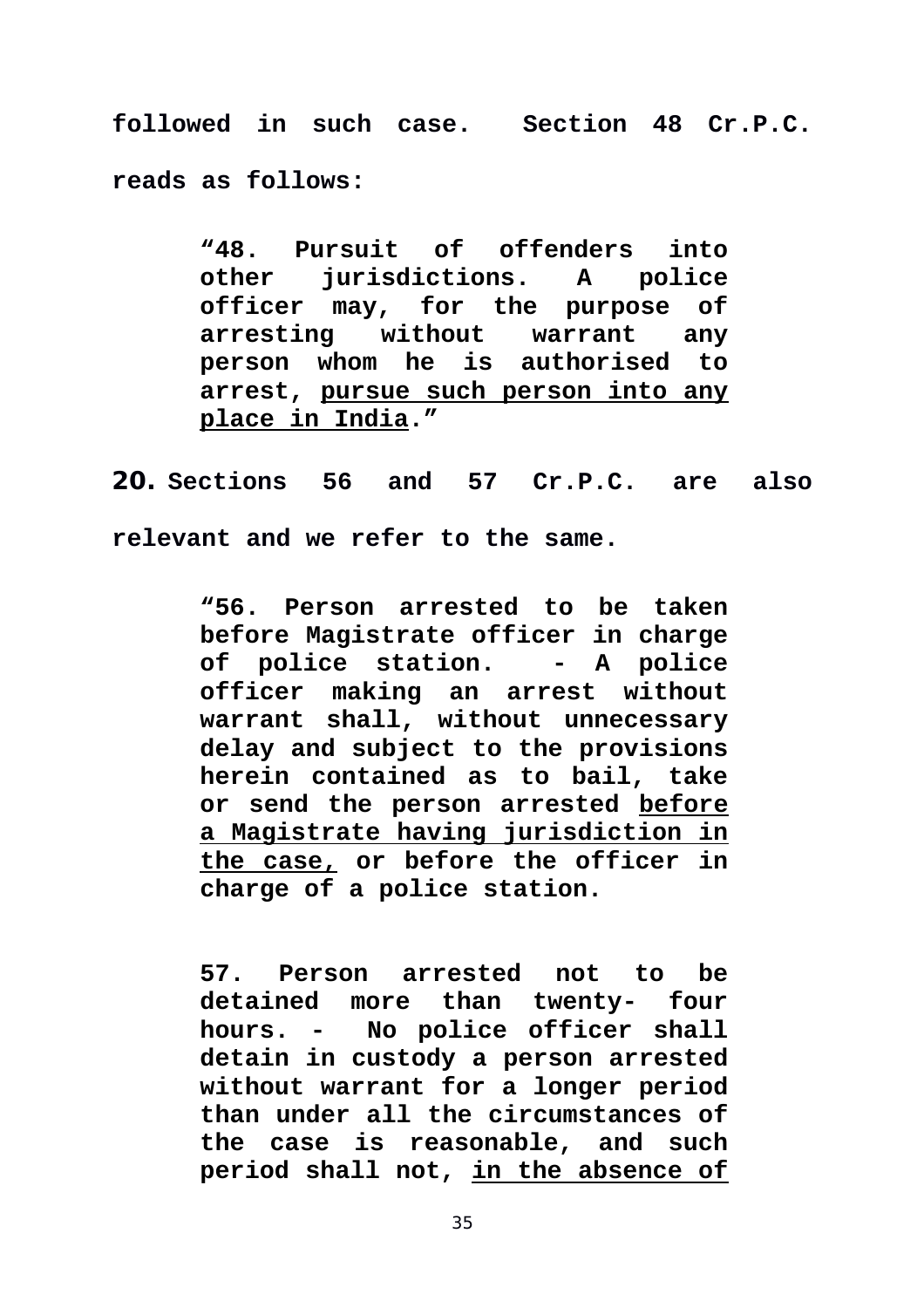**followed in such case. Section 48 Cr.P.C. reads as follows:**

> **"48. Pursuit of offenders into other jurisdictions. A police officer may, for the purpose of arresting without warrant any person whom he is authorised to arrest, <u>pursue such person into any place in India</u>."**

**20. Sections 56 and 57 Cr.P.C. are also relevant and we refer to the same.**

> **"56. Person arrested to be taken before Magistrate officer in charge of police station. - A police officer making an arrest without warrant shall, without unnecessary delay and subject to the provisions herein contained as to bail, take or send the person arrested <u>before a Magistrate having jurisdiction in the case,</u> or before the officer in charge of a police station.**
>
> **57. Person arrested not to be detained more than twenty- four hours. - No police officer shall detain in custody a person arrested without warrant for a longer period than under all the circumstances of the case is reasonable, and such period shall not, <u>in the absence of</u>**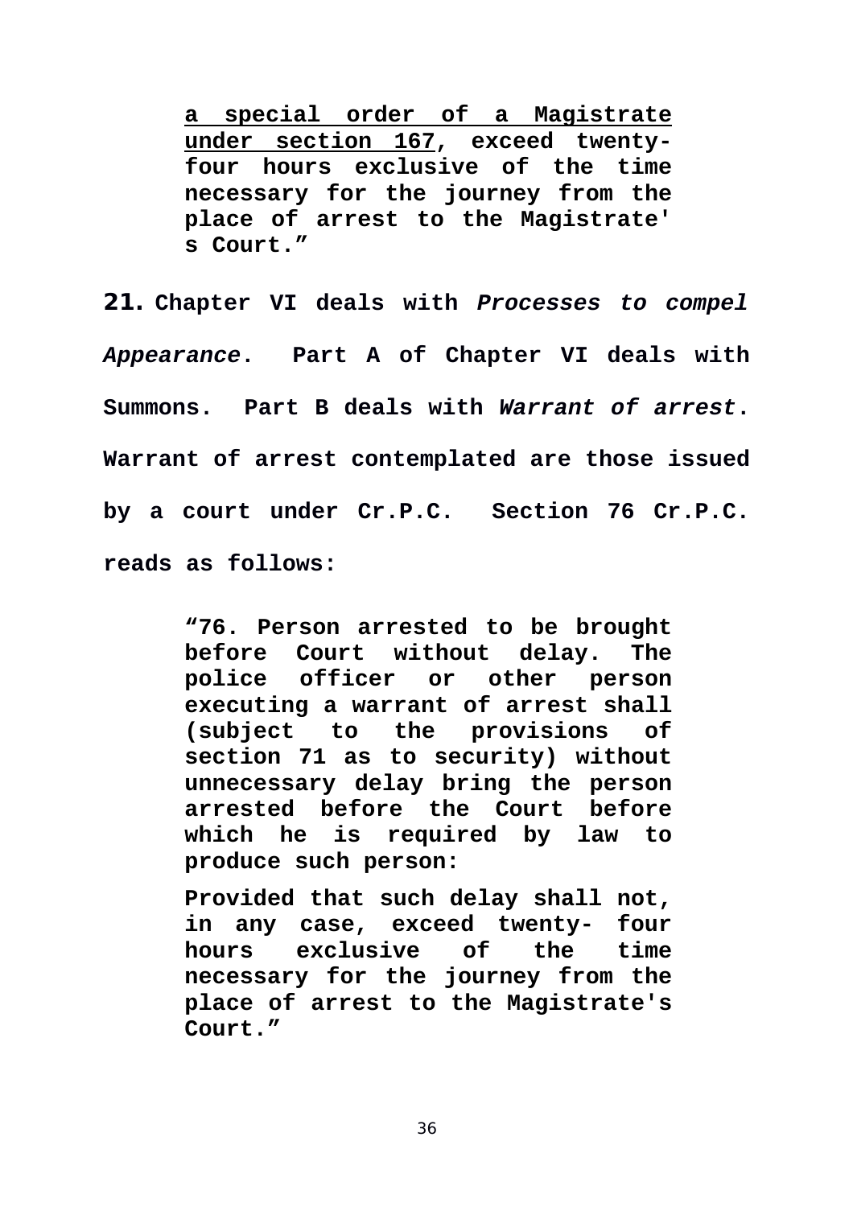> **<u>a special order of a Magistrate under section 167</u>, exceed twenty-four hours exclusive of the time necessary for the journey from the place of arrest to the Magistrate's Court."**

**21.** **Chapter VI deals with *Processes to compel Appearance*. Part A of Chapter VI deals with Summons. Part B deals with *Warrant of arrest*. Warrant of arrest contemplated are those issued by a court under Cr.P.C. Section 76 Cr.P.C. reads as follows:**

> **"76. Person arrested to be brought before Court without delay. The police officer or other person executing a warrant of arrest shall (subject to the provisions of section 71 as to security) without unnecessary delay bring the person arrested before the Court before which he is required by law to produce such person:**
>
> **Provided that such delay shall not, in any case, exceed twenty- four hours exclusive of the time necessary for the journey from the place of arrest to the Magistrate's Court."**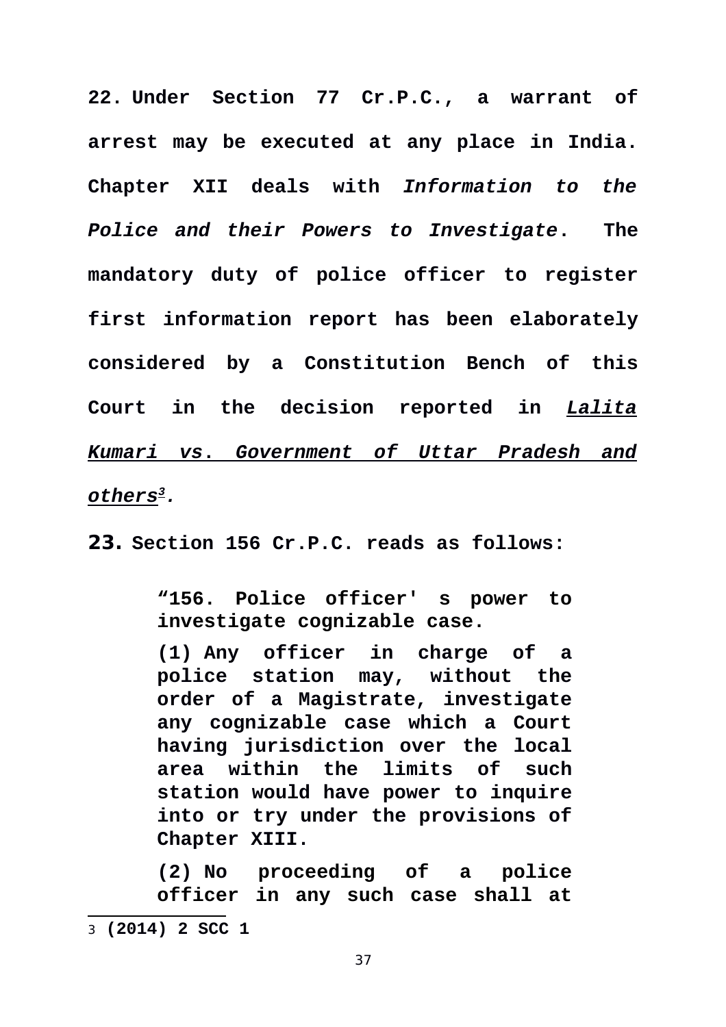**22.** **Under Section 77 Cr.P.C., a warrant of arrest may be executed at any place in India. Chapter XII deals with *Information to the Police and their Powers to Investigate*. The mandatory duty of police officer to register first information report has been elaborately considered by a Constitution Bench of this Court in the decision reported in *Lalita Kumari vs. Government of Uttar Pradesh and others*[3].**

**23.** **Section 156 Cr.P.C. reads as follows:**

> **"156. Police officer' s power to investigate cognizable case.**
>
> **(1) Any officer in charge of a police station may, without the order of a Magistrate, investigate any cognizable case which a Court having jurisdiction over the local area within the limits of such station would have power to inquire into or try under the provisions of Chapter XIII.**
>
> **(2) No proceeding of a police officer in any such case shall at**

---

[3] **(2014) 2 SCC 1**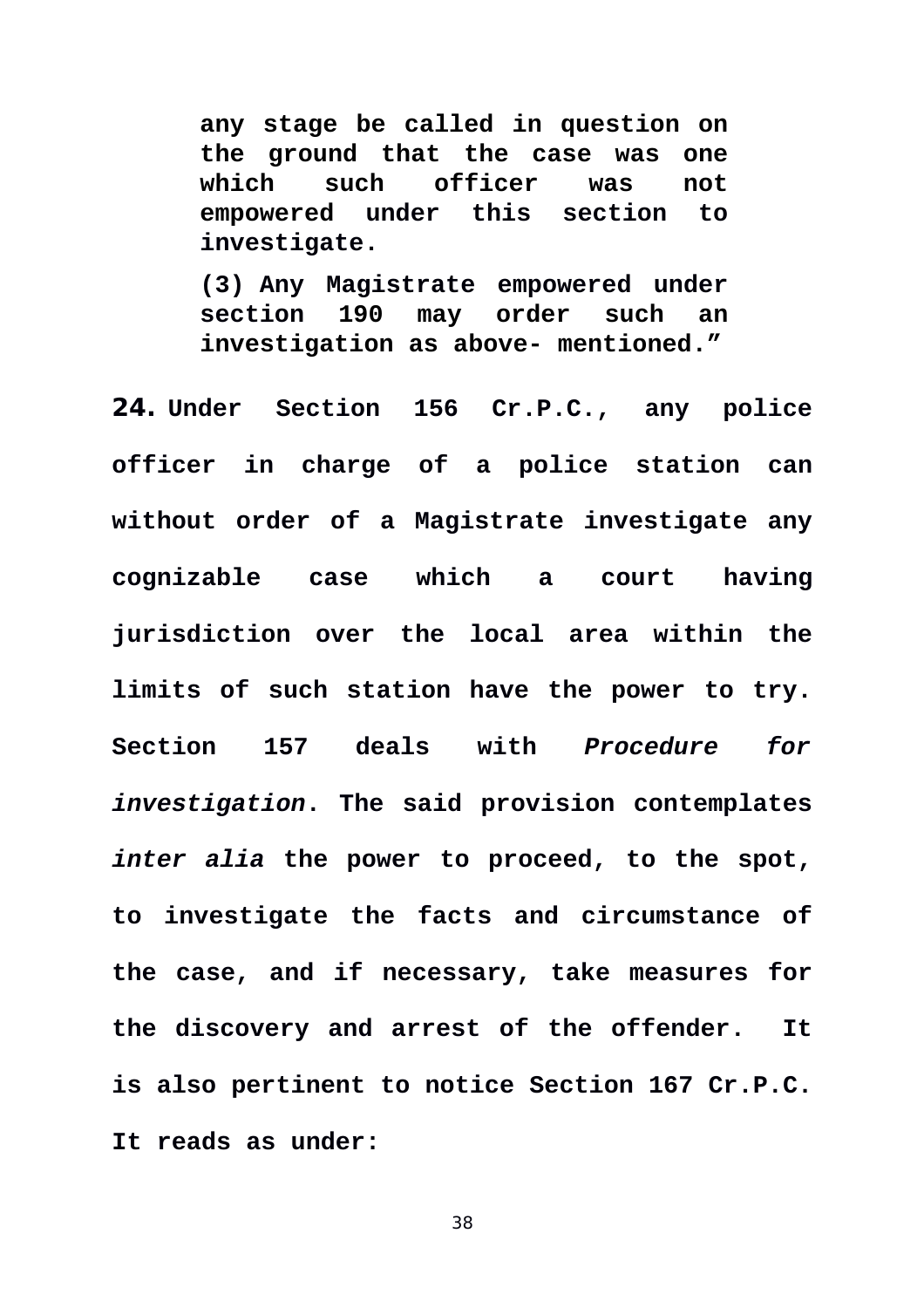> **any stage be called in question on the ground that the case was one which such officer was not empowered under this section to investigate.**
>
> **(3) Any Magistrate empowered under section 190 may order such an investigation as above- mentioned.”**

**24.** **Under Section 156 Cr.P.C., any police officer in charge of a police station can without order of a Magistrate investigate any cognizable case which a court having jurisdiction over the local area within the limits of such station have the power to try. Section 157 deals with *Procedure for investigation*. The said provision contemplates *inter alia* the power to proceed, to the spot, to investigate the facts and circumstance of the case, and if necessary, take measures for the discovery and arrest of the offender. It is also pertinent to notice Section 167 Cr.P.C. It reads as under:**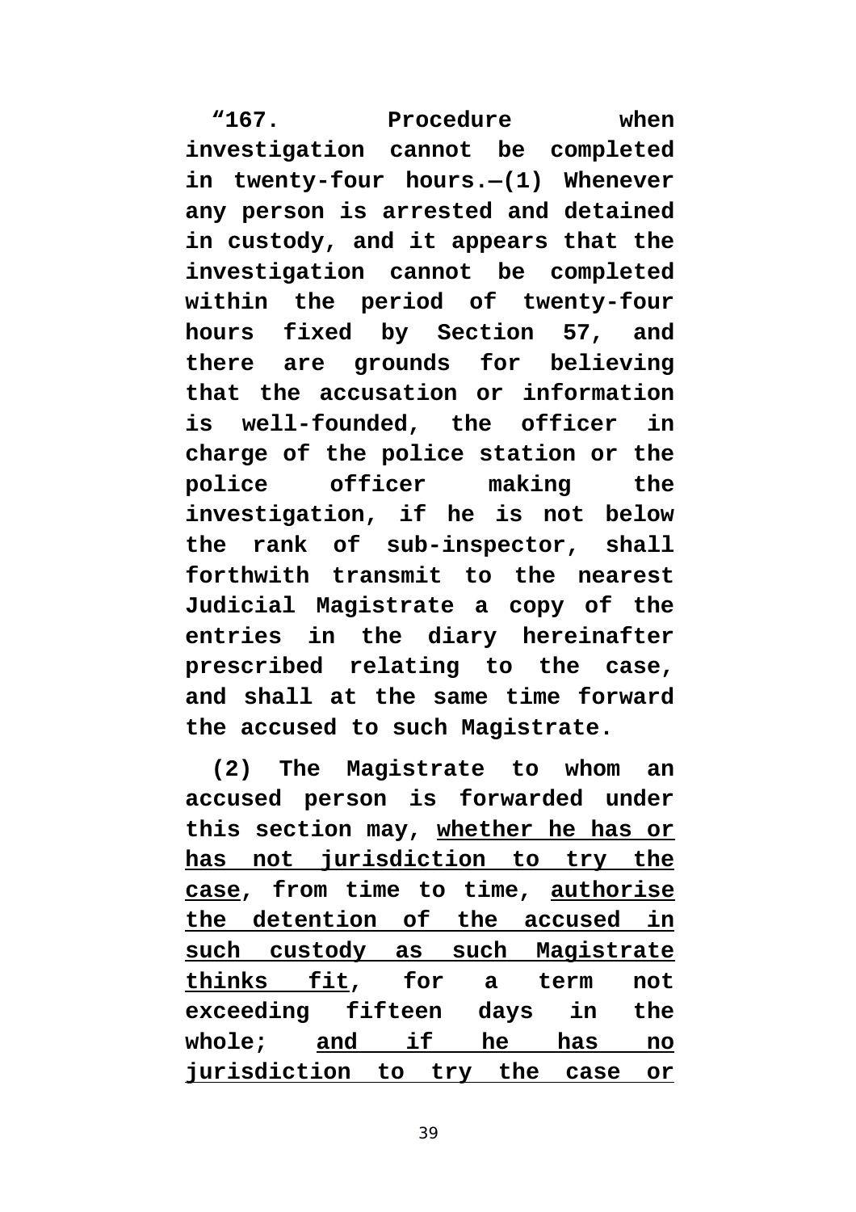**“167. Procedure when investigation cannot be completed in twenty-four hours.—(1) Whenever any person is arrested and detained in custody, and it appears that the investigation cannot be completed within the period of twenty-four hours fixed by Section 57, and there are grounds for believing that the accusation or information is well-founded, the officer in charge of the police station or the police officer making the investigation, if he is not below the rank of sub-inspector, shall forthwith transmit to the nearest Judicial Magistrate a copy of the entries in the diary hereinafter prescribed relating to the case, and shall at the same time forward the accused to such Magistrate.**

**(2) The Magistrate to whom an accused person is forwarded under this section may, <u>whether he has or has not jurisdiction to try the case</u>, from time to time, <u>authorise the detention of the accused in such custody as such Magistrate thinks fit</u>, for a term not exceeding fifteen days in the whole; <u>and if he has no jurisdiction to try the case or</u>**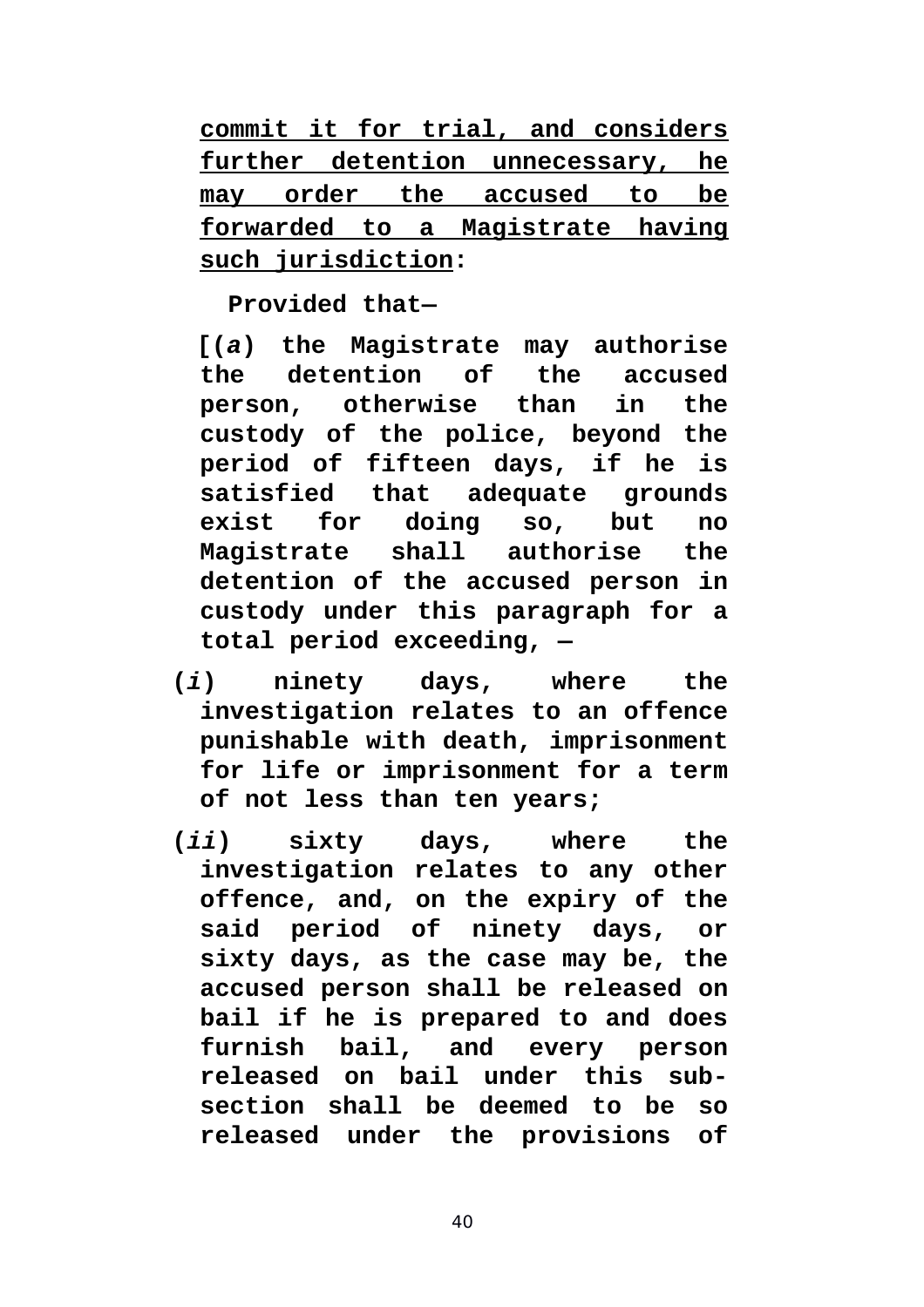<u>**commit it for trial, and considers further detention unnecessary, he may order the accused to be forwarded to a Magistrate having such jurisdiction**</u>**:**

**Provided that—**

**[(*a*) the Magistrate may authorise the detention of the accused person, otherwise than in the custody of the police, beyond the period of fifteen days, if he is satisfied that adequate grounds exist for doing so, but no Magistrate shall authorise the detention of the accused person in custody under this paragraph for a total period exceeding, —**

**(*i*) ninety days, where the investigation relates to an offence punishable with death, imprisonment for life or imprisonment for a term of not less than ten years;**

**(*ii*) sixty days, where the investigation relates to any other offence, and, on the expiry of the said period of ninety days, or sixty days, as the case may be, the accused person shall be released on bail if he is prepared to and does furnish bail, and every person released on bail under this sub-section shall be deemed to be so released under the provisions of**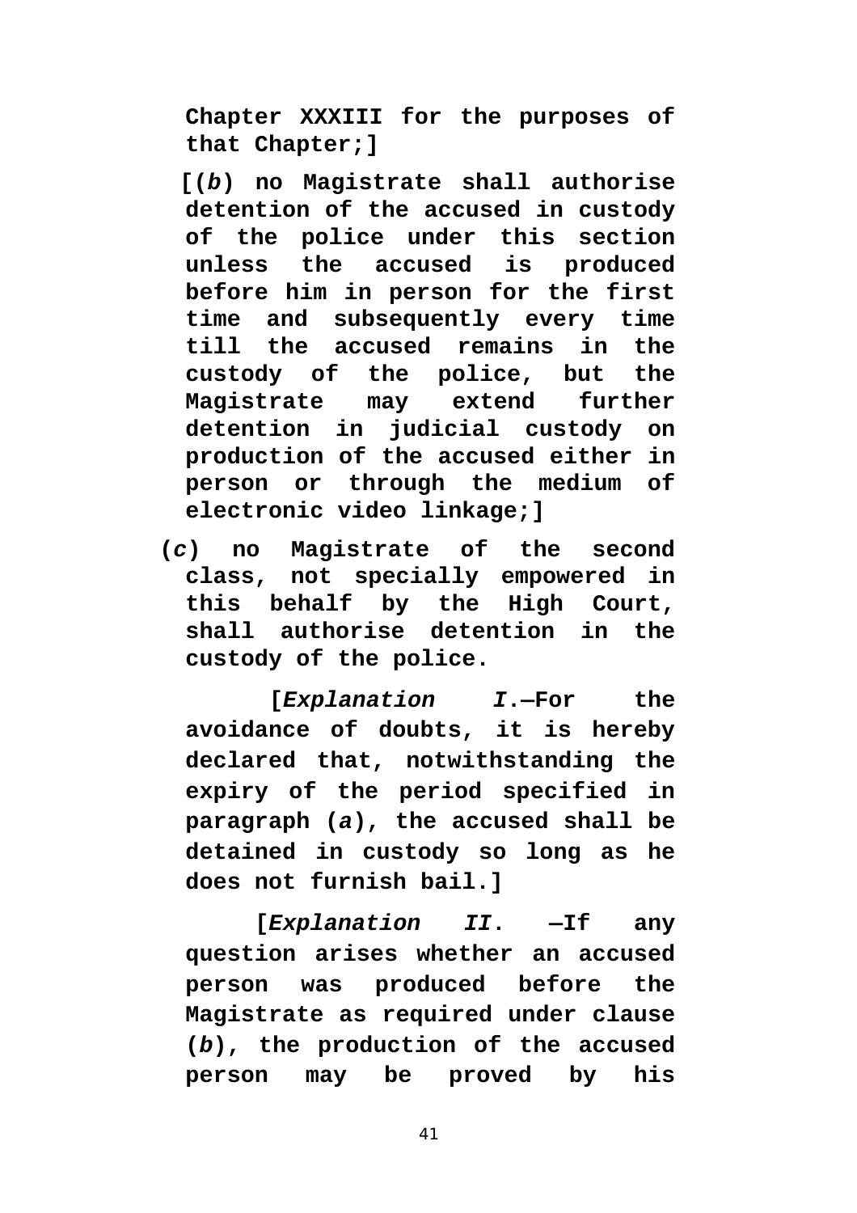**Chapter XXXIII for the purposes of that Chapter;]**

**[(*b*) no Magistrate shall authorise detention of the accused in custody of the police under this section unless the accused is produced before him in person for the first time and subsequently every time till the accused remains in the custody of the police, but the Magistrate may extend further detention in judicial custody on production of the accused either in person or through the medium of electronic video linkage;]**

**(*c*) no Magistrate of the second class, not specially empowered in this behalf by the High Court, shall authorise detention in the custody of the police.**

**[*Explanation I*.—For the avoidance of doubts, it is hereby declared that, notwithstanding the expiry of the period specified in paragraph (*a*), the accused shall be detained in custody so long as he does not furnish bail.]**

**[*Explanation II*. —If any question arises whether an accused person was produced before the Magistrate as required under clause (*b*), the production of the accused person may be proved by his**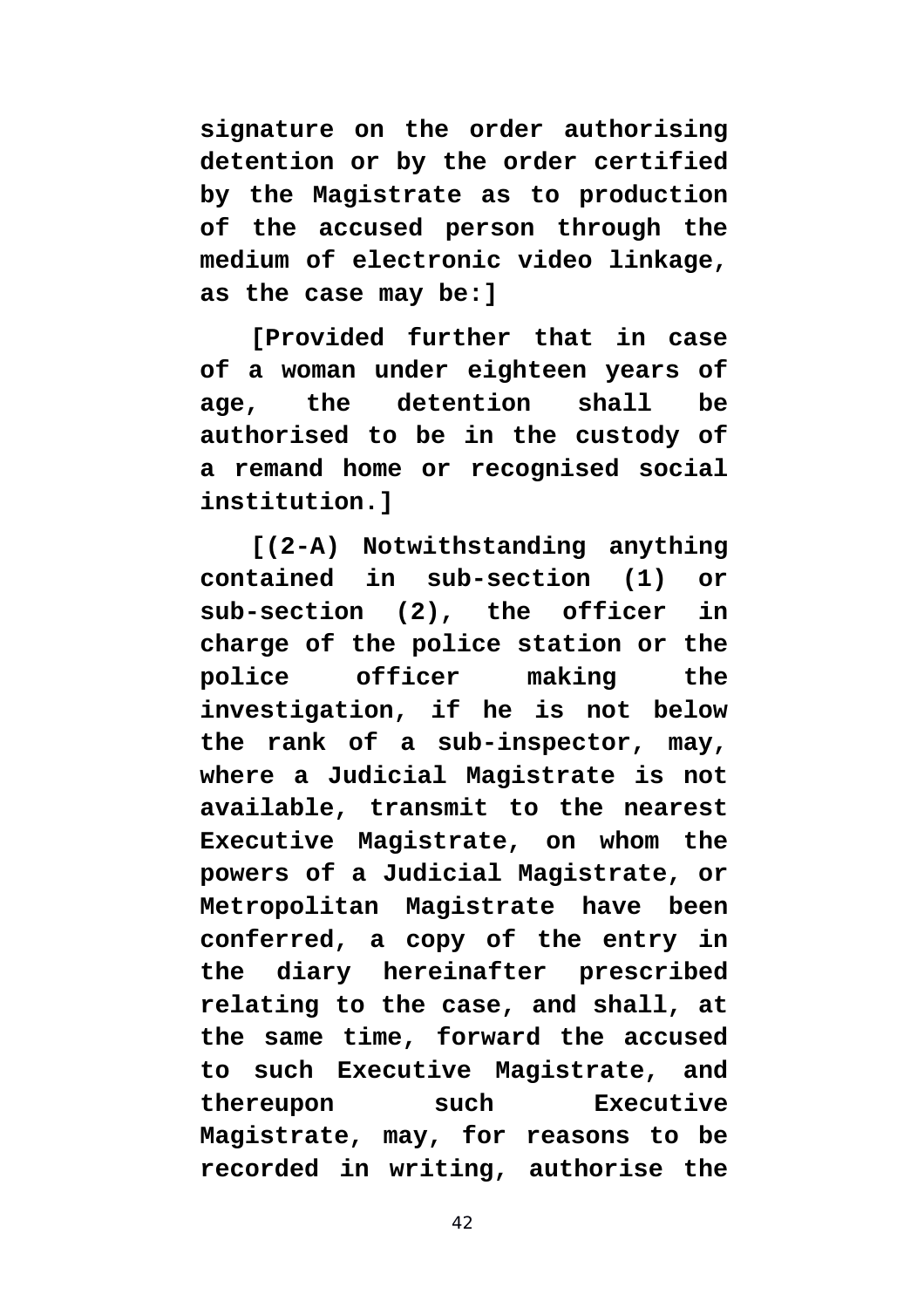**signature on the order authorising detention or by the order certified by the Magistrate as to production of the accused person through the medium of electronic video linkage, as the case may be:]**

**[Provided further that in case of a woman under eighteen years of age, the detention shall be authorised to be in the custody of a remand home or recognised social institution.]**

**[(2-A) Notwithstanding anything contained in sub-section (1) or sub-section (2), the officer in charge of the police station or the police officer making the investigation, if he is not below the rank of a sub-inspector, may, where a Judicial Magistrate is not available, transmit to the nearest Executive Magistrate, on whom the powers of a Judicial Magistrate, or Metropolitan Magistrate have been conferred, a copy of the entry in the diary hereinafter prescribed relating to the case, and shall, at the same time, forward the accused to such Executive Magistrate, and thereupon such Executive Magistrate, may, for reasons to be recorded in writing, authorise the**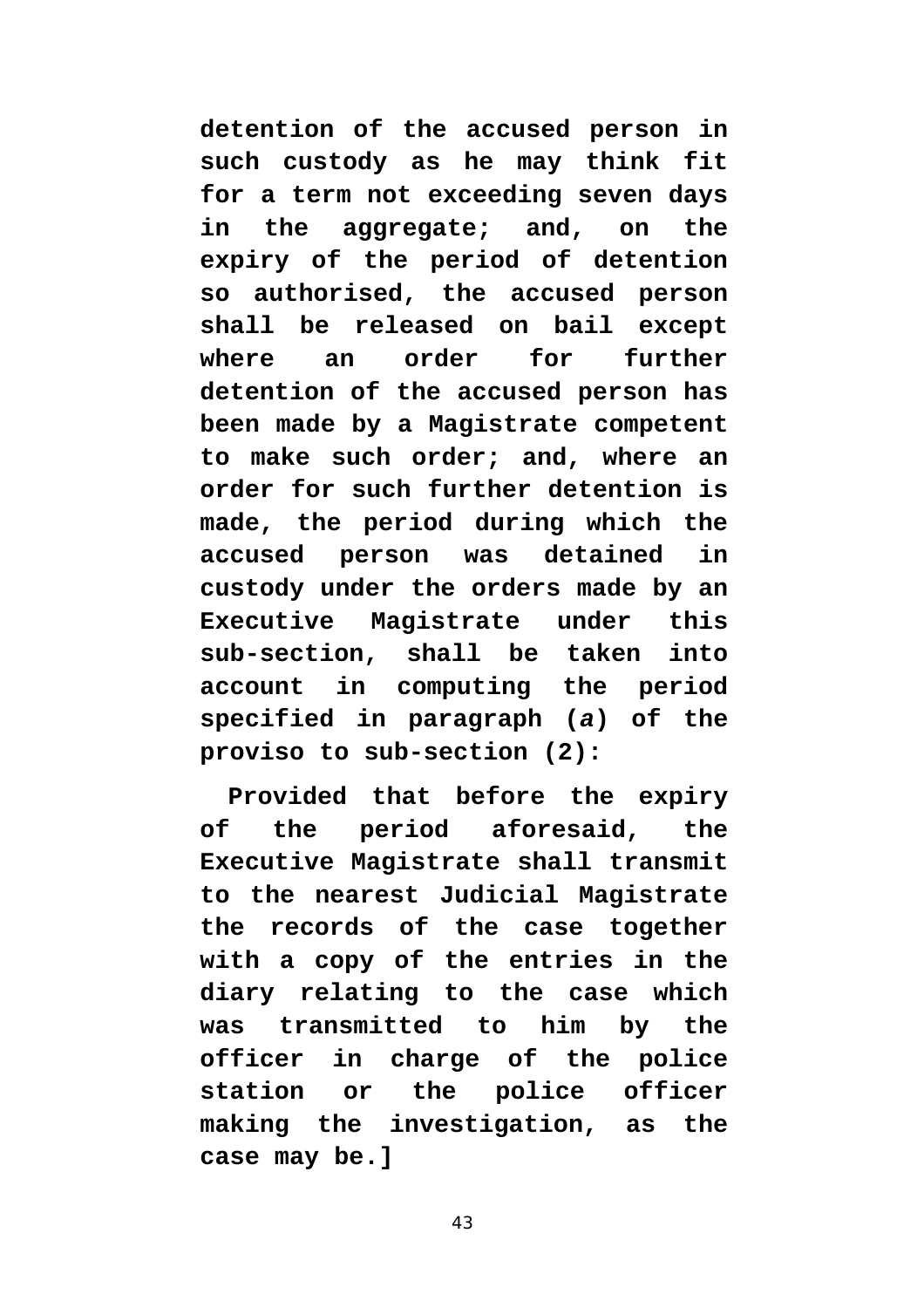**detention of the accused person in such custody as he may think fit for a term not exceeding seven days in the aggregate; and, on the expiry of the period of detention so authorised, the accused person shall be released on bail except where an order for further detention of the accused person has been made by a Magistrate competent to make such order; and, where an order for such further detention is made, the period during which the accused person was detained in custody under the orders made by an Executive Magistrate under this sub-section, shall be taken into account in computing the period specified in paragraph (*a*) of the proviso to sub-section (2):**

**Provided that before the expiry of the period aforesaid, the Executive Magistrate shall transmit to the nearest Judicial Magistrate the records of the case together with a copy of the entries in the diary relating to the case which was transmitted to him by the officer in charge of the police station or the police officer making the investigation, as the case may be.]**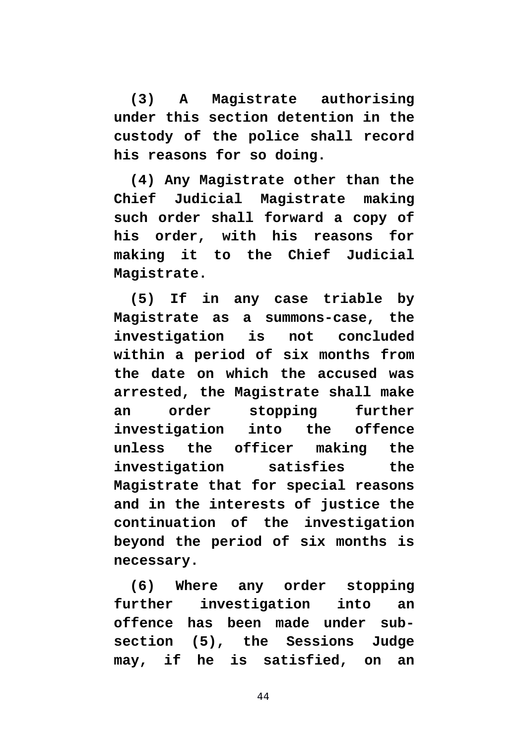**(3) A Magistrate authorising under this section detention in the custody of the police shall record his reasons for so doing.**

**(4) Any Magistrate other than the Chief Judicial Magistrate making such order shall forward a copy of his order, with his reasons for making it to the Chief Judicial Magistrate.**

**(5) If in any case triable by Magistrate as a summons-case, the investigation is not concluded within a period of six months from the date on which the accused was arrested, the Magistrate shall make an order stopping further investigation into the offence unless the officer making the investigation satisfies the Magistrate that for special reasons and in the interests of justice the continuation of the investigation beyond the period of six months is necessary.**

**(6) Where any order stopping further investigation into an offence has been made under sub-section (5), the Sessions Judge may, if he is satisfied, on an**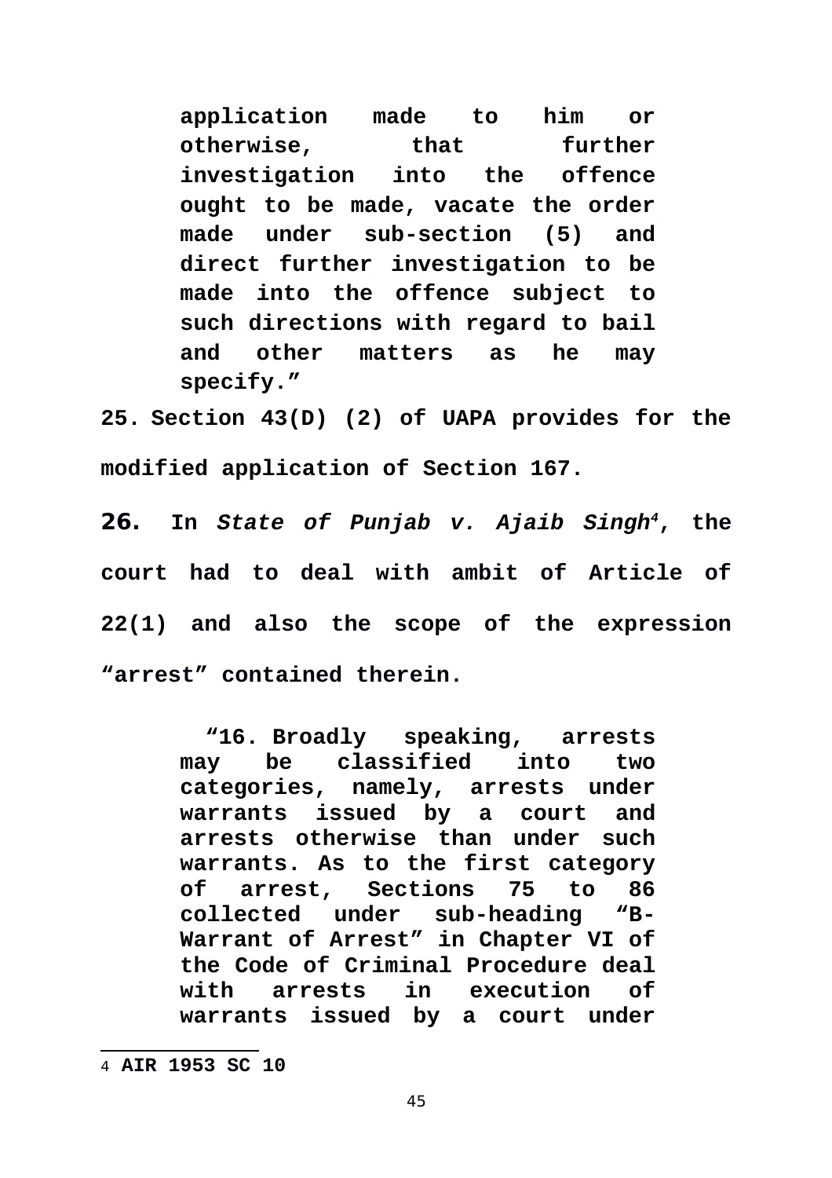> **application made to him or otherwise, that further investigation into the offence ought to be made, vacate the order made under sub-section (5) and direct further investigation to be made into the offence subject to such directions with regard to bail and other matters as he may specify.”**

**25. Section 43(D) (2) of UAPA provides for the modified application of Section 167.**

**26. In *State of Punjab v. Ajaib Singh*[4], the court had to deal with ambit of Article of 22(1) and also the scope of the expression “arrest” contained therein.**

> **“16. Broadly speaking, arrests may be classified into two categories, namely, arrests under warrants issued by a court and arrests otherwise than under such warrants. As to the first category of arrest, Sections 75 to 86 collected under sub-heading “B-Warrant of Arrest” in Chapter VI of the Code of Criminal Procedure deal with arrests in execution of warrants issued by a court under**

---

4 **AIR 1953 SC 10**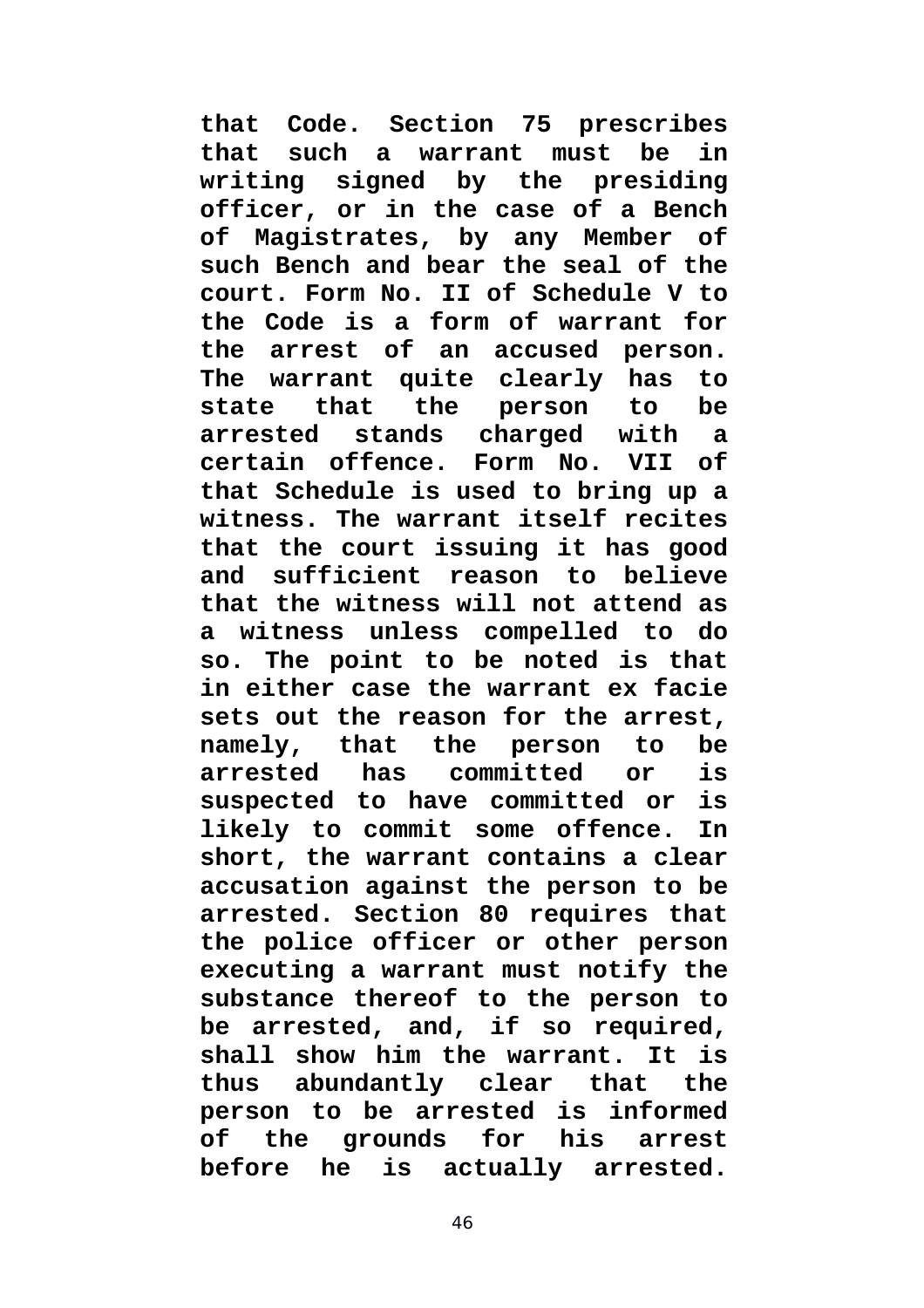**that Code. Section 75 prescribes that such a warrant must be in writing signed by the presiding officer, or in the case of a Bench of Magistrates, by any Member of such Bench and bear the seal of the court. Form No. II of Schedule V to the Code is a form of warrant for the arrest of an accused person. The warrant quite clearly has to state that the person to be arrested stands charged with a certain offence. Form No. VII of that Schedule is used to bring up a witness. The warrant itself recites that the court issuing it has good and sufficient reason to believe that the witness will not attend as a witness unless compelled to do so. The point to be noted is that in either case the warrant ex facie sets out the reason for the arrest, namely, that the person to be arrested has committed or is suspected to have committed or is likely to commit some offence. In short, the warrant contains a clear accusation against the person to be arrested. Section 80 requires that the police officer or other person executing a warrant must notify the substance thereof to the person to be arrested, and, if so required, shall show him the warrant. It is thus abundantly clear that the person to be arrested is informed of the grounds for his arrest before he is actually arrested.**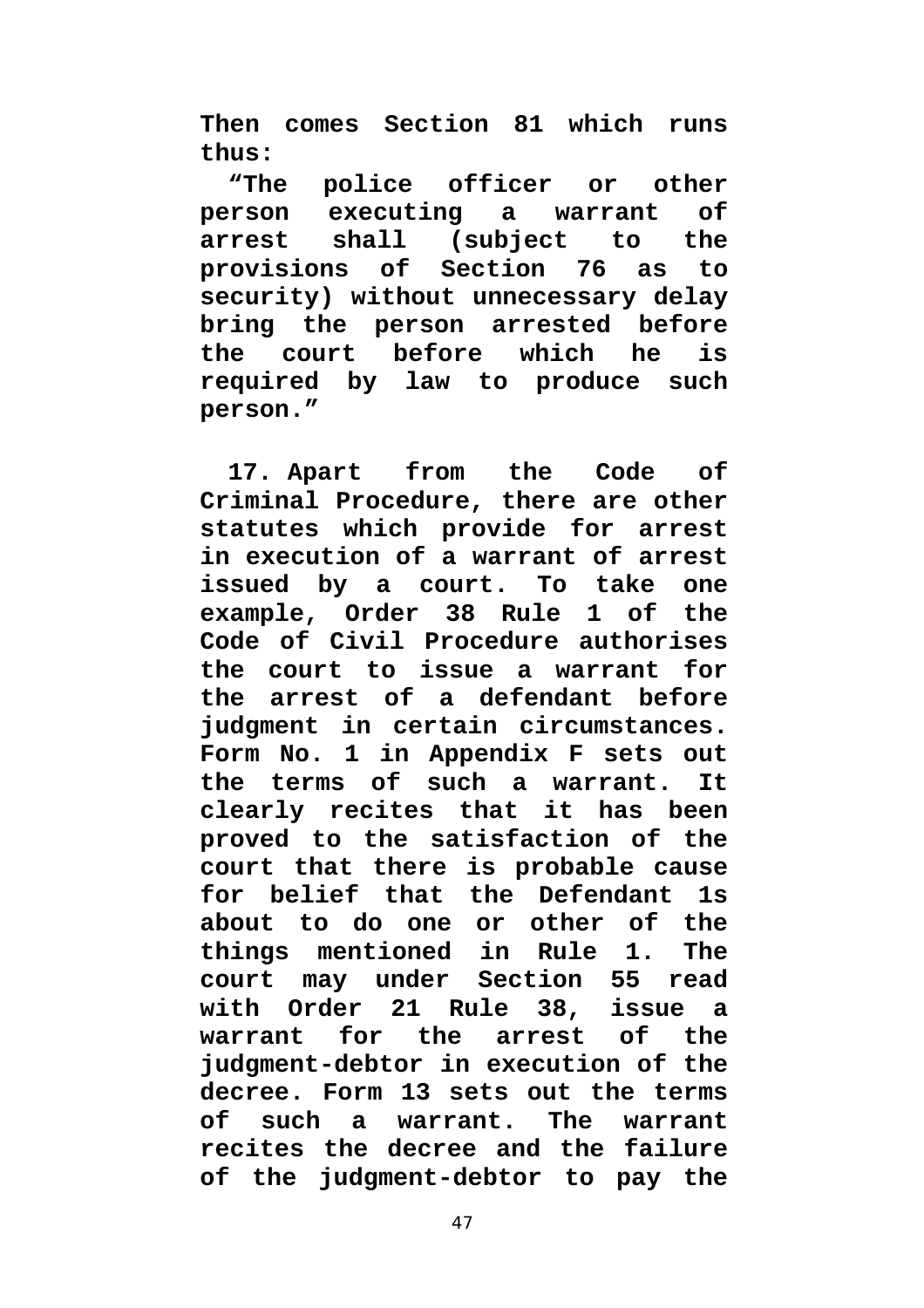**Then comes Section 81 which runs thus:**

**"The police officer or other person executing a warrant of arrest shall (subject to the provisions of Section 76 as to security) without unnecessary delay bring the person arrested before the court before which he is required by law to produce such person."**

**17. Apart from the Code of Criminal Procedure, there are other statutes which provide for arrest in execution of a warrant of arrest issued by a court. To take one example, Order 38 Rule 1 of the Code of Civil Procedure authorises the court to issue a warrant for the arrest of a defendant before judgment in certain circumstances. Form No. 1 in Appendix F sets out the terms of such a warrant. It clearly recites that it has been proved to the satisfaction of the court that there is probable cause for belief that the Defendant 1s about to do one or other of the things mentioned in Rule 1. The court may under Section 55 read with Order 21 Rule 38, issue a warrant for the arrest of the judgment-debtor in execution of the decree. Form 13 sets out the terms of such a warrant. The warrant recites the decree and the failure of the judgment-debtor to pay the**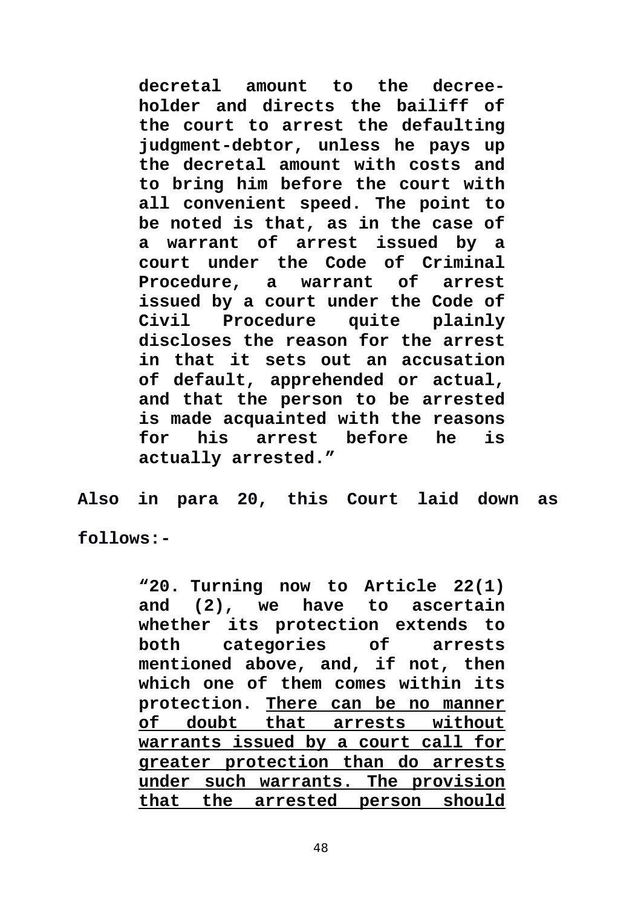> **decretal amount to the decree-holder and directs the bailiff of the court to arrest the defaulting judgment-debtor, unless he pays up the decretal amount with costs and to bring him before the court with all convenient speed. The point to be noted is that, as in the case of a warrant of arrest issued by a court under the Code of Criminal Procedure, a warrant of arrest issued by a court under the Code of Civil Procedure quite plainly discloses the reason for the arrest in that it sets out an accusation of default, apprehended or actual, and that the person to be arrested is made acquainted with the reasons for his arrest before he is actually arrested."**

**Also in para 20, this Court laid down as follows:-**

> **"20. Turning now to Article 22(1) and (2), we have to ascertain whether its protection extends to both categories of arrests mentioned above, and, if not, then which one of them comes within its protection. <u>There can be no manner of doubt that arrests without warrants issued by a court call for greater protection than do arrests under such warrants. The provision that the arrested person should</u>**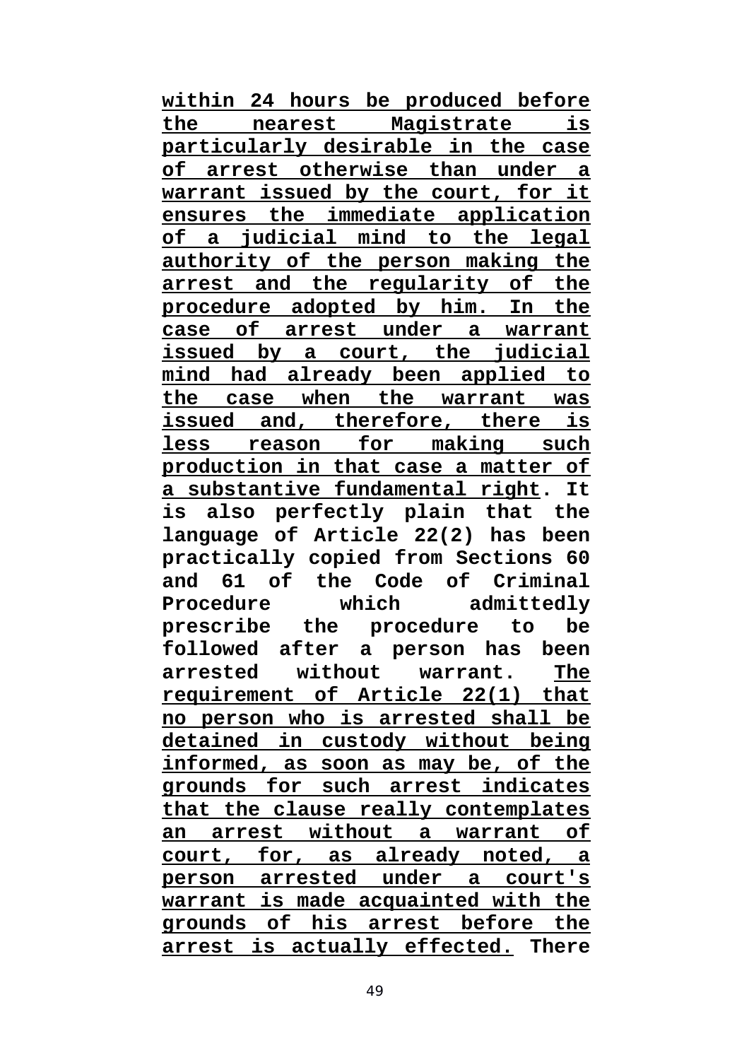**<u>within 24 hours be produced before the nearest Magistrate is particularly desirable in the case of arrest otherwise than under a warrant issued by the court, for it ensures the immediate application of a judicial mind to the legal authority of the person making the arrest and the regularity of the procedure adopted by him. In the case of arrest under a warrant issued by a court, the judicial mind had already been applied to the case when the warrant was issued and, therefore, there is less reason for making such production in that case a matter of a substantive fundamental right</u>. It is also perfectly plain that the language of Article 22(2) has been practically copied from Sections 60 and 61 of the Code of Criminal Procedure which admittedly prescribe the procedure to be followed after a person has been arrested without warrant. <u>The requirement of Article 22(1) that no person who is arrested shall be detained in custody without being informed, as soon as may be, of the grounds for such arrest indicates that the clause really contemplates an arrest without a warrant of court, for, as already noted, a person arrested under a court's warrant is made acquainted with the grounds of his arrest before the arrest is actually effected.</u> There**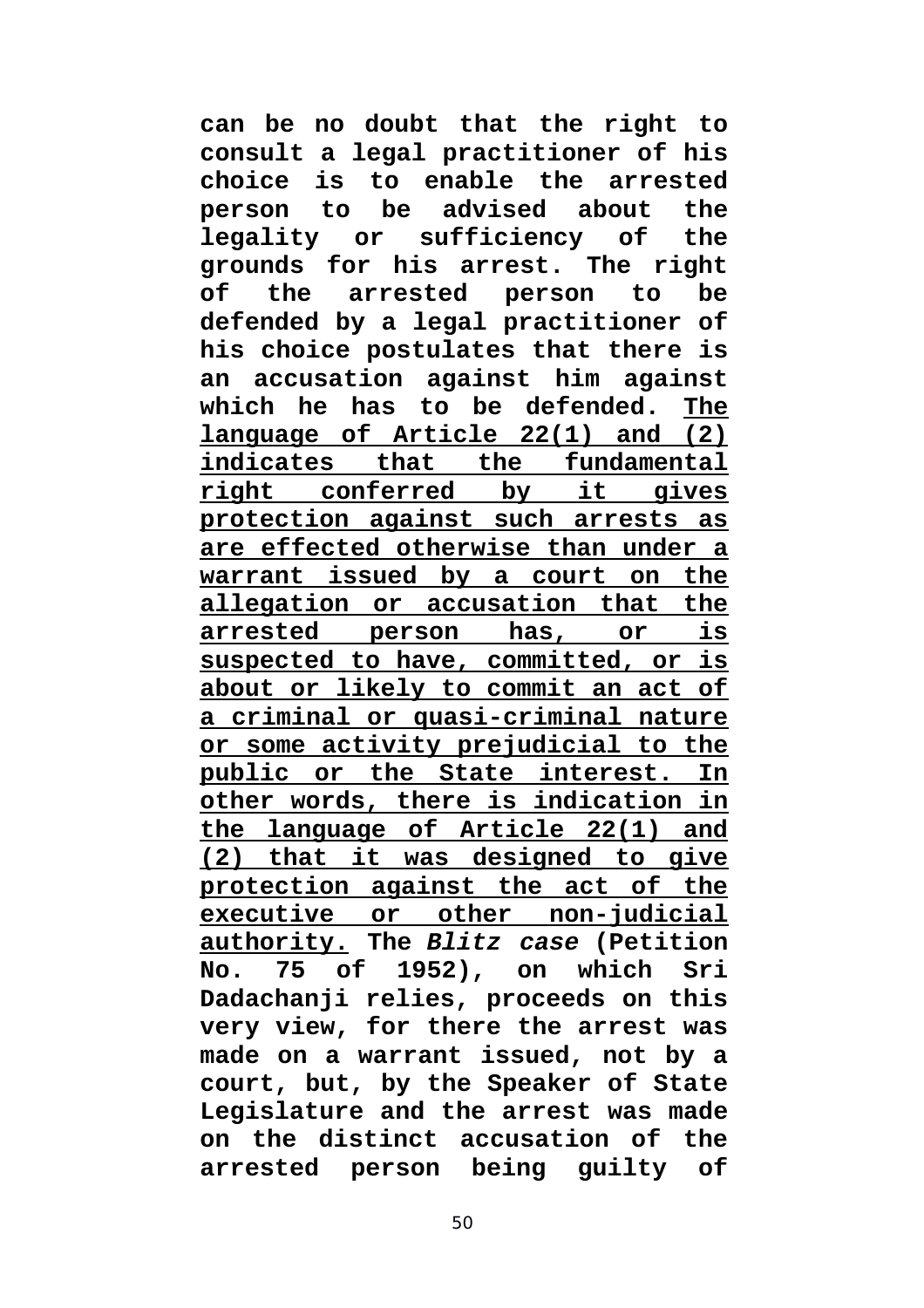**can be no doubt that the right to consult a legal practitioner of his choice is to enable the arrested person to be advised about the legality or sufficiency of the grounds for his arrest. The right of the arrested person to be defended by a legal practitioner of his choice postulates that there is an accusation against him against which he has to be defended. <u>The language of Article 22(1) and (2) indicates that the fundamental right conferred by it gives protection against such arrests as are effected otherwise than under a warrant issued by a court on the allegation or accusation that the arrested person has, or is suspected to have, committed, or is about or likely to commit an act of a criminal or quasi-criminal nature or some activity prejudicial to the public or the State interest. In other words, there is indication in the language of Article 22(1) and (2) that it was designed to give protection against the act of the executive or other non-judicial authority.</u> The *Blitz case* (Petition No. 75 of 1952), on which Sri Dadachanji relies, proceeds on this very view, for there the arrest was made on a warrant issued, not by a court, but, by the Speaker of State Legislature and the arrest was made on the distinct accusation of the arrested person being guilty of**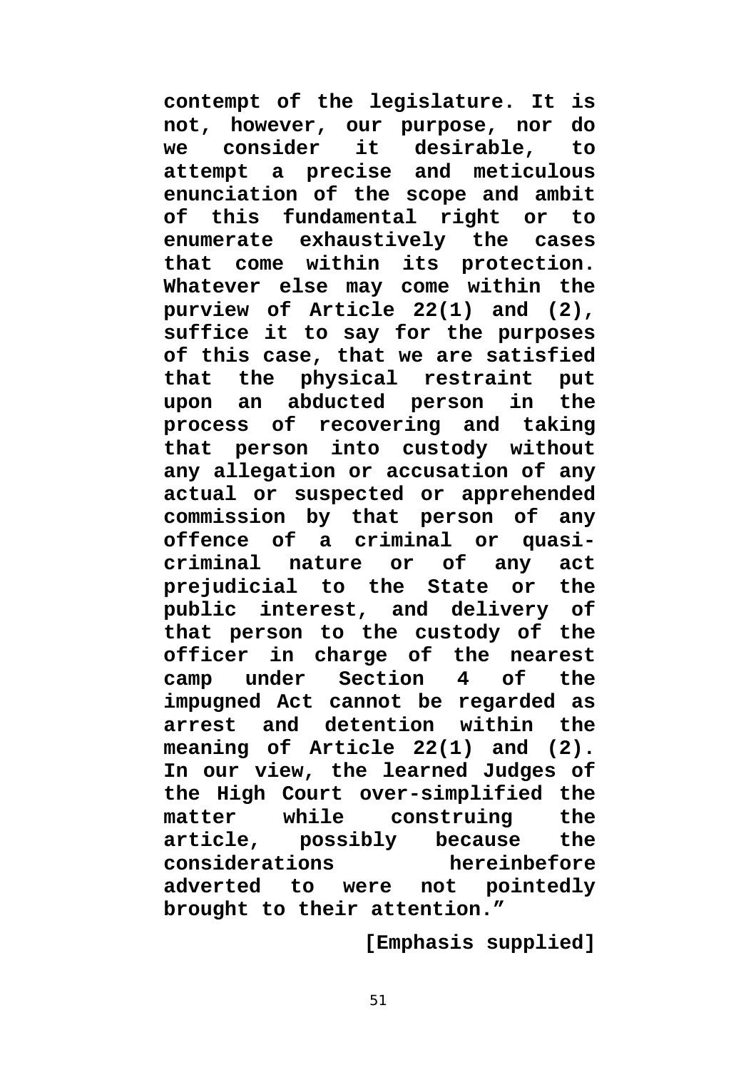**contempt of the legislature. It is not, however, our purpose, nor do we consider it desirable, to attempt a precise and meticulous enunciation of the scope and ambit of this fundamental right or to enumerate exhaustively the cases that come within its protection. Whatever else may come within the purview of Article 22(1) and (2), suffice it to say for the purposes of this case, that we are satisfied that the physical restraint put upon an abducted person in the process of recovering and taking that person into custody without any allegation or accusation of any actual or suspected or apprehended commission by that person of any offence of a criminal or quasi-criminal nature or of any act prejudicial to the State or the public interest, and delivery of that person to the custody of the officer in charge of the nearest camp under Section 4 of the impugned Act cannot be regarded as arrest and detention within the meaning of Article 22(1) and (2). In our view, the learned Judges of the High Court over-simplified the matter while construing the article, possibly because the considerations hereinbefore adverted to were not pointedly brought to their attention."**

**[Emphasis supplied]**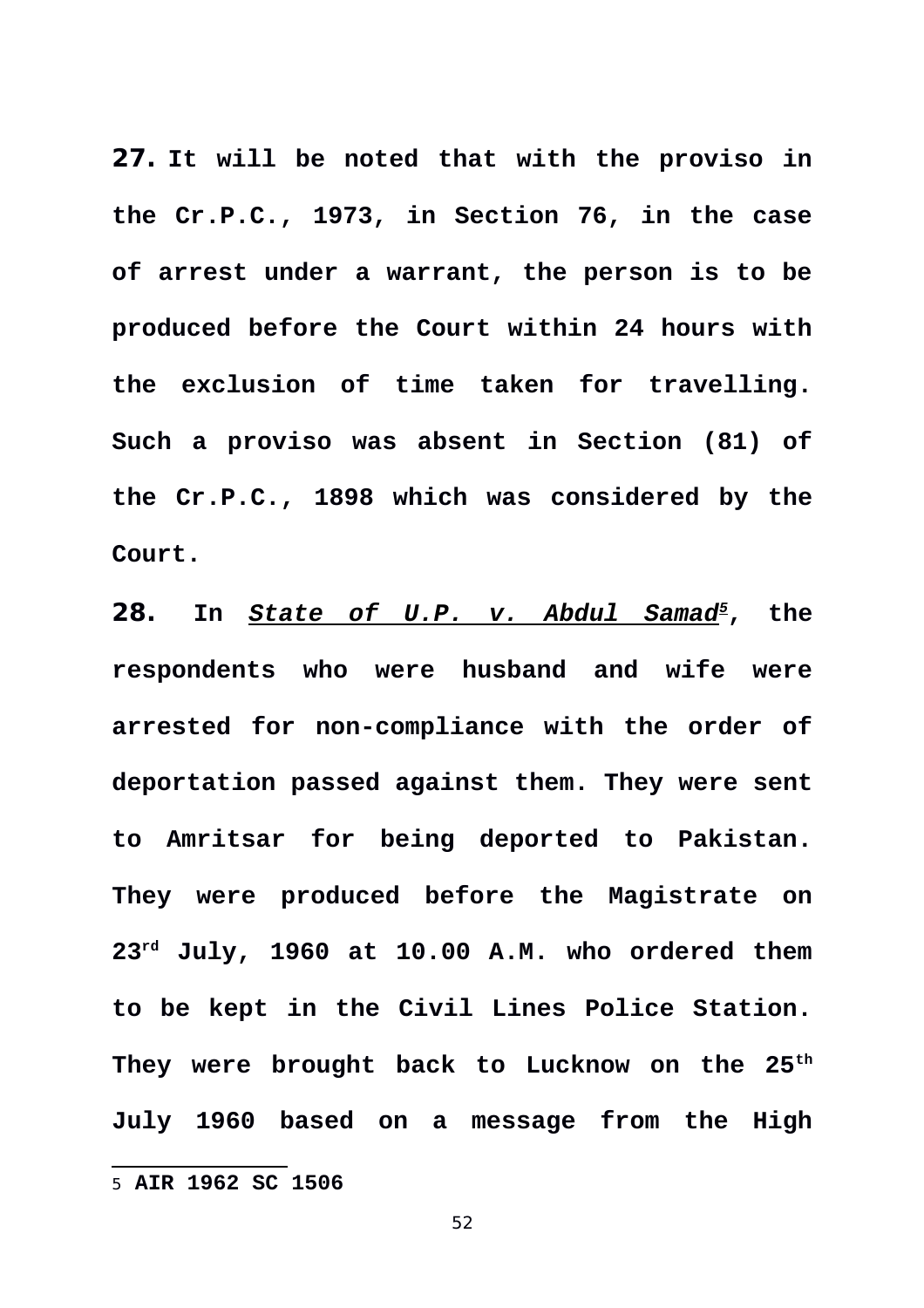**27.** **It will be noted that with the proviso in the Cr.P.C., 1973, in Section 76, in the case of arrest under a warrant, the person is to be produced before the Court within 24 hours with the exclusion of time taken for travelling. Such a proviso was absent in Section (81) of the Cr.P.C., 1898 which was considered by the Court.**

**28.** **In *State of U.P. v. Abdul Samad*[5], the respondents who were husband and wife were arrested for non-compliance with the order of deportation passed against them. They were sent to Amritsar for being deported to Pakistan. They were produced before the Magistrate on 23rd July, 1960 at 10.00 A.M. who ordered them to be kept in the Civil Lines Police Station. They were brought back to Lucknow on the 25th July 1960 based on a message from the High**

---

5 **AIR 1962 SC 1506**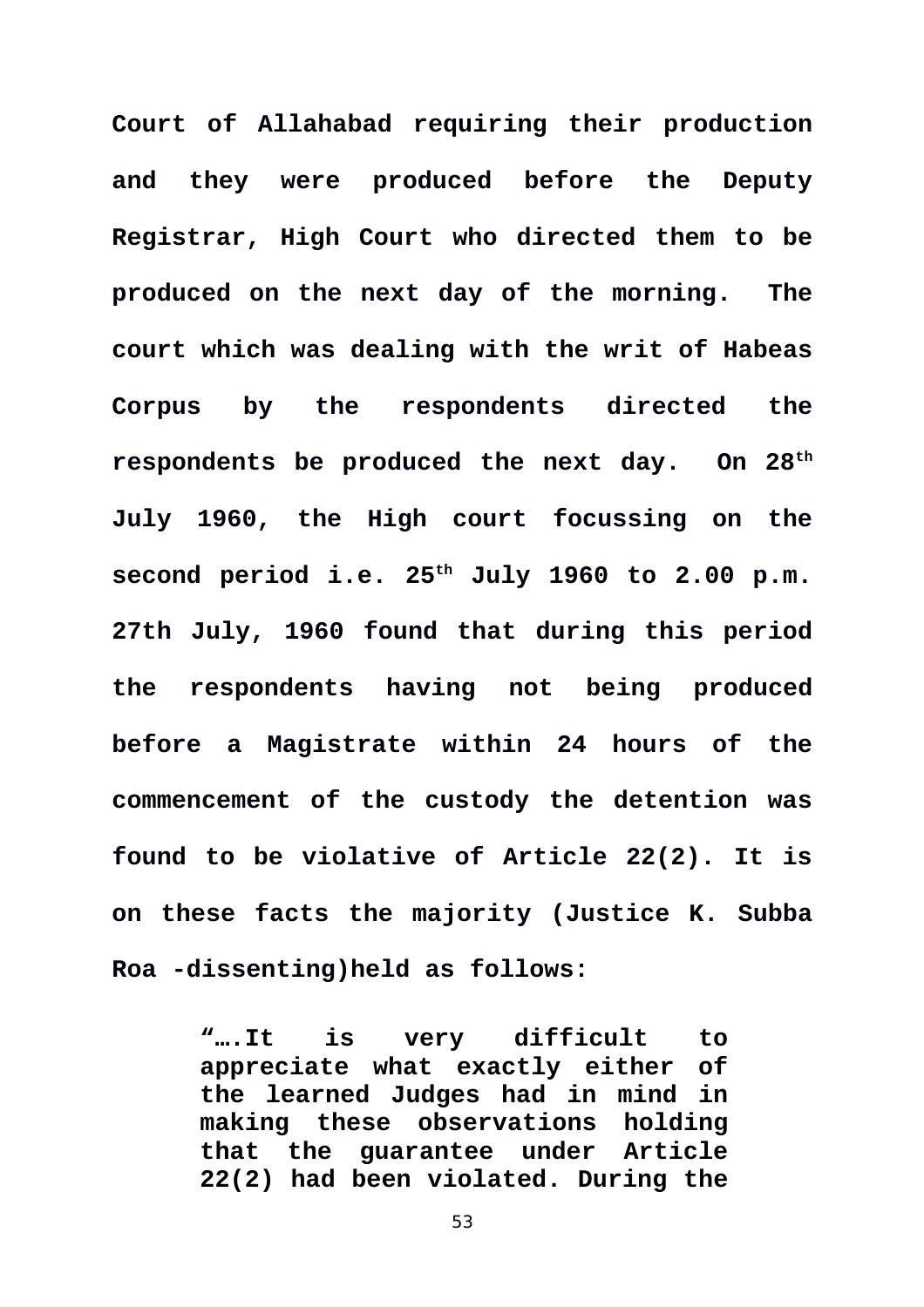**Court of Allahabad requiring their production and they were produced before the Deputy Registrar, High Court who directed them to be produced on the next day of the morning. The court which was dealing with the writ of Habeas Corpus by the respondents directed the respondents be produced the next day. On 28th July 1960, the High court focussing on the second period i.e. 25th July 1960 to 2.00 p.m. 27th July, 1960 found that during this period the respondents having not being produced before a Magistrate within 24 hours of the commencement of the custody the detention was found to be violative of Article 22(2). It is on these facts the majority (Justice K. Subba Roa -dissenting)held as follows:**

> **"….It is very difficult to appreciate what exactly either of the learned Judges had in mind in making these observations holding that the guarantee under Article 22(2) had been violated. During the**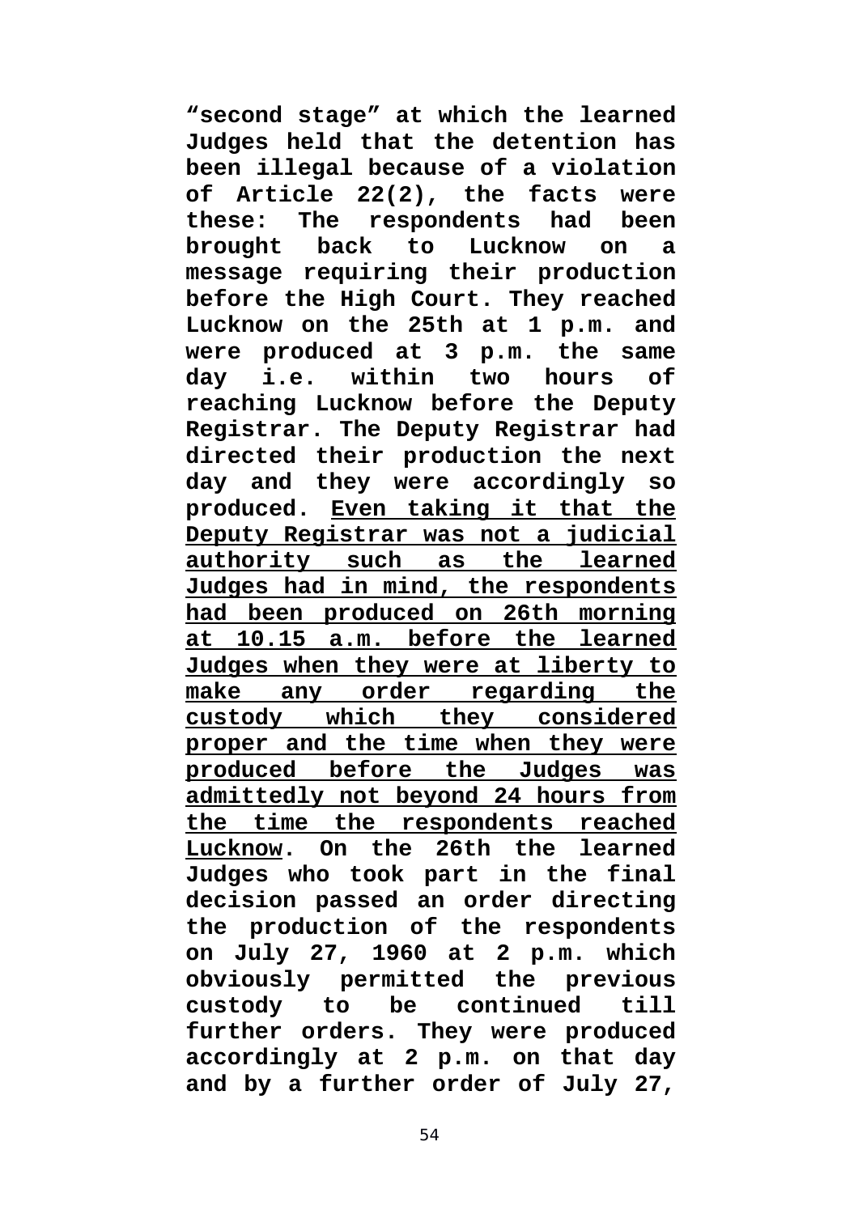**“second stage” at which the learned Judges held that the detention has been illegal because of a violation of Article 22(2), the facts were these: The respondents had been brought back to Lucknow on a message requiring their production before the High Court. They reached Lucknow on the 25th at 1 p.m. and were produced at 3 p.m. the same day i.e. within two hours of reaching Lucknow before the Deputy Registrar. The Deputy Registrar had directed their production the next day and they were accordingly so produced. <u>Even taking it that the Deputy Registrar was not a judicial authority such as the learned Judges had in mind, the respondents had been produced on 26th morning at 10.15 a.m. before the learned Judges when they were at liberty to make any order regarding the custody which they considered proper and the time when they were produced before the Judges was admittedly not beyond 24 hours from the time the respondents reached Lucknow</u>. On the 26th the learned Judges who took part in the final decision passed an order directing the production of the respondents on July 27, 1960 at 2 p.m. which obviously permitted the previous custody to be continued till further orders. They were produced accordingly at 2 p.m. on that day and by a further order of July 27,**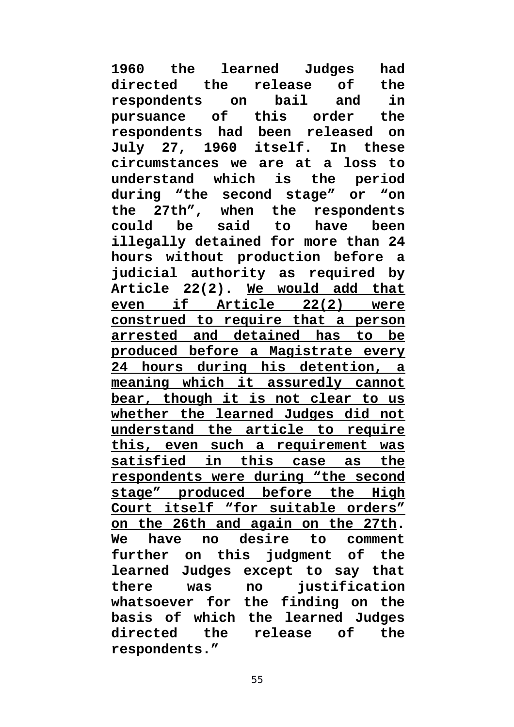**1960 the learned Judges had directed the release of the respondents on bail and in pursuance of this order the respondents had been released on July 27, 1960 itself. In these circumstances we are at a loss to understand which is the period during "the second stage" or "on the 27th", when the respondents could be said to have been illegally detained for more than 24 hours without production before a judicial authority as required by Article 22(2). <u>We would add that even if Article 22(2) were construed to require that a person arrested and detained has to be produced before a Magistrate every 24 hours during his detention, a meaning which it assuredly cannot bear, though it is not clear to us whether the learned Judges did not understand the article to require this, even such a requirement was satisfied in this case as the respondents were during "the second stage" produced before the High Court itself "for suitable orders" on the 26th and again on the 27th</u>. We have no desire to comment further on this judgment of the learned Judges except to say that there was no justification whatsoever for the finding on the basis of which the learned Judges directed the release of the respondents."**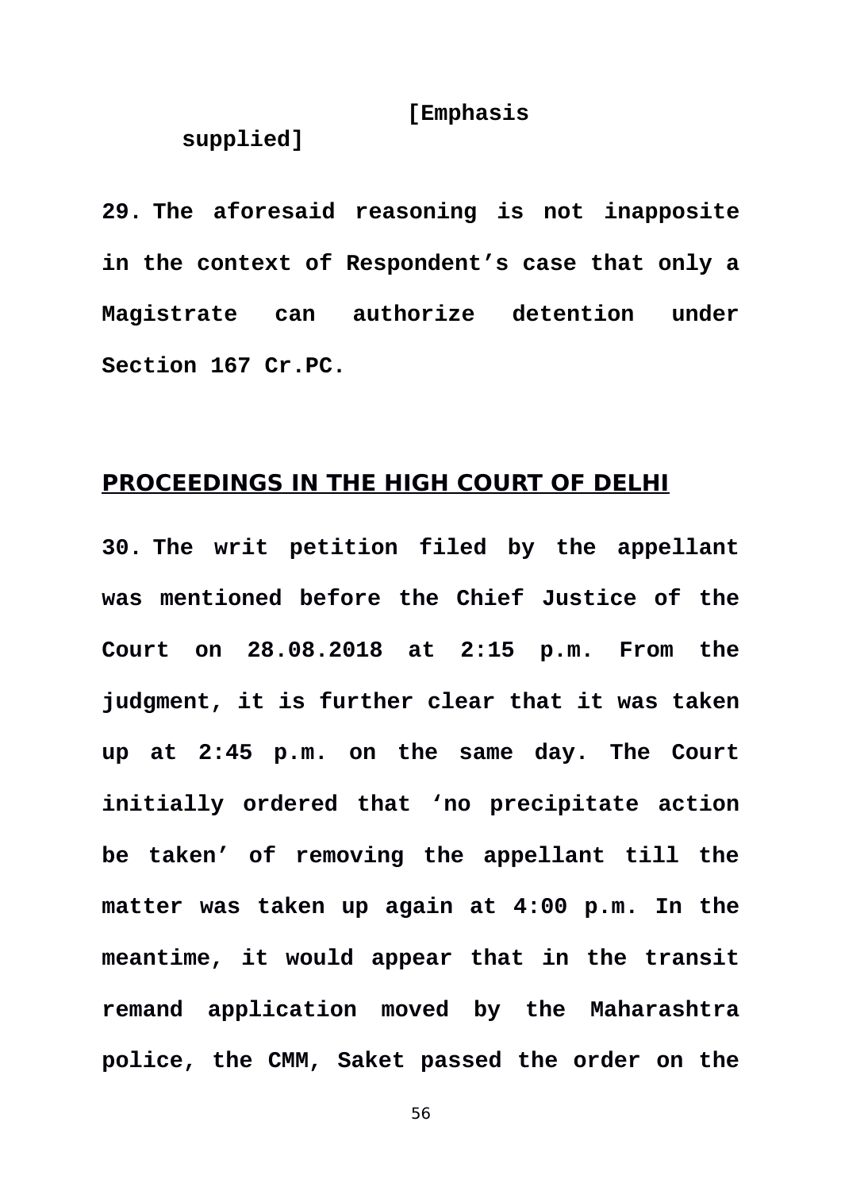**[Emphasis supplied]**

**29. The aforesaid reasoning is not inapposite in the context of Respondent's case that only a Magistrate can authorize detention under Section 167 Cr.PC.**

## PROCEEDINGS IN THE HIGH COURT OF DELHI

**30. The writ petition filed by the appellant was mentioned before the Chief Justice of the Court on 28.08.2018 at 2:15 p.m. From the judgment, it is further clear that it was taken up at 2:45 p.m. on the same day. The Court initially ordered that 'no precipitate action be taken' of removing the appellant till the matter was taken up again at 4:00 p.m. In the meantime, it would appear that in the transit remand application moved by the Maharashtra police, the CMM, Saket passed the order on the**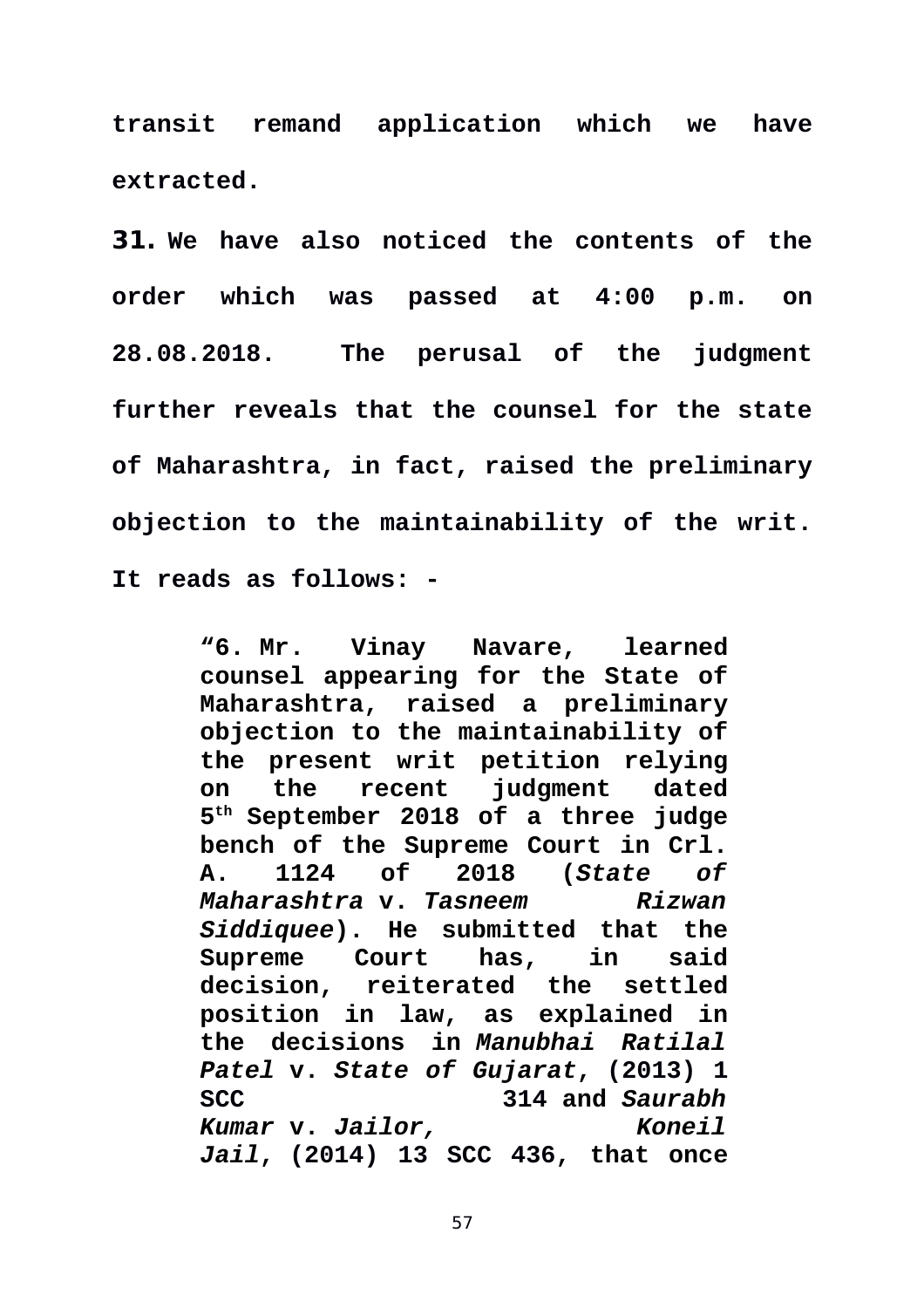**transit remand application which we have extracted.**

**31. We have also noticed the contents of the order which was passed at 4:00 p.m. on 28.08.2018. The perusal of the judgment further reveals that the counsel for the state of Maharashtra, in fact, raised the preliminary objection to the maintainability of the writ. It reads as follows: -**

> **"6. Mr. Vinay Navare, learned counsel appearing for the State of Maharashtra, raised a preliminary objection to the maintainability of the present writ petition relying on the recent judgment dated 5th September 2018 of a three judge bench of the Supreme Court in Crl. A. 1124 of 2018 (*State of Maharashtra* v. *Tasneem Rizwan Siddiquee*). He submitted that the Supreme Court has, in said decision, reiterated the settled position in law, as explained in the decisions in *Manubhai Ratilal Patel* v. *State of Gujarat*, (2013) 1 SCC 314 and *Saurabh Kumar* v. *Jailor, Koneil Jail*, (2014) 13 SCC 436, that once**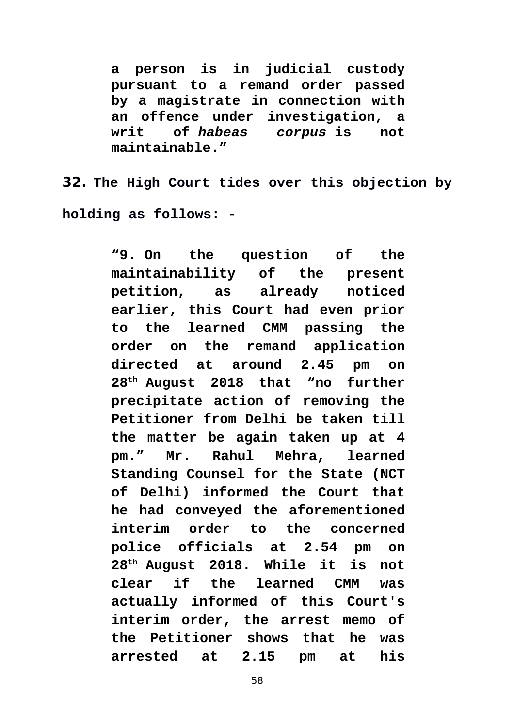> **a person is in judicial custody pursuant to a remand order passed by a magistrate in connection with an offence under investigation, a writ of *habeas corpus* is not maintainable.”**

**32. The High Court tides over this objection by holding as follows: -**

> **“9. On the question of the maintainability of the present petition, as already noticed earlier, this Court had even prior to the learned CMM passing the order on the remand application directed at around 2.45 pm on 28th August 2018 that “no further precipitate action of removing the Petitioner from Delhi be taken till the matter be again taken up at 4 pm.” Mr. Rahul Mehra, learned Standing Counsel for the State (NCT of Delhi) informed the Court that he had conveyed the aforementioned interim order to the concerned police officials at 2.54 pm on 28th August 2018. While it is not clear if the learned CMM was actually informed of this Court's interim order, the arrest memo of the Petitioner shows that he was arrested at 2.15 pm at his**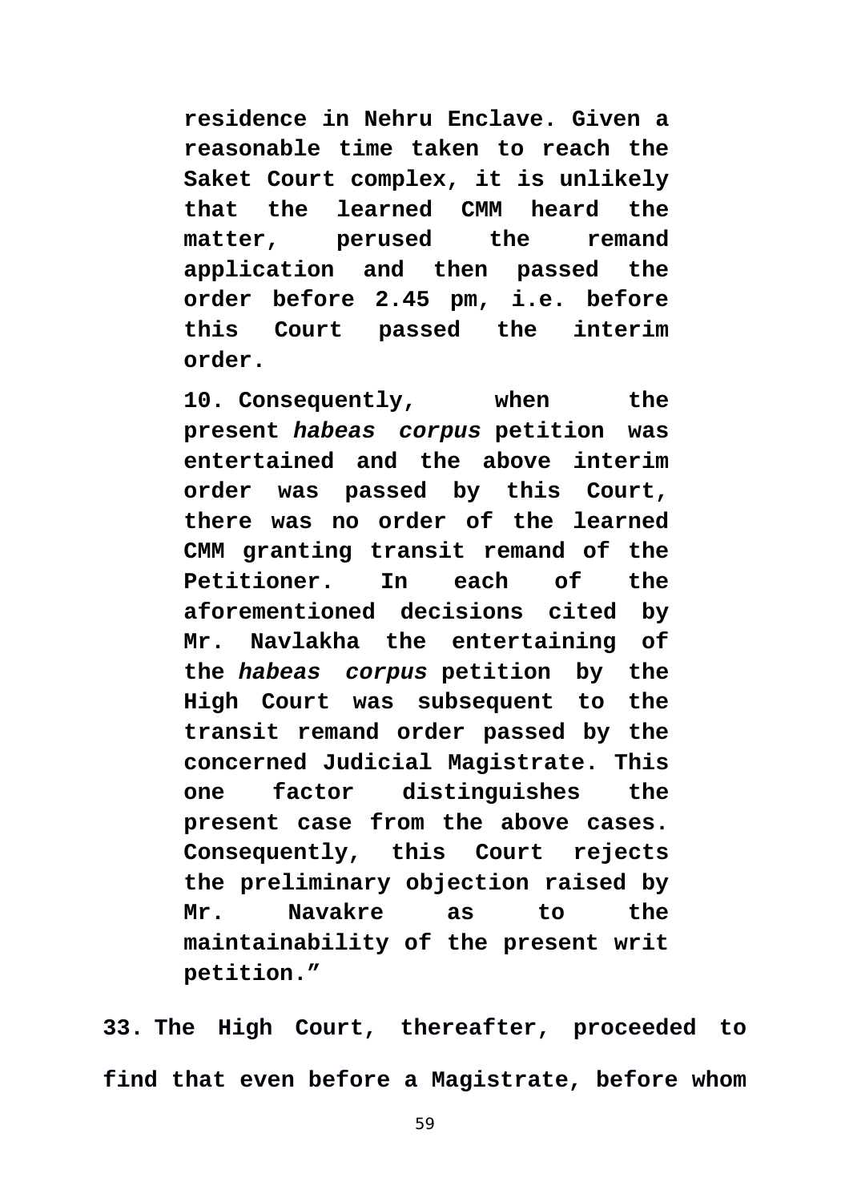**residence in Nehru Enclave. Given a reasonable time taken to reach the Saket Court complex, it is unlikely that the learned CMM heard the matter, perused the remand application and then passed the order before 2.45 pm, i.e. before this Court passed the interim order.**

**10. Consequently, when the present *habeas corpus* petition was entertained and the above interim order was passed by this Court, there was no order of the learned CMM granting transit remand of the Petitioner. In each of the aforementioned decisions cited by Mr. Navlakha the entertaining of the *habeas corpus* petition by the High Court was subsequent to the transit remand order passed by the concerned Judicial Magistrate. This one factor distinguishes the present case from the above cases. Consequently, this Court rejects the preliminary objection raised by Mr. Navakre as to the maintainability of the present writ petition."**

**33. The High Court, thereafter, proceeded to find that even before a Magistrate, before whom**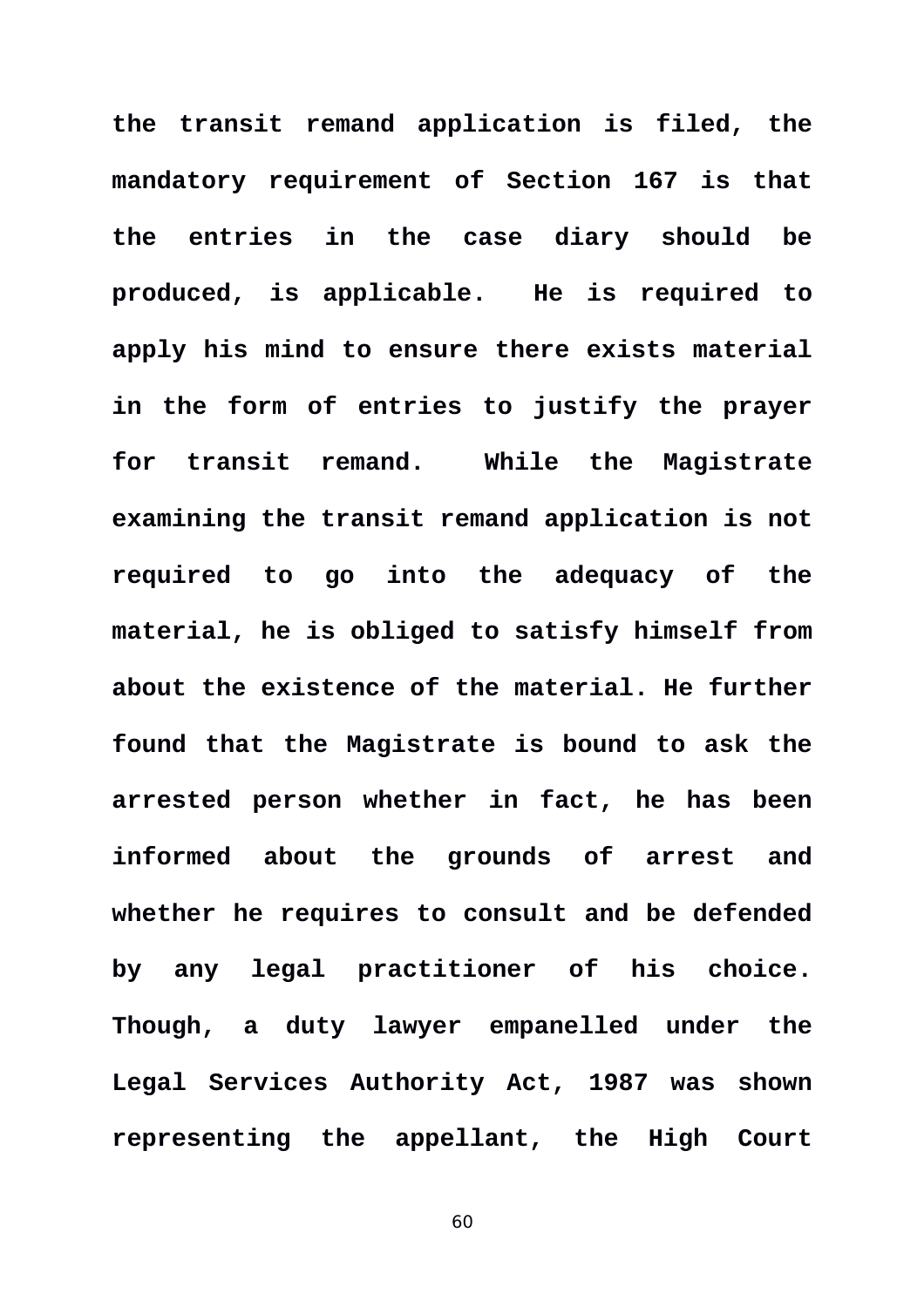**the transit remand application is filed, the mandatory requirement of Section 167 is that the entries in the case diary should be produced, is applicable. He is required to apply his mind to ensure there exists material in the form of entries to justify the prayer for transit remand. While the Magistrate examining the transit remand application is not required to go into the adequacy of the material, he is obliged to satisfy himself from about the existence of the material. He further found that the Magistrate is bound to ask the arrested person whether in fact, he has been informed about the grounds of arrest and whether he requires to consult and be defended by any legal practitioner of his choice. Though, a duty lawyer empanelled under the Legal Services Authority Act, 1987 was shown representing the appellant, the High Court**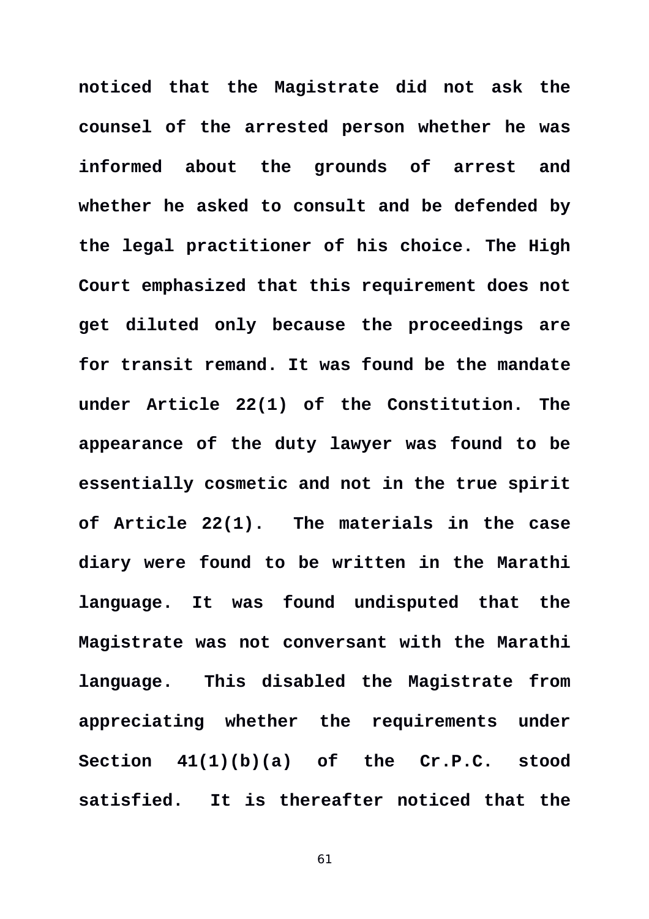**noticed that the Magistrate did not ask the counsel of the arrested person whether he was informed about the grounds of arrest and whether he asked to consult and be defended by the legal practitioner of his choice. The High Court emphasized that this requirement does not get diluted only because the proceedings are for transit remand. It was found be the mandate under Article 22(1) of the Constitution. The appearance of the duty lawyer was found to be essentially cosmetic and not in the true spirit of Article 22(1). The materials in the case diary were found to be written in the Marathi language. It was found undisputed that the Magistrate was not conversant with the Marathi language. This disabled the Magistrate from appreciating whether the requirements under Section 41(1)(b)(a) of the Cr.P.C. stood satisfied. It is thereafter noticed that the**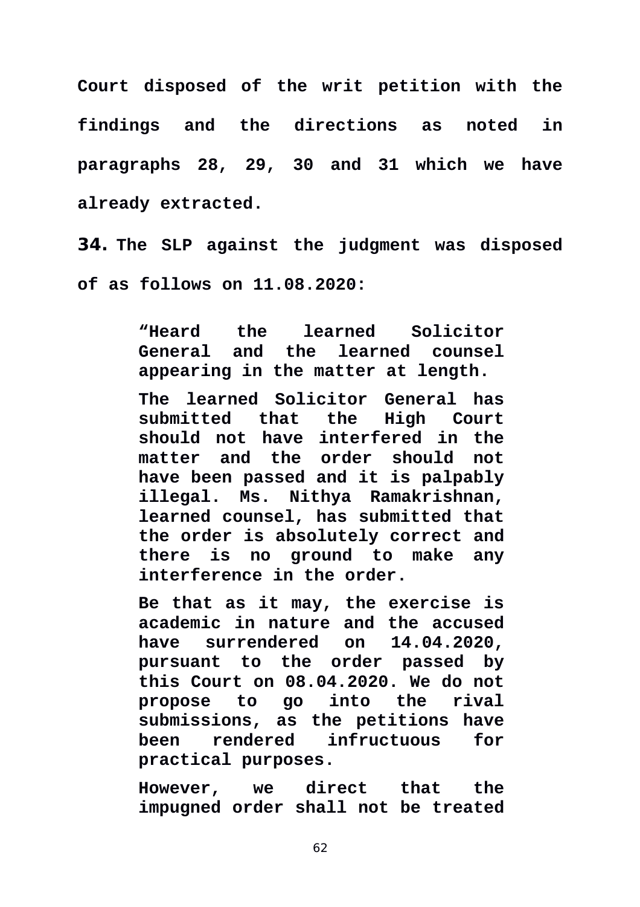**Court disposed of the writ petition with the findings and the directions as noted in paragraphs 28, 29, 30 and 31 which we have already extracted.**

**34. The SLP against the judgment was disposed of as follows on 11.08.2020:**

> **"Heard the learned Solicitor General and the learned counsel appearing in the matter at length.**
>
> **The learned Solicitor General has submitted that the High Court should not have interfered in the matter and the order should not have been passed and it is palpably illegal. Ms. Nithya Ramakrishnan, learned counsel, has submitted that the order is absolutely correct and there is no ground to make any interference in the order.**
>
> **Be that as it may, the exercise is academic in nature and the accused have surrendered on 14.04.2020, pursuant to the order passed by this Court on 08.04.2020. We do not propose to go into the rival submissions, as the petitions have been rendered infructuous for practical purposes.**
>
> **However, we direct that the impugned order shall not be treated**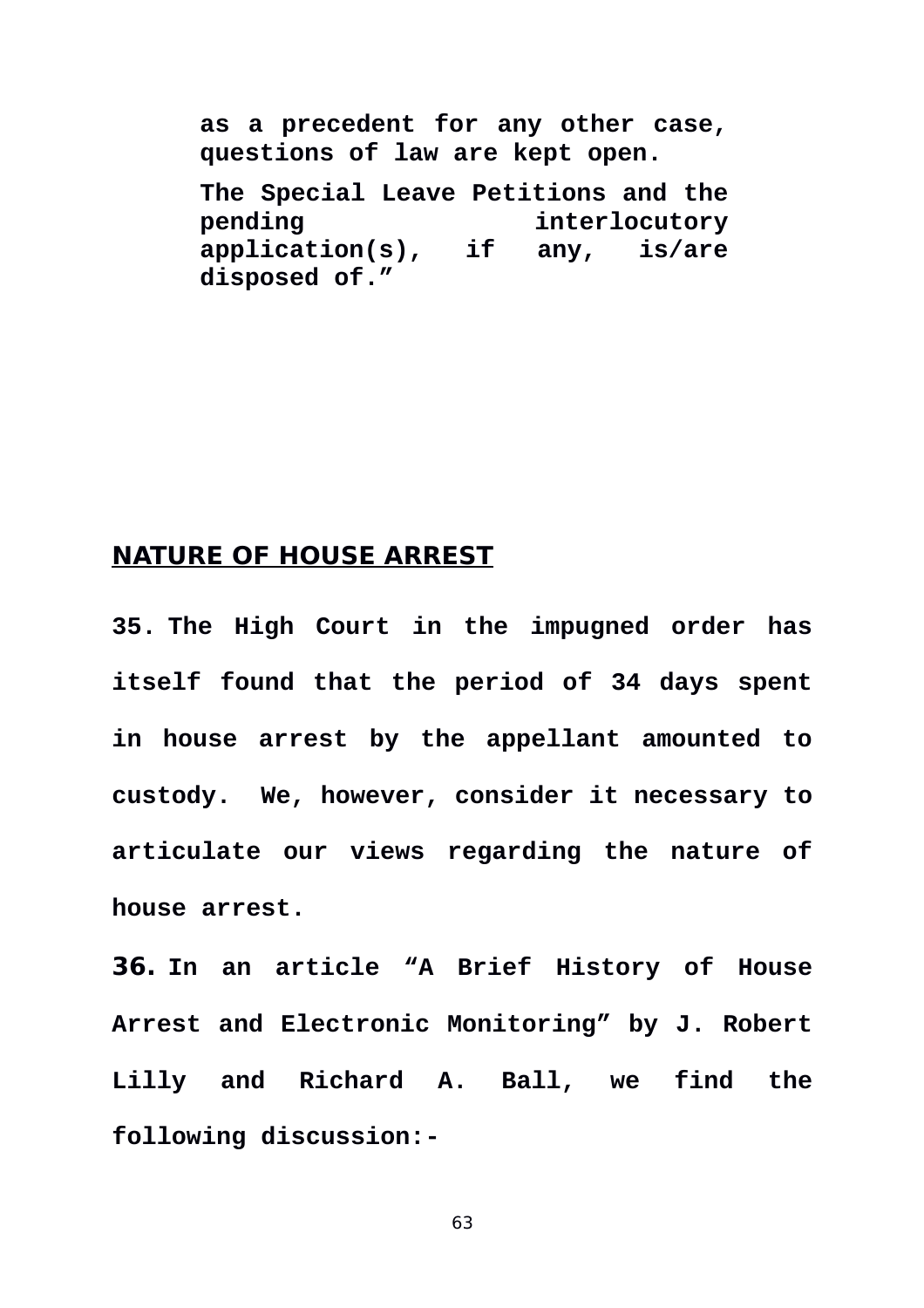> **as a precedent for any other case, questions of law are kept open.**
>
> **The Special Leave Petitions and the pending interlocutory application(s), if any, is/are disposed of."**

## NATURE OF HOUSE ARREST

**35.** **The High Court in the impugned order has itself found that the period of 34 days spent in house arrest by the appellant amounted to custody. We, however, consider it necessary to articulate our views regarding the nature of house arrest.**

**36.** **In an article "A Brief History of House Arrest and Electronic Monitoring" by J. Robert Lilly and Richard A. Ball, we find the following discussion:-**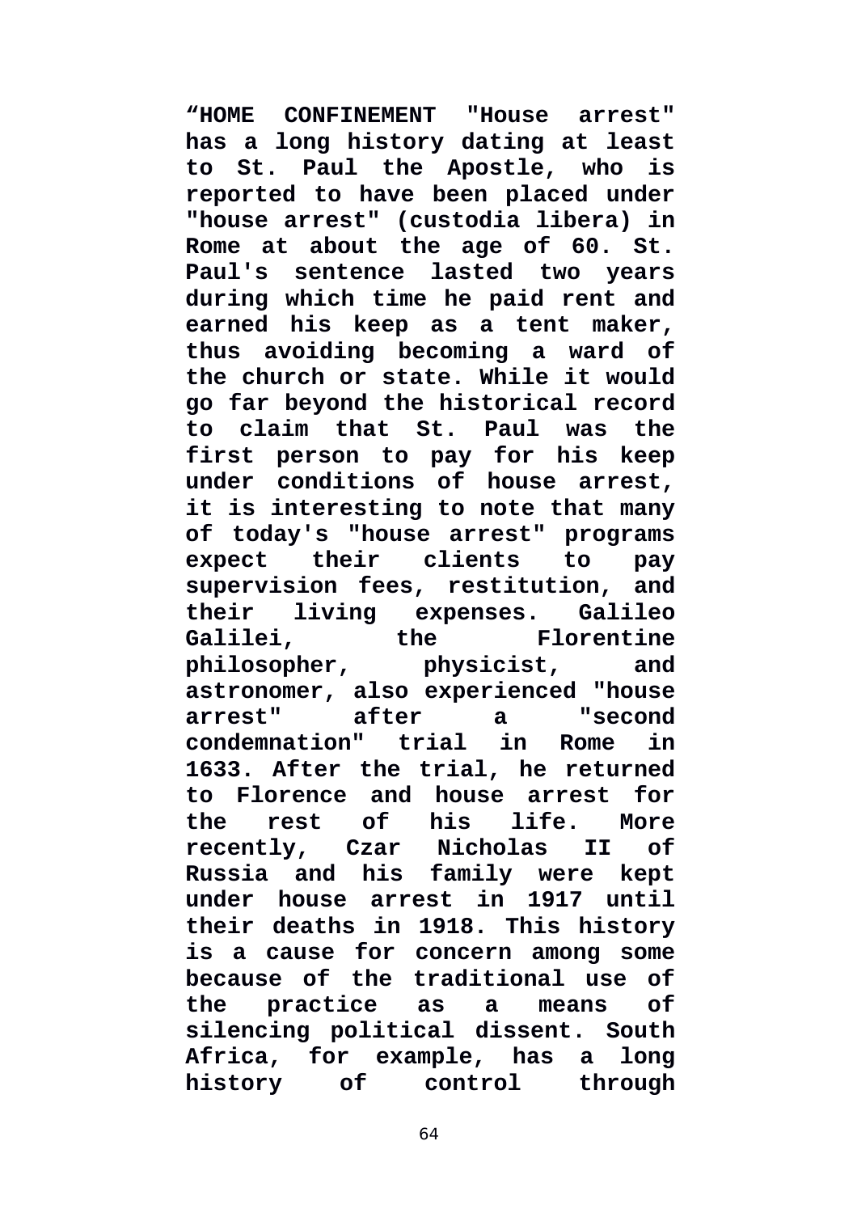**“HOME CONFINEMENT "House arrest" has a long history dating at least to St. Paul the Apostle, who is reported to have been placed under "house arrest" (custodia libera) in Rome at about the age of 60. St. Paul's sentence lasted two years during which time he paid rent and earned his keep as a tent maker, thus avoiding becoming a ward of the church or state. While it would go far beyond the historical record to claim that St. Paul was the first person to pay for his keep under conditions of house arrest, it is interesting to note that many of today's "house arrest" programs expect their clients to pay supervision fees, restitution, and their living expenses. Galileo Galilei, the Florentine philosopher, physicist, and astronomer, also experienced "house arrest" after a "second condemnation" trial in Rome in 1633. After the trial, he returned to Florence and house arrest for the rest of his life. More recently, Czar Nicholas II of Russia and his family were kept under house arrest in 1917 until their deaths in 1918. This history is a cause for concern among some because of the traditional use of the practice as a means of silencing political dissent. South Africa, for example, has a long history of control through**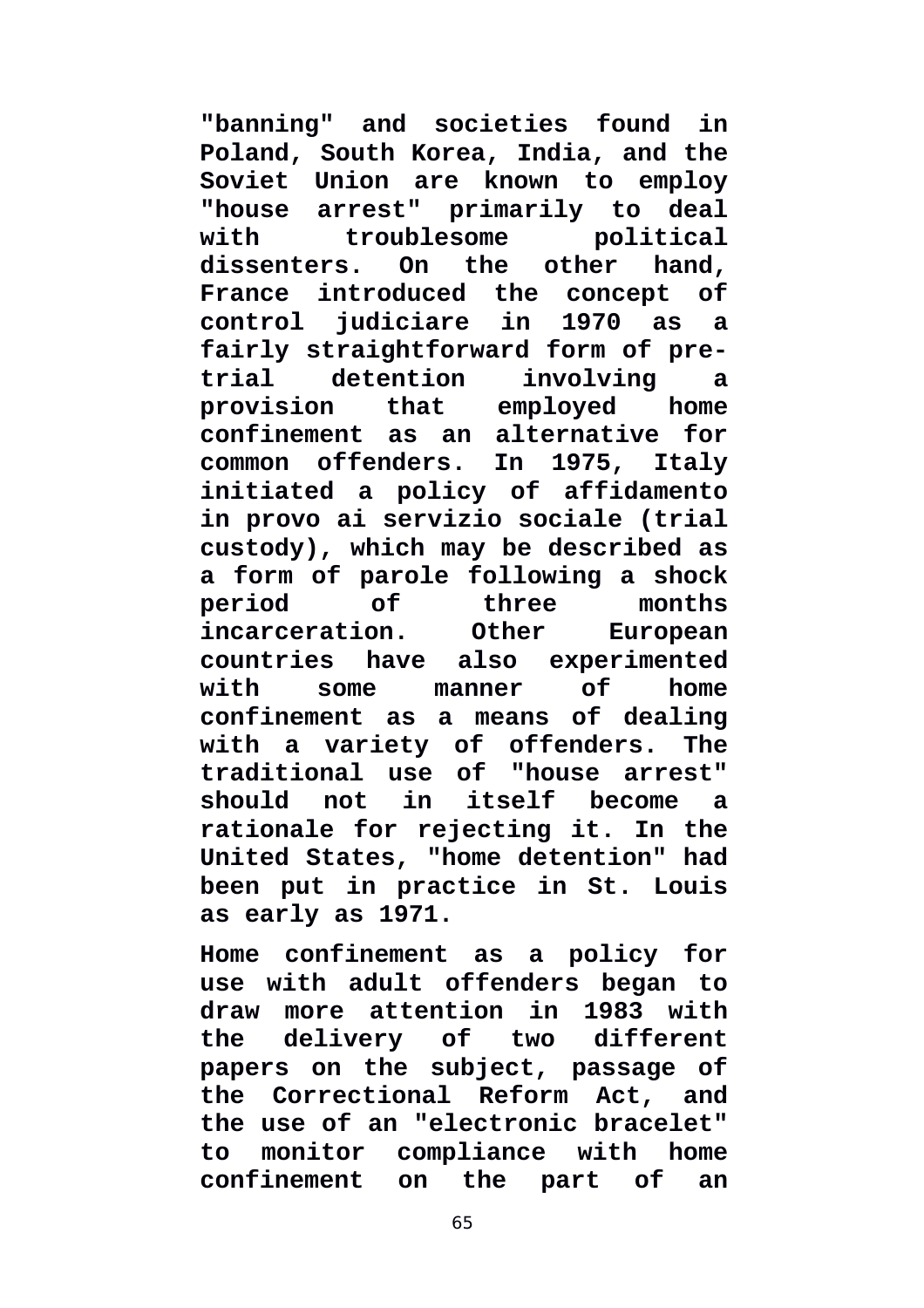"banning" and societies found in Poland, South Korea, India, and the Soviet Union are known to employ "house arrest" primarily to deal with troublesome political dissenters. On the other hand, France introduced the concept of control judiciare in 1970 as a fairly straightforward form of pre-trial detention involving a provision that employed home confinement as an alternative for common offenders. In 1975, Italy initiated a policy of affidamento in provo ai servizio sociale (trial custody), which may be described as a form of parole following a shock period of three months incarceration. Other European countries have also experimented with some manner of home confinement as a means of dealing with a variety of offenders. The traditional use of "house arrest" should not in itself become a rationale for rejecting it. In the United States, "home detention" had been put in practice in St. Louis as early as 1971.

Home confinement as a policy for use with adult offenders began to draw more attention in 1983 with the delivery of two different papers on the subject, passage of the Correctional Reform Act, and the use of an "electronic bracelet" to monitor compliance with home confinement on the part of an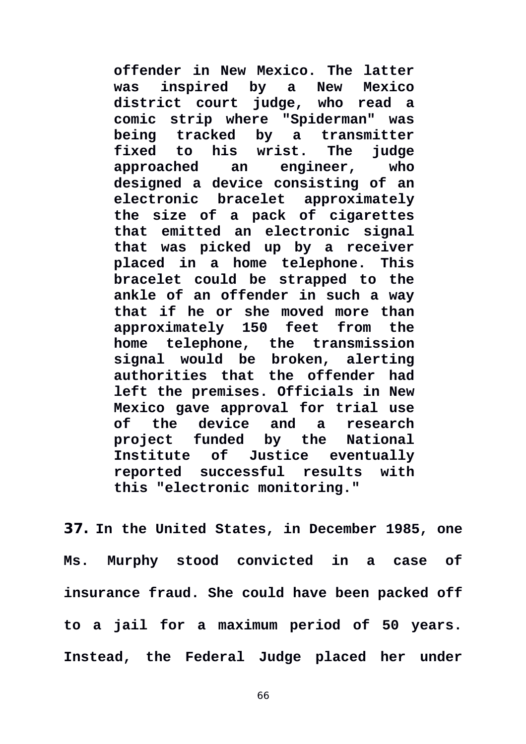> **offender in New Mexico. The latter was inspired by a New Mexico district court judge, who read a comic strip where "Spiderman" was being tracked by a transmitter fixed to his wrist. The judge approached an engineer, who designed a device consisting of an electronic bracelet approximately the size of a pack of cigarettes that emitted an electronic signal that was picked up by a receiver placed in a home telephone. This bracelet could be strapped to the ankle of an offender in such a way that if he or she moved more than approximately 150 feet from the home telephone, the transmission signal would be broken, alerting authorities that the offender had left the premises. Officials in New Mexico gave approval for trial use of the device and a research project funded by the National Institute of Justice eventually reported successful results with this "electronic monitoring."**

**37.** **In the United States, in December 1985, one Ms. Murphy stood convicted in a case of insurance fraud. She could have been packed off to a jail for a maximum period of 50 years. Instead, the Federal Judge placed her under**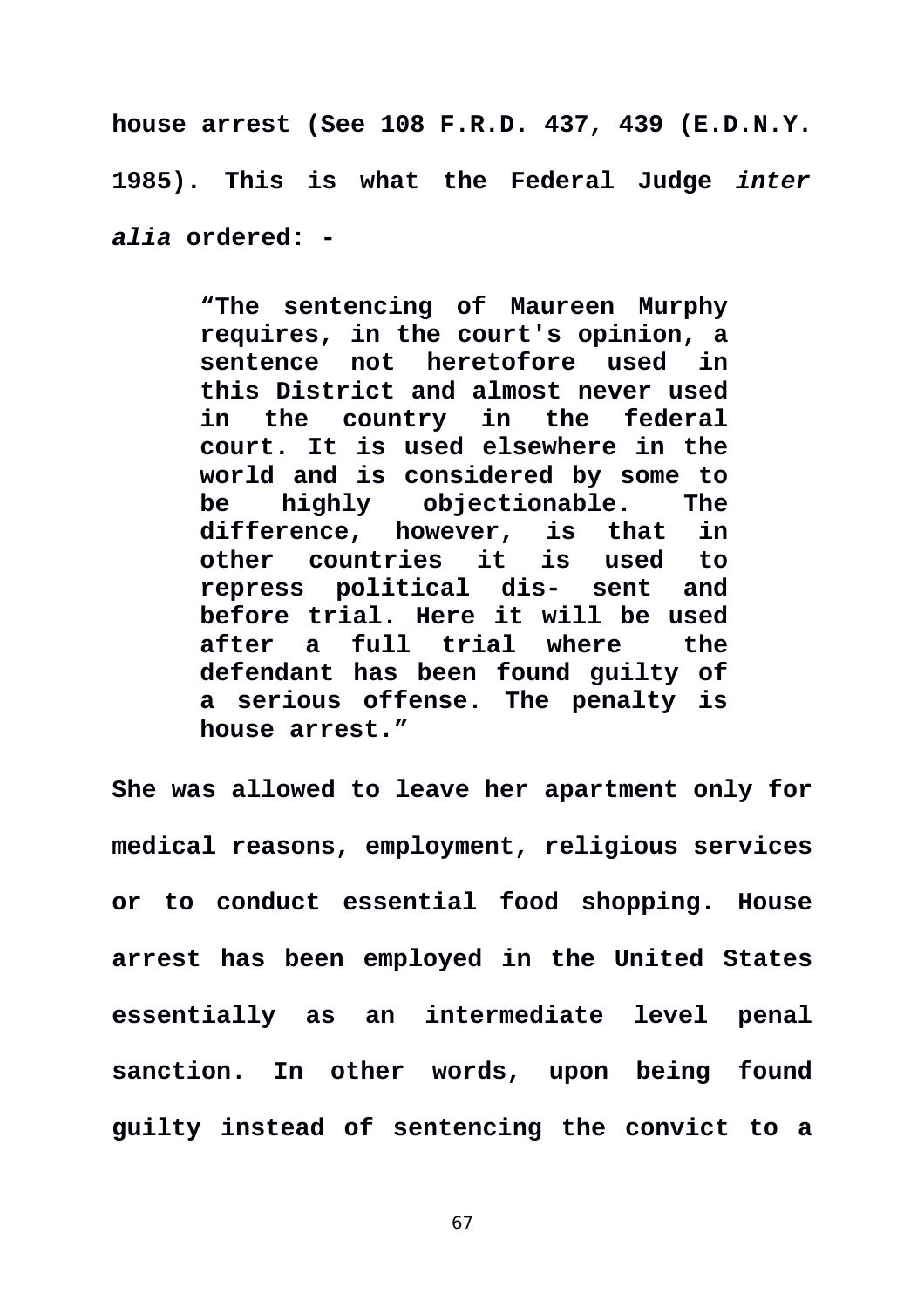**house arrest (See 108 F.R.D. 437, 439 (E.D.N.Y. 1985). This is what the Federal Judge *inter alia* ordered: -**

> **"The sentencing of Maureen Murphy requires, in the court's opinion, a sentence not heretofore used in this District and almost never used in the country in the federal court. It is used elsewhere in the world and is considered by some to be highly objectionable. The difference, however, is that in other countries it is used to repress political dis- sent and before trial. Here it will be used after a full trial where the defendant has been found guilty of a serious offense. The penalty is house arrest."**

**She was allowed to leave her apartment only for medical reasons, employment, religious services or to conduct essential food shopping. House arrest has been employed in the United States essentially as an intermediate level penal sanction. In other words, upon being found guilty instead of sentencing the convict to a**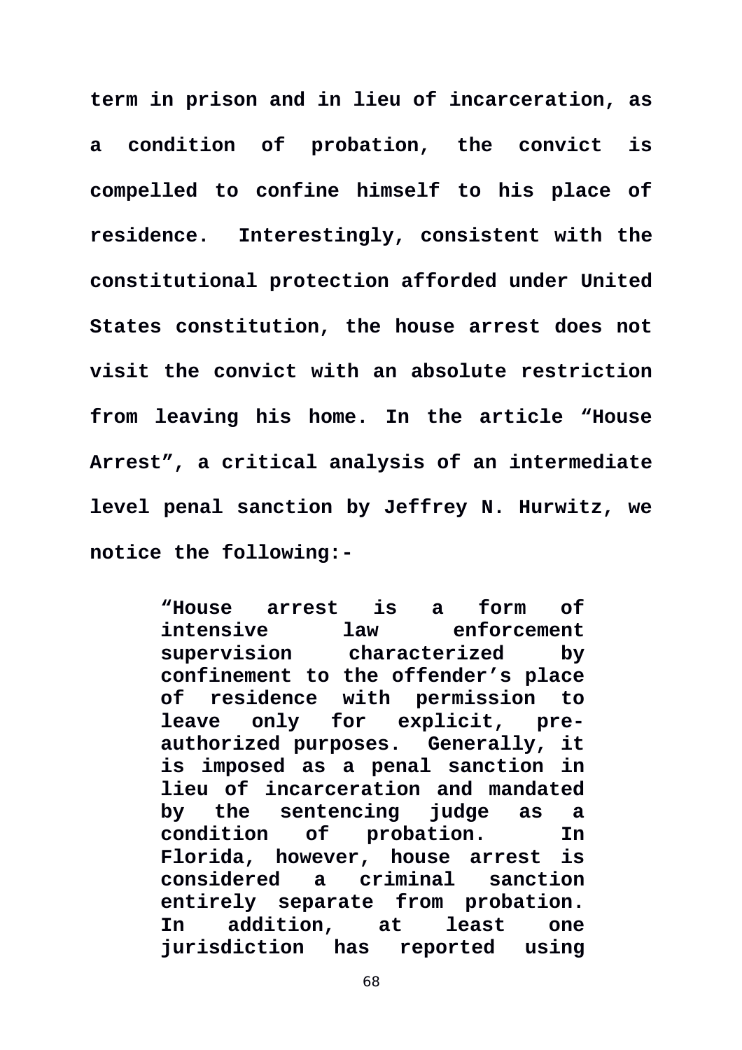**term in prison and in lieu of incarceration, as a condition of probation, the convict is compelled to confine himself to his place of residence. Interestingly, consistent with the constitutional protection afforded under United States constitution, the house arrest does not visit the convict with an absolute restriction from leaving his home. In the article "House Arrest", a critical analysis of an intermediate level penal sanction by Jeffrey N. Hurwitz, we notice the following:-**

> **"House arrest is a form of intensive law enforcement supervision characterized by confinement to the offender's place of residence with permission to leave only for explicit, pre-authorized purposes. Generally, it is imposed as a penal sanction in lieu of incarceration and mandated by the sentencing judge as a condition of probation. In Florida, however, house arrest is considered a criminal sanction entirely separate from probation. In addition, at least one jurisdiction has reported using**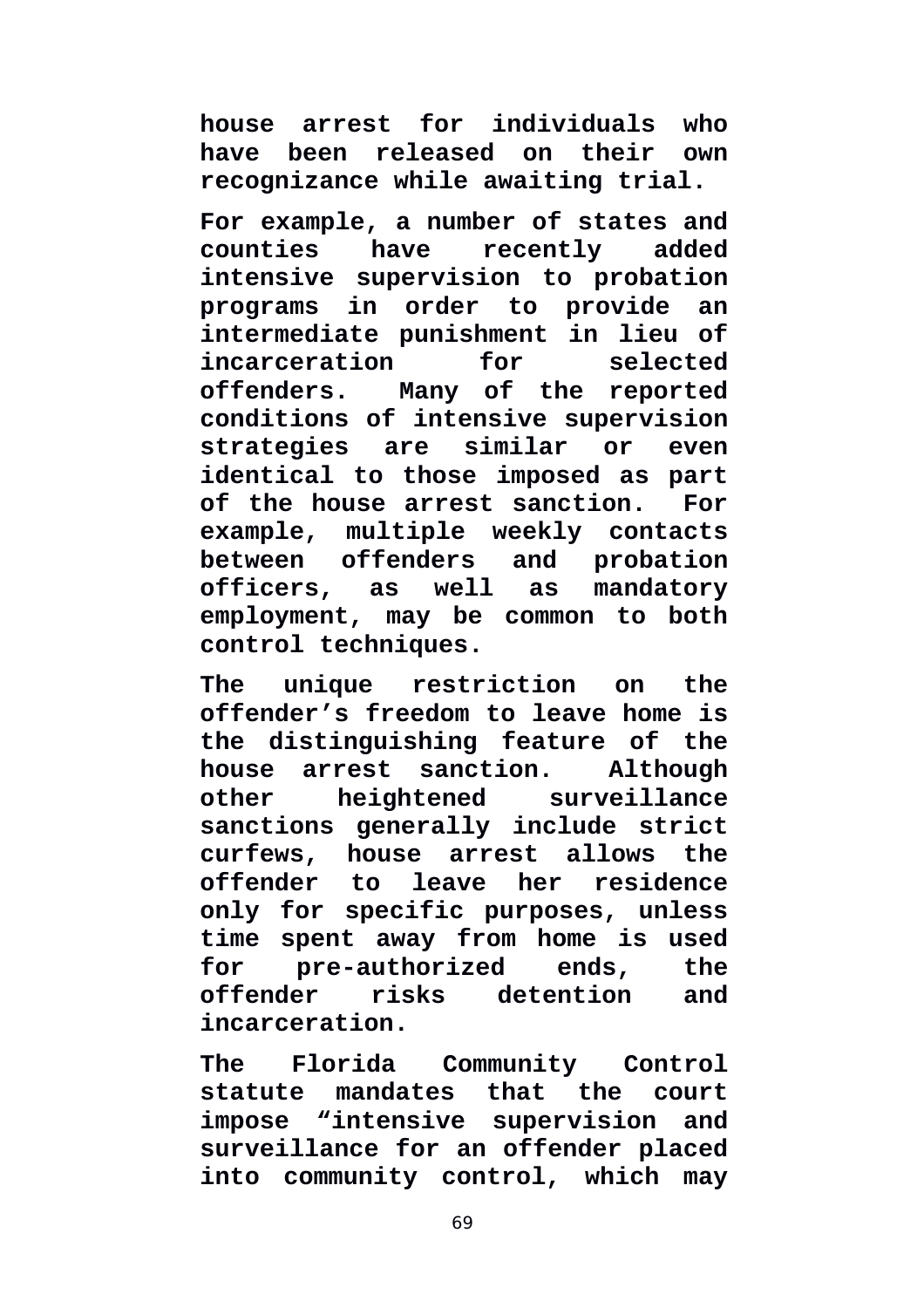house arrest for individuals who have been released on their own recognizance while awaiting trial.

For example, a number of states and counties have recently added intensive supervision to probation programs in order to provide an intermediate punishment in lieu of incarceration for selected offenders. Many of the reported conditions of intensive supervision strategies are similar or even identical to those imposed as part of the house arrest sanction. For example, multiple weekly contacts between offenders and probation officers, as well as mandatory employment, may be common to both control techniques.

The unique restriction on the offender's freedom to leave home is the distinguishing feature of the house arrest sanction. Although other heightened surveillance sanctions generally include strict curfews, house arrest allows the offender to leave her residence only for specific purposes, unless time spent away from home is used for pre-authorized ends, the offender risks detention and incarceration.

The Florida Community Control statute mandates that the court impose "intensive supervision and surveillance for an offender placed into community control, which may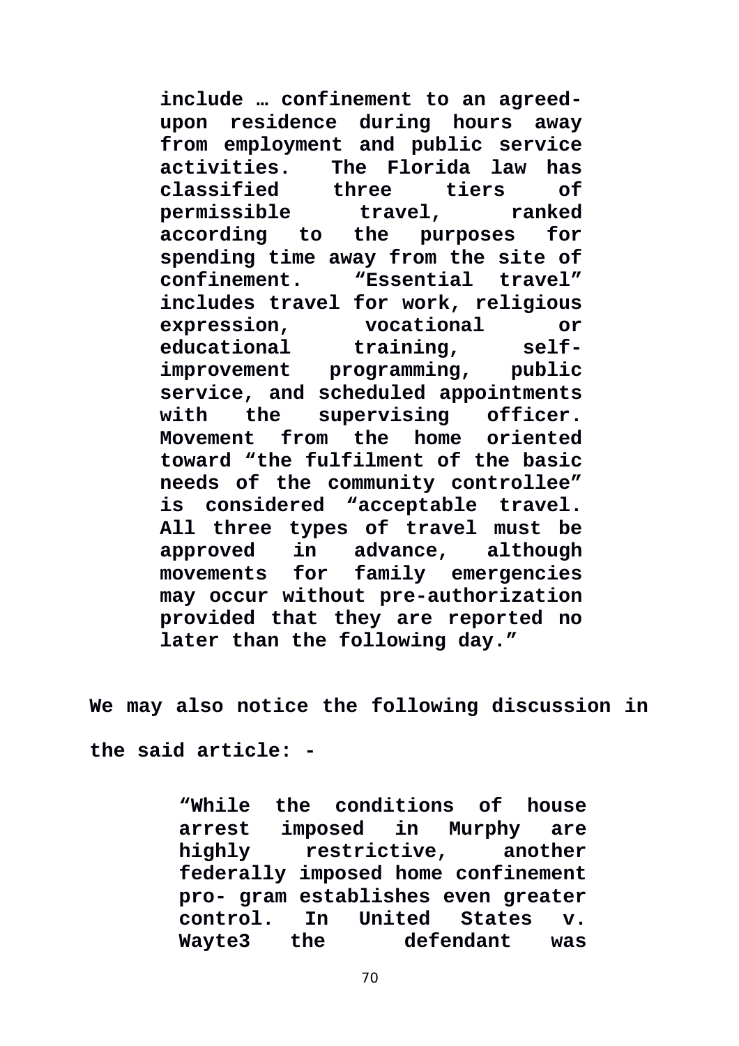> **include … confinement to an agreed-upon residence during hours away from employment and public service activities. The Florida law has classified three tiers of permissible travel, ranked according to the purposes for spending time away from the site of confinement. "Essential travel" includes travel for work, religious expression, vocational or educational training, self-improvement programming, public service, and scheduled appointments with the supervising officer. Movement from the home oriented toward "the fulfilment of the basic needs of the community controllee" is considered "acceptable travel. All three types of travel must be approved in advance, although movements for family emergencies may occur without pre-authorization provided that they are reported no later than the following day."**

**We may also notice the following discussion in the said article: -**

> **"While the conditions of house arrest imposed in Murphy are highly restrictive, another federally imposed home confinement pro- gram establishes even greater control. In United States v. Wayte3 the defendant was**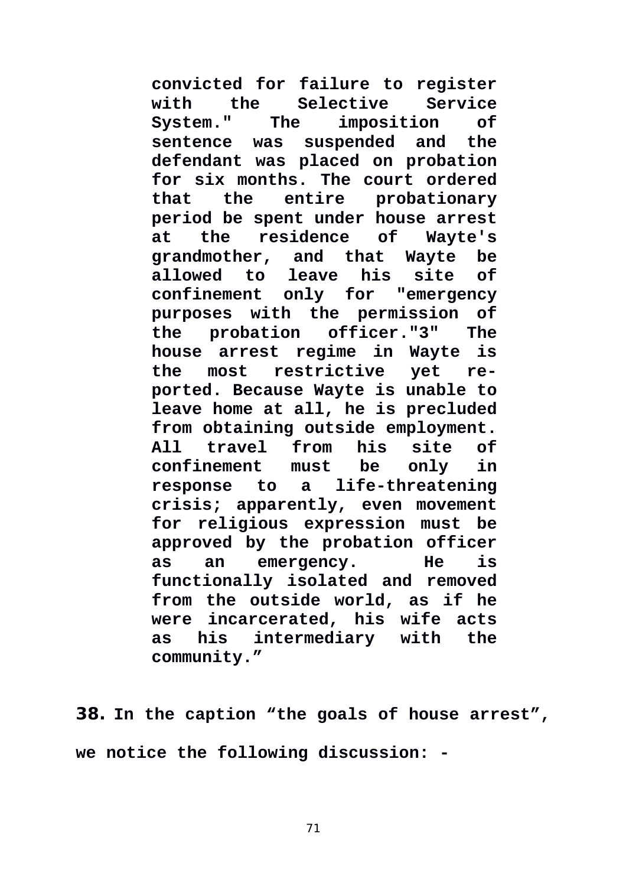> **convicted for failure to register with the Selective Service System." The imposition of sentence was suspended and the defendant was placed on probation for six months. The court ordered that the entire probationary period be spent under house arrest at the residence of Wayte's grandmother, and that Wayte be allowed to leave his site of confinement only for "emergency purposes with the permission of the probation officer."3" The house arrest regime in Wayte is the most restrictive yet reported. Because Wayte is unable to leave home at all, he is precluded from obtaining outside employment. All travel from his site of confinement must be only in response to a life-threatening crisis; apparently, even movement for religious expression must be approved by the probation officer as an emergency. He is functionally isolated and removed from the outside world, as if he were incarcerated, his wife acts as his intermediary with the community."**

**38.** **In the caption "the goals of house arrest", we notice the following discussion: -**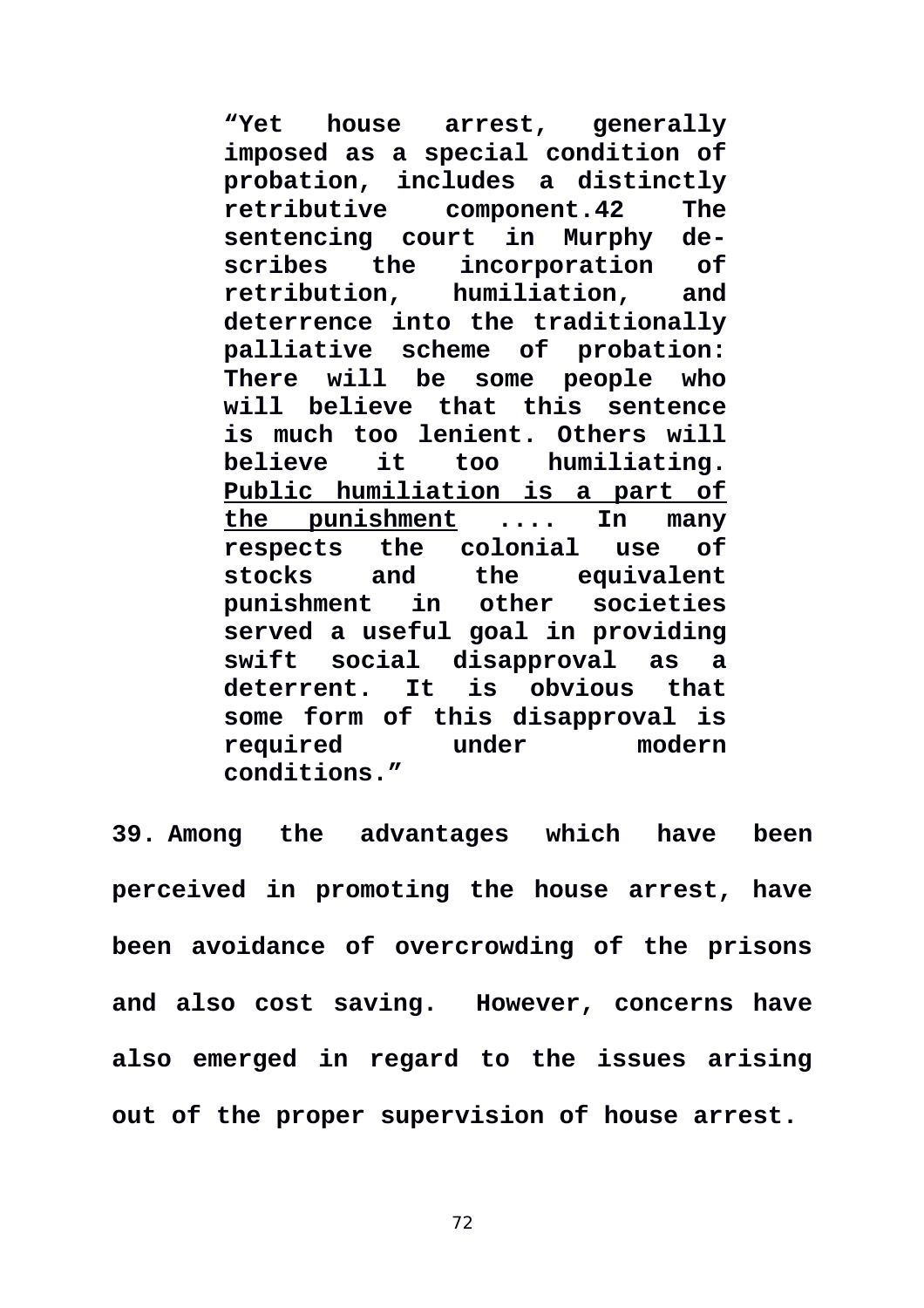> **"Yet house arrest, generally imposed as a special condition of probation, includes a distinctly retributive component.42 The sentencing court in Murphy describes the incorporation of retribution, humiliation, and deterrence into the traditionally palliative scheme of probation: There will be some people who will believe that this sentence is much too lenient. Others will believe it too humiliating. <u>Public humiliation is a part of the punishment</u> .... In many respects the colonial use of stocks and the equivalent punishment in other societies served a useful goal in providing swift social disapproval as a deterrent. It is obvious that some form of this disapproval is required under modern conditions."**

**39. Among the advantages which have been perceived in promoting the house arrest, have been avoidance of overcrowding of the prisons and also cost saving. However, concerns have also emerged in regard to the issues arising out of the proper supervision of house arrest.**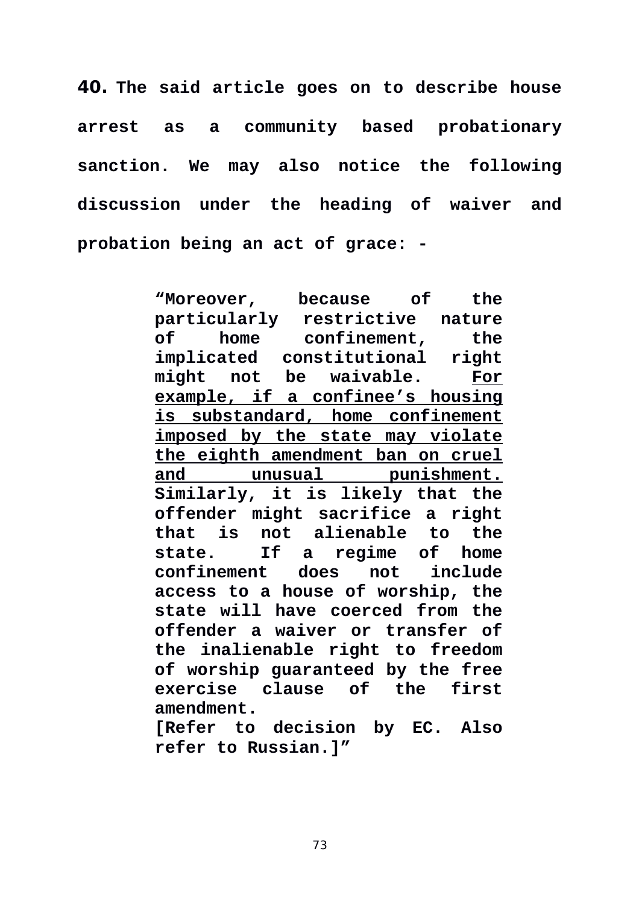**40.** **The said article goes on to describe house arrest as a community based probationary sanction. We may also notice the following discussion under the heading of waiver and probation being an act of grace: -**

> **"Moreover, because of the particularly restrictive nature of home confinement, the implicated constitutional right might not be waivable. <u>For example, if a confinee's housing is substandard, home confinement imposed by the state may violate the eighth amendment ban on cruel and unusual punishment.</u> Similarly, it is likely that the offender might sacrifice a right that is not alienable to the state. If a regime of home confinement does not include access to a house of worship, the state will have coerced from the offender a waiver or transfer of the inalienable right to freedom of worship guaranteed by the free exercise clause of the first amendment.**
>
> **[Refer to decision by EC. Also refer to Russian.]"**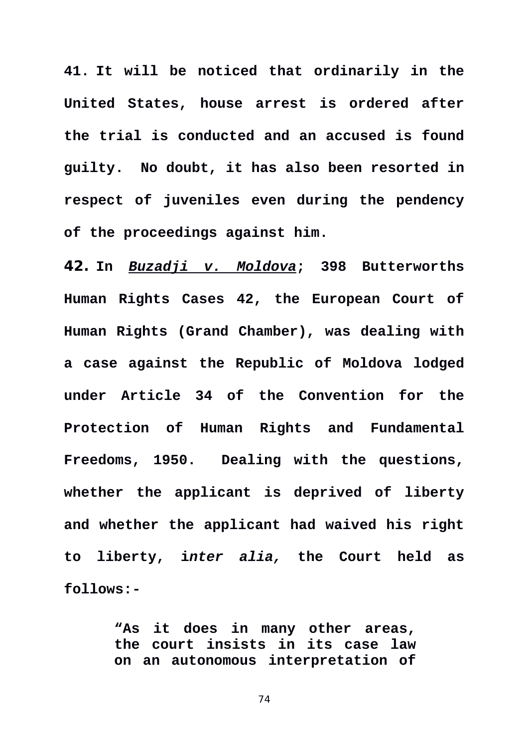**41.** **It will be noticed that ordinarily in the United States, house arrest is ordered after the trial is conducted and an accused is found guilty. No doubt, it has also been resorted in respect of juveniles even during the pendency of the proceedings against him.**

**42.** **In _Buzadji v. Moldova_; 398 Butterworths Human Rights Cases 42, the European Court of Human Rights (Grand Chamber), was dealing with a case against the Republic of Moldova lodged under Article 34 of the Convention for the Protection of Human Rights and Fundamental Freedoms, 1950. Dealing with the questions, whether the applicant is deprived of liberty and whether the applicant had waived his right to liberty, i*nter alia,* the Court held as follows:-**

> **"As it does in many other areas, the court insists in its case law on an autonomous interpretation of**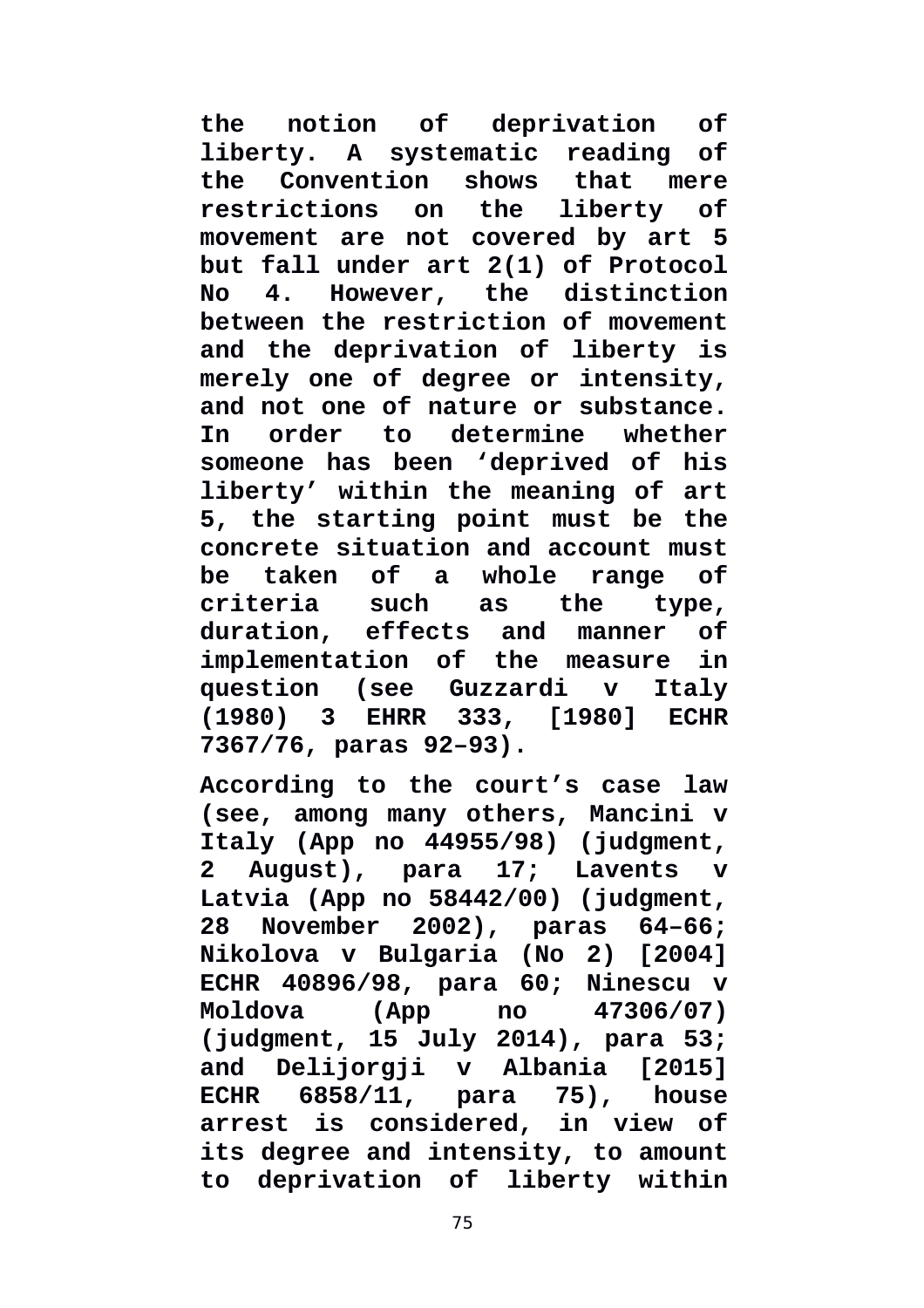**the notion of deprivation of liberty. A systematic reading of the Convention shows that mere restrictions on the liberty of movement are not covered by art 5 but fall under art 2(1) of Protocol No 4. However, the distinction between the restriction of movement and the deprivation of liberty is merely one of degree or intensity, and not one of nature or substance. In order to determine whether someone has been 'deprived of his liberty' within the meaning of art 5, the starting point must be the concrete situation and account must be taken of a whole range of criteria such as the type, duration, effects and manner of implementation of the measure in question (see Guzzardi v Italy (1980) 3 EHRR 333, [1980] ECHR 7367/76, paras 92–93).**

**According to the court's case law (see, among many others, Mancini v Italy (App no 44955/98) (judgment, 2 August), para 17; Lavents v Latvia (App no 58442/00) (judgment, 28 November 2002), paras 64–66; Nikolova v Bulgaria (No 2) [2004] ECHR 40896/98, para 60; Ninescu v Moldova (App no 47306/07) (judgment, 15 July 2014), para 53; and Delijorgji v Albania [2015] ECHR 6858/11, para 75), house arrest is considered, in view of its degree and intensity, to amount to deprivation of liberty within**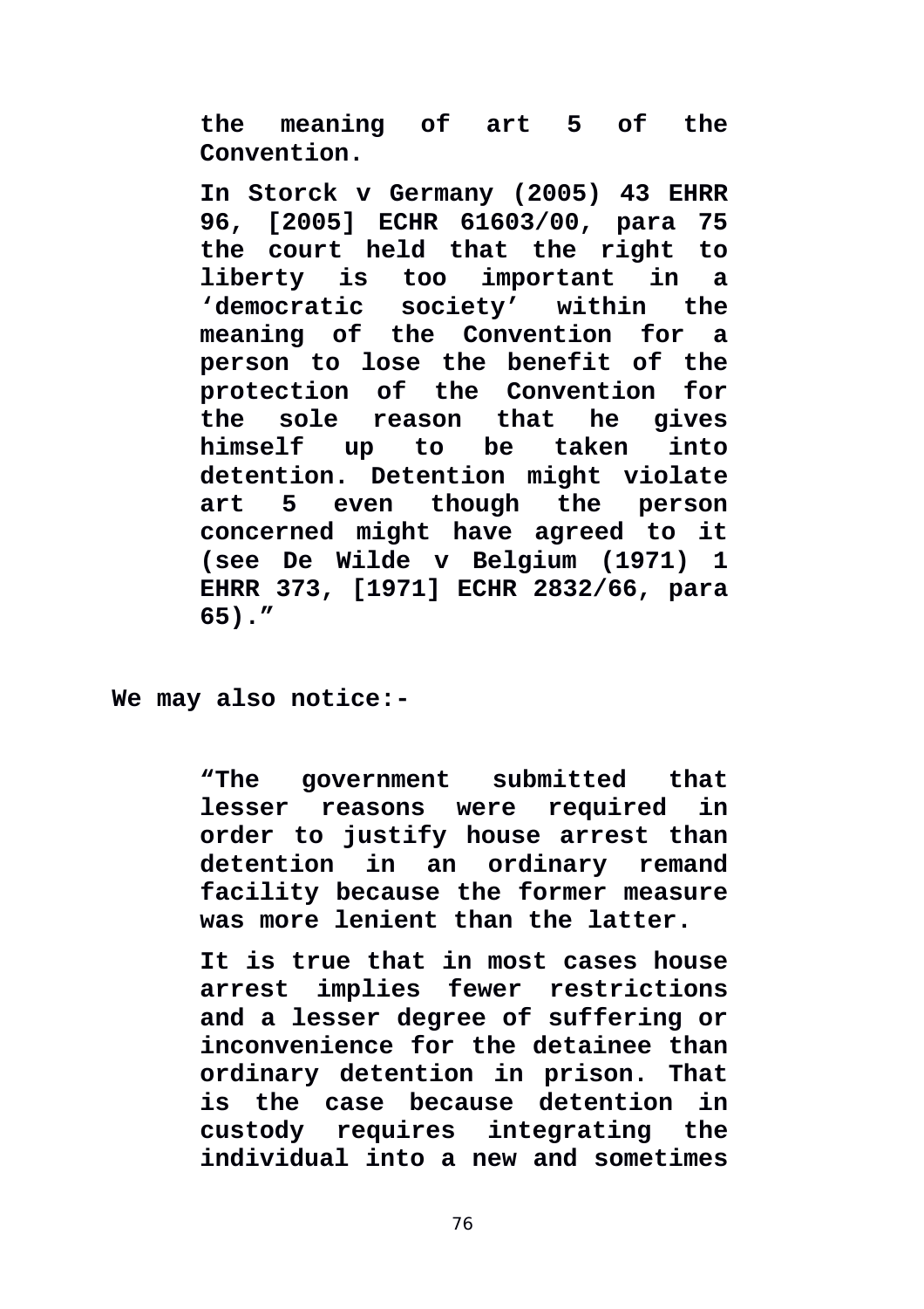> **the meaning of art 5 of the Convention.**
>
> **In Storck v Germany (2005) 43 EHRR 96, [2005] ECHR 61603/00, para 75 the court held that the right to liberty is too important in a 'democratic society' within the meaning of the Convention for a person to lose the benefit of the protection of the Convention for the sole reason that he gives himself up to be taken into detention. Detention might violate art 5 even though the person concerned might have agreed to it (see De Wilde v Belgium (1971) 1 EHRR 373, [1971] ECHR 2832/66, para 65)."**

**We may also notice:-**

> **"The government submitted that lesser reasons were required in order to justify house arrest than detention in an ordinary remand facility because the former measure was more lenient than the latter.**
>
> **It is true that in most cases house arrest implies fewer restrictions and a lesser degree of suffering or inconvenience for the detainee than ordinary detention in prison. That is the case because detention in custody requires integrating the individual into a new and sometimes**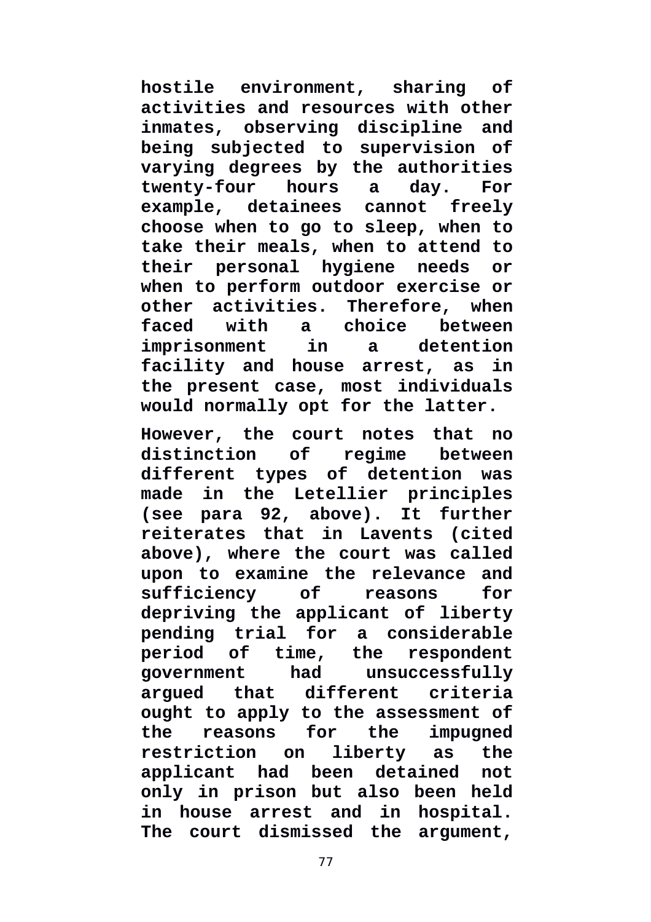**hostile environment, sharing of activities and resources with other inmates, observing discipline and being subjected to supervision of varying degrees by the authorities twenty-four hours a day. For example, detainees cannot freely choose when to go to sleep, when to take their meals, when to attend to their personal hygiene needs or when to perform outdoor exercise or other activities. Therefore, when faced with a choice between imprisonment in a detention facility and house arrest, as in the present case, most individuals would normally opt for the latter.**

**However, the court notes that no distinction of regime between different types of detention was made in the Letellier principles (see para 92, above). It further reiterates that in Lavents (cited above), where the court was called upon to examine the relevance and sufficiency of reasons for depriving the applicant of liberty pending trial for a considerable period of time, the respondent government had unsuccessfully argued that different criteria ought to apply to the assessment of the reasons for the impugned restriction on liberty as the applicant had been detained not only in prison but also been held in house arrest and in hospital. The court dismissed the argument,**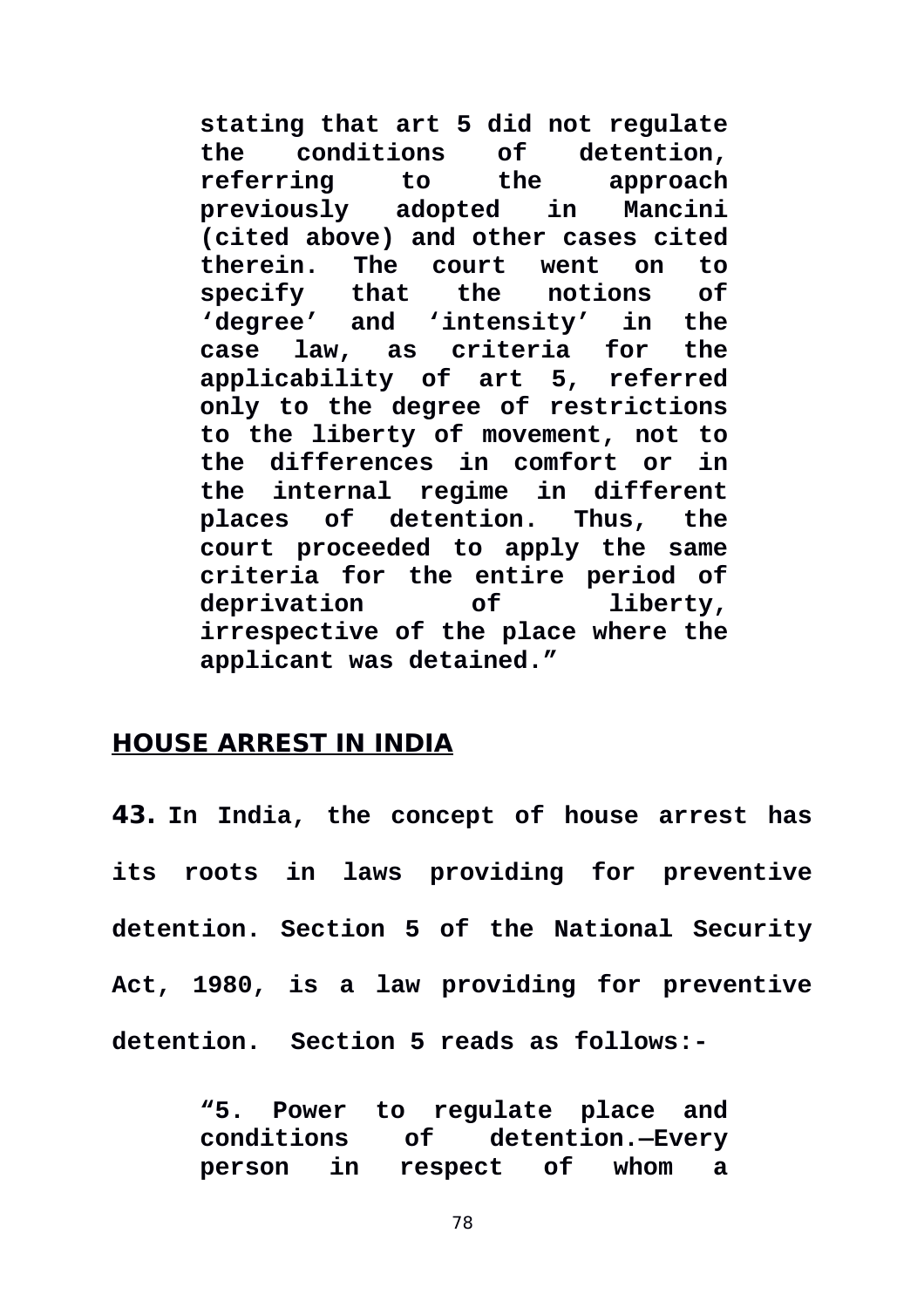> **stating that art 5 did not regulate the conditions of detention, referring to the approach previously adopted in Mancini (cited above) and other cases cited therein. The court went on to specify that the notions of 'degree' and 'intensity' in the case law, as criteria for the applicability of art 5, referred only to the degree of restrictions to the liberty of movement, not to the differences in comfort or in the internal regime in different places of detention. Thus, the court proceeded to apply the same criteria for the entire period of deprivation of liberty, irrespective of the place where the applicant was detained."**

## HOUSE ARREST IN INDIA

**43. In India, the concept of house arrest has its roots in laws providing for preventive detention. Section 5 of the National Security Act, 1980, is a law providing for preventive detention. Section 5 reads as follows:-**

> **"5. Power to regulate place and conditions of detention.—Every person in respect of whom a**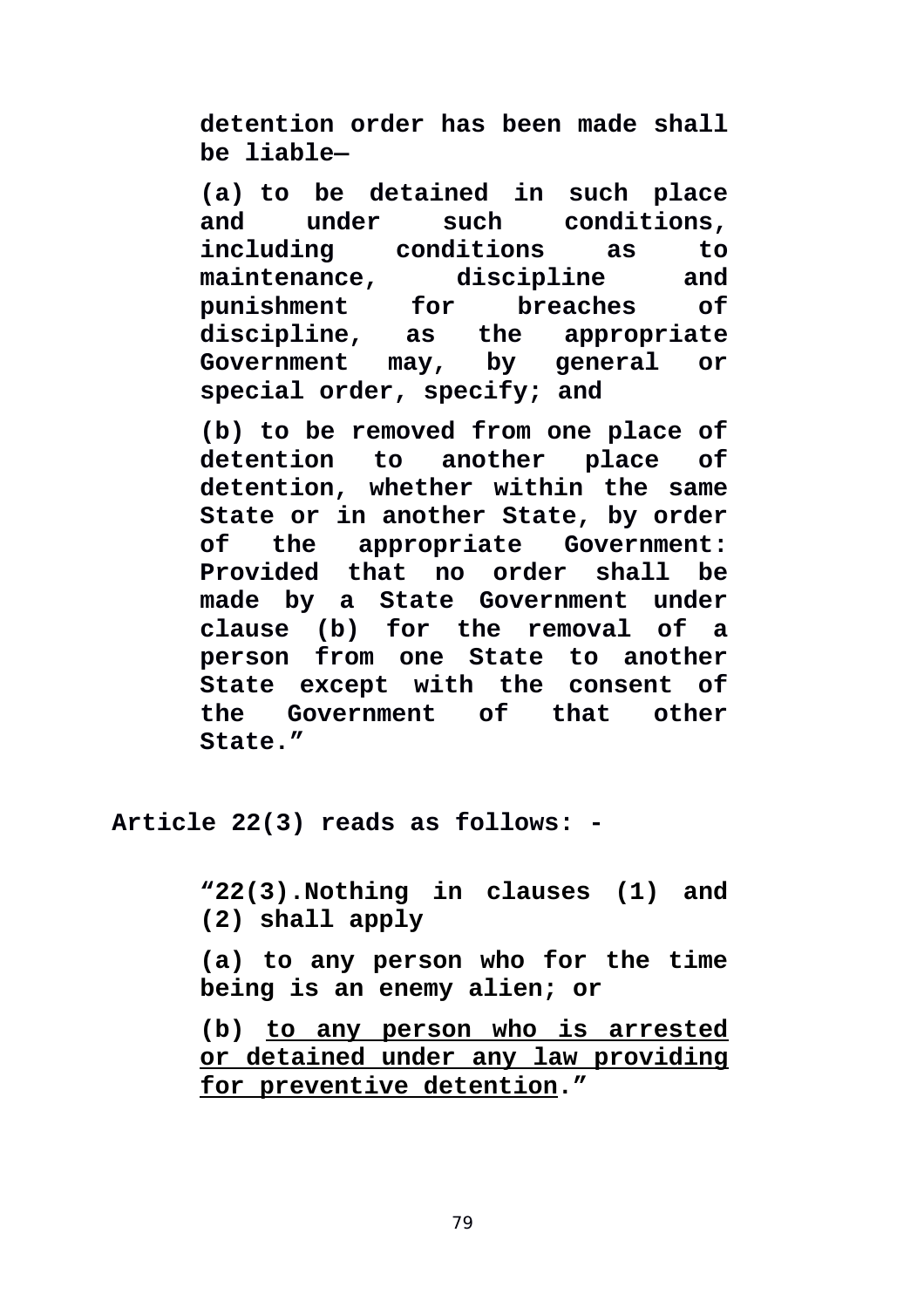> **detention order has been made shall be liable—**
>
> **(a) to be detained in such place and under such conditions, including conditions as to maintenance, discipline and punishment for breaches of discipline, as the appropriate Government may, by general or special order, specify; and**
>
> **(b) to be removed from one place of detention to another place of detention, whether within the same State or in another State, by order of the appropriate Government: Provided that no order shall be made by a State Government under clause (b) for the removal of a person from one State to another State except with the consent of the Government of that other State."**

**Article 22(3) reads as follows: -**

> **"22(3).Nothing in clauses (1) and (2) shall apply**
>
> **(a) to any person who for the time being is an enemy alien; or**
>
> **(b) <u>to any person who is arrested or detained under any law providing for preventive detention</u>."**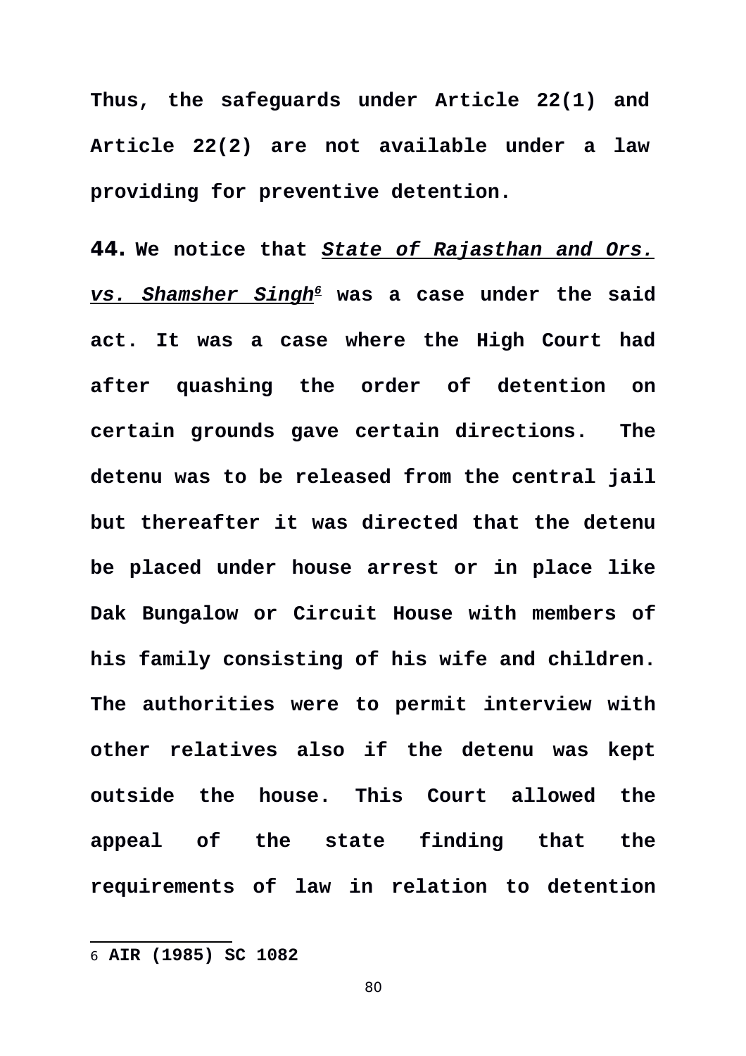**Thus, the safeguards under Article 22(1) and Article 22(2) are not available under a law providing for preventive detention.**

**44.** **We notice that *State of Rajasthan and Ors. vs. Shamsher Singh*[6] was a case under the said act. It was a case where the High Court had after quashing the order of detention on certain grounds gave certain directions. The detenu was to be released from the central jail but thereafter it was directed that the detenu be placed under house arrest or in place like Dak Bungalow or Circuit House with members of his family consisting of his wife and children. The authorities were to permit interview with other relatives also if the detenu was kept outside the house. This Court allowed the appeal of the state finding that the requirements of law in relation to detention**

---

6 **AIR (1985) SC 1082**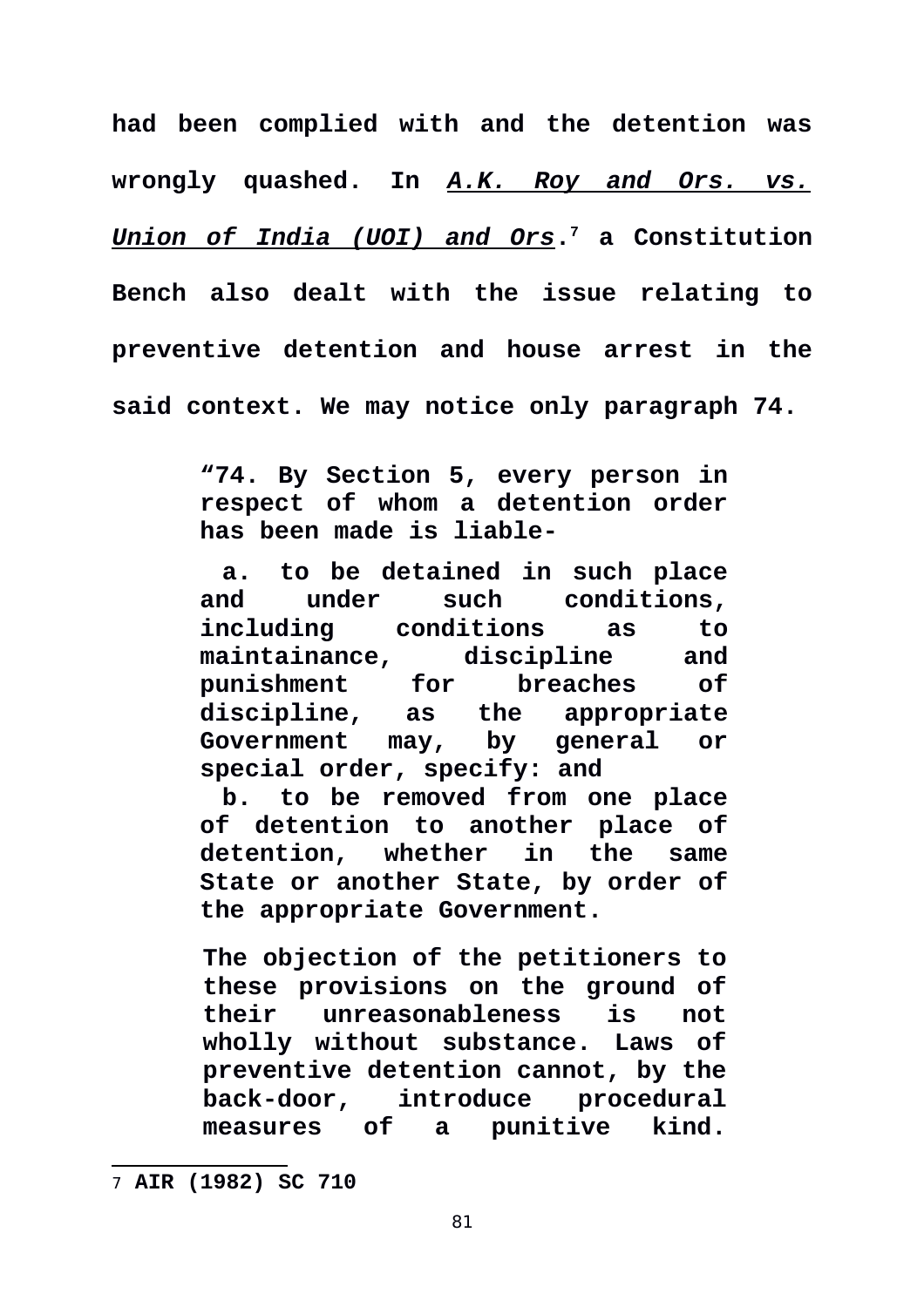**had been complied with and the detention was wrongly quashed. In *A.K. Roy and Ors. vs. Union of India (UOI) and Ors*.[7] a Constitution Bench also dealt with the issue relating to preventive detention and house arrest in the said context. We may notice only paragraph 74.**

> **"74. By Section 5, every person in respect of whom a detention order has been made is liable-**
>
> **a. to be detained in such place and under such conditions, including conditions as to maintainance, discipline and punishment for breaches of discipline, as the appropriate Government may, by general or special order, specify: and**
>
> **b. to be removed from one place of detention to another place of detention, whether in the same State or another State, by order of the appropriate Government.**
>
> **The objection of the petitioners to these provisions on the ground of their unreasonableness is not wholly without substance. Laws of preventive detention cannot, by the back-door, introduce procedural measures of a punitive kind.**

---

[7] **AIR (1982) SC 710**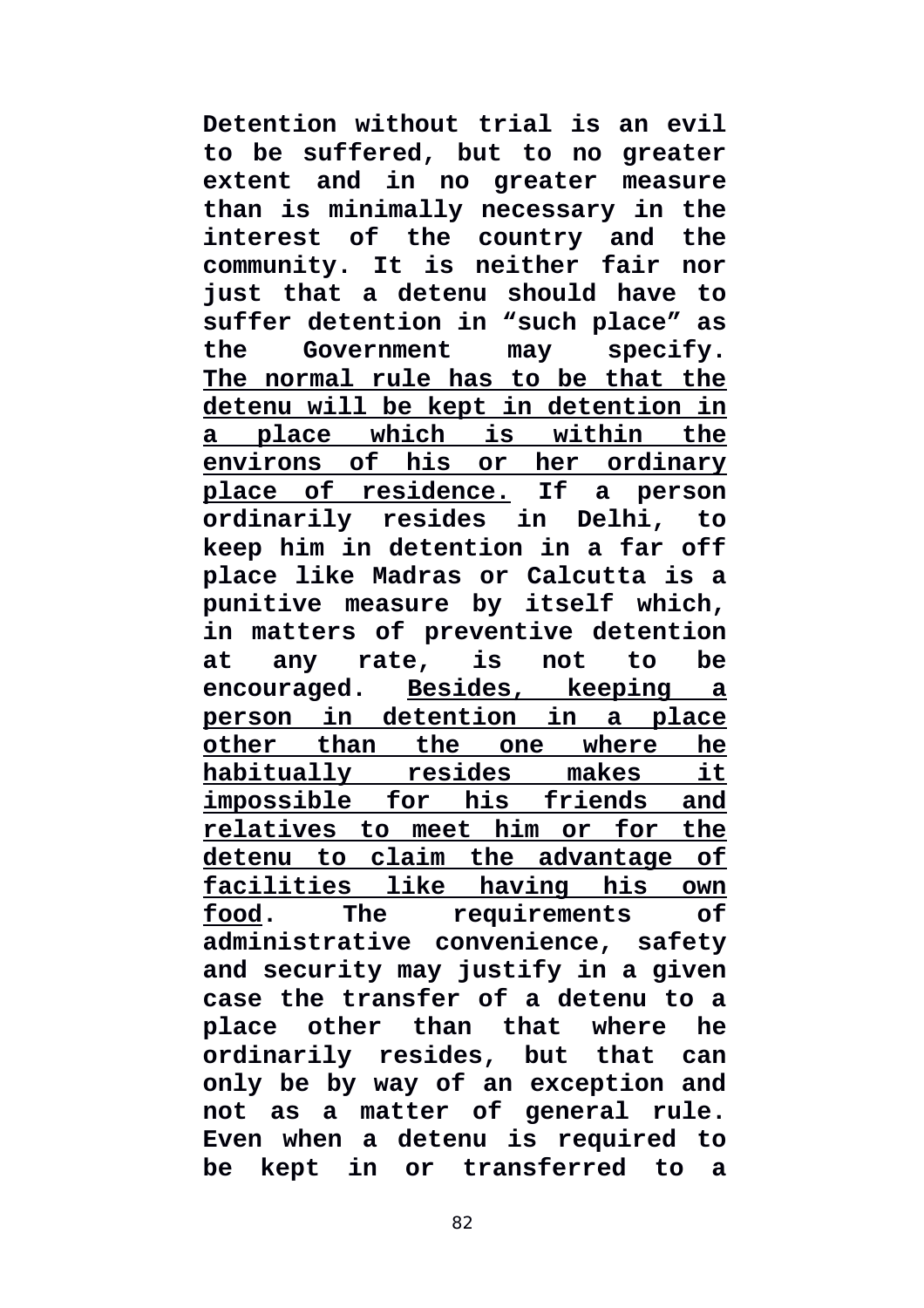**Detention without trial is an evil to be suffered, but to no greater extent and in no greater measure than is minimally necessary in the interest of the country and the community. It is neither fair nor just that a detenu should have to suffer detention in "such place" as the Government may specify. <u>The normal rule has to be that the detenu will be kept in detention in a place which is within the environs of his or her ordinary place of residence.</u> If a person ordinarily resides in Delhi, to keep him in detention in a far off place like Madras or Calcutta is a punitive measure by itself which, in matters of preventive detention at any rate, is not to be encouraged. <u>Besides, keeping a person in detention in a place other than the one where he habitually resides makes it impossible for his friends and relatives to meet him or for the detenu to claim the advantage of facilities like having his own food</u>. The requirements of administrative convenience, safety and security may justify in a given case the transfer of a detenu to a place other than that where he ordinarily resides, but that can only be by way of an exception and not as a matter of general rule. Even when a detenu is required to be kept in or transferred to a**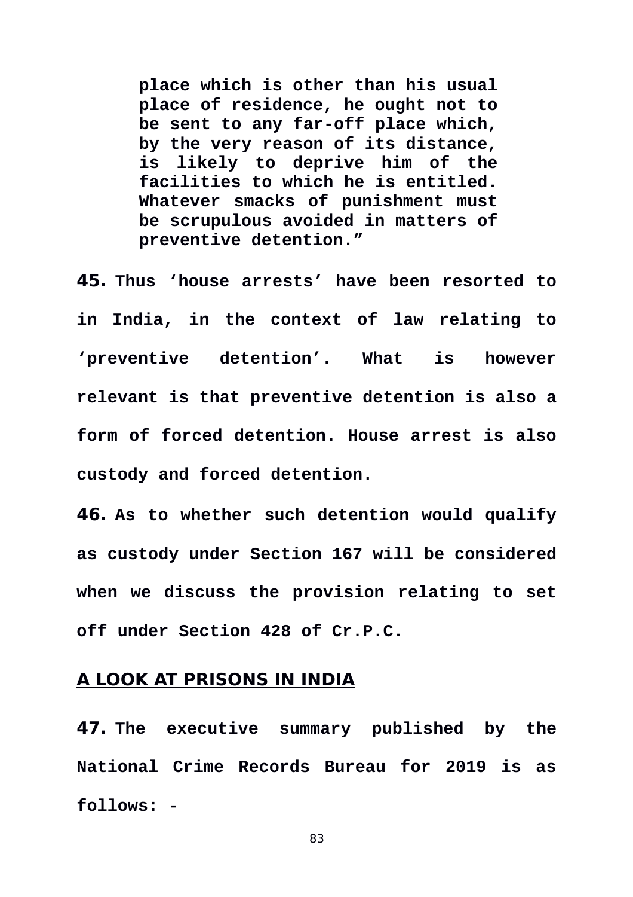> **place which is other than his usual place of residence, he ought not to be sent to any far-off place which, by the very reason of its distance, is likely to deprive him of the facilities to which he is entitled. Whatever smacks of punishment must be scrupulous avoided in matters of preventive detention.”**

**45.** **Thus ‘house arrests’ have been resorted to in India, in the context of law relating to ‘preventive detention’. What is however relevant is that preventive detention is also a form of forced detention. House arrest is also custody and forced detention.**

**46.** **As to whether such detention would qualify as custody under Section 167 will be considered when we discuss the provision relating to set off under Section 428 of Cr.P.C.**

## A LOOK AT PRISONS IN INDIA

**47.** **The executive summary published by the National Crime Records Bureau for 2019 is as follows: -**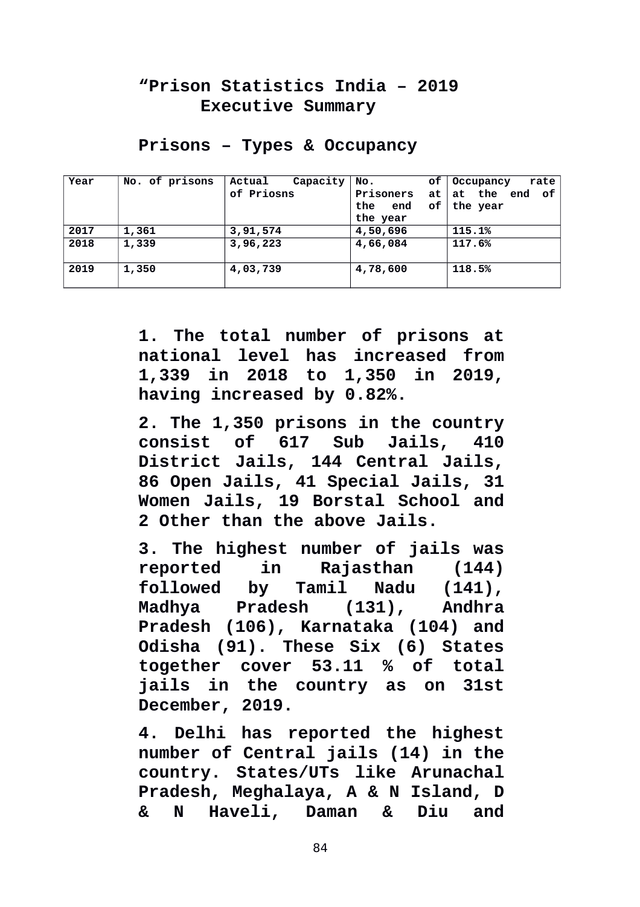## “Prison Statistics India – 2019 Executive Summary

### Prisons – Types & Occupancy

| Year | No. of prisons | Actual Capacity of Priosns | No. of Prisoners at the end of the year | Occupancy rate at the end of the year |
|---|---|---|---|---|
| 2017 | 1,361 | 3,91,574 | 4,50,696 | 115.1% |
| 2018 | 1,339 | 3,96,223 | 4,66,084 | 117.6% |
| 2019 | 1,350 | 4,03,739 | 4,78,600 | 118.5% |

**1. The total number of prisons at national level has increased from 1,339 in 2018 to 1,350 in 2019, having increased by 0.82%.**

**2. The 1,350 prisons in the country consist of 617 Sub Jails, 410 District Jails, 144 Central Jails, 86 Open Jails, 41 Special Jails, 31 Women Jails, 19 Borstal School and 2 Other than the above Jails.**

**3. The highest number of jails was reported in Rajasthan (144) followed by Tamil Nadu (141), Madhya Pradesh (131), Andhra Pradesh (106), Karnataka (104) and Odisha (91). These Six (6) States together cover 53.11 % of total jails in the country as on 31st December, 2019.**

**4. Delhi has reported the highest number of Central jails (14) in the country. States/UTs like Arunachal Pradesh, Meghalaya, A & N Island, D & N Haveli, Daman & Diu and**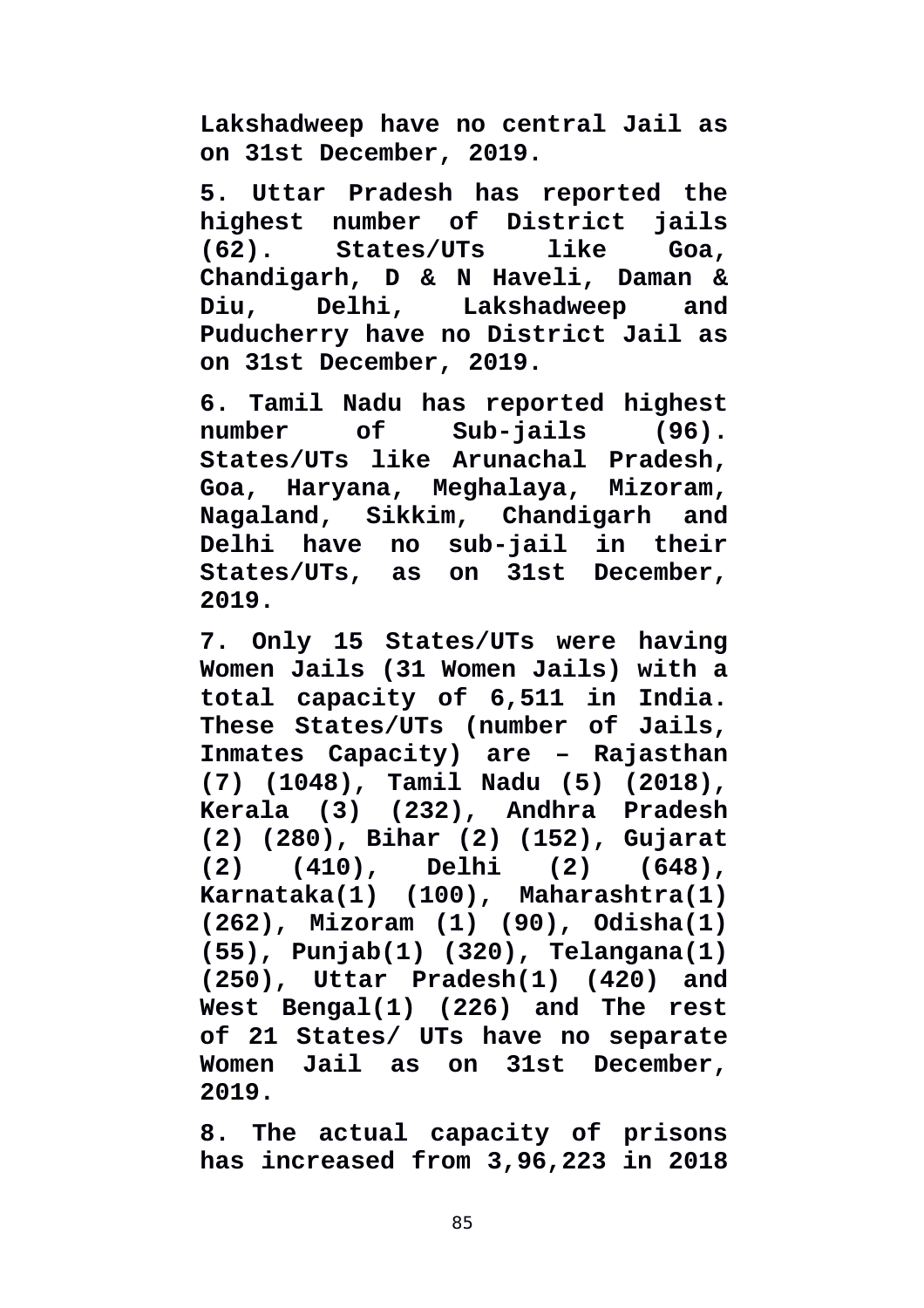**Lakshadweep have no central Jail as on 31st December, 2019.**

**5. Uttar Pradesh has reported the highest number of District jails (62). States/UTs like Goa, Chandigarh, D & N Haveli, Daman & Diu, Delhi, Lakshadweep and Puducherry have no District Jail as on 31st December, 2019.**

**6. Tamil Nadu has reported highest number of Sub-jails (96). States/UTs like Arunachal Pradesh, Goa, Haryana, Meghalaya, Mizoram, Nagaland, Sikkim, Chandigarh and Delhi have no sub-jail in their States/UTs, as on 31st December, 2019.**

**7. Only 15 States/UTs were having Women Jails (31 Women Jails) with a total capacity of 6,511 in India. These States/UTs (number of Jails, Inmates Capacity) are – Rajasthan (7) (1048), Tamil Nadu (5) (2018), Kerala (3) (232), Andhra Pradesh (2) (280), Bihar (2) (152), Gujarat (2) (410), Delhi (2) (648), Karnataka(1) (100), Maharashtra(1) (262), Mizoram (1) (90), Odisha(1) (55), Punjab(1) (320), Telangana(1) (250), Uttar Pradesh(1) (420) and West Bengal(1) (226) and The rest of 21 States/ UTs have no separate Women Jail as on 31st December, 2019.**

**8. The actual capacity of prisons has increased from 3,96,223 in 2018**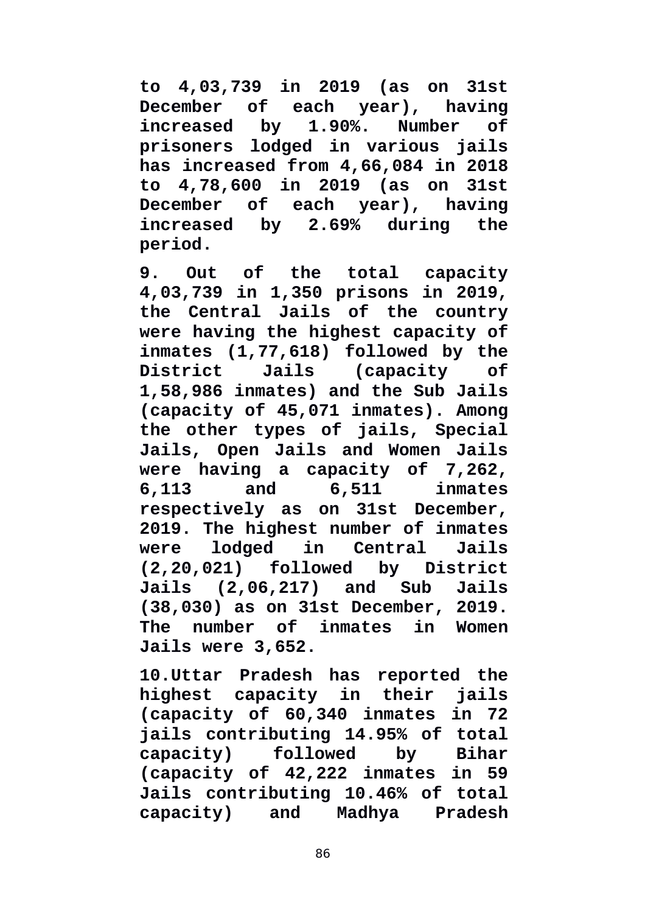**to 4,03,739 in 2019 (as on 31st December of each year), having increased by 1.90%. Number of prisoners lodged in various jails has increased from 4,66,084 in 2018 to 4,78,600 in 2019 (as on 31st December of each year), having increased by 2.69% during the period.**

**9. Out of the total capacity 4,03,739 in 1,350 prisons in 2019, the Central Jails of the country were having the highest capacity of inmates (1,77,618) followed by the District Jails (capacity of 1,58,986 inmates) and the Sub Jails (capacity of 45,071 inmates). Among the other types of jails, Special Jails, Open Jails and Women Jails were having a capacity of 7,262, 6,113 and 6,511 inmates respectively as on 31st December, 2019. The highest number of inmates were lodged in Central Jails (2,20,021) followed by District Jails (2,06,217) and Sub Jails (38,030) as on 31st December, 2019. The number of inmates in Women Jails were 3,652.**

**10.Uttar Pradesh has reported the highest capacity in their jails (capacity of 60,340 inmates in 72 jails contributing 14.95% of total capacity) followed by Bihar (capacity of 42,222 inmates in 59 Jails contributing 10.46% of total capacity) and Madhya Pradesh**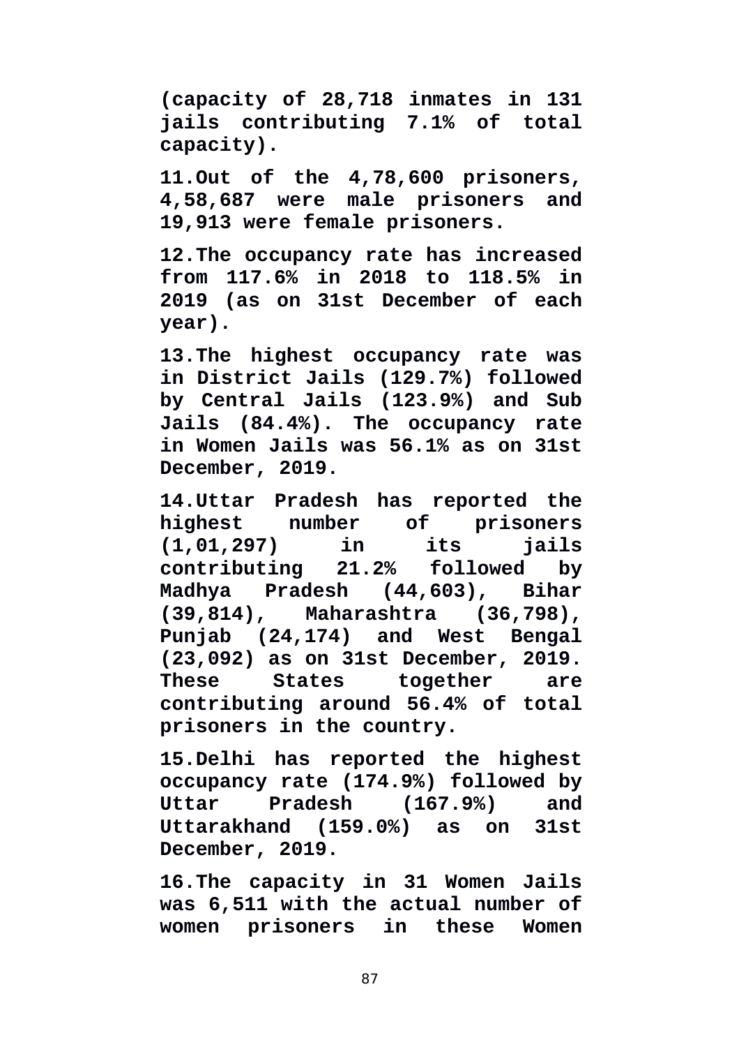**(capacity of 28,718 inmates in 131 jails contributing 7.1% of total capacity).**

**11.Out of the 4,78,600 prisoners, 4,58,687 were male prisoners and 19,913 were female prisoners.**

**12.The occupancy rate has increased from 117.6% in 2018 to 118.5% in 2019 (as on 31st December of each year).**

**13.The highest occupancy rate was in District Jails (129.7%) followed by Central Jails (123.9%) and Sub Jails (84.4%). The occupancy rate in Women Jails was 56.1% as on 31st December, 2019.**

**14.Uttar Pradesh has reported the highest number of prisoners (1,01,297) in its jails contributing 21.2% followed by Madhya Pradesh (44,603), Bihar (39,814), Maharashtra (36,798), Punjab (24,174) and West Bengal (23,092) as on 31st December, 2019. These States together are contributing around 56.4% of total prisoners in the country.**

**15.Delhi has reported the highest occupancy rate (174.9%) followed by Uttar Pradesh (167.9%) and Uttarakhand (159.0%) as on 31st December, 2019.**

**16.The capacity in 31 Women Jails was 6,511 with the actual number of women prisoners in these Women**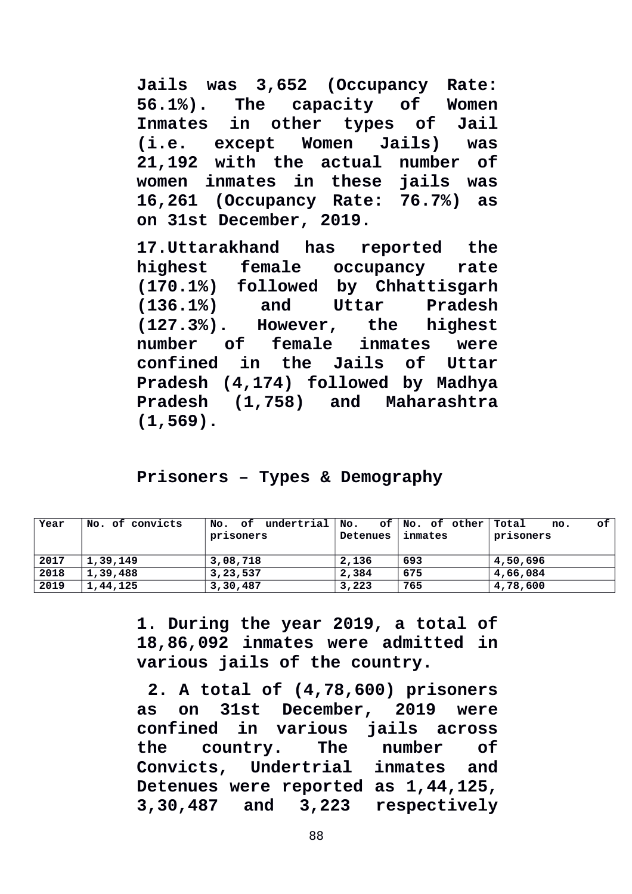**Jails was 3,652 (Occupancy Rate: 56.1%). The capacity of Women Inmates in other types of Jail (i.e. except Women Jails) was 21,192 with the actual number of women inmates in these jails was 16,261 (Occupancy Rate: 76.7%) as on 31st December, 2019.**

**17.Uttarakhand has reported the highest female occupancy rate (170.1%) followed by Chhattisgarh (136.1%) and Uttar Pradesh (127.3%). However, the highest number of female inmates were confined in the Jails of Uttar Pradesh (4,174) followed by Madhya Pradesh (1,758) and Maharashtra (1,569).**

**Prisoners – Types & Demography**

| Year | No. of convicts | No. of undertrial prisoners | No. of Detenues | No. of other inmates | Total no. of prisoners |
|---|---|---|---|---|---|
| 2017 | 1,39,149 | 3,08,718 | 2,136 | 693 | 4,50,696 |
| 2018 | 1,39,488 | 3,23,537 | 2,384 | 675 | 4,66,084 |
| 2019 | 1,44,125 | 3,30,487 | 3,223 | 765 | 4,78,600 |

**1. During the year 2019, a total of 18,86,092 inmates were admitted in various jails of the country.**

**2. A total of (4,78,600) prisoners as on 31st December, 2019 were confined in various jails across the country. The number of Convicts, Undertrial inmates and Detenues were reported as 1,44,125, 3,30,487 and 3,223 respectively**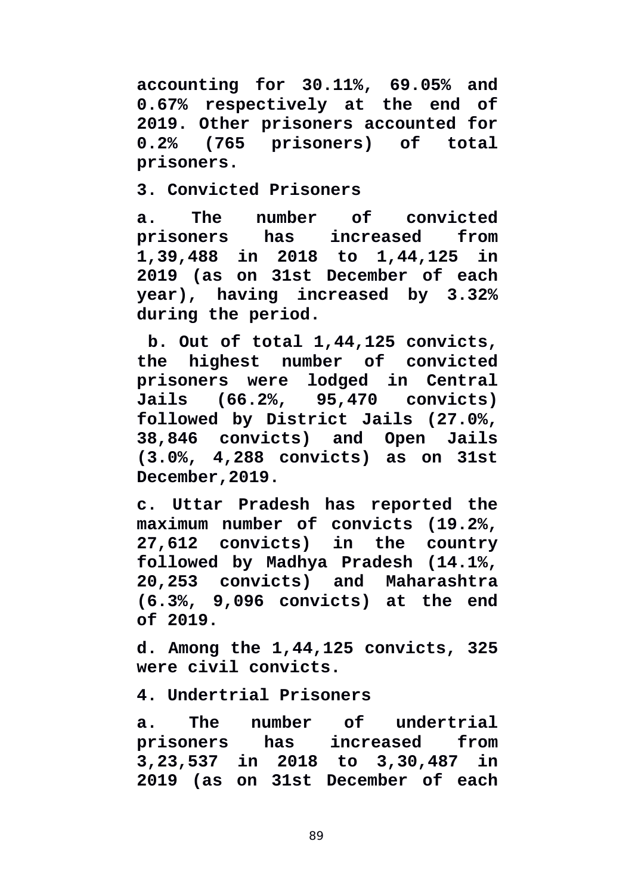**accounting for 30.11%, 69.05% and 0.67% respectively at the end of 2019. Other prisoners accounted for 0.2% (765 prisoners) of total prisoners.**

**3. Convicted Prisoners**

**a. The number of convicted prisoners has increased from 1,39,488 in 2018 to 1,44,125 in 2019 (as on 31st December of each year), having increased by 3.32% during the period.**

**b. Out of total 1,44,125 convicts, the highest number of convicted prisoners were lodged in Central Jails (66.2%, 95,470 convicts) followed by District Jails (27.0%, 38,846 convicts) and Open Jails (3.0%, 4,288 convicts) as on 31st December,2019.**

**c. Uttar Pradesh has reported the maximum number of convicts (19.2%, 27,612 convicts) in the country followed by Madhya Pradesh (14.1%, 20,253 convicts) and Maharashtra (6.3%, 9,096 convicts) at the end of 2019.**

**d. Among the 1,44,125 convicts, 325 were civil convicts.**

**4. Undertrial Prisoners**

**a. The number of undertrial prisoners has increased from 3,23,537 in 2018 to 3,30,487 in 2019 (as on 31st December of each**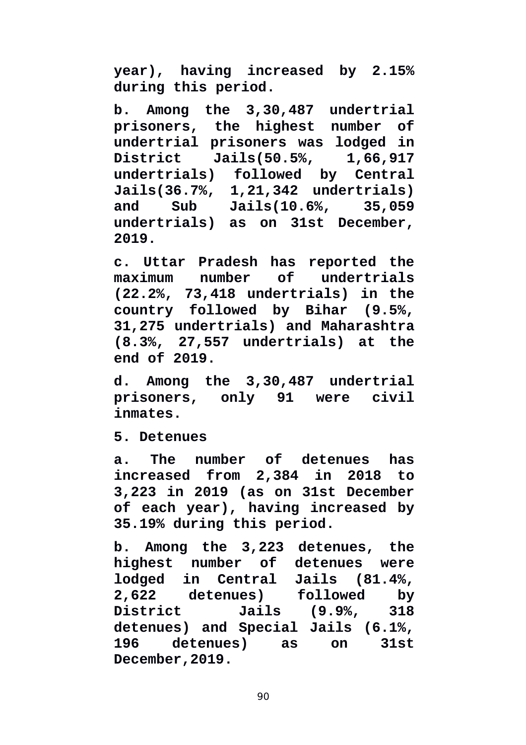**year), having increased by 2.15% during this period.**

**b. Among the 3,30,487 undertrial prisoners, the highest number of undertrial prisoners was lodged in District Jails(50.5%, 1,66,917 undertrials) followed by Central Jails(36.7%, 1,21,342 undertrials) and Sub Jails(10.6%, 35,059 undertrials) as on 31st December, 2019.**

**c. Uttar Pradesh has reported the maximum number of undertrials (22.2%, 73,418 undertrials) in the country followed by Bihar (9.5%, 31,275 undertrials) and Maharashtra (8.3%, 27,557 undertrials) at the end of 2019.**

**d. Among the 3,30,487 undertrial prisoners, only 91 were civil inmates.**

**5. Detenues**

**a. The number of detenues has increased from 2,384 in 2018 to 3,223 in 2019 (as on 31st December of each year), having increased by 35.19% during this period.**

**b. Among the 3,223 detenues, the highest number of detenues were lodged in Central Jails (81.4%, 2,622 detenues) followed by District Jails (9.9%, 318 detenues) and Special Jails (6.1%, 196 detenues) as on 31st December,2019.**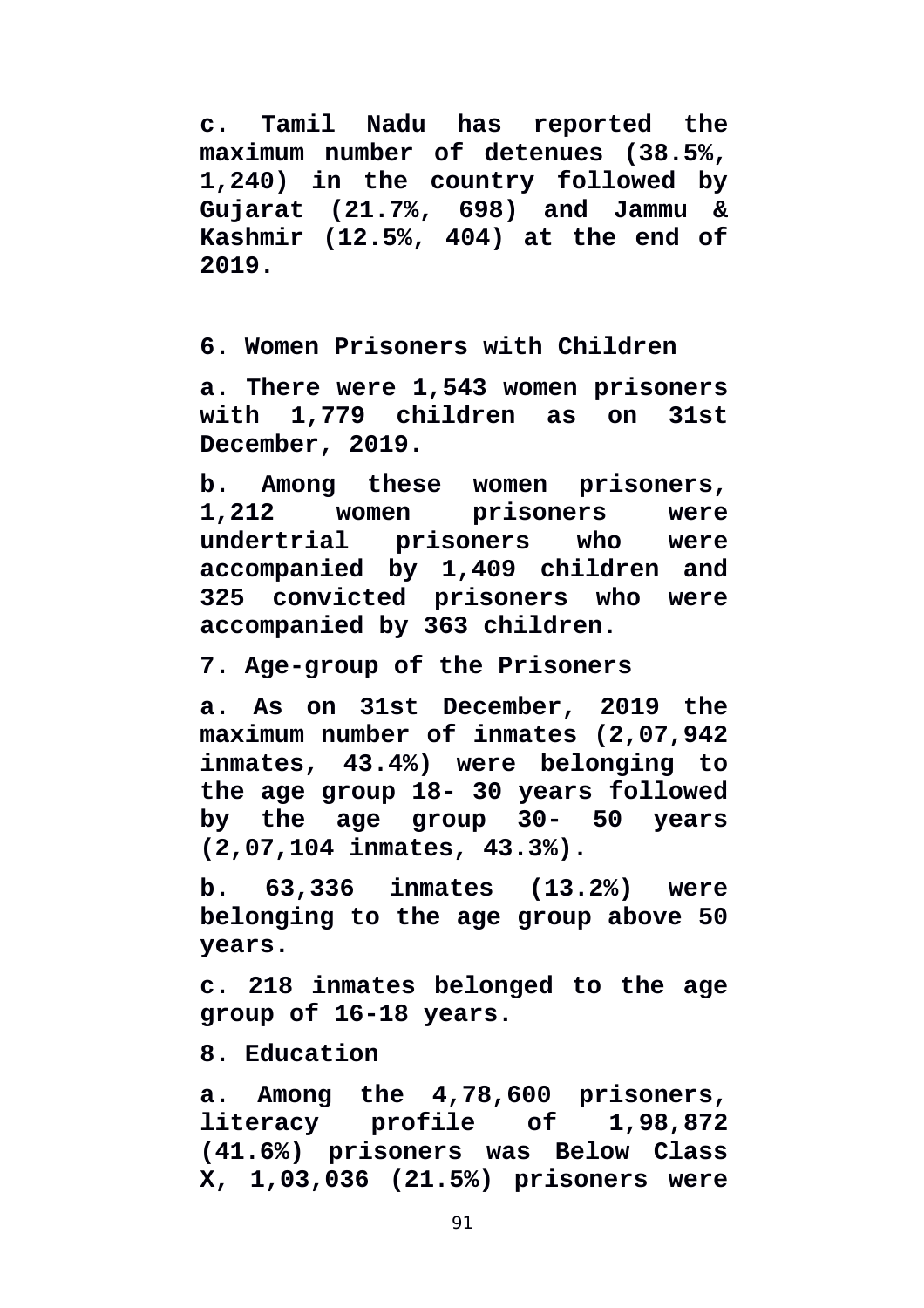**c. Tamil Nadu has reported the maximum number of detenues (38.5%, 1,240) in the country followed by Gujarat (21.7%, 698) and Jammu & Kashmir (12.5%, 404) at the end of 2019.**

**6. Women Prisoners with Children**

**a. There were 1,543 women prisoners with 1,779 children as on 31st December, 2019.**

**b. Among these women prisoners, 1,212 women prisoners were undertrial prisoners who were accompanied by 1,409 children and 325 convicted prisoners who were accompanied by 363 children.**

**7. Age-group of the Prisoners**

**a. As on 31st December, 2019 the maximum number of inmates (2,07,942 inmates, 43.4%) were belonging to the age group 18- 30 years followed by the age group 30- 50 years (2,07,104 inmates, 43.3%).**

**b. 63,336 inmates (13.2%) were belonging to the age group above 50 years.**

**c. 218 inmates belonged to the age group of 16-18 years.**

**8. Education**

**a. Among the 4,78,600 prisoners, literacy profile of 1,98,872 (41.6%) prisoners was Below Class X, 1,03,036 (21.5%) prisoners were**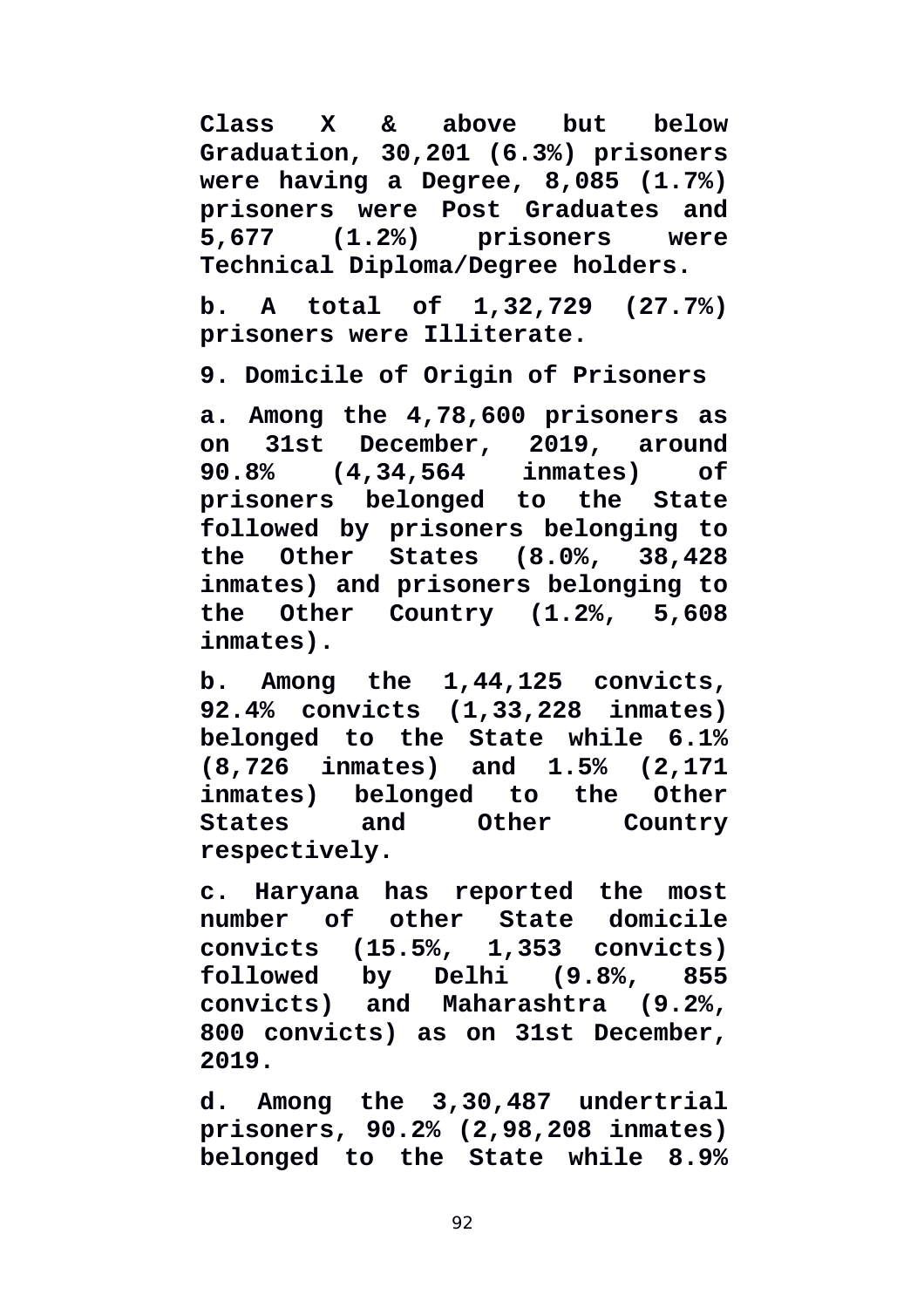**Class X & above but below Graduation, 30,201 (6.3%) prisoners were having a Degree, 8,085 (1.7%) prisoners were Post Graduates and 5,677 (1.2%) prisoners were Technical Diploma/Degree holders.**

**b. A total of 1,32,729 (27.7%) prisoners were Illiterate.**

**9. Domicile of Origin of Prisoners**

**a. Among the 4,78,600 prisoners as on 31st December, 2019, around 90.8% (4,34,564 inmates) of prisoners belonged to the State followed by prisoners belonging to the Other States (8.0%, 38,428 inmates) and prisoners belonging to the Other Country (1.2%, 5,608 inmates).**

**b. Among the 1,44,125 convicts, 92.4% convicts (1,33,228 inmates) belonged to the State while 6.1% (8,726 inmates) and 1.5% (2,171 inmates) belonged to the Other States and Other Country respectively.**

**c. Haryana has reported the most number of other State domicile convicts (15.5%, 1,353 convicts) followed by Delhi (9.8%, 855 convicts) and Maharashtra (9.2%, 800 convicts) as on 31st December, 2019.**

**d. Among the 3,30,487 undertrial prisoners, 90.2% (2,98,208 inmates) belonged to the State while 8.9%**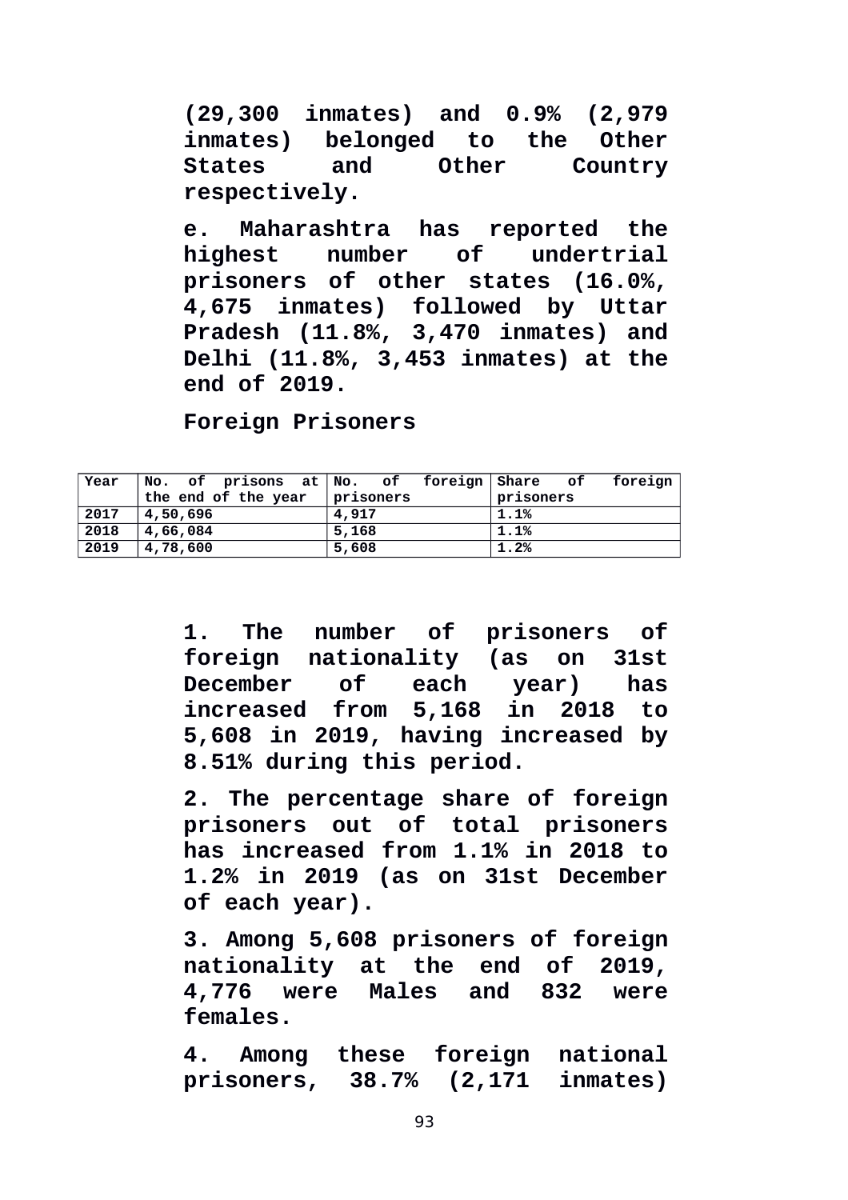**(29,300 inmates) and 0.9% (2,979 inmates) belonged to the Other States and Other Country respectively.**

**e. Maharashtra has reported the highest number of undertrial prisoners of other states (16.0%, 4,675 inmates) followed by Uttar Pradesh (11.8%, 3,470 inmates) and Delhi (11.8%, 3,453 inmates) at the end of 2019.**

**Foreign Prisoners**

| Year | No. of prisons at the end of the year | No. of foreign prisoners | Share of foreign prisoners |
|---|---|---|---|
| 2017 | 4,50,696 | 4,917 | 1.1% |
| 2018 | 4,66,084 | 5,168 | 1.1% |
| 2019 | 4,78,600 | 5,608 | 1.2% |

**1. The number of prisoners of foreign nationality (as on 31st December of each year) has increased from 5,168 in 2018 to 5,608 in 2019, having increased by 8.51% during this period.**

**2. The percentage share of foreign prisoners out of total prisoners has increased from 1.1% in 2018 to 1.2% in 2019 (as on 31st December of each year).**

**3. Among 5,608 prisoners of foreign nationality at the end of 2019, 4,776 were Males and 832 were females.**

**4. Among these foreign national prisoners, 38.7% (2,171 inmates)**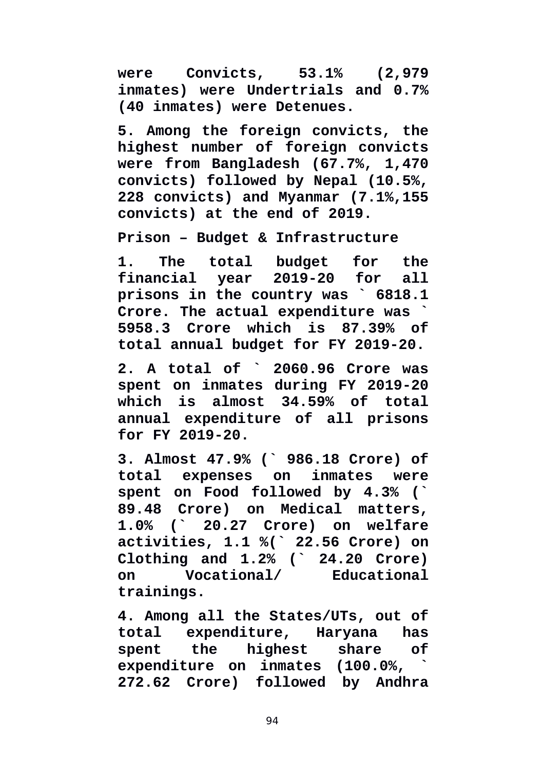were Convicts, 53.1% (2,979 inmates) were Undertrials and 0.7% (40 inmates) were Detenues.

5. Among the foreign convicts, the highest number of foreign convicts were from Bangladesh (67.7%, 1,470 convicts) followed by Nepal (10.5%, 228 convicts) and Myanmar (7.1%,155 convicts) at the end of 2019.

**Prison – Budget & Infrastructure**

1. The total budget for the financial year 2019-20 for all prisons in the country was ` 6818.1 Crore. The actual expenditure was ` 5958.3 Crore which is 87.39% of total annual budget for FY 2019-20.

2. A total of ` 2060.96 Crore was spent on inmates during FY 2019-20 which is almost 34.59% of total annual expenditure of all prisons for FY 2019-20.

3. Almost 47.9% (` 986.18 Crore) of total expenses on inmates were spent on Food followed by 4.3% (` 89.48 Crore) on Medical matters, 1.0% (` 20.27 Crore) on welfare activities, 1.1 %(` 22.56 Crore) on Clothing and 1.2% (` 24.20 Crore) on Vocational/ Educational trainings.

4. Among all the States/UTs, out of total expenditure, Haryana has spent the highest share of expenditure on inmates (100.0%, ` 272.62 Crore) followed by Andhra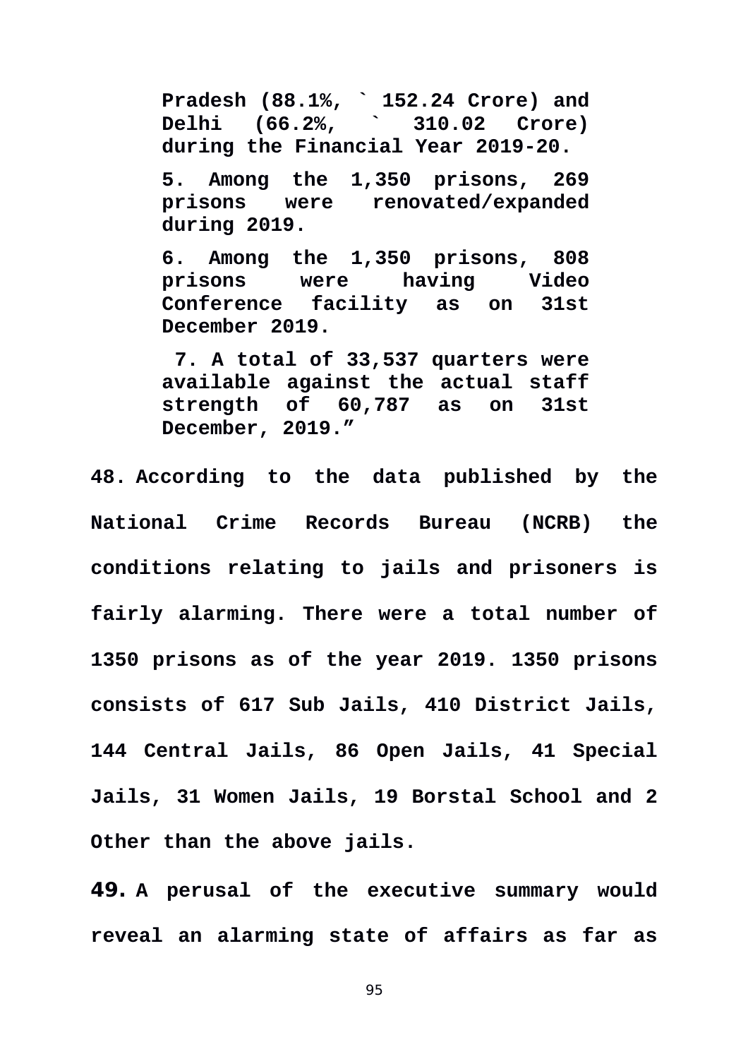> **Pradesh (88.1%, ` 152.24 Crore) and Delhi (66.2%, ` 310.02 Crore) during the Financial Year 2019-20.**
>
> **5. Among the 1,350 prisons, 269 prisons were renovated/expanded during 2019.**
>
> **6. Among the 1,350 prisons, 808 prisons were having Video Conference facility as on 31st December 2019.**
>
> **7. A total of 33,537 quarters were available against the actual staff strength of 60,787 as on 31st December, 2019."**

**48. According to the data published by the National Crime Records Bureau (NCRB) the conditions relating to jails and prisoners is fairly alarming. There were a total number of 1350 prisons as of the year 2019. 1350 prisons consists of 617 Sub Jails, 410 District Jails, 144 Central Jails, 86 Open Jails, 41 Special Jails, 31 Women Jails, 19 Borstal School and 2 Other than the above jails.**

**49. A perusal of the executive summary would reveal an alarming state of affairs as far as**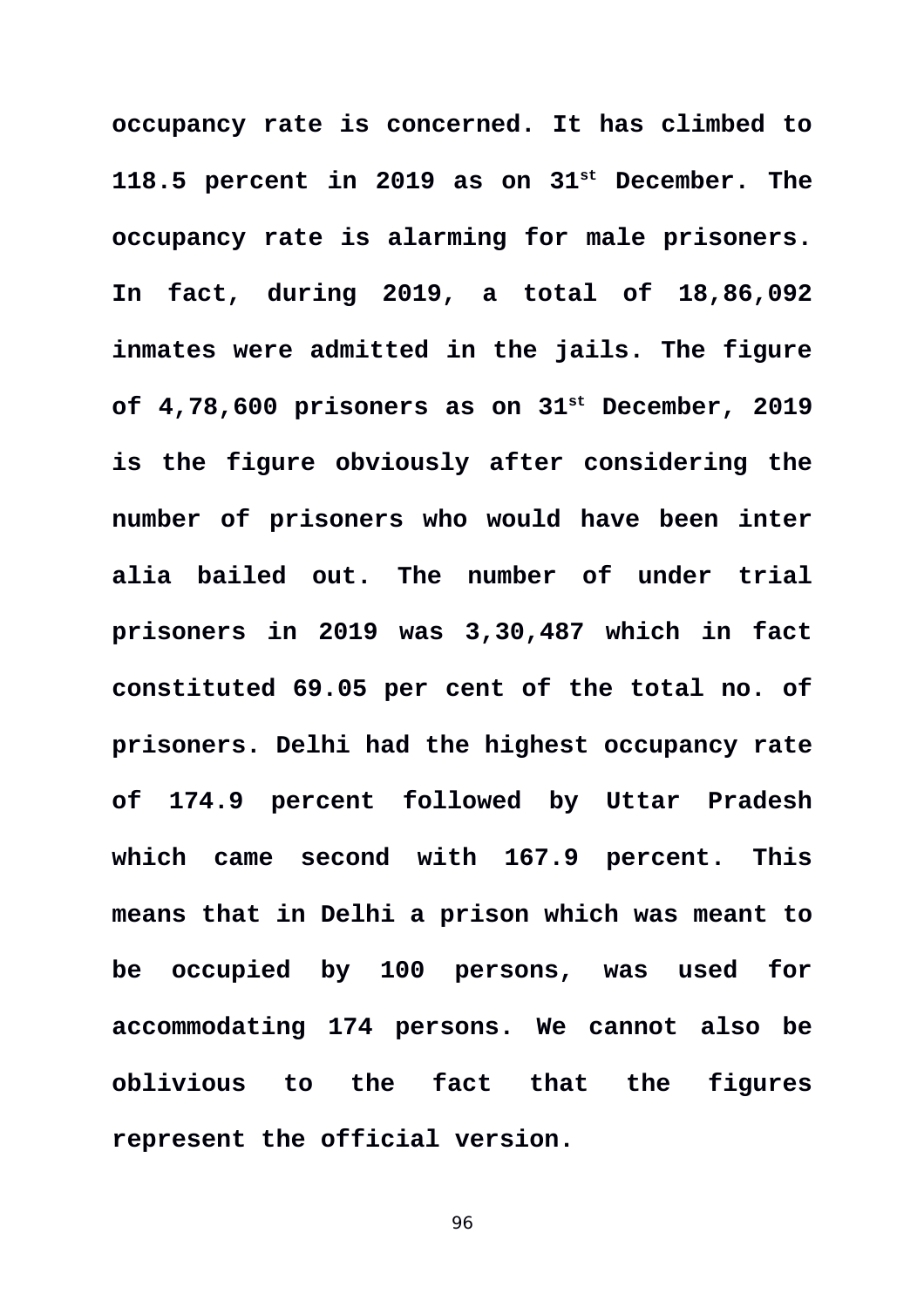occupancy rate is concerned. It has climbed to 118.5 percent in 2019 as on 31st December. The occupancy rate is alarming for male prisoners. In fact, during 2019, a total of 18,86,092 inmates were admitted in the jails. The figure of 4,78,600 prisoners as on 31st December, 2019 is the figure obviously after considering the number of prisoners who would have been inter alia bailed out. The number of under trial prisoners in 2019 was 3,30,487 which in fact constituted 69.05 per cent of the total no. of prisoners. Delhi had the highest occupancy rate of 174.9 percent followed by Uttar Pradesh which came second with 167.9 percent. This means that in Delhi a prison which was meant to be occupied by 100 persons, was used for accommodating 174 persons. We cannot also be oblivious to the fact that the figures represent the official version.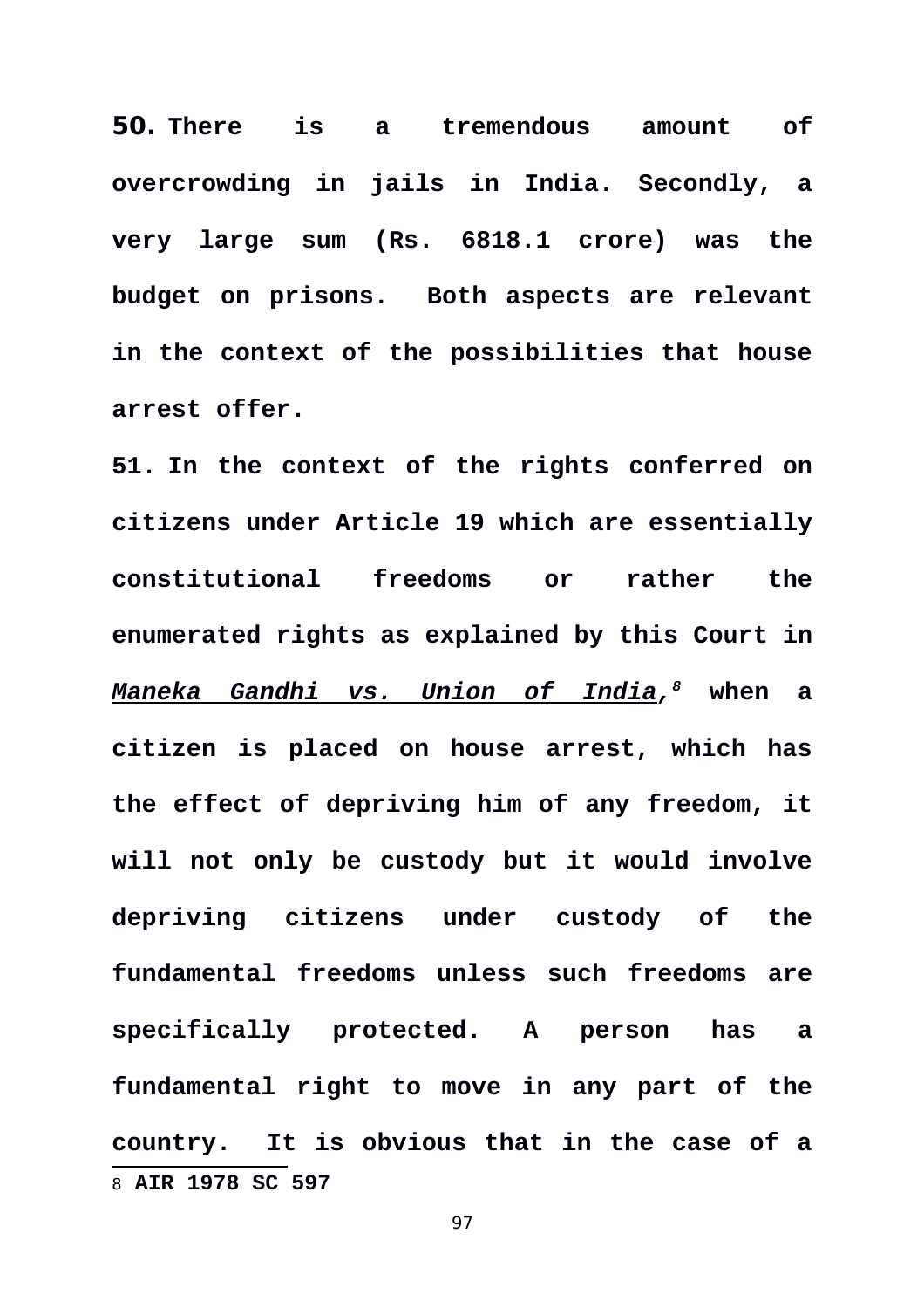**50. There is a tremendous amount of overcrowding in jails in India. Secondly, a very large sum (Rs. 6818.1 crore) was the budget on prisons. Both aspects are relevant in the context of the possibilities that house arrest offer.**

**51. In the context of the rights conferred on citizens under Article 19 which are essentially constitutional freedoms or rather the enumerated rights as explained by this Court in *Maneka Gandhi vs. Union of India*,[8] when a citizen is placed on house arrest, which has the effect of depriving him of any freedom, it will not only be custody but it would involve depriving citizens under custody of the fundamental freedoms unless such freedoms are specifically protected. A person has a fundamental right to move in any part of the country. It is obvious that in the case of a**

---

8 **AIR 1978 SC 597**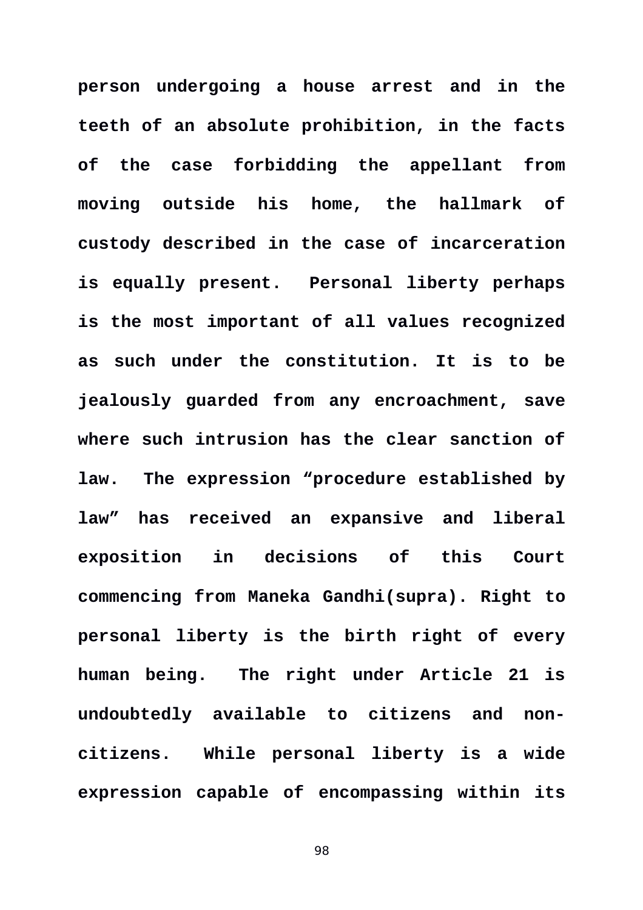**person undergoing a house arrest and in the teeth of an absolute prohibition, in the facts of the case forbidding the appellant from moving outside his home, the hallmark of custody described in the case of incarceration is equally present. Personal liberty perhaps is the most important of all values recognized as such under the constitution. It is to be jealously guarded from any encroachment, save where such intrusion has the clear sanction of law. The expression "procedure established by law" has received an expansive and liberal exposition in decisions of this Court commencing from Maneka Gandhi(supra). Right to personal liberty is the birth right of every human being. The right under Article 21 is undoubtedly available to citizens and non-citizens. While personal liberty is a wide expression capable of encompassing within its**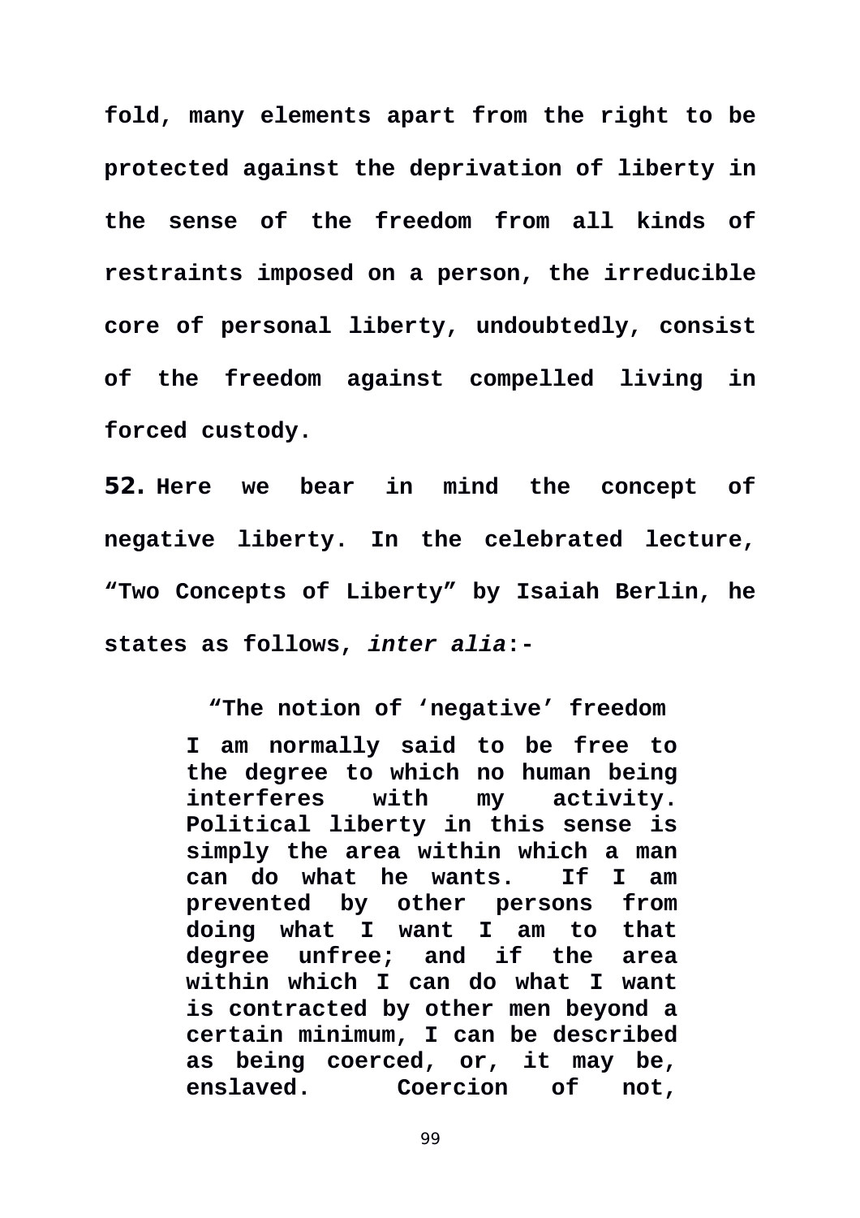**fold, many elements apart from the right to be protected against the deprivation of liberty in the sense of the freedom from all kinds of restraints imposed on a person, the irreducible core of personal liberty, undoubtedly, consist of the freedom against compelled living in forced custody.**

**52. Here we bear in mind the concept of negative liberty. In the celebrated lecture, "Two Concepts of Liberty" by Isaiah Berlin, he states as follows, *inter alia*:-**

> **"The notion of 'negative' freedom**
>
> **I am normally said to be free to the degree to which no human being interferes with my activity. Political liberty in this sense is simply the area within which a man can do what he wants. If I am prevented by other persons from doing what I want I am to that degree unfree; and if the area within which I can do what I want is contracted by other men beyond a certain minimum, I can be described as being coerced, or, it may be, enslaved. Coercion of not,**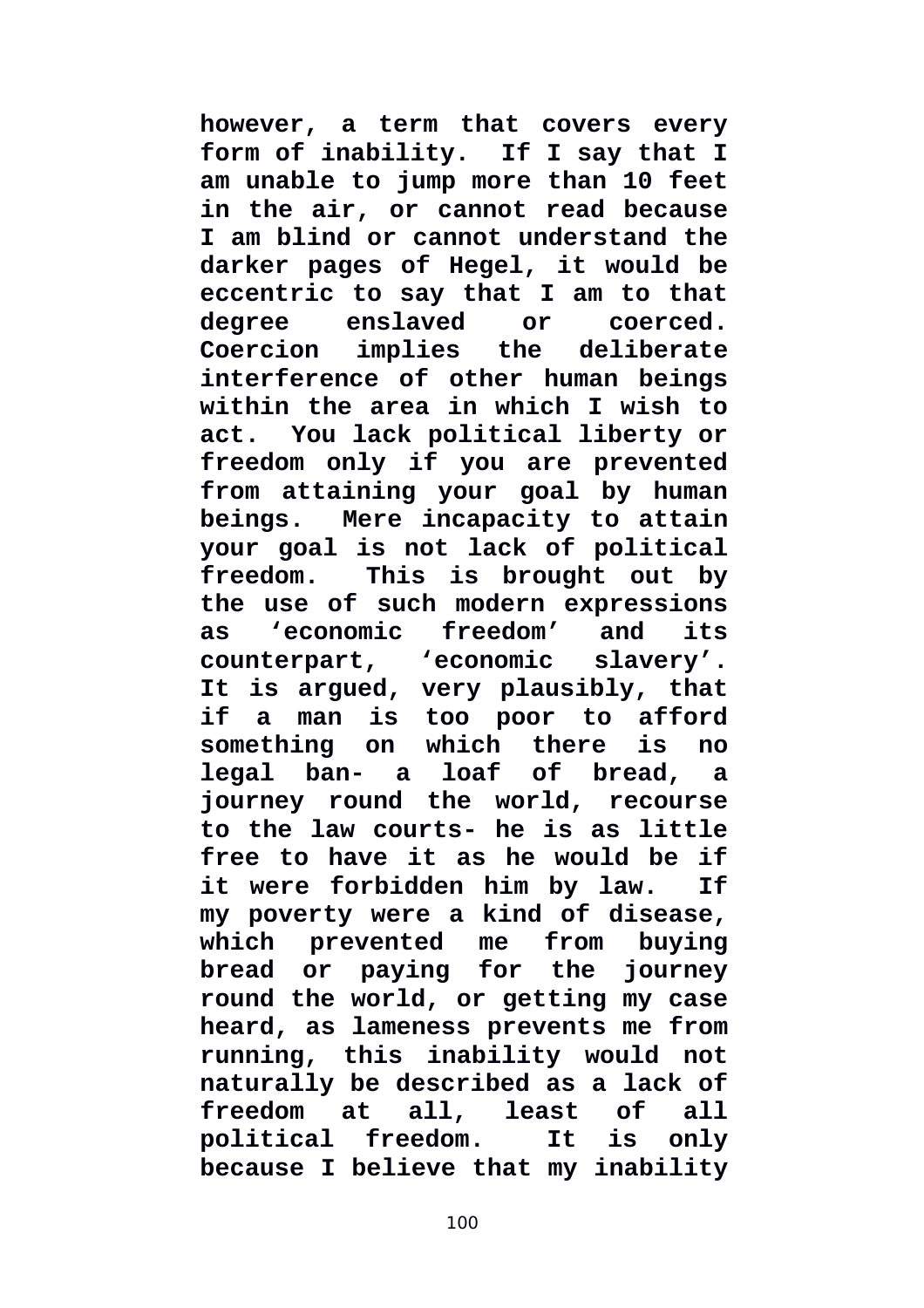however, a term that covers every form of inability. If I say that I am unable to jump more than 10 feet in the air, or cannot read because I am blind or cannot understand the darker pages of Hegel, it would be eccentric to say that I am to that degree enslaved or coerced. Coercion implies the deliberate interference of other human beings within the area in which I wish to act. You lack political liberty or freedom only if you are prevented from attaining your goal by human beings. Mere incapacity to attain your goal is not lack of political freedom. This is brought out by the use of such modern expressions as ‘economic freedom’ and its counterpart, ‘economic slavery’. It is argued, very plausibly, that if a man is too poor to afford something on which there is no legal ban- a loaf of bread, a journey round the world, recourse to the law courts- he is as little free to have it as he would be if it were forbidden him by law. If my poverty were a kind of disease, which prevented me from buying bread or paying for the journey round the world, or getting my case heard, as lameness prevents me from running, this inability would not naturally be described as a lack of freedom at all, least of all political freedom. It is only because I believe that my inability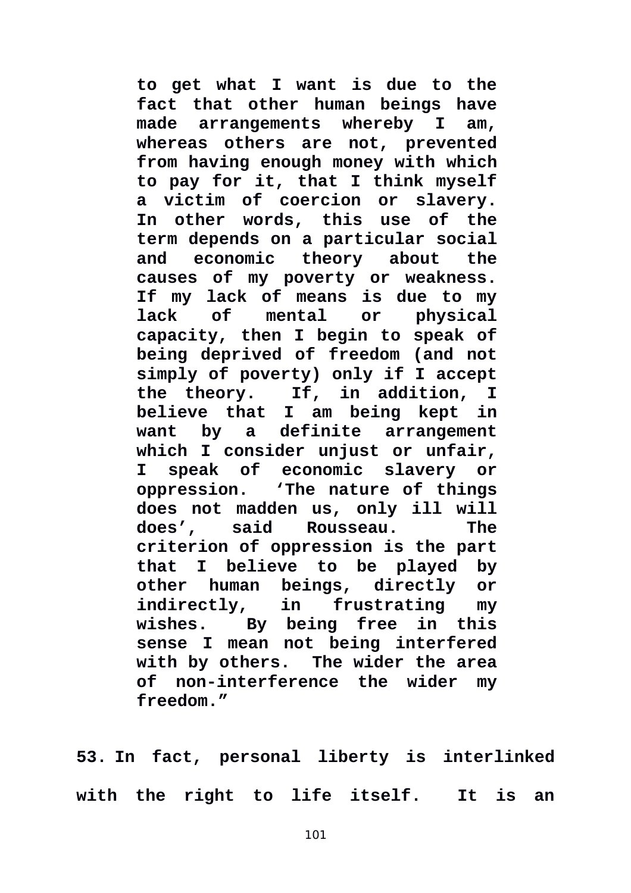> **to get what I want is due to the fact that other human beings have made arrangements whereby I am, whereas others are not, prevented from having enough money with which to pay for it, that I think myself a victim of coercion or slavery. In other words, this use of the term depends on a particular social and economic theory about the causes of my poverty or weakness. If my lack of means is due to my lack of mental or physical capacity, then I begin to speak of being deprived of freedom (and not simply of poverty) only if I accept the theory. If, in addition, I believe that I am being kept in want by a definite arrangement which I consider unjust or unfair, I speak of economic slavery or oppression. 'The nature of things does not madden us, only ill will does', said Rousseau. The criterion of oppression is the part that I believe to be played by other human beings, directly or indirectly, in frustrating my wishes. By being free in this sense I mean not being interfered with by others. The wider the area of non-interference the wider my freedom."**

**53. In fact, personal liberty is interlinked with the right to life itself. It is an**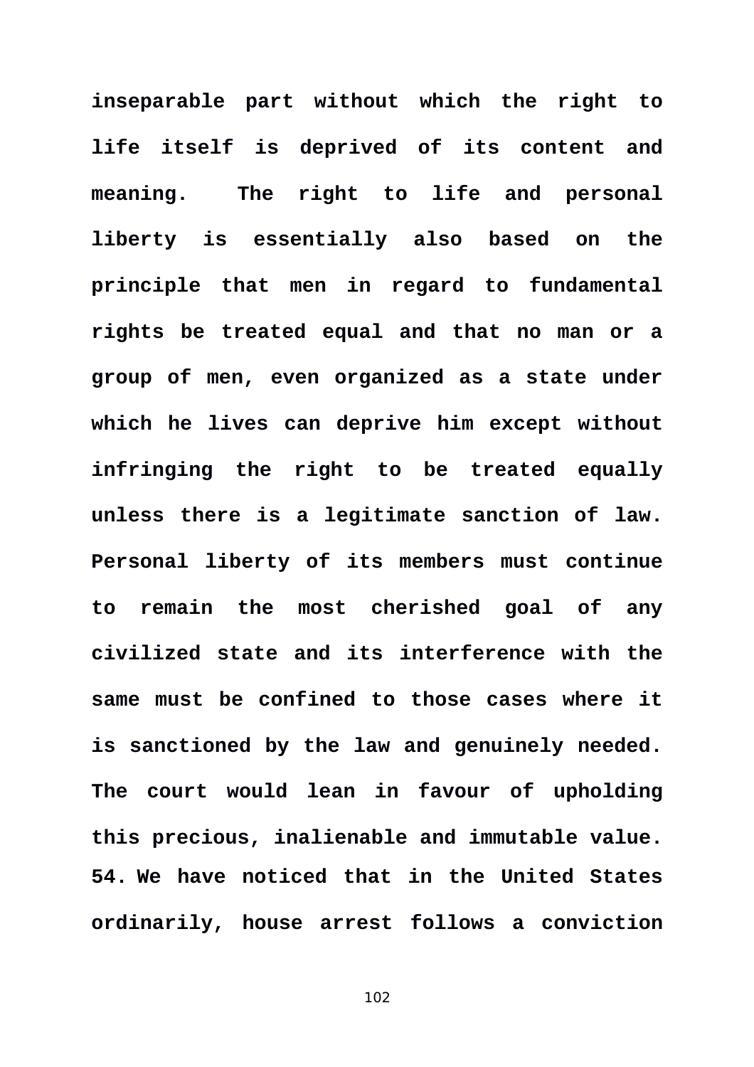**inseparable part without which the right to life itself is deprived of its content and meaning. The right to life and personal liberty is essentially also based on the principle that men in regard to fundamental rights be treated equal and that no man or a group of men, even organized as a state under which he lives can deprive him except without infringing the right to be treated equally unless there is a legitimate sanction of law. Personal liberty of its members must continue to remain the most cherished goal of any civilized state and its interference with the same must be confined to those cases where it is sanctioned by the law and genuinely needed. The court would lean in favour of upholding this precious, inalienable and immutable value.**

**54. We have noticed that in the United States ordinarily, house arrest follows a conviction**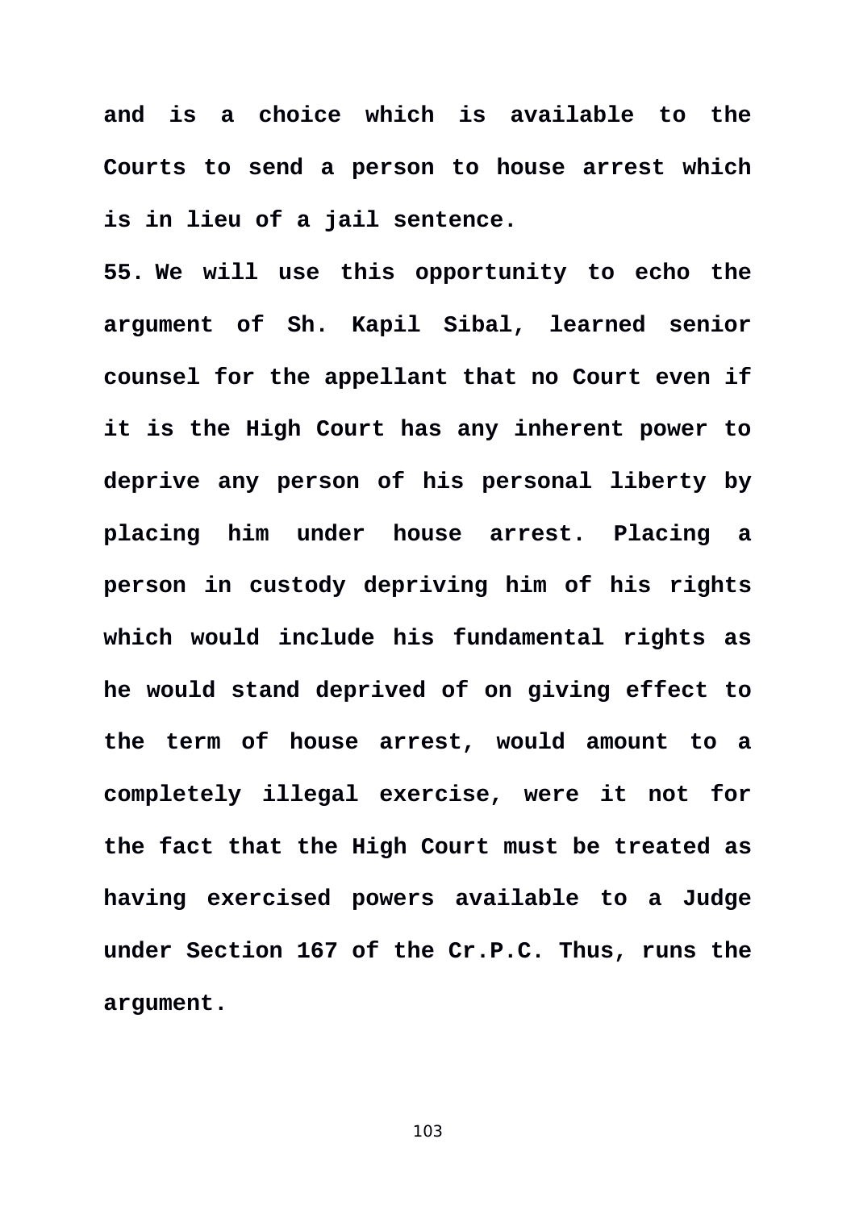**and is a choice which is available to the Courts to send a person to house arrest which is in lieu of a jail sentence.**

**55. We will use this opportunity to echo the argument of Sh. Kapil Sibal, learned senior counsel for the appellant that no Court even if it is the High Court has any inherent power to deprive any person of his personal liberty by placing him under house arrest. Placing a person in custody depriving him of his rights which would include his fundamental rights as he would stand deprived of on giving effect to the term of house arrest, would amount to a completely illegal exercise, were it not for the fact that the High Court must be treated as having exercised powers available to a Judge under Section 167 of the Cr.P.C. Thus, runs the argument.**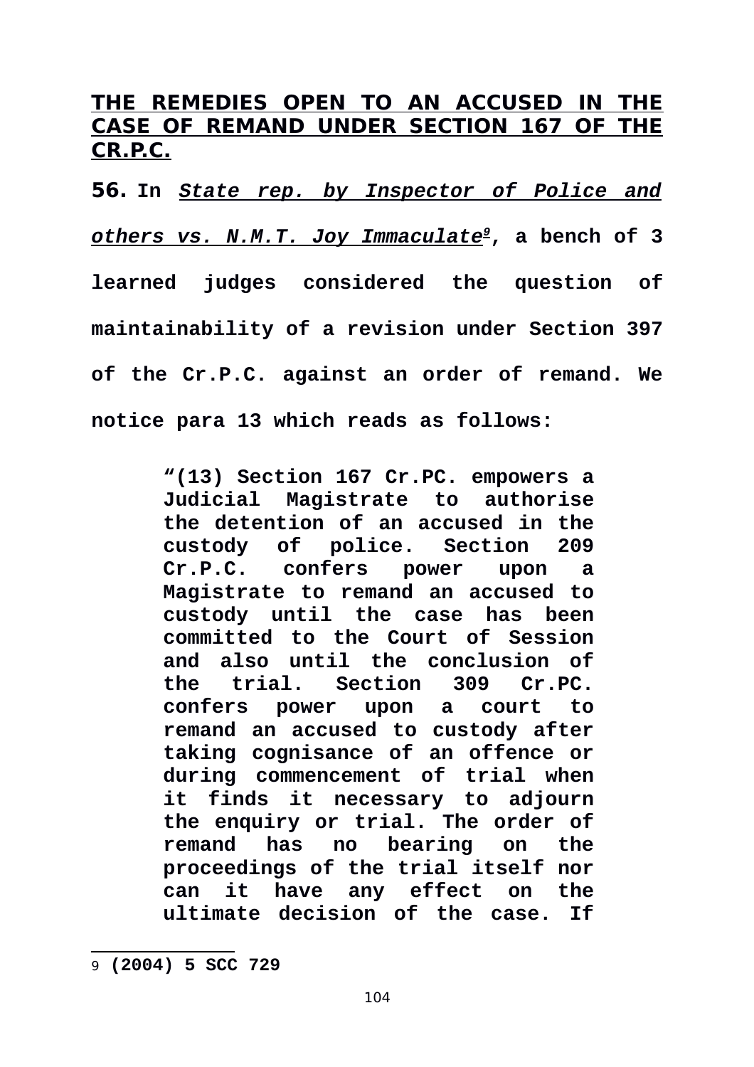## THE REMEDIES OPEN TO AN ACCUSED IN THE CASE OF REMAND UNDER SECTION 167 OF THE CR.P.C.

**56.** **In *State rep. by Inspector of Police and others vs. N.M.T. Joy Immaculate*[9], a bench of 3 learned judges considered the question of maintainability of a revision under Section 397 of the Cr.P.C. against an order of remand. We notice para 13 which reads as follows:**

> **"(13) Section 167 Cr.PC. empowers a Judicial Magistrate to authorise the detention of an accused in the custody of police. Section 209 Cr.P.C. confers power upon a Magistrate to remand an accused to custody until the case has been committed to the Court of Session and also until the conclusion of the trial. Section 309 Cr.PC. confers power upon a court to remand an accused to custody after taking cognisance of an offence or during commencement of trial when it finds it necessary to adjourn the enquiry or trial. The order of remand has no bearing on the proceedings of the trial itself nor can it have any effect on the ultimate decision of the case. If**

---

[9] **(2004) 5 SCC 729**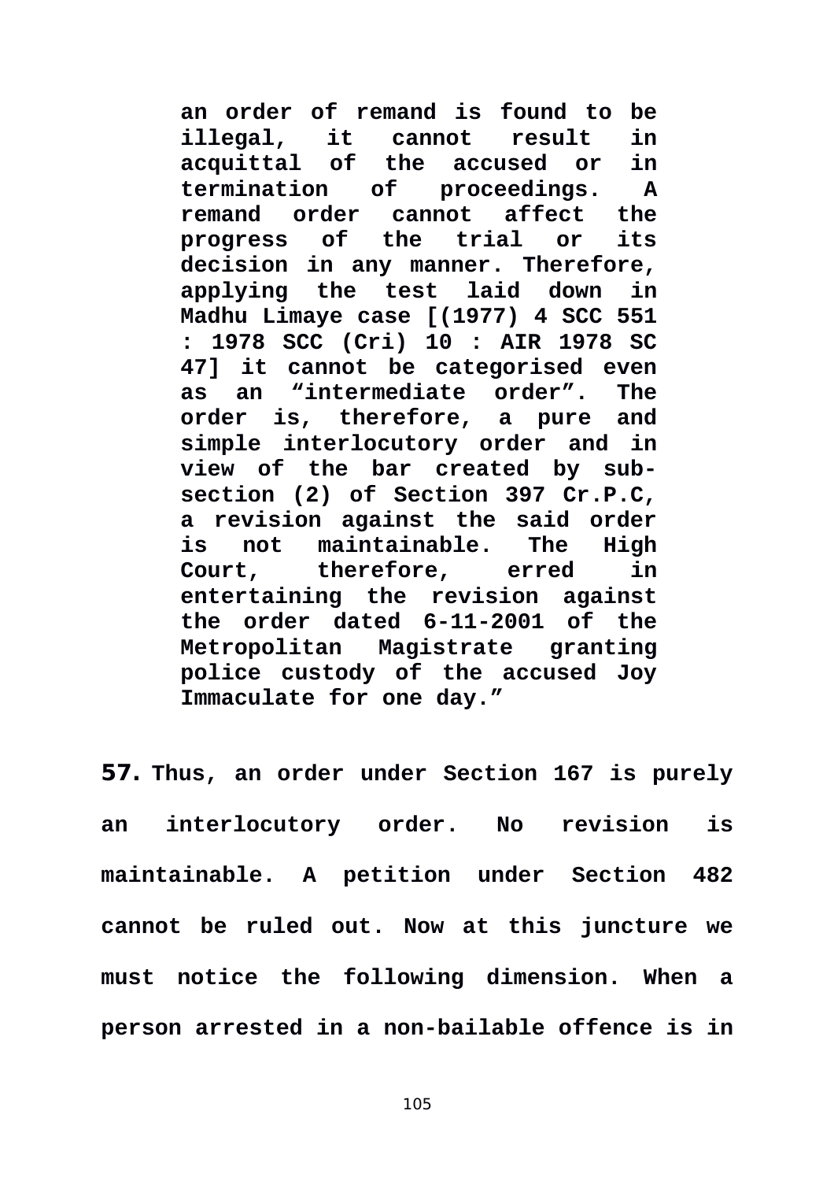> **an order of remand is found to be illegal, it cannot result in acquittal of the accused or in termination of proceedings. A remand order cannot affect the progress of the trial or its decision in any manner. Therefore, applying the test laid down in Madhu Limaye case [(1977) 4 SCC 551 : 1978 SCC (Cri) 10 : AIR 1978 SC 47] it cannot be categorised even as an "intermediate order". The order is, therefore, a pure and simple interlocutory order and in view of the bar created by sub-section (2) of Section 397 Cr.P.C, a revision against the said order is not maintainable. The High Court, therefore, erred in entertaining the revision against the order dated 6-11-2001 of the Metropolitan Magistrate granting police custody of the accused Joy Immaculate for one day."**

**57.** **Thus, an order under Section 167 is purely an interlocutory order. No revision is maintainable. A petition under Section 482 cannot be ruled out. Now at this juncture we must notice the following dimension. When a person arrested in a non-bailable offence is in**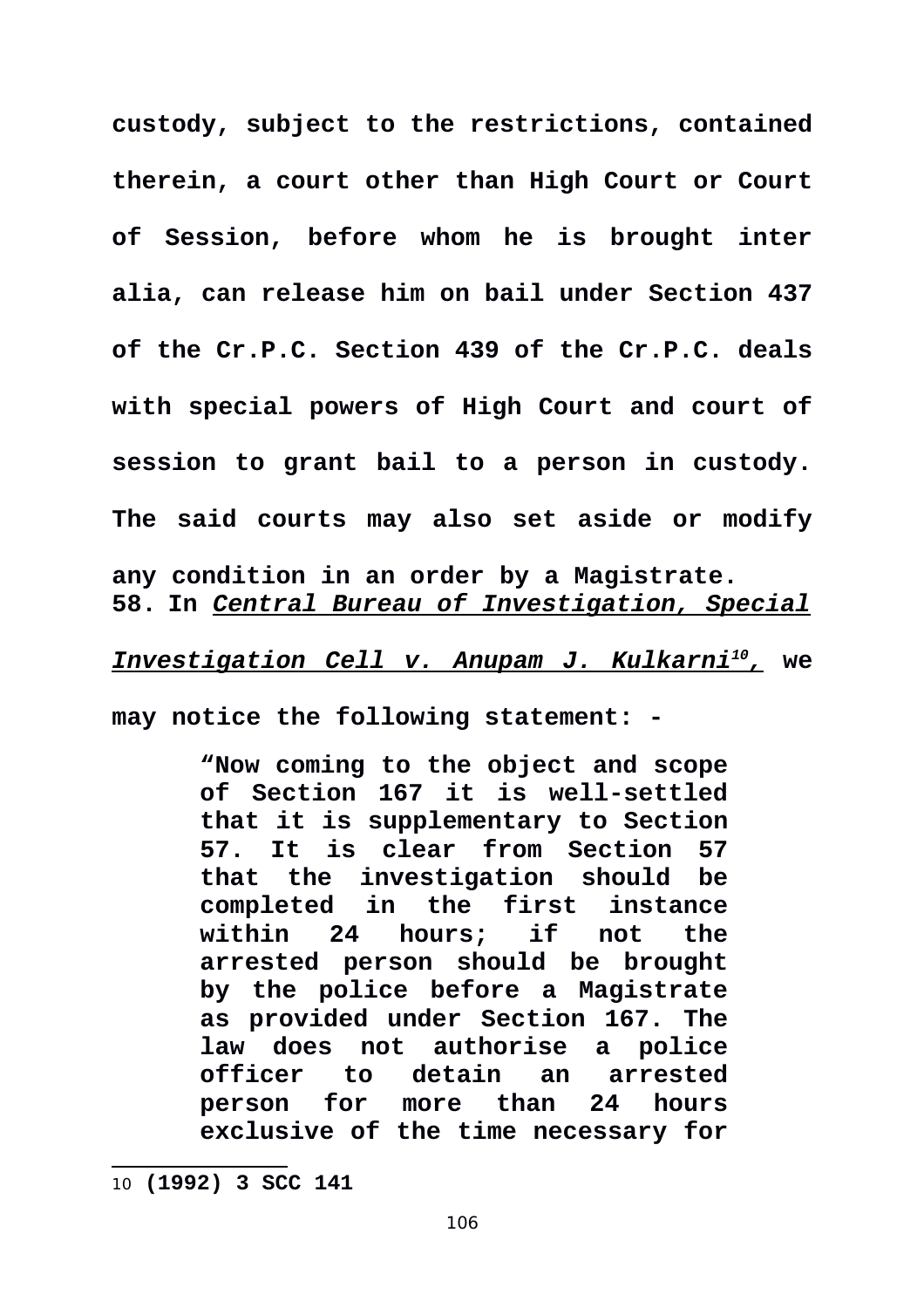**custody, subject to the restrictions, contained therein, a court other than High Court or Court of Session, before whom he is brought inter alia, can release him on bail under Section 437 of the Cr.P.C. Section 439 of the Cr.P.C. deals with special powers of High Court and court of session to grant bail to a person in custody. The said courts may also set aside or modify any condition in an order by a Magistrate.**

**58. In *Central Bureau of Investigation, Special Investigation Cell v. Anupam J. Kulkarni*[10], we may notice the following statement: -**

> **"Now coming to the object and scope of Section 167 it is well-settled that it is supplementary to Section 57. It is clear from Section 57 that the investigation should be completed in the first instance within 24 hours; if not the arrested person should be brought by the police before a Magistrate as provided under Section 167. The law does not authorise a police officer to detain an arrested person for more than 24 hours exclusive of the time necessary for**

---

10 **(1992) 3 SCC 141**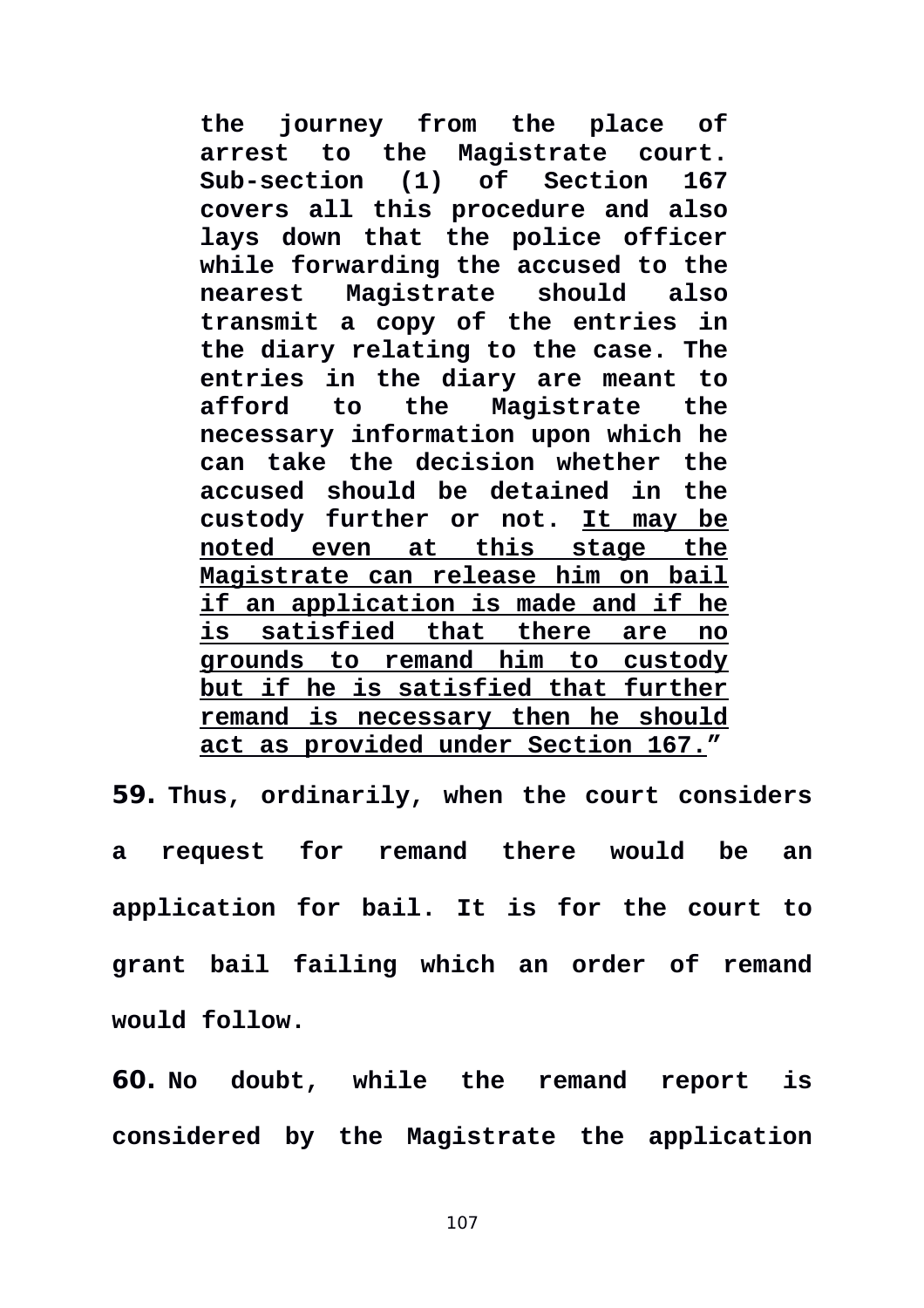> **the journey from the place of arrest to the Magistrate court. Sub-section (1) of Section 167 covers all this procedure and also lays down that the police officer while forwarding the accused to the nearest Magistrate should also transmit a copy of the entries in the diary relating to the case. The entries in the diary are meant to afford to the Magistrate the necessary information upon which he can take the decision whether the accused should be detained in the custody further or not. <u>It may be noted even at this stage the Magistrate can release him on bail if an application is made and if he is satisfied that there are no grounds to remand him to custody but if he is satisfied that further remand is necessary then he should act as provided under Section 167.</u>"**

**59.** **Thus, ordinarily, when the court considers a request for remand there would be an application for bail. It is for the court to grant bail failing which an order of remand would follow.**

**60.** **No doubt, while the remand report is considered by the Magistrate the application**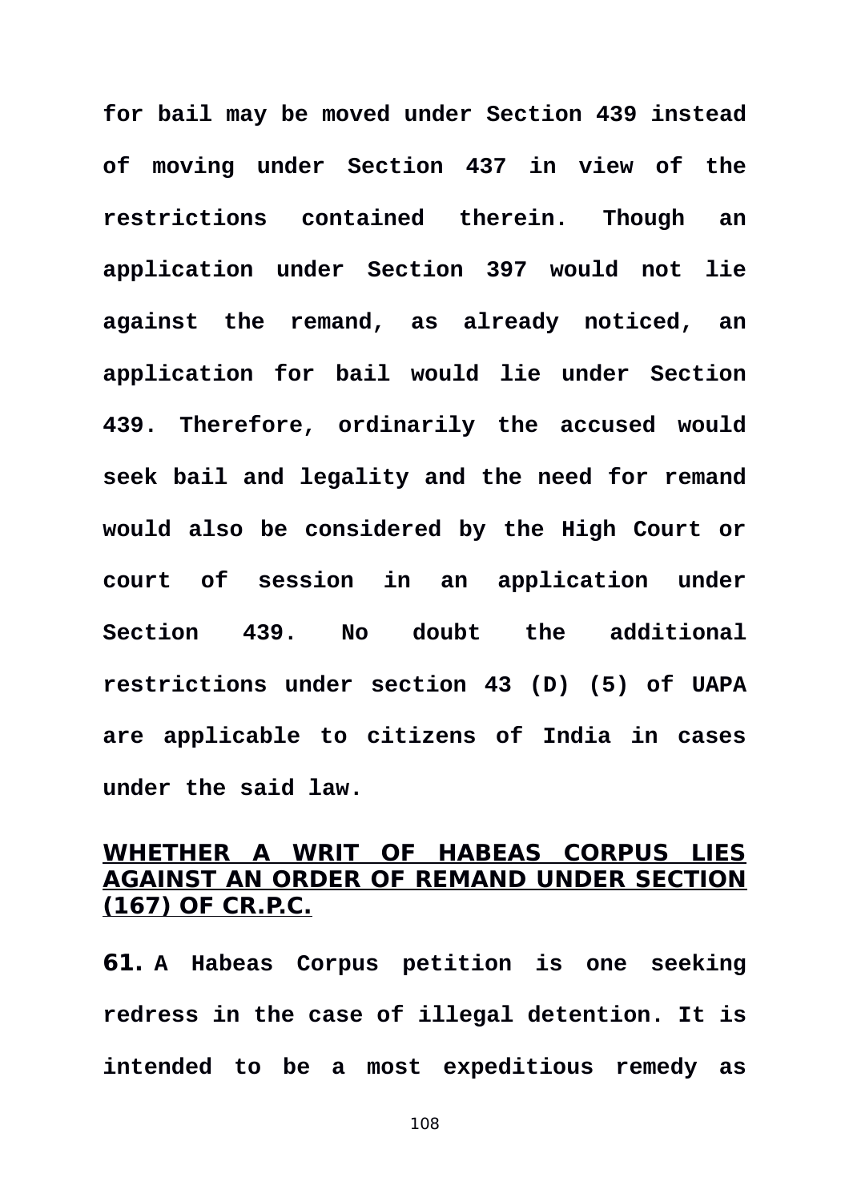**for bail may be moved under Section 439 instead of moving under Section 437 in view of the restrictions contained therein. Though an application under Section 397 would not lie against the remand, as already noticed, an application for bail would lie under Section 439. Therefore, ordinarily the accused would seek bail and legality and the need for remand would also be considered by the High Court or court of session in an application under Section 439. No doubt the additional restrictions under section 43 (D) (5) of UAPA are applicable to citizens of India in cases under the said law.**

## <u>WHETHER A WRIT OF HABEAS CORPUS LIES AGAINST AN ORDER OF REMAND UNDER SECTION (167) OF CR.P.C.</u>

**61.** **A Habeas Corpus petition is one seeking redress in the case of illegal detention. It is intended to be a most expeditious remedy as**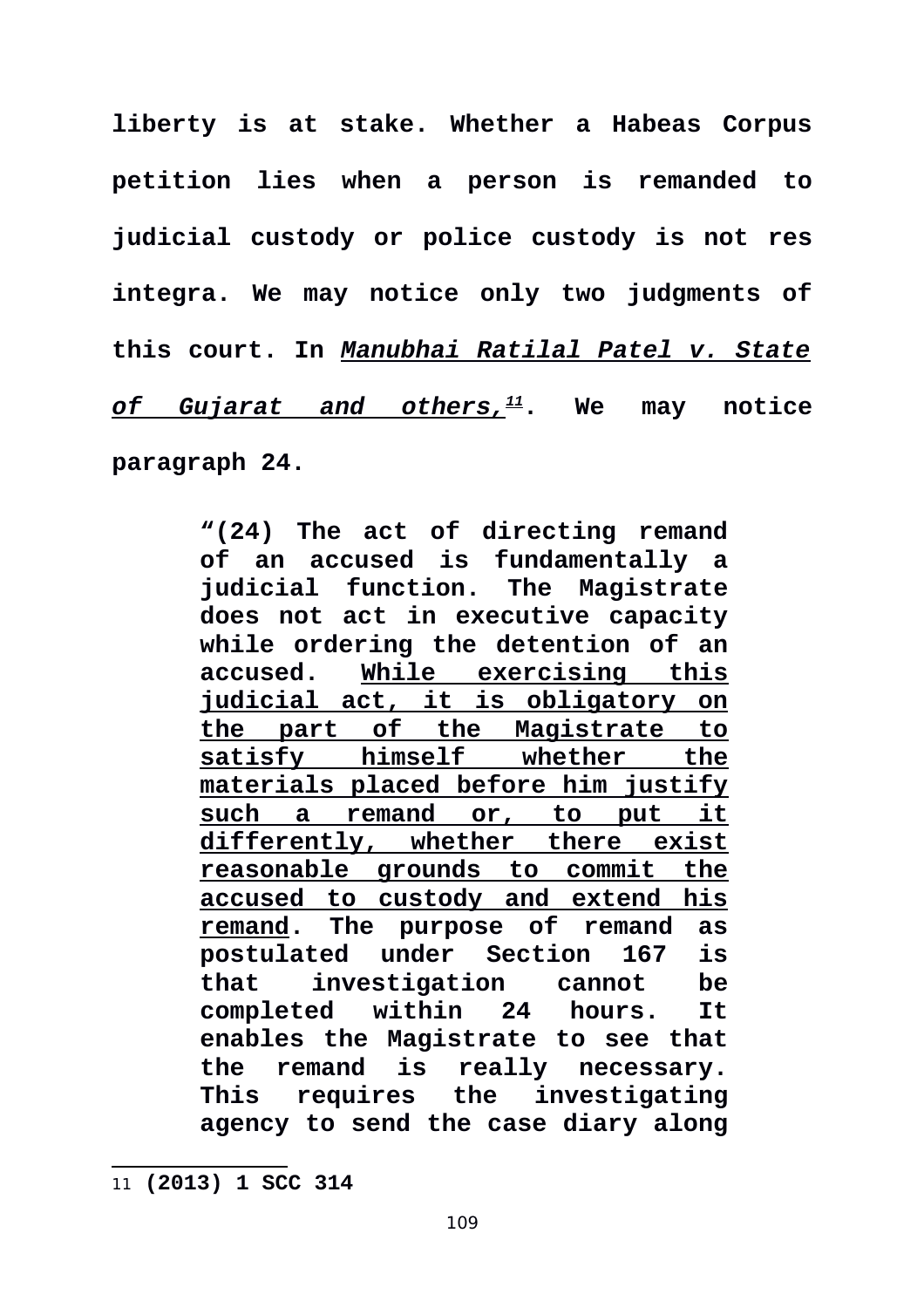**liberty is at stake. Whether a Habeas Corpus petition lies when a person is remanded to judicial custody or police custody is not res integra. We may notice only two judgments of this court. In *Manubhai Ratilal Patel v. State of Gujarat and others,*[11]. We may notice paragraph 24.**

> **"(24) The act of directing remand of an accused is fundamentally a judicial function. The Magistrate does not act in executive capacity while ordering the detention of an accused. <u>While exercising this judicial act, it is obligatory on the part of the Magistrate to satisfy himself whether the materials placed before him justify such a remand or, to put it differently, whether there exist reasonable grounds to commit the accused to custody and extend his remand</u>. The purpose of remand as postulated under Section 167 is that investigation cannot be completed within 24 hours. It enables the Magistrate to see that the remand is really necessary. This requires the investigating agency to send the case diary along**

---

11 **(2013) 1 SCC 314**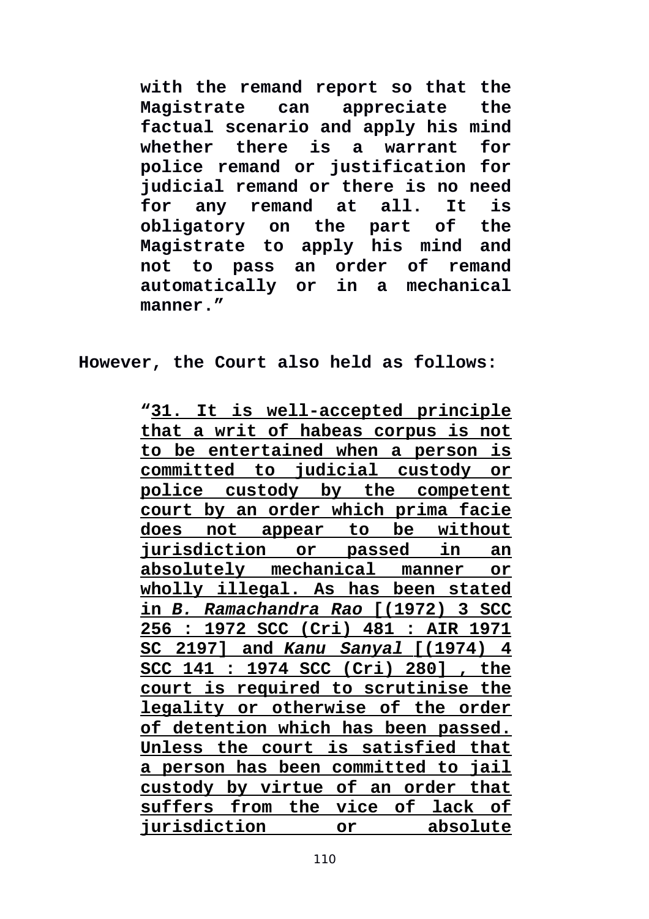> **with the remand report so that the Magistrate can appreciate the factual scenario and apply his mind whether there is a warrant for police remand or justification for judicial remand or there is no need for any remand at all. It is obligatory on the part of the Magistrate to apply his mind and not to pass an order of remand automatically or in a mechanical manner.”**

**However, the Court also held as follows:**

> **“<u>31. It is well-accepted principle that a writ of habeas corpus is not to be entertained when a person is committed to judicial custody or police custody by the competent court by an order which prima facie does not appear to be without jurisdiction or passed in an absolutely mechanical manner or wholly illegal. As has been stated in *B. Ramachandra Rao* [(1972) 3 SCC 256 : 1972 SCC (Cri) 481 : AIR 1971 SC 2197] and *Kanu Sanyal* [(1974) 4 SCC 141 : 1974 SCC (Cri) 280] , the court is required to scrutinise the legality or otherwise of the order of detention which has been passed. Unless the court is satisfied that a person has been committed to jail custody by virtue of an order that suffers from the vice of lack of jurisdiction or absolute</u>**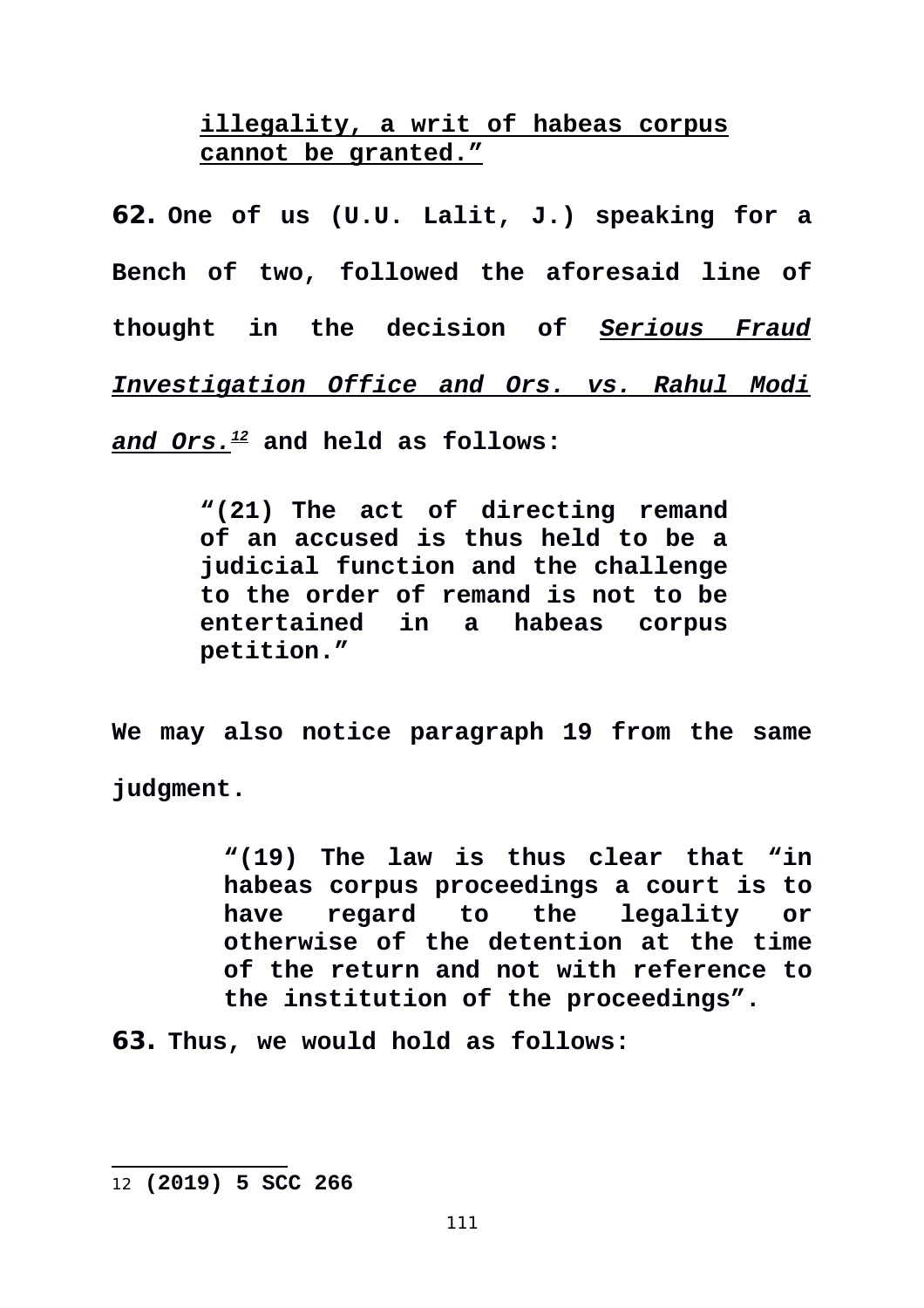**illegality, a writ of habeas corpus cannot be granted."**

**62.** **One of us (U.U. Lalit, J.) speaking for a Bench of two, followed the aforesaid line of thought in the decision of *Serious Fraud Investigation Office and Ors. vs. Rahul Modi and Ors.*[12] and held as follows:**

> **"(21) The act of directing remand of an accused is thus held to be a judicial function and the challenge to the order of remand is not to be entertained in a habeas corpus petition."**

**We may also notice paragraph 19 from the same judgment.**

> **"(19) The law is thus clear that "in habeas corpus proceedings a court is to have regard to the legality or otherwise of the detention at the time of the return and not with reference to the institution of the proceedings".**

**63.** **Thus, we would hold as follows:**

---

12 **(2019) 5 SCC 266**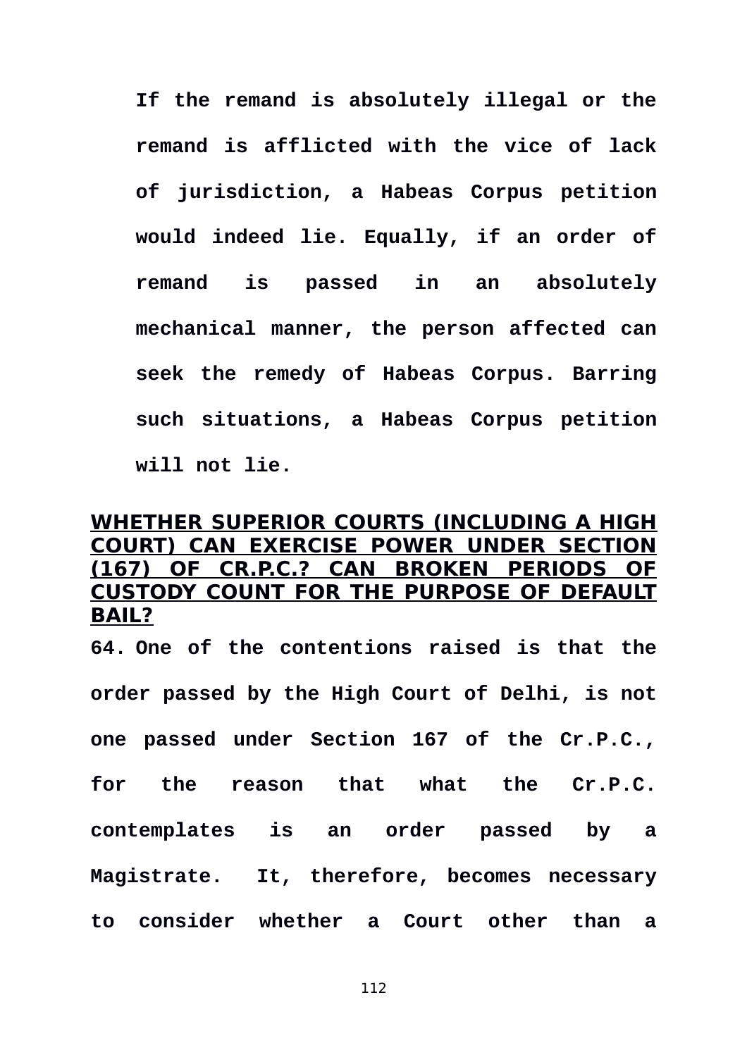**If the remand is absolutely illegal or the remand is afflicted with the vice of lack of jurisdiction, a Habeas Corpus petition would indeed lie. Equally, if an order of remand is passed in an absolutely mechanical manner, the person affected can seek the remedy of Habeas Corpus. Barring such situations, a Habeas Corpus petition will not lie.**

## WHETHER SUPERIOR COURTS (INCLUDING A HIGH COURT) CAN EXERCISE POWER UNDER SECTION (167) OF CR.P.C.? CAN BROKEN PERIODS OF CUSTODY COUNT FOR THE PURPOSE OF DEFAULT BAIL?

**64. One of the contentions raised is that the order passed by the High Court of Delhi, is not one passed under Section 167 of the Cr.P.C., for the reason that what the Cr.P.C. contemplates is an order passed by a Magistrate. It, therefore, becomes necessary to consider whether a Court other than a**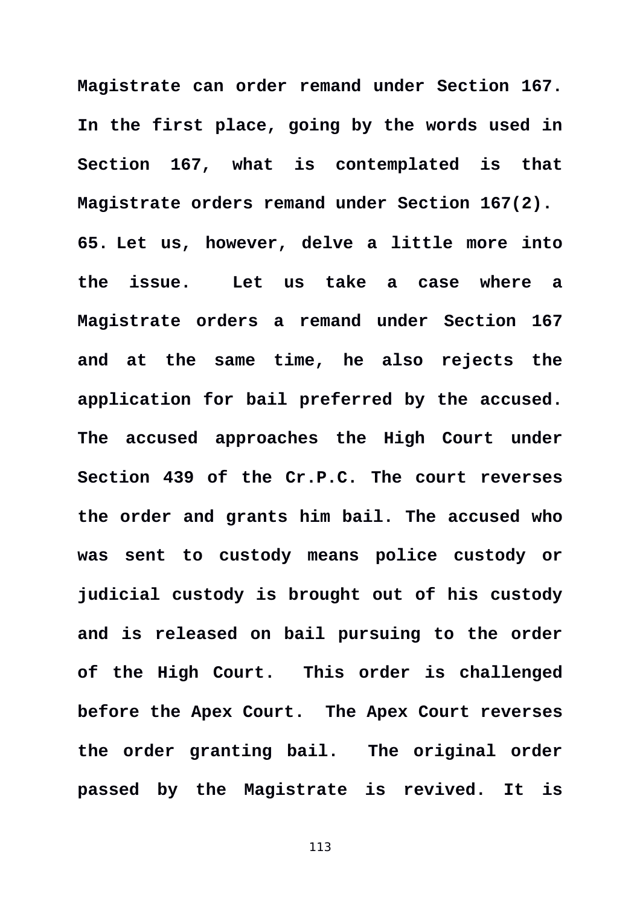**Magistrate can order remand under Section 167. In the first place, going by the words used in Section 167, what is contemplated is that Magistrate orders remand under Section 167(2).**

**65. Let us, however, delve a little more into the issue. Let us take a case where a Magistrate orders a remand under Section 167 and at the same time, he also rejects the application for bail preferred by the accused. The accused approaches the High Court under Section 439 of the Cr.P.C. The court reverses the order and grants him bail. The accused who was sent to custody means police custody or judicial custody is brought out of his custody and is released on bail pursuing to the order of the High Court. This order is challenged before the Apex Court. The Apex Court reverses the order granting bail. The original order passed by the Magistrate is revived. It is**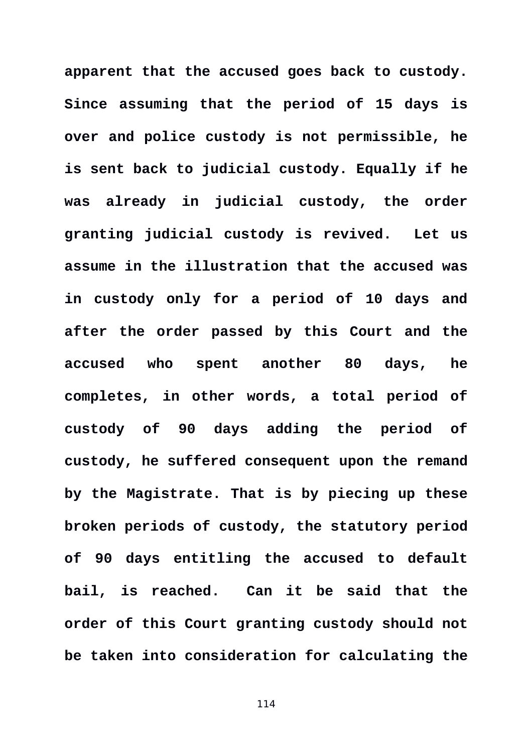**apparent that the accused goes back to custody. Since assuming that the period of 15 days is over and police custody is not permissible, he is sent back to judicial custody. Equally if he was already in judicial custody, the order granting judicial custody is revived. Let us assume in the illustration that the accused was in custody only for a period of 10 days and after the order passed by this Court and the accused who spent another 80 days, he completes, in other words, a total period of custody of 90 days adding the period of custody, he suffered consequent upon the remand by the Magistrate. That is by piecing up these broken periods of custody, the statutory period of 90 days entitling the accused to default bail, is reached. Can it be said that the order of this Court granting custody should not be taken into consideration for calculating the**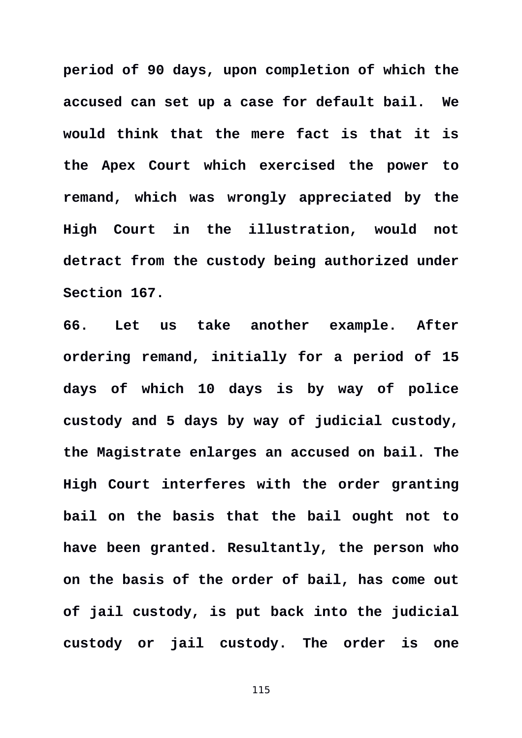**period of 90 days, upon completion of which the accused can set up a case for default bail. We would think that the mere fact is that it is the Apex Court which exercised the power to remand, which was wrongly appreciated by the High Court in the illustration, would not detract from the custody being authorized under Section 167.**

**66. Let us take another example. After ordering remand, initially for a period of 15 days of which 10 days is by way of police custody and 5 days by way of judicial custody, the Magistrate enlarges an accused on bail. The High Court interferes with the order granting bail on the basis that the bail ought not to have been granted. Resultantly, the person who on the basis of the order of bail, has come out of jail custody, is put back into the judicial custody or jail custody. The order is one**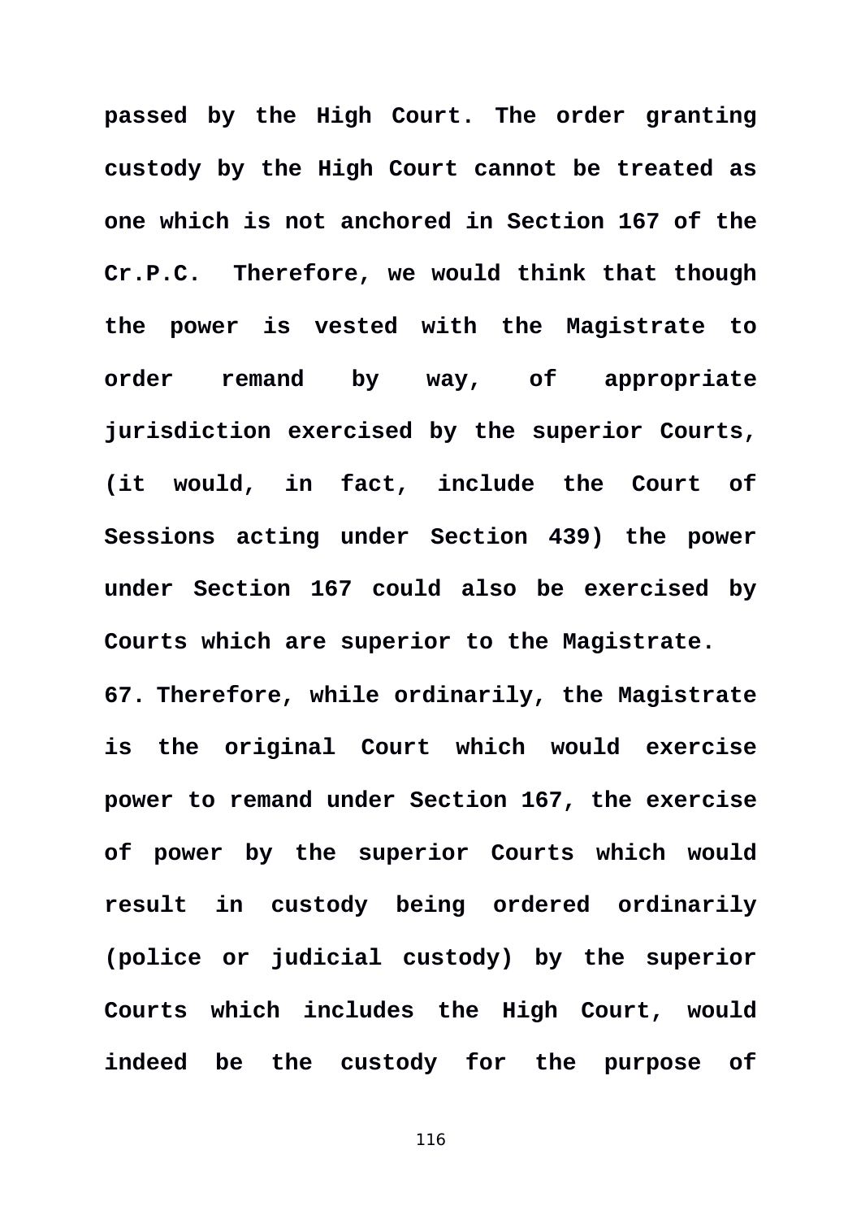**passed by the High Court. The order granting custody by the High Court cannot be treated as one which is not anchored in Section 167 of the Cr.P.C. Therefore, we would think that though the power is vested with the Magistrate to order remand by way, of appropriate jurisdiction exercised by the superior Courts, (it would, in fact, include the Court of Sessions acting under Section 439) the power under Section 167 could also be exercised by Courts which are superior to the Magistrate.**

**67. Therefore, while ordinarily, the Magistrate is the original Court which would exercise power to remand under Section 167, the exercise of power by the superior Courts which would result in custody being ordered ordinarily (police or judicial custody) by the superior Courts which includes the High Court, would indeed be the custody for the purpose of**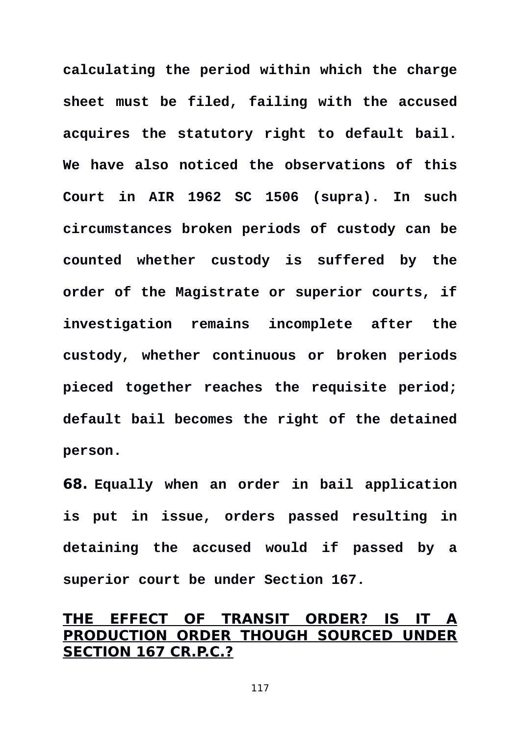**calculating the period within which the charge sheet must be filed, failing with the accused acquires the statutory right to default bail. We have also noticed the observations of this Court in AIR 1962 SC 1506 (supra). In such circumstances broken periods of custody can be counted whether custody is suffered by the order of the Magistrate or superior courts, if investigation remains incomplete after the custody, whether continuous or broken periods pieced together reaches the requisite period; default bail becomes the right of the detained person.**

**68. Equally when an order in bail application is put in issue, orders passed resulting in detaining the accused would if passed by a superior court be under Section 167.**

## THE EFFECT OF TRANSIT ORDER? IS IT A PRODUCTION ORDER THOUGH SOURCED UNDER SECTION 167 CR.P.C.?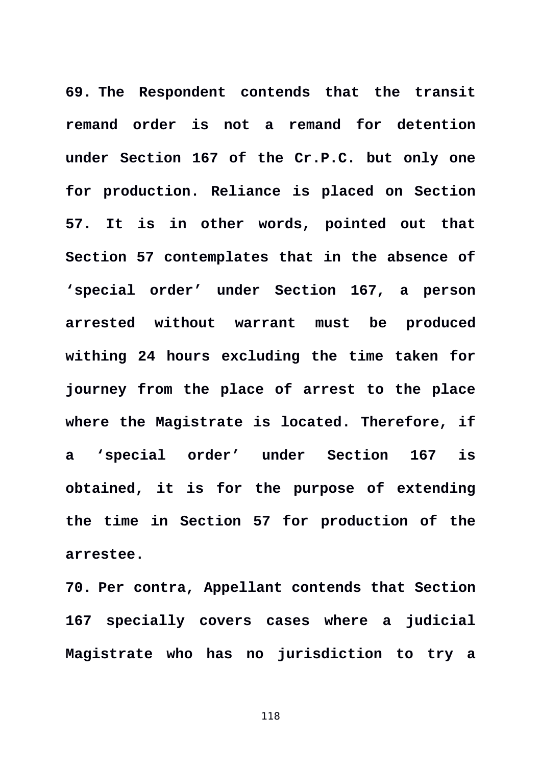**69. The Respondent contends that the transit remand order is not a remand for detention under Section 167 of the Cr.P.C. but only one for production. Reliance is placed on Section 57. It is in other words, pointed out that Section 57 contemplates that in the absence of 'special order' under Section 167, a person arrested without warrant must be produced withing 24 hours excluding the time taken for journey from the place of arrest to the place where the Magistrate is located. Therefore, if a 'special order' under Section 167 is obtained, it is for the purpose of extending the time in Section 57 for production of the arrestee.**

**70. Per contra, Appellant contends that Section 167 specially covers cases where a judicial Magistrate who has no jurisdiction to try a**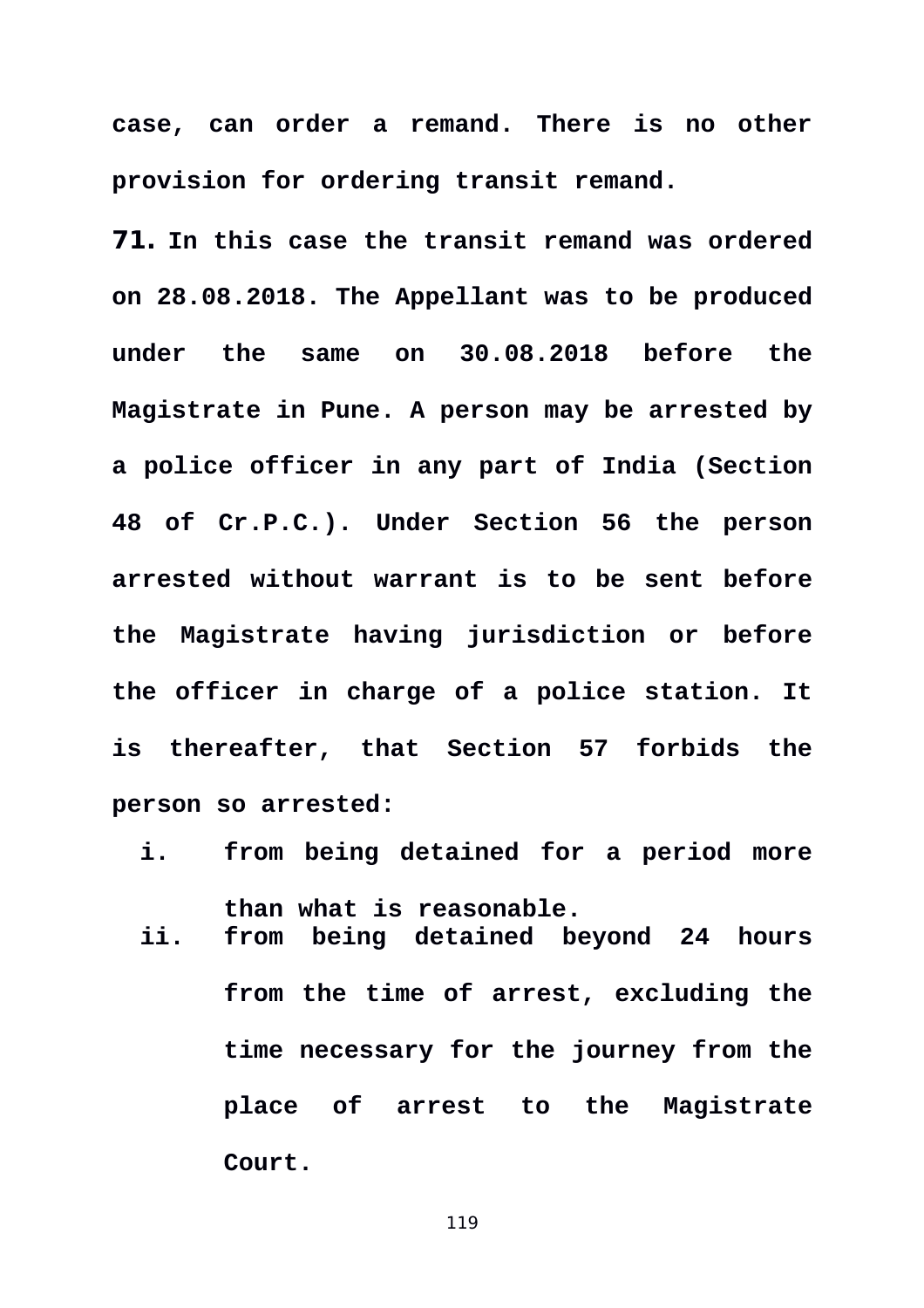**case, can order a remand. There is no other provision for ordering transit remand.**

**71. In this case the transit remand was ordered on 28.08.2018. The Appellant was to be produced under the same on 30.08.2018 before the Magistrate in Pune. A person may be arrested by a police officer in any part of India (Section 48 of Cr.P.C.). Under Section 56 the person arrested without warrant is to be sent before the Magistrate having jurisdiction or before the officer in charge of a police station. It is thereafter, that Section 57 forbids the person so arrested:**

- **i. from being detained for a period more than what is reasonable.**
- **ii. from being detained beyond 24 hours from the time of arrest, excluding the time necessary for the journey from the place of arrest to the Magistrate Court.**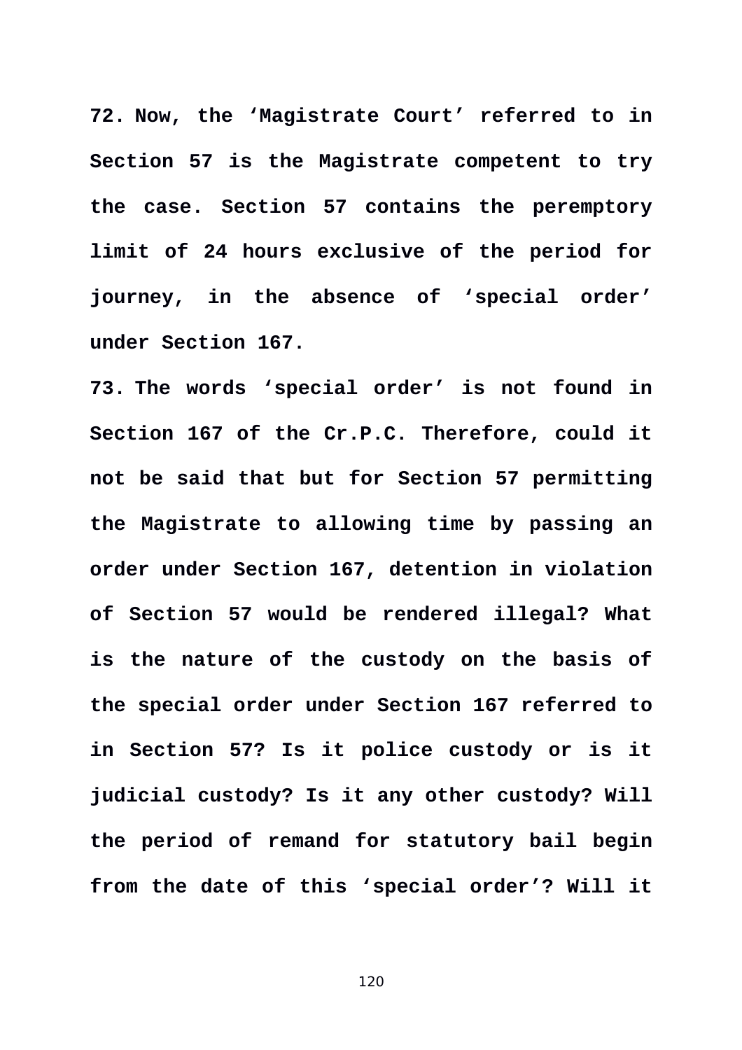**72. Now, the ‘Magistrate Court’ referred to in Section 57 is the Magistrate competent to try the case. Section 57 contains the peremptory limit of 24 hours exclusive of the period for journey, in the absence of ‘special order’ under Section 167.**

**73. The words ‘special order’ is not found in Section 167 of the Cr.P.C. Therefore, could it not be said that but for Section 57 permitting the Magistrate to allowing time by passing an order under Section 167, detention in violation of Section 57 would be rendered illegal? What is the nature of the custody on the basis of the special order under Section 167 referred to in Section 57? Is it police custody or is it judicial custody? Is it any other custody? Will the period of remand for statutory bail begin from the date of this ‘special order’? Will it**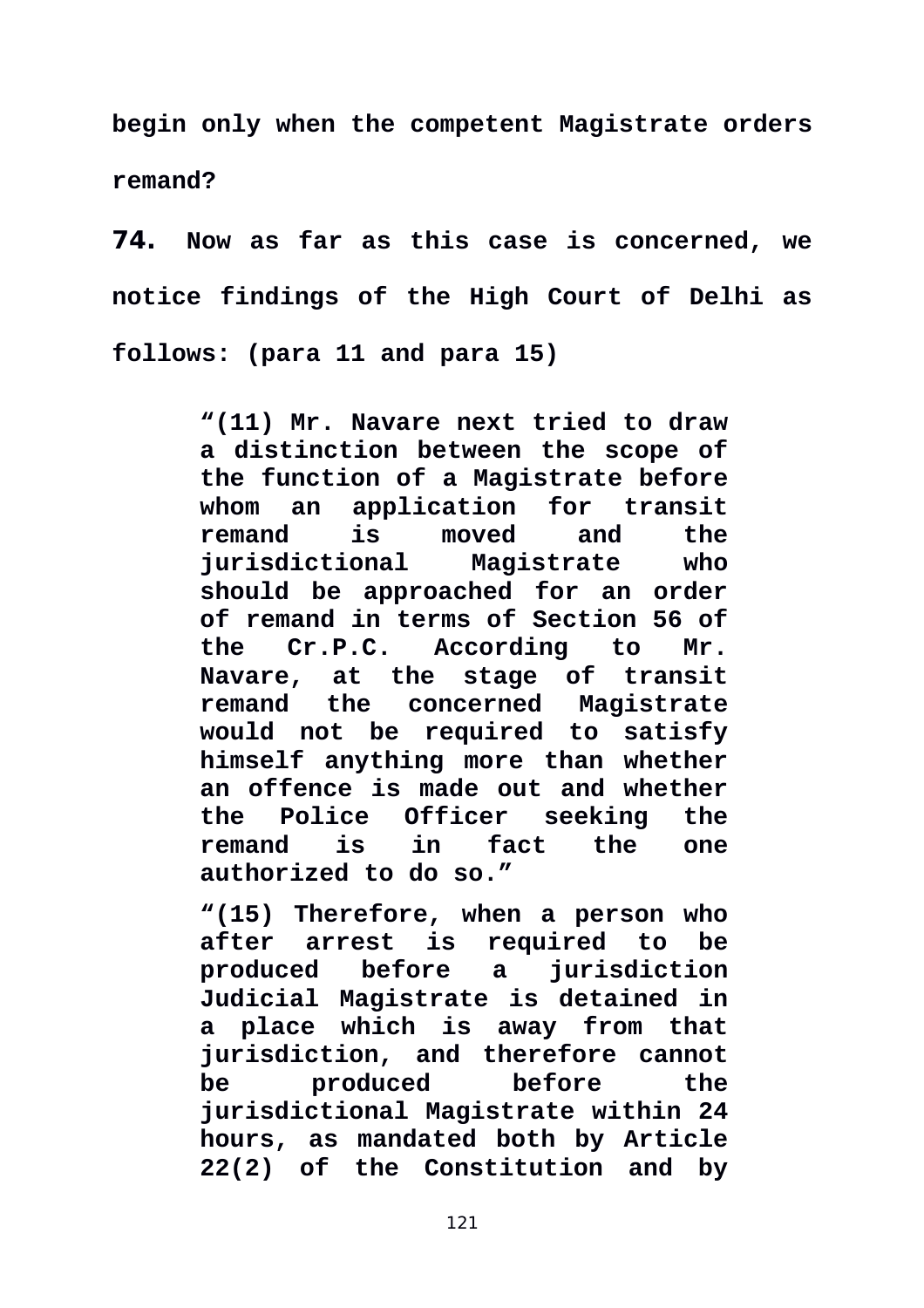**begin only when the competent Magistrate orders remand?**

**74. Now as far as this case is concerned, we notice findings of the High Court of Delhi as follows: (para 11 and para 15)**

> **"(11) Mr. Navare next tried to draw a distinction between the scope of the function of a Magistrate before whom an application for transit remand is moved and the jurisdictional Magistrate who should be approached for an order of remand in terms of Section 56 of the Cr.P.C. According to Mr. Navare, at the stage of transit remand the concerned Magistrate would not be required to satisfy himself anything more than whether an offence is made out and whether the Police Officer seeking the remand is in fact the one authorized to do so."**

> **"(15) Therefore, when a person who after arrest is required to be produced before a jurisdiction Judicial Magistrate is detained in a place which is away from that jurisdiction, and therefore cannot be produced before the jurisdictional Magistrate within 24 hours, as mandated both by Article 22(2) of the Constitution and by**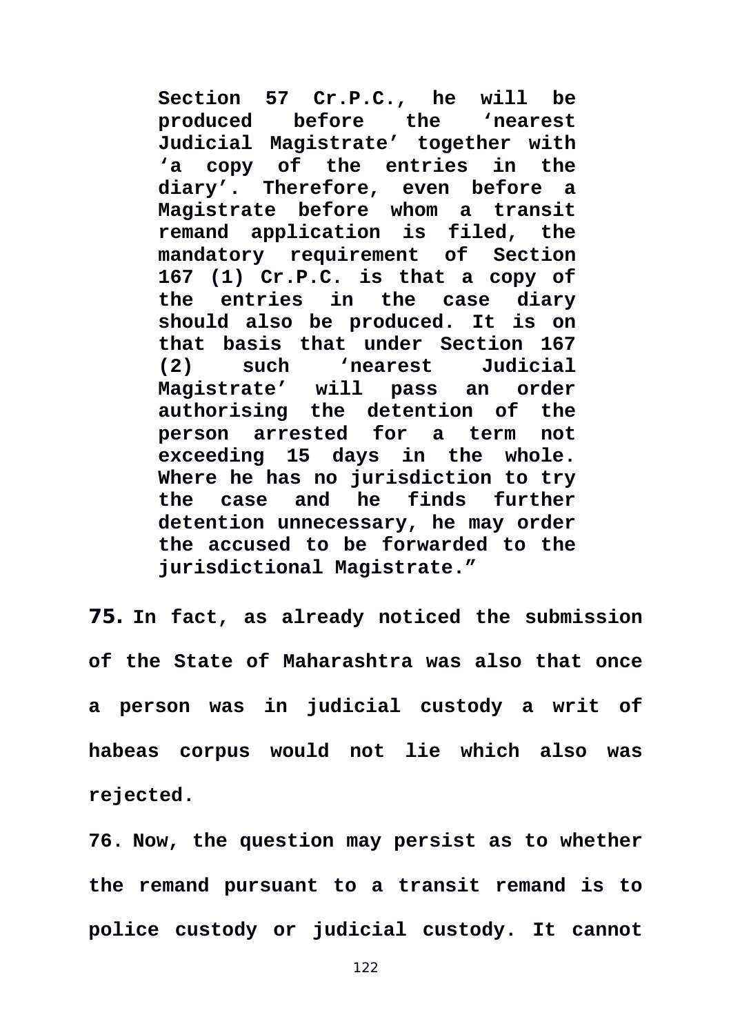> **Section 57 Cr.P.C., he will be produced before the 'nearest Judicial Magistrate' together with 'a copy of the entries in the diary'. Therefore, even before a Magistrate before whom a transit remand application is filed, the mandatory requirement of Section 167 (1) Cr.P.C. is that a copy of the entries in the case diary should also be produced. It is on that basis that under Section 167 (2) such 'nearest Judicial Magistrate' will pass an order authorising the detention of the person arrested for a term not exceeding 15 days in the whole. Where he has no jurisdiction to try the case and he finds further detention unnecessary, he may order the accused to be forwarded to the jurisdictional Magistrate."**

**75.** **In fact, as already noticed the submission of the State of Maharashtra was also that once a person was in judicial custody a writ of habeas corpus would not lie which also was rejected.**

**76.** **Now, the question may persist as to whether the remand pursuant to a transit remand is to police custody or judicial custody. It cannot**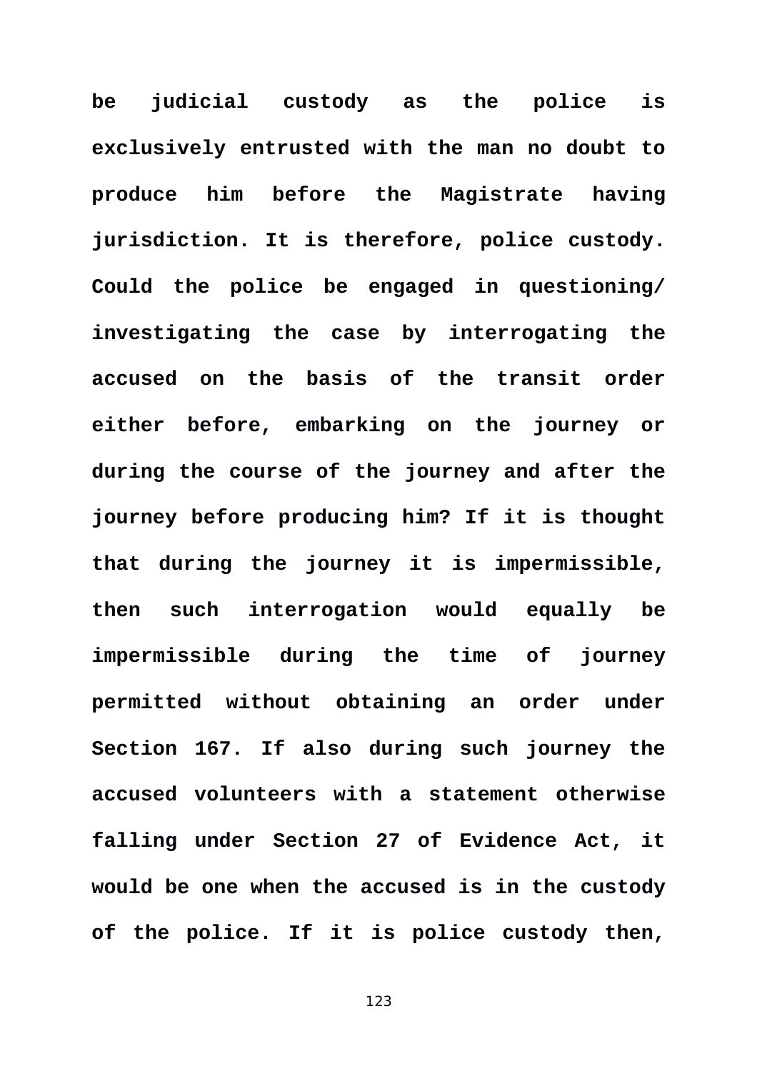**be judicial custody as the police is exclusively entrusted with the man no doubt to produce him before the Magistrate having jurisdiction. It is therefore, police custody. Could the police be engaged in questioning/ investigating the case by interrogating the accused on the basis of the transit order either before, embarking on the journey or during the course of the journey and after the journey before producing him? If it is thought that during the journey it is impermissible, then such interrogation would equally be impermissible during the time of journey permitted without obtaining an order under Section 167. If also during such journey the accused volunteers with a statement otherwise falling under Section 27 of Evidence Act, it would be one when the accused is in the custody of the police. If it is police custody then,**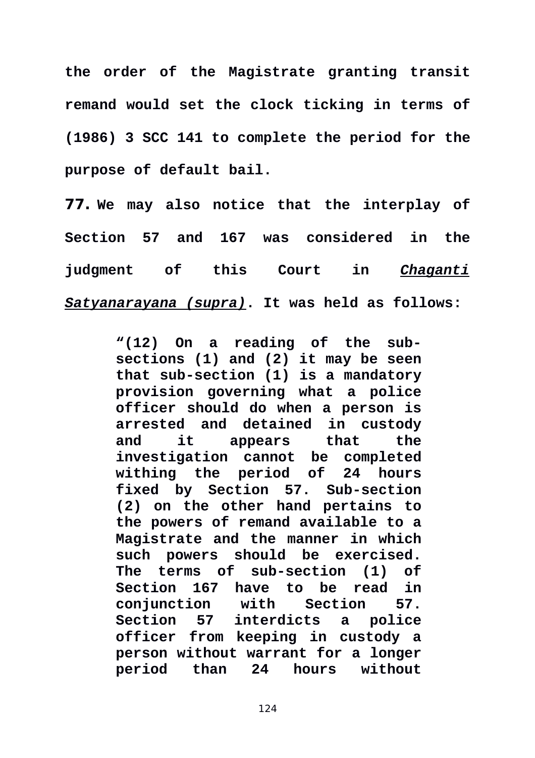**the order of the Magistrate granting transit remand would set the clock ticking in terms of (1986) 3 SCC 141 to complete the period for the purpose of default bail.**

**77. We may also notice that the interplay of Section 57 and 167 was considered in the judgment of this Court in *Chaganti Satyanarayana (supra)*. It was held as follows:**

> **"(12) On a reading of the sub-sections (1) and (2) it may be seen that sub-section (1) is a mandatory provision governing what a police officer should do when a person is arrested and detained in custody and it appears that the investigation cannot be completed withing the period of 24 hours fixed by Section 57. Sub-section (2) on the other hand pertains to the powers of remand available to a Magistrate and the manner in which such powers should be exercised. The terms of sub-section (1) of Section 167 have to be read in conjunction with Section 57. Section 57 interdicts a police officer from keeping in custody a person without warrant for a longer period than 24 hours without**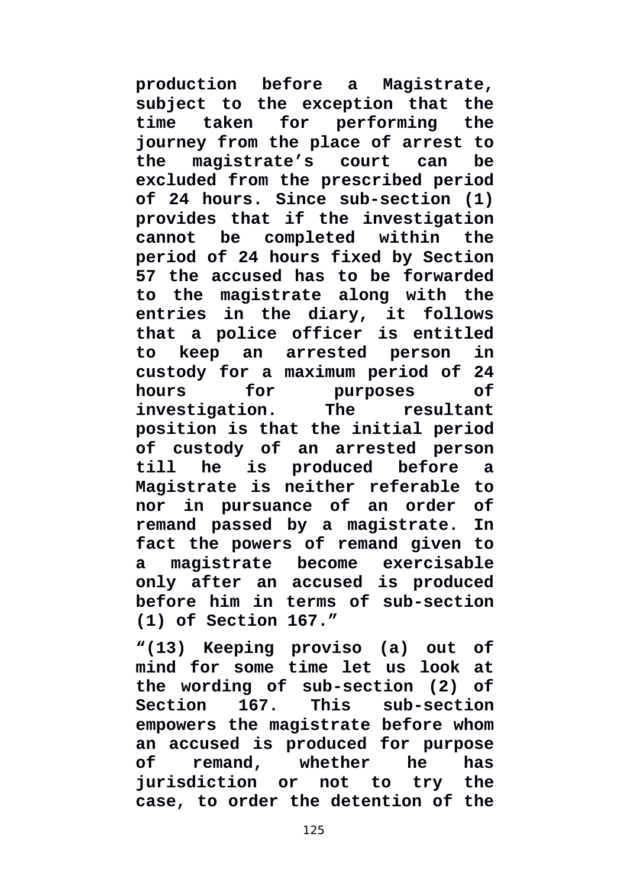**production before a Magistrate, subject to the exception that the time taken for performing the journey from the place of arrest to the magistrate’s court can be excluded from the prescribed period of 24 hours. Since sub-section (1) provides that if the investigation cannot be completed within the period of 24 hours fixed by Section 57 the accused has to be forwarded to the magistrate along with the entries in the diary, it follows that a police officer is entitled to keep an arrested person in custody for a maximum period of 24 hours for purposes of investigation. The resultant position is that the initial period of custody of an arrested person till he is produced before a Magistrate is neither referable to nor in pursuance of an order of remand passed by a magistrate. In fact the powers of remand given to a magistrate become exercisable only after an accused is produced before him in terms of sub-section (1) of Section 167.”**

**“(13) Keeping proviso (a) out of mind for some time let us look at the wording of sub-section (2) of Section 167. This sub-section empowers the magistrate before whom an accused is produced for purpose of remand, whether he has jurisdiction or not to try the case, to order the detention of the**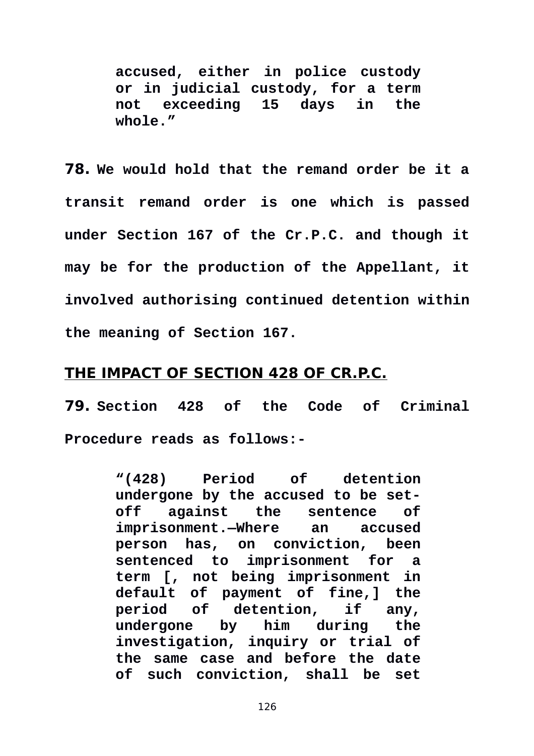> **accused, either in police custody or in judicial custody, for a term not exceeding 15 days in the whole."**

**78.** **We would hold that the remand order be it a transit remand order is one which is passed under Section 167 of the Cr.P.C. and though it may be for the production of the Appellant, it involved authorising continued detention within the meaning of Section 167.**

## THE IMPACT OF SECTION 428 OF CR.P.C.

**79.** **Section 428 of the Code of Criminal Procedure reads as follows:-**

> **"(428) Period of detention undergone by the accused to be set-off against the sentence of imprisonment.—Where an accused person has, on conviction, been sentenced to imprisonment for a term [, not being imprisonment in default of payment of fine,] the period of detention, if any, undergone by him during the investigation, inquiry or trial of the same case and before the date of such conviction, shall be set**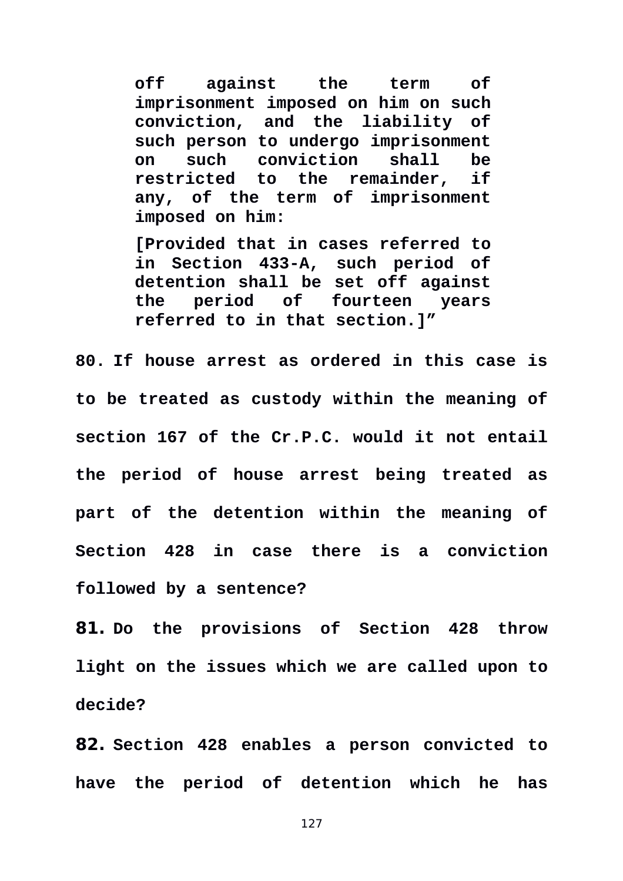> **off against the term of imprisonment imposed on him on such conviction, and the liability of such person to undergo imprisonment on such conviction shall be restricted to the remainder, if any, of the term of imprisonment imposed on him:**
>
> **[Provided that in cases referred to in Section 433-A, such period of detention shall be set off against the period of fourteen years referred to in that section.]"**

**80.** **If house arrest as ordered in this case is to be treated as custody within the meaning of section 167 of the Cr.P.C. would it not entail the period of house arrest being treated as part of the detention within the meaning of Section 428 in case there is a conviction followed by a sentence?**

**81.** **Do the provisions of Section 428 throw light on the issues which we are called upon to decide?**

**82.** **Section 428 enables a person convicted to have the period of detention which he has**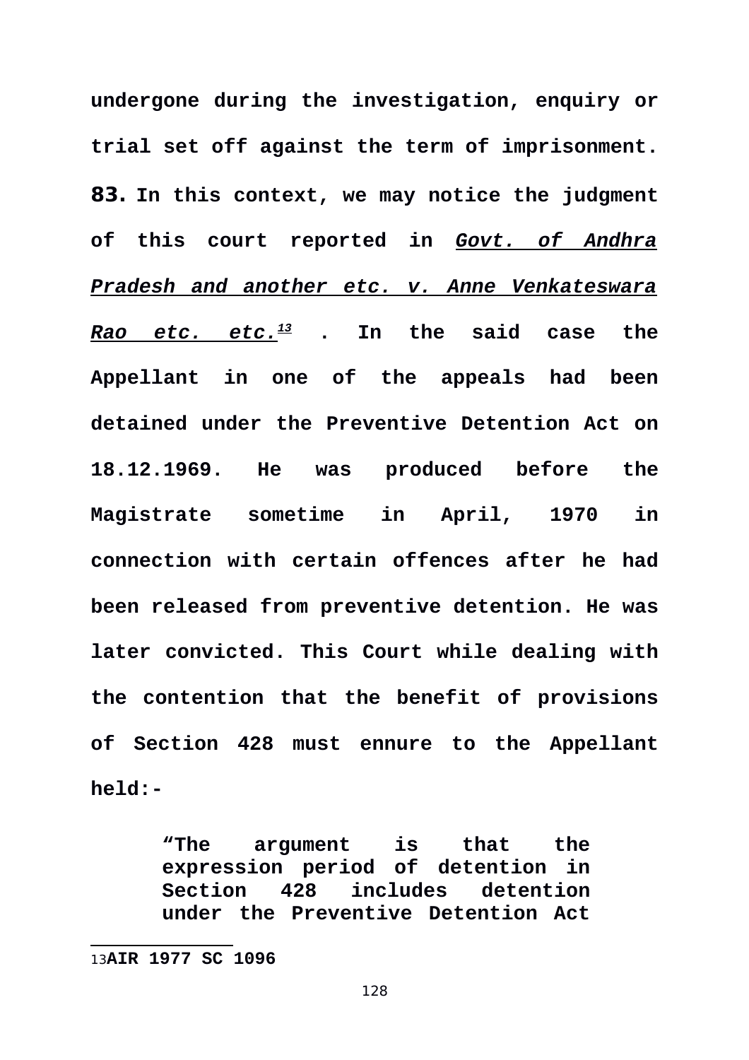**undergone during the investigation, enquiry or trial set off against the term of imprisonment.**

**83.** **In this context, we may notice the judgment of this court reported in *Govt. of Andhra Pradesh and another etc. v. Anne Venkateswara Rao etc. etc.*[13] . In the said case the Appellant in one of the appeals had been detained under the Preventive Detention Act on 18.12.1969. He was produced before the Magistrate sometime in April, 1970 in connection with certain offences after he had been released from preventive detention. He was later convicted. This Court while dealing with the contention that the benefit of provisions of Section 428 must ennure to the Appellant held:-**

> **"The argument is that the expression period of detention in Section 428 includes detention under the Preventive Detention Act**

---

[13] **AIR 1977 SC 1096**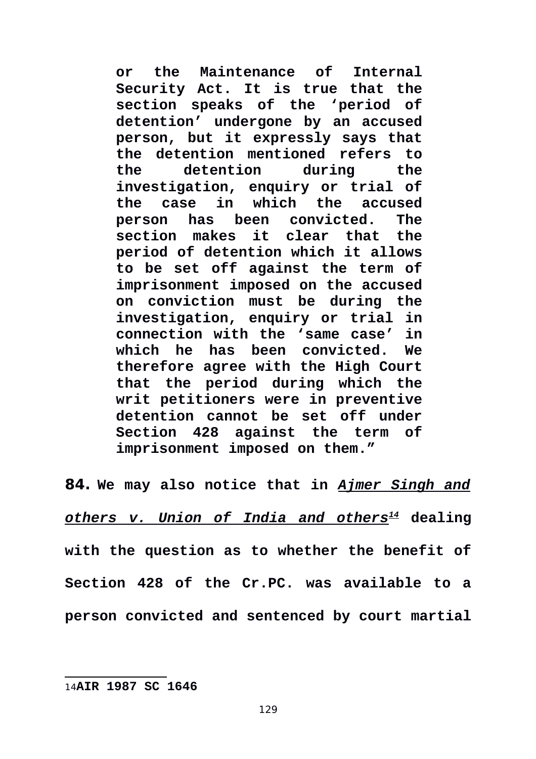> **or the Maintenance of Internal Security Act. It is true that the section speaks of the 'period of detention' undergone by an accused person, but it expressly says that the detention mentioned refers to the detention during the investigation, enquiry or trial of the case in which the accused person has been convicted. The section makes it clear that the period of detention which it allows to be set off against the term of imprisonment imposed on the accused on conviction must be during the investigation, enquiry or trial in connection with the 'same case' in which he has been convicted. We therefore agree with the High Court that the period during which the writ petitioners were in preventive detention cannot be set off under Section 428 against the term of imprisonment imposed on them."**

**84.** **We may also notice that in *__Ajmer Singh and others v. Union of India and others__*[14] dealing with the question as to whether the benefit of Section 428 of the Cr.PC. was available to a person convicted and sentenced by court martial**

---

14 **AIR 1987 SC 1646**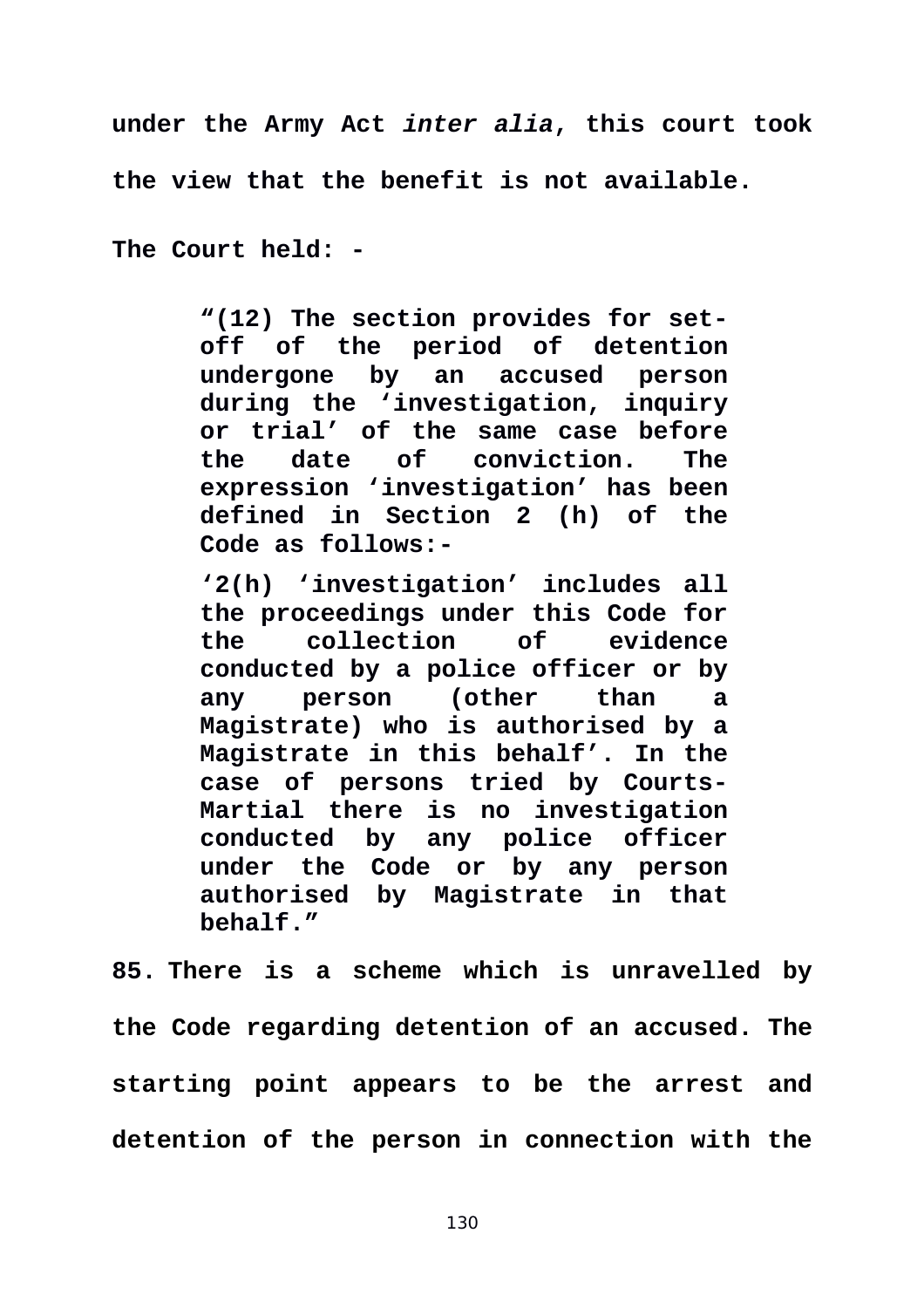**under the Army Act *inter alia*, this court took the view that the benefit is not available.**

**The Court held: -**

> **"(12) The section provides for set-off of the period of detention undergone by an accused person during the 'investigation, inquiry or trial' of the same case before the date of conviction. The expression 'investigation' has been defined in Section 2 (h) of the Code as follows:-**
>
> **'2(h) 'investigation' includes all the proceedings under this Code for the collection of evidence conducted by a police officer or by any person (other than a Magistrate) who is authorised by a Magistrate in this behalf'. In the case of persons tried by Courts-Martial there is no investigation conducted by any police officer under the Code or by any person authorised by Magistrate in that behalf."**

**85. There is a scheme which is unravelled by the Code regarding detention of an accused. The starting point appears to be the arrest and detention of the person in connection with the**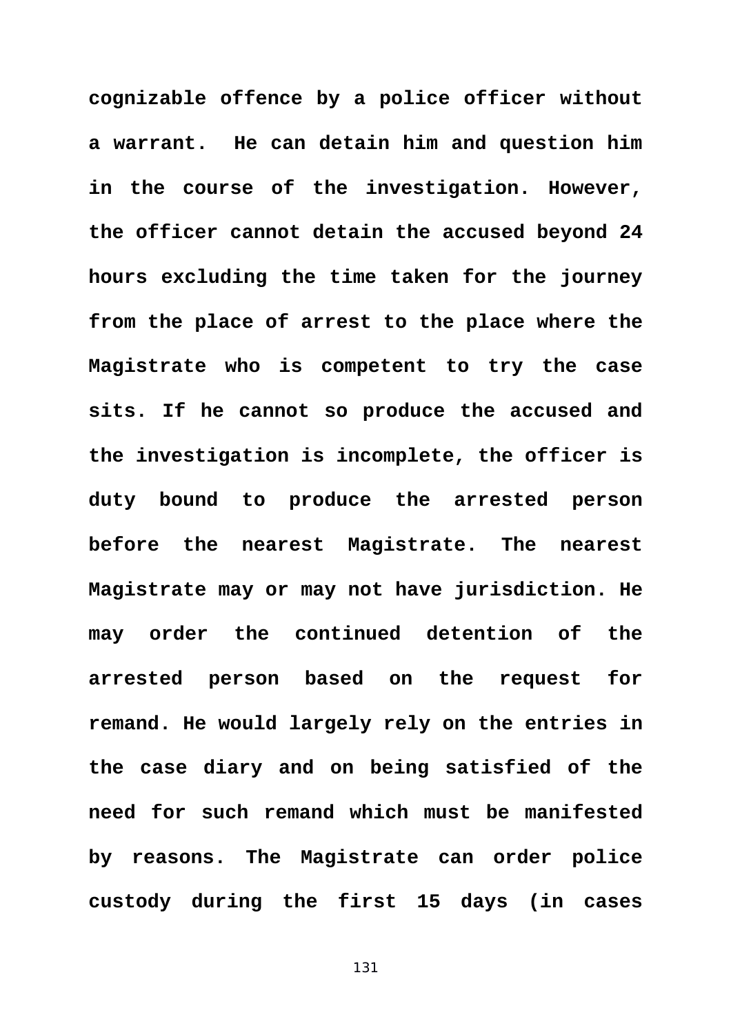**cognizable offence by a police officer without a warrant. He can detain him and question him in the course of the investigation. However, the officer cannot detain the accused beyond 24 hours excluding the time taken for the journey from the place of arrest to the place where the Magistrate who is competent to try the case sits. If he cannot so produce the accused and the investigation is incomplete, the officer is duty bound to produce the arrested person before the nearest Magistrate. The nearest Magistrate may or may not have jurisdiction. He may order the continued detention of the arrested person based on the request for remand. He would largely rely on the entries in the case diary and on being satisfied of the need for such remand which must be manifested by reasons. The Magistrate can order police custody during the first 15 days (in cases**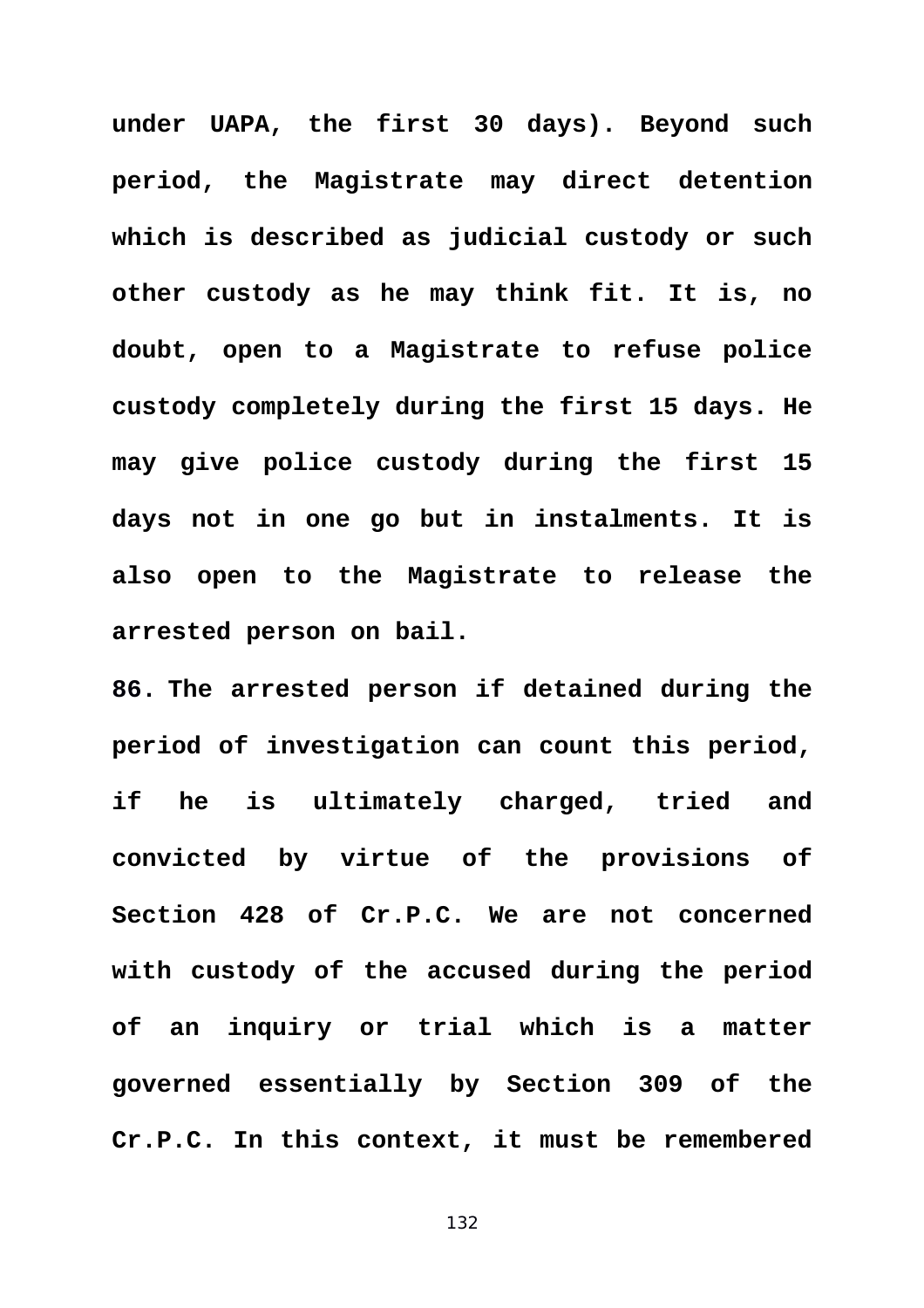**under UAPA, the first 30 days). Beyond such period, the Magistrate may direct detention which is described as judicial custody or such other custody as he may think fit. It is, no doubt, open to a Magistrate to refuse police custody completely during the first 15 days. He may give police custody during the first 15 days not in one go but in instalments. It is also open to the Magistrate to release the arrested person on bail.**

**86. The arrested person if detained during the period of investigation can count this period, if he is ultimately charged, tried and convicted by virtue of the provisions of Section 428 of Cr.P.C. We are not concerned with custody of the accused during the period of an inquiry or trial which is a matter governed essentially by Section 309 of the Cr.P.C. In this context, it must be remembered**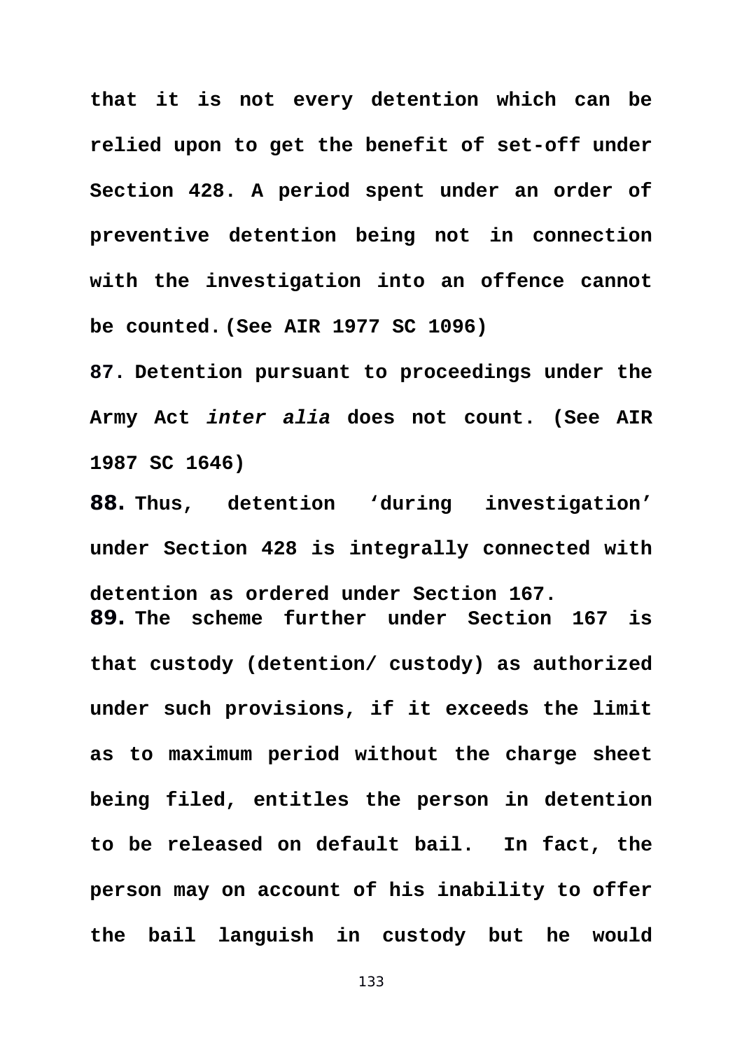**that it is not every detention which can be relied upon to get the benefit of set-off under Section 428. A period spent under an order of preventive detention being not in connection with the investigation into an offence cannot be counted. (See AIR 1977 SC 1096)**

**87. Detention pursuant to proceedings under the Army Act *inter alia* does not count. (See AIR 1987 SC 1646)**

**88. Thus, detention 'during investigation' under Section 428 is integrally connected with detention as ordered under Section 167.**

**89. The scheme further under Section 167 is that custody (detention/ custody) as authorized under such provisions, if it exceeds the limit as to maximum period without the charge sheet being filed, entitles the person in detention to be released on default bail. In fact, the person may on account of his inability to offer the bail languish in custody but he would**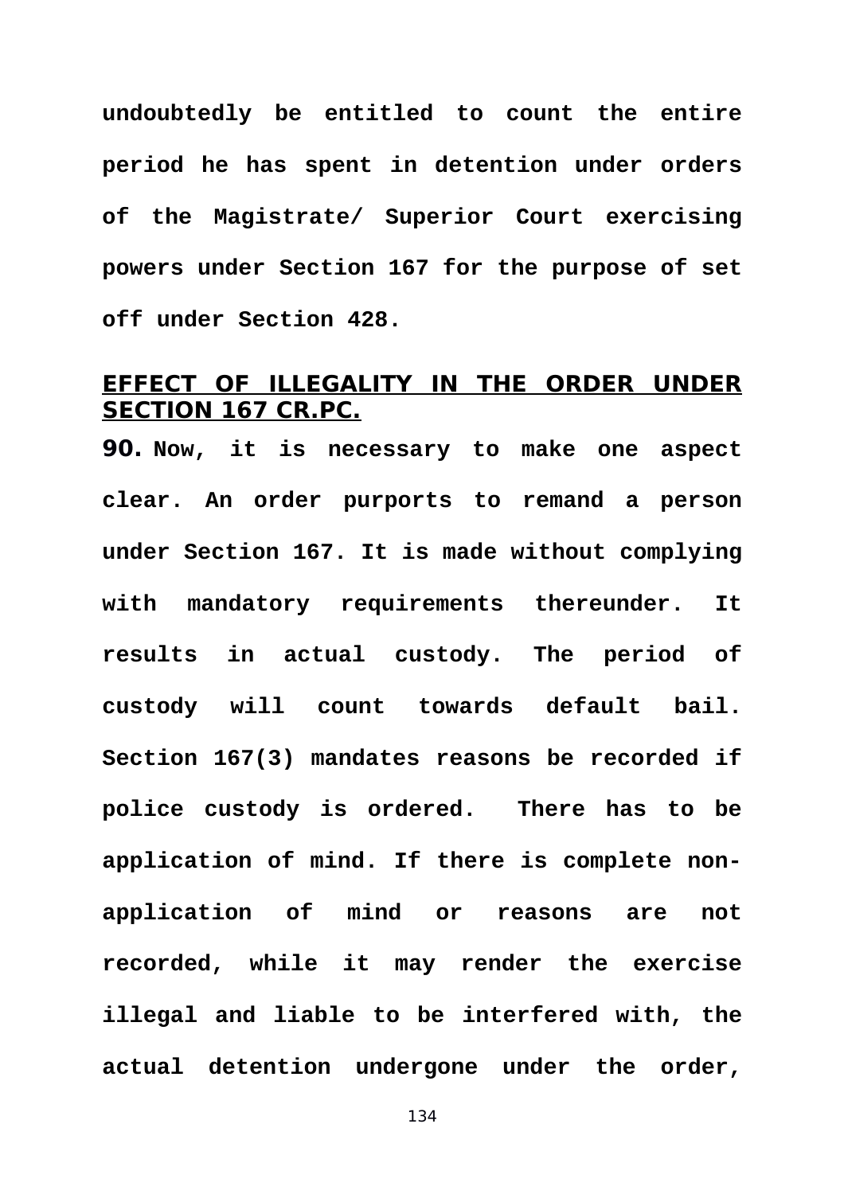**undoubtedly be entitled to count the entire period he has spent in detention under orders of the Magistrate/ Superior Court exercising powers under Section 167 for the purpose of set off under Section 428.**

## <u>EFFECT OF ILLEGALITY IN THE ORDER UNDER SECTION 167 CR.PC.</u>

**90. Now, it is necessary to make one aspect clear. An order purports to remand a person under Section 167. It is made without complying with mandatory requirements thereunder. It results in actual custody. The period of custody will count towards default bail. Section 167(3) mandates reasons be recorded if police custody is ordered. There has to be application of mind. If there is complete non-application of mind or reasons are not recorded, while it may render the exercise illegal and liable to be interfered with, the actual detention undergone under the order,**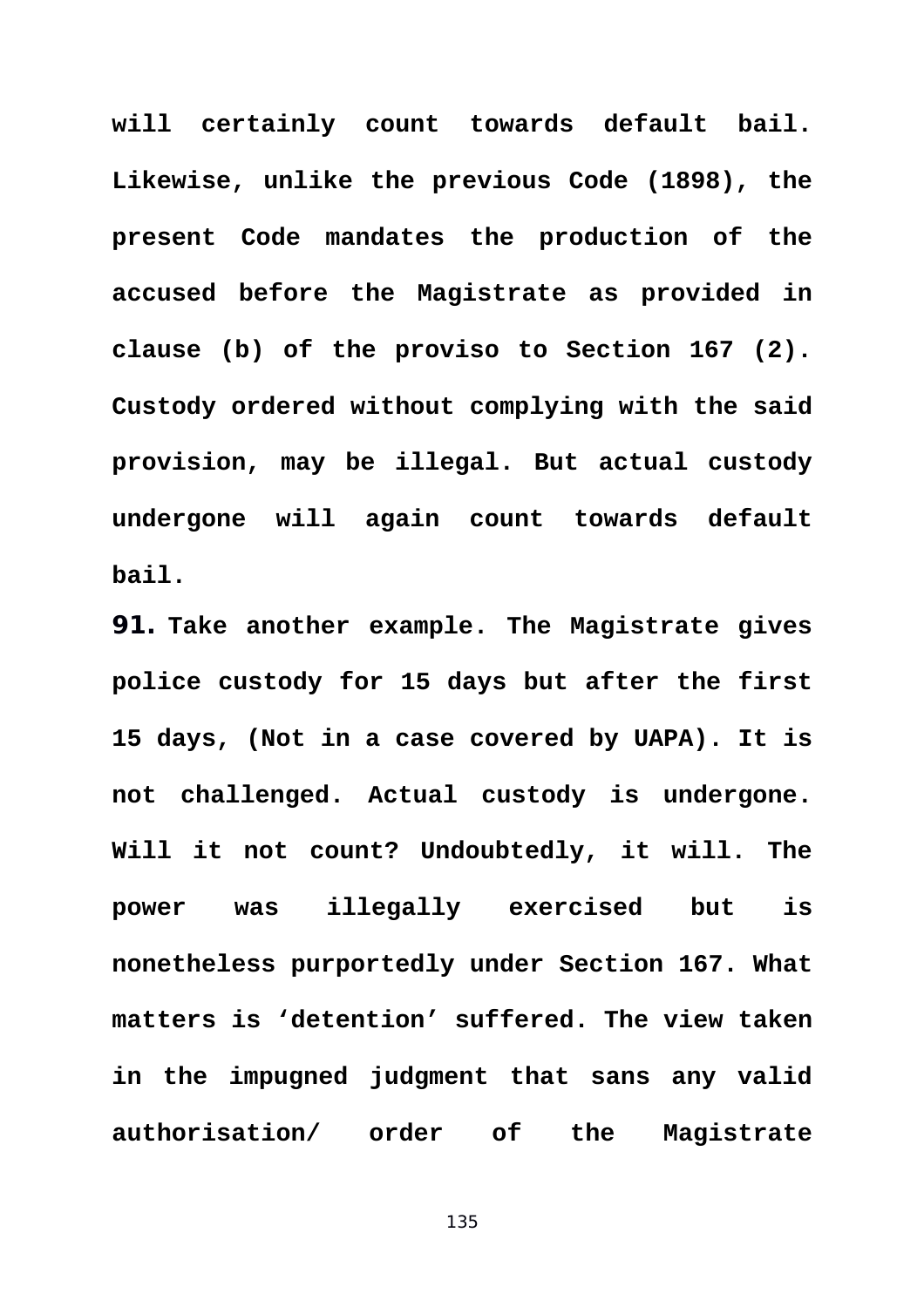**will certainly count towards default bail. Likewise, unlike the previous Code (1898), the present Code mandates the production of the accused before the Magistrate as provided in clause (b) of the proviso to Section 167 (2). Custody ordered without complying with the said provision, may be illegal. But actual custody undergone will again count towards default bail.**

**91. Take another example. The Magistrate gives police custody for 15 days but after the first 15 days, (Not in a case covered by UAPA). It is not challenged. Actual custody is undergone. Will it not count? Undoubtedly, it will. The power was illegally exercised but is nonetheless purportedly under Section 167. What matters is 'detention' suffered. The view taken in the impugned judgment that sans any valid authorisation/ order of the Magistrate**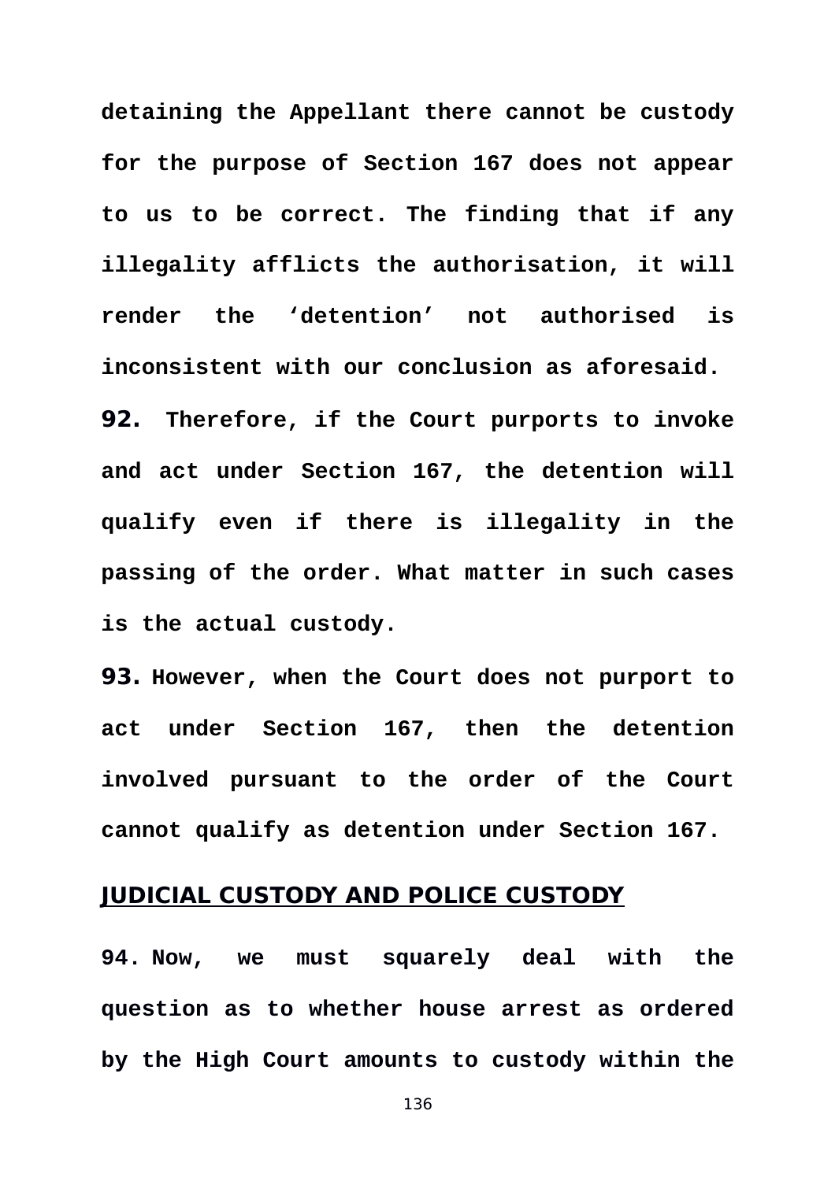**detaining the Appellant there cannot be custody for the purpose of Section 167 does not appear to us to be correct. The finding that if any illegality afflicts the authorisation, it will render the 'detention' not authorised is inconsistent with our conclusion as aforesaid.**

**92. Therefore, if the Court purports to invoke and act under Section 167, the detention will qualify even if there is illegality in the passing of the order. What matter in such cases is the actual custody.**

**93. However, when the Court does not purport to act under Section 167, then the detention involved pursuant to the order of the Court cannot qualify as detention under Section 167.**

## JUDICIAL CUSTODY AND POLICE CUSTODY

**94. Now, we must squarely deal with the question as to whether house arrest as ordered by the High Court amounts to custody within the**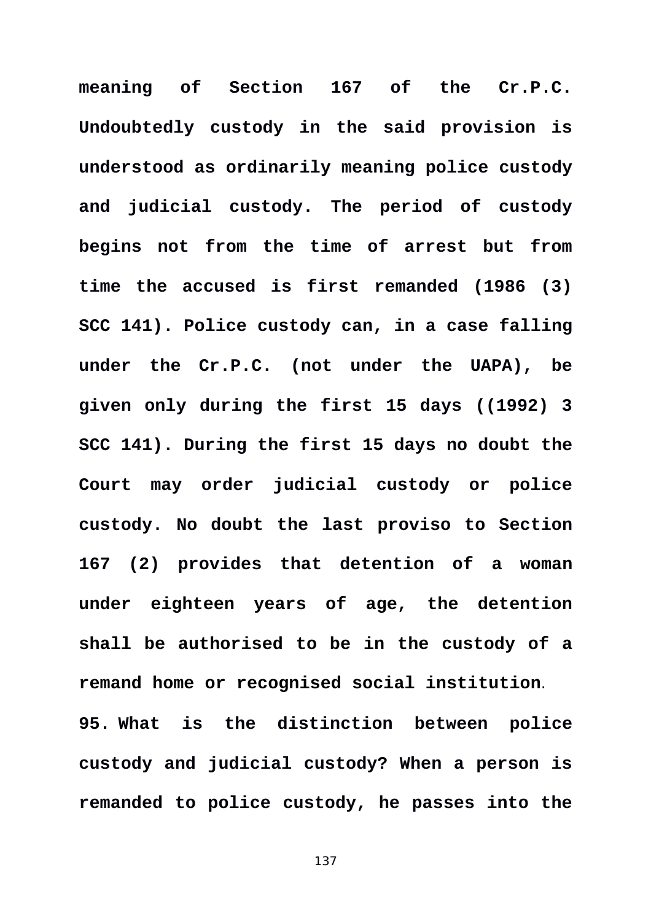**meaning of Section 167 of the Cr.P.C. Undoubtedly custody in the said provision is understood as ordinarily meaning police custody and judicial custody. The period of custody begins not from the time of arrest but from time the accused is first remanded (1986 (3) SCC 141). Police custody can, in a case falling under the Cr.P.C. (not under the UAPA), be given only during the first 15 days ((1992) 3 SCC 141). During the first 15 days no doubt the Court may order judicial custody or police custody. No doubt the last proviso to Section 167 (2) provides that detention of a woman under eighteen years of age, the detention shall be authorised to be in the custody of a remand home or recognised social institution**.

**95. What is the distinction between police custody and judicial custody? When a person is remanded to police custody, he passes into the**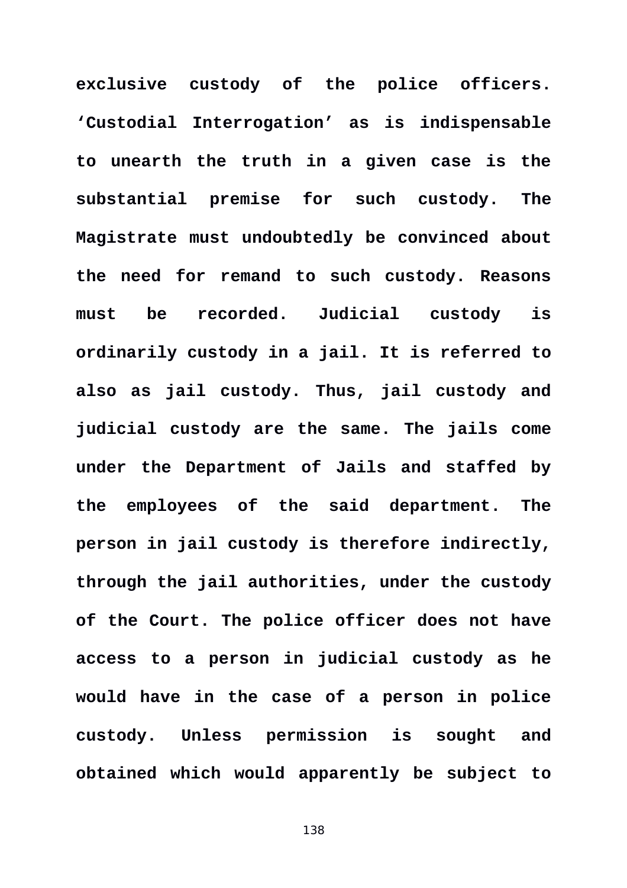**exclusive custody of the police officers. 'Custodial Interrogation' as is indispensable to unearth the truth in a given case is the substantial premise for such custody. The Magistrate must undoubtedly be convinced about the need for remand to such custody. Reasons must be recorded. Judicial custody is ordinarily custody in a jail. It is referred to also as jail custody. Thus, jail custody and judicial custody are the same. The jails come under the Department of Jails and staffed by the employees of the said department. The person in jail custody is therefore indirectly, through the jail authorities, under the custody of the Court. The police officer does not have access to a person in judicial custody as he would have in the case of a person in police custody. Unless permission is sought and obtained which would apparently be subject to**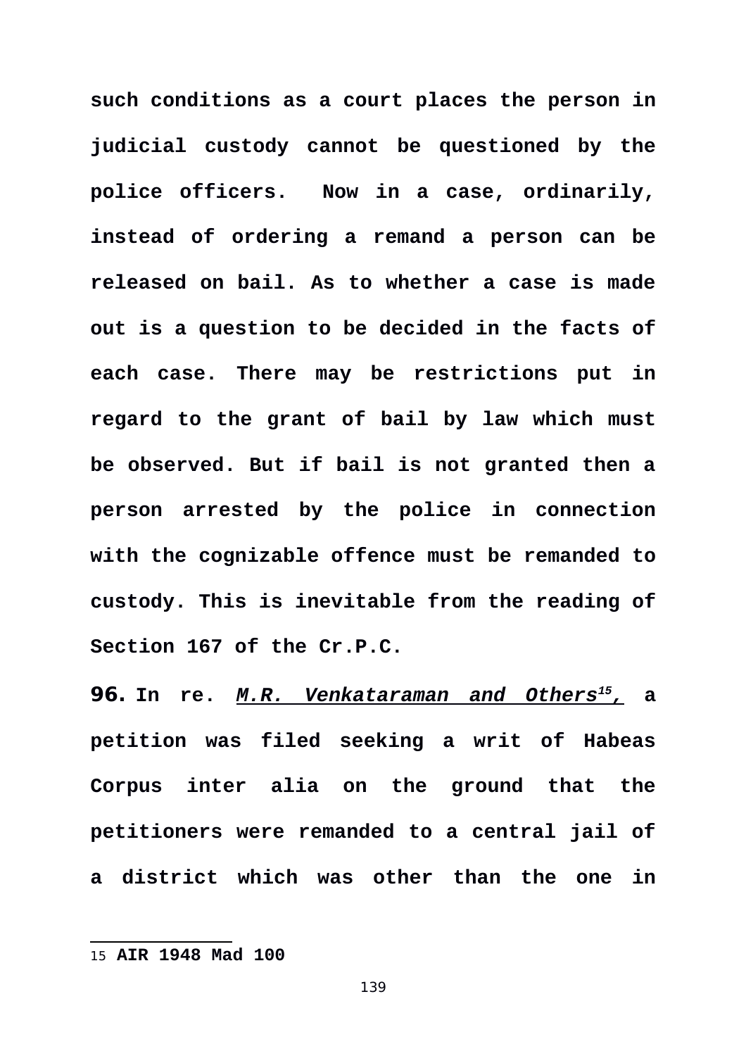**such conditions as a court places the person in judicial custody cannot be questioned by the police officers. Now in a case, ordinarily, instead of ordering a remand a person can be released on bail. As to whether a case is made out is a question to be decided in the facts of each case. There may be restrictions put in regard to the grant of bail by law which must be observed. But if bail is not granted then a person arrested by the police in connection with the cognizable offence must be remanded to custody. This is inevitable from the reading of Section 167 of the Cr.P.C.**

**96. In re. *M.R. Venkataraman and Others*[15], a petition was filed seeking a writ of Habeas Corpus inter alia on the ground that the petitioners were remanded to a central jail of a district which was other than the one in**

---

15 **AIR 1948 Mad 100**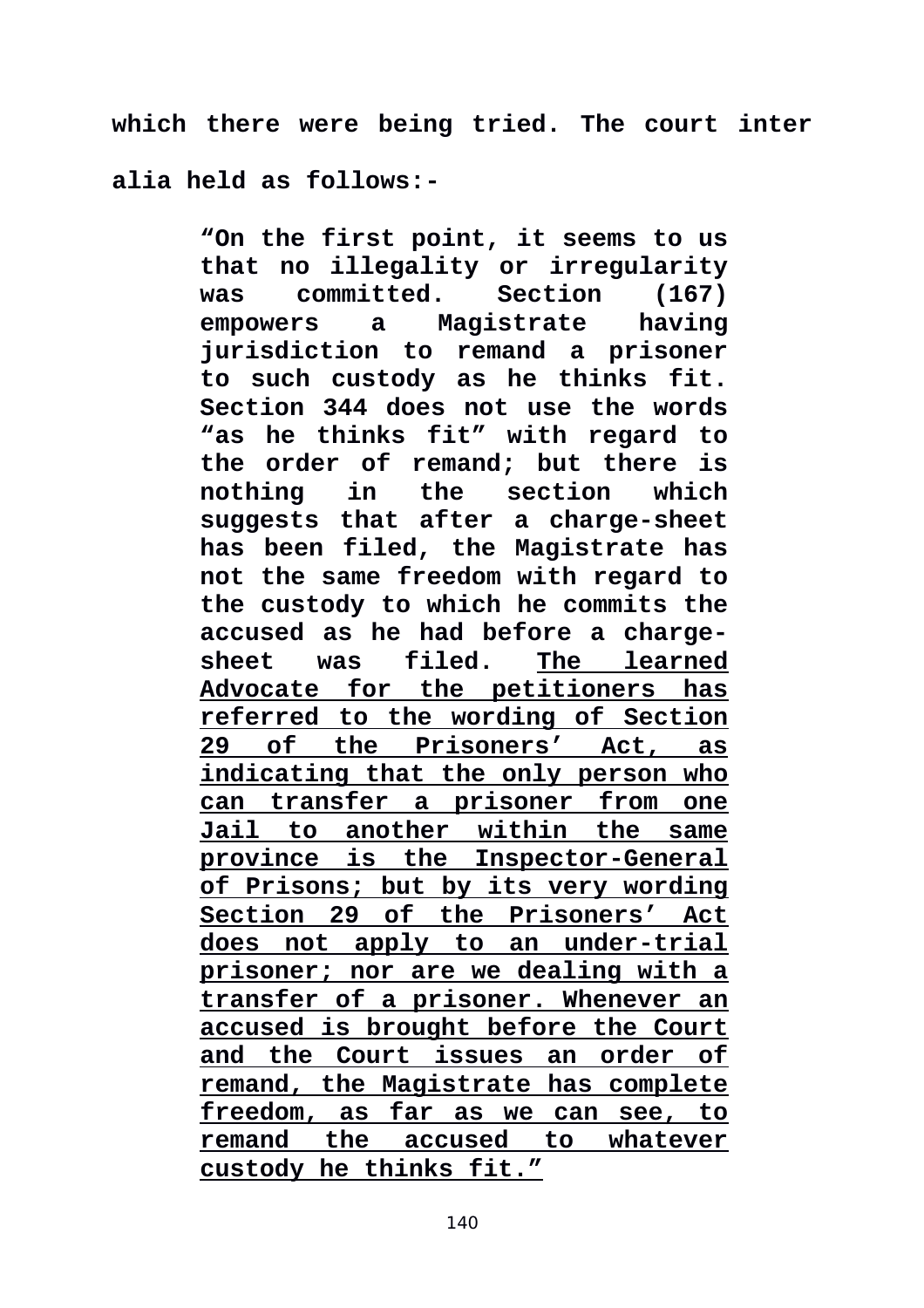**which there were being tried. The court inter alia held as follows:-**

> **"On the first point, it seems to us that no illegality or irregularity was committed. Section (167) empowers a Magistrate having jurisdiction to remand a prisoner to such custody as he thinks fit. Section 344 does not use the words "as he thinks fit" with regard to the order of remand; but there is nothing in the section which suggests that after a charge-sheet has been filed, the Magistrate has not the same freedom with regard to the custody to which he commits the accused as he had before a charge-sheet was filed. <u>The learned Advocate for the petitioners has referred to the wording of Section 29 of the Prisoners' Act, as indicating that the only person who can transfer a prisoner from one Jail to another within the same province is the Inspector-General of Prisons; but by its very wording Section 29 of the Prisoners' Act does not apply to an under-trial prisoner; nor are we dealing with a transfer of a prisoner. Whenever an accused is brought before the Court and the Court issues an order of remand, the Magistrate has complete freedom, as far as we can see, to remand the accused to whatever custody he thinks fit."</u>**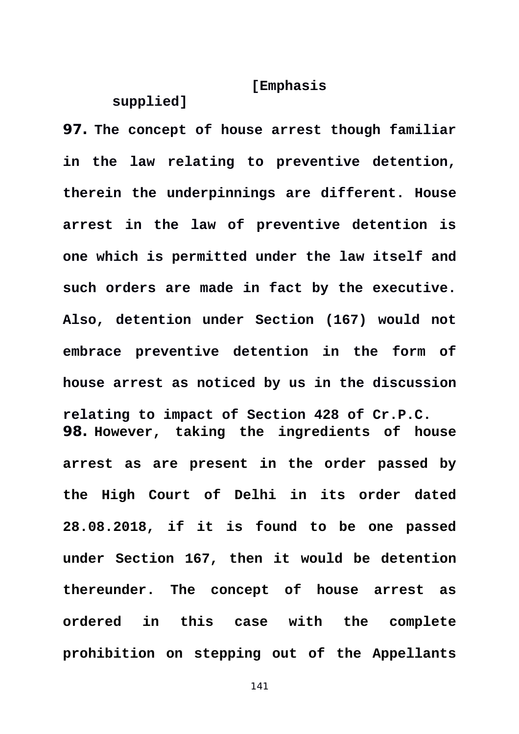**[Emphasis supplied]**

**97.** **The concept of house arrest though familiar in the law relating to preventive detention, therein the underpinnings are different. House arrest in the law of preventive detention is one which is permitted under the law itself and such orders are made in fact by the executive. Also, detention under Section (167) would not embrace preventive detention in the form of house arrest as noticed by us in the discussion relating to impact of Section 428 of Cr.P.C.**

**98.** **However, taking the ingredients of house arrest as are present in the order passed by the High Court of Delhi in its order dated 28.08.2018, if it is found to be one passed under Section 167, then it would be detention thereunder. The concept of house arrest as ordered in this case with the complete prohibition on stepping out of the Appellants**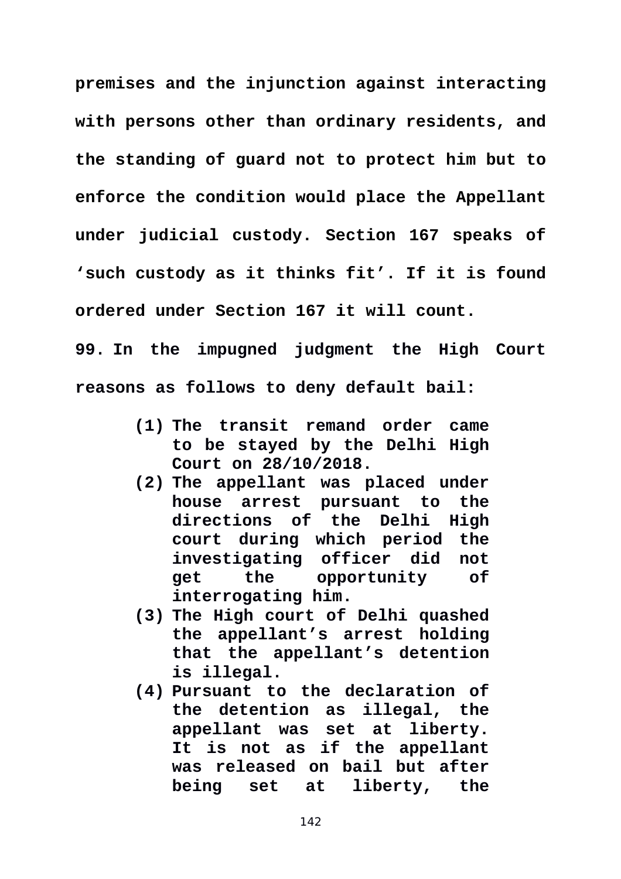**premises and the injunction against interacting with persons other than ordinary residents, and the standing of guard not to protect him but to enforce the condition would place the Appellant under judicial custody. Section 167 speaks of 'such custody as it thinks fit'. If it is found ordered under Section 167 it will count.**

**99.** **In the impugned judgment the High Court reasons as follows to deny default bail:**

> **(1)** **The transit remand order came to be stayed by the Delhi High Court on 28/10/2018.**
>
> **(2)** **The appellant was placed under house arrest pursuant to the directions of the Delhi High court during which period the investigating officer did not get the opportunity of interrogating him.**
>
> **(3)** **The High court of Delhi quashed the appellant's arrest holding that the appellant's detention is illegal.**
>
> **(4)** **Pursuant to the declaration of the detention as illegal, the appellant was set at liberty. It is not as if the appellant was released on bail but after being set at liberty, the**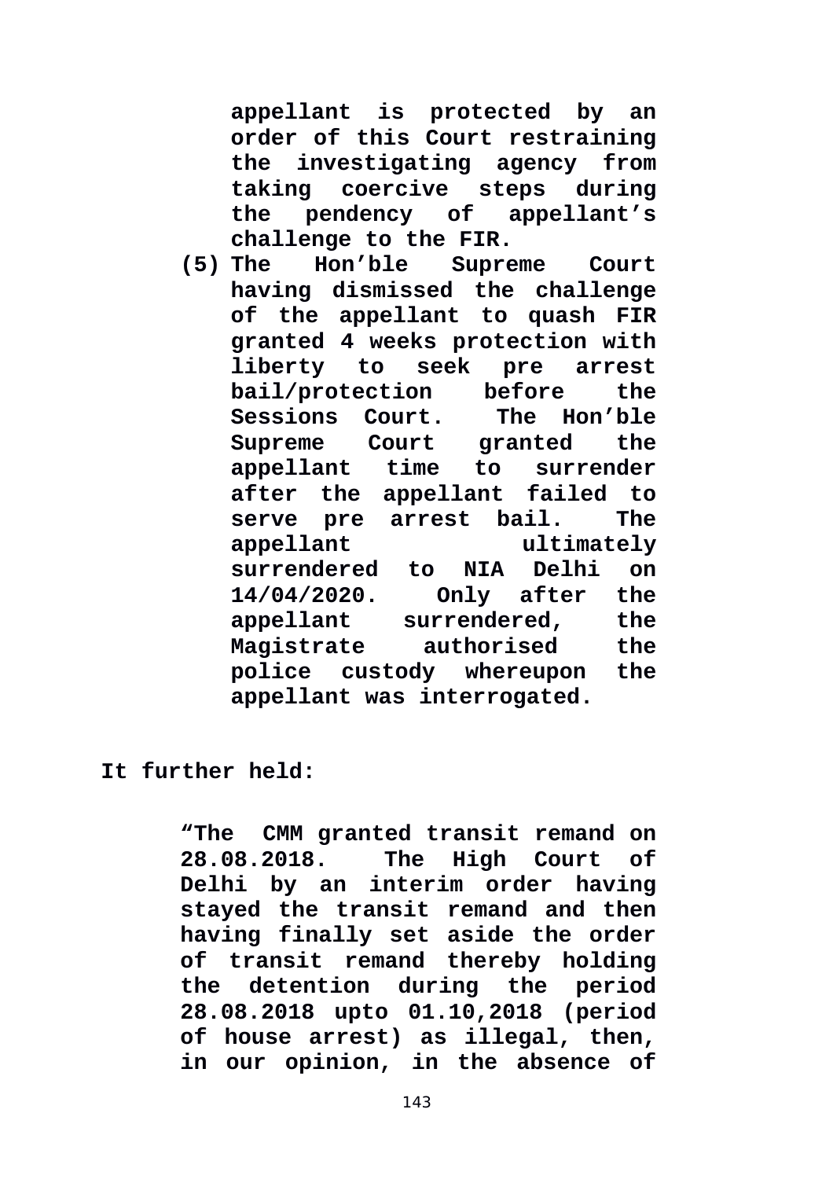**appellant is protected by an order of this Court restraining the investigating agency from taking coercive steps during the pendency of appellant's challenge to the FIR.**

**(5) The Hon'ble Supreme Court having dismissed the challenge of the appellant to quash FIR granted 4 weeks protection with liberty to seek pre arrest bail/protection before the Sessions Court. The Hon'ble Supreme Court granted the appellant time to surrender after the appellant failed to serve pre arrest bail. The appellant ultimately surrendered to NIA Delhi on 14/04/2020. Only after the appellant surrendered, the Magistrate authorised the police custody whereupon the appellant was interrogated.**

**It further held:**

> **"The CMM granted transit remand on 28.08.2018. The High Court of Delhi by an interim order having stayed the transit remand and then having finally set aside the order of transit remand thereby holding the detention during the period 28.08.2018 upto 01.10,2018 (period of house arrest) as illegal, then, in our opinion, in the absence of**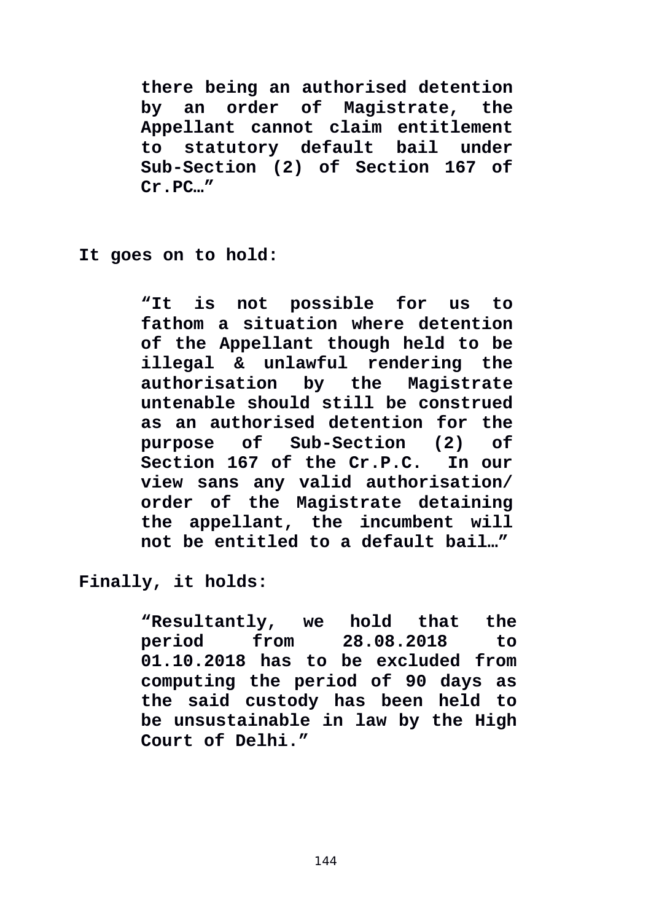> **there being an authorised detention by an order of Magistrate, the Appellant cannot claim entitlement to statutory default bail under Sub-Section (2) of Section 167 of Cr.PC…”**

**It goes on to hold:**

> **“It is not possible for us to fathom a situation where detention of the Appellant though held to be illegal & unlawful rendering the authorisation by the Magistrate untenable should still be construed as an authorised detention for the purpose of Sub-Section (2) of Section 167 of the Cr.P.C. In our view sans any valid authorisation/ order of the Magistrate detaining the appellant, the incumbent will not be entitled to a default bail…”**

**Finally, it holds:**

> **“Resultantly, we hold that the period from 28.08.2018 to 01.10.2018 has to be excluded from computing the period of 90 days as the said custody has been held to be unsustainable in law by the High Court of Delhi.”**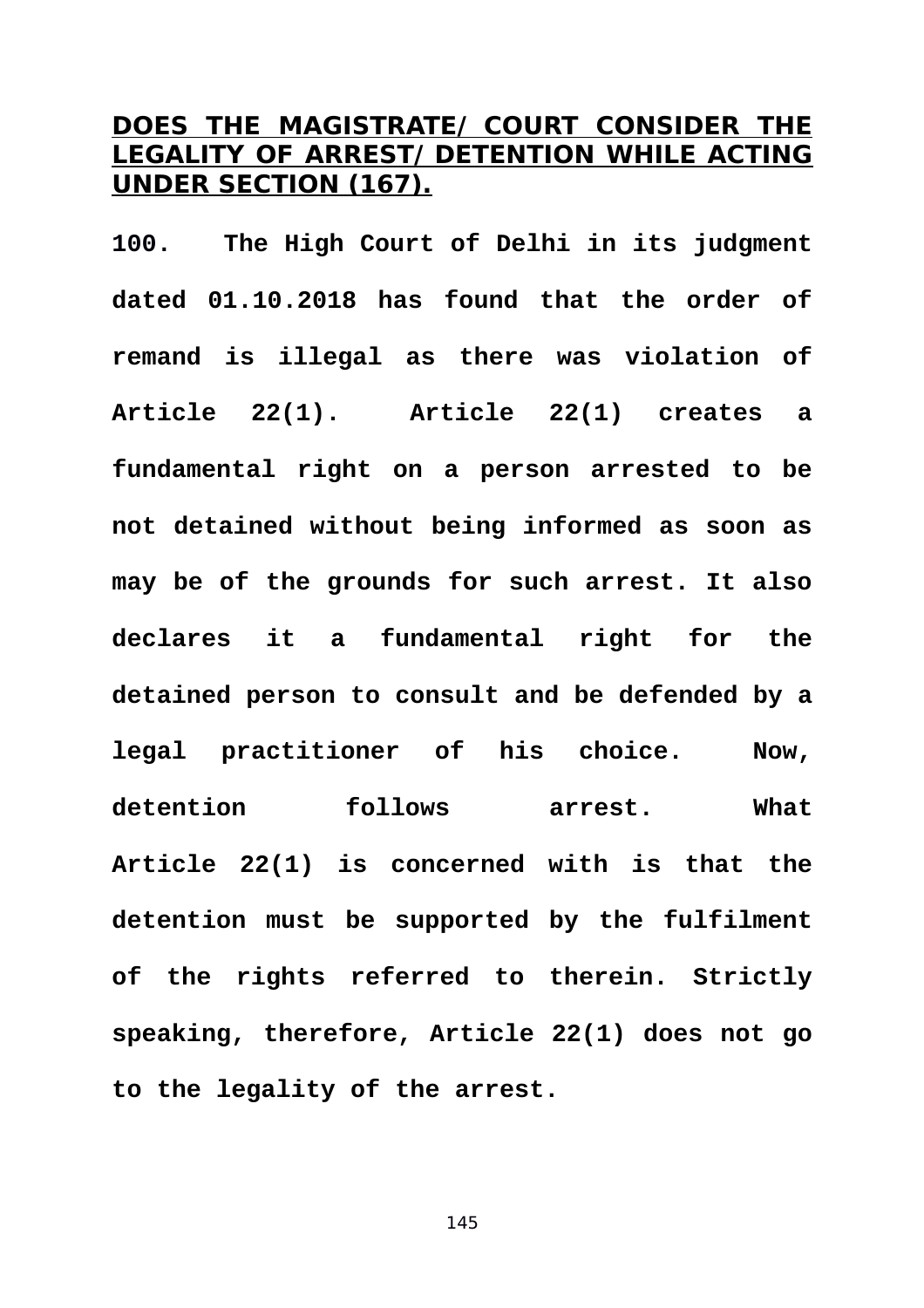## DOES THE MAGISTRATE/ COURT CONSIDER THE LEGALITY OF ARREST/ DETENTION WHILE ACTING UNDER SECTION (167).

**100. The High Court of Delhi in its judgment dated 01.10.2018 has found that the order of remand is illegal as there was violation of Article 22(1). Article 22(1) creates a fundamental right on a person arrested to be not detained without being informed as soon as may be of the grounds for such arrest. It also declares it a fundamental right for the detained person to consult and be defended by a legal practitioner of his choice. Now, detention follows arrest. What Article 22(1) is concerned with is that the detention must be supported by the fulfilment of the rights referred to therein. Strictly speaking, therefore, Article 22(1) does not go to the legality of the arrest.**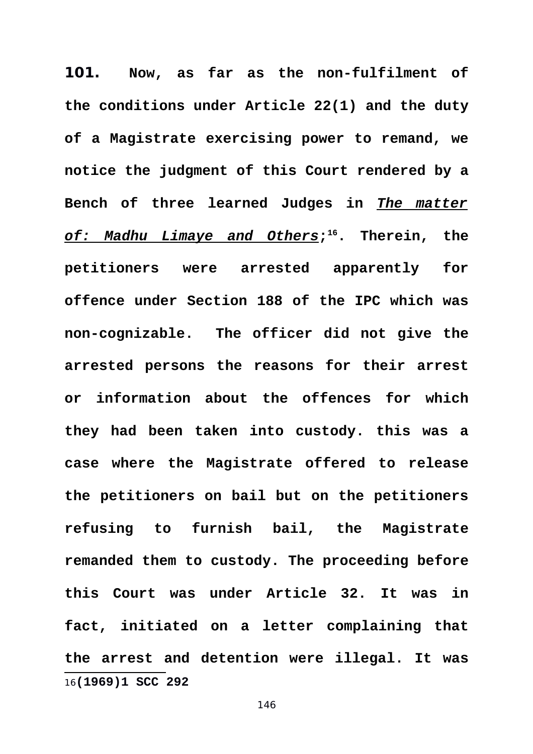**101. Now, as far as the non-fulfilment of the conditions under Article 22(1) and the duty of a Magistrate exercising power to remand, we notice the judgment of this Court rendered by a Bench of three learned Judges in *The matter of: Madhu Limaye and Others*;[16]. Therein, the petitioners were arrested apparently for offence under Section 188 of the IPC which was non-cognizable. The officer did not give the arrested persons the reasons for their arrest or information about the offences for which they had been taken into custody. this was a case where the Magistrate offered to release the petitioners on bail but on the petitioners refusing to furnish bail, the Magistrate remanded them to custody. The proceeding before this Court was under Article 32. It was in fact, initiated on a letter complaining that the arrest and detention were illegal. It was**

16 **(1969)1 SCC 292**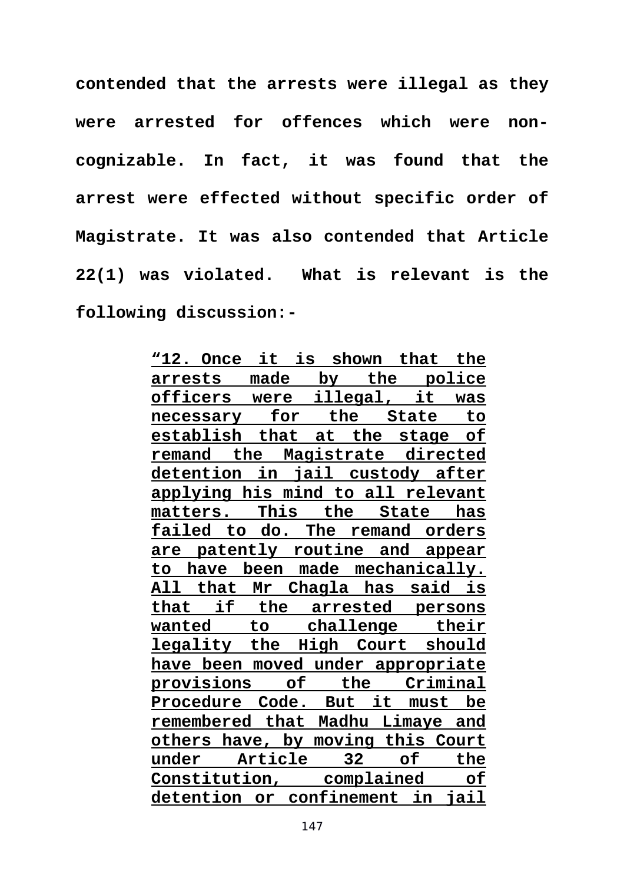**contended that the arrests were illegal as they were arrested for offences which were non-cognizable. In fact, it was found that the arrest were effected without specific order of Magistrate. It was also contended that Article 22(1) was violated. What is relevant is the following discussion:-**

> **<u>"12. Once it is shown that the arrests made by the police officers were illegal, it was necessary for the State to establish that at the stage of remand the Magistrate directed detention in jail custody after applying his mind to all relevant matters. This the State has failed to do. The remand orders are patently routine and appear to have been made mechanically. All that Mr Chagla has said is that if the arrested persons wanted to challenge their legality the High Court should have been moved under appropriate provisions of the Criminal Procedure Code. But it must be remembered that Madhu Limaye and others have, by moving this Court under Article 32 of the Constitution, complained of detention or confinement in jail</u>**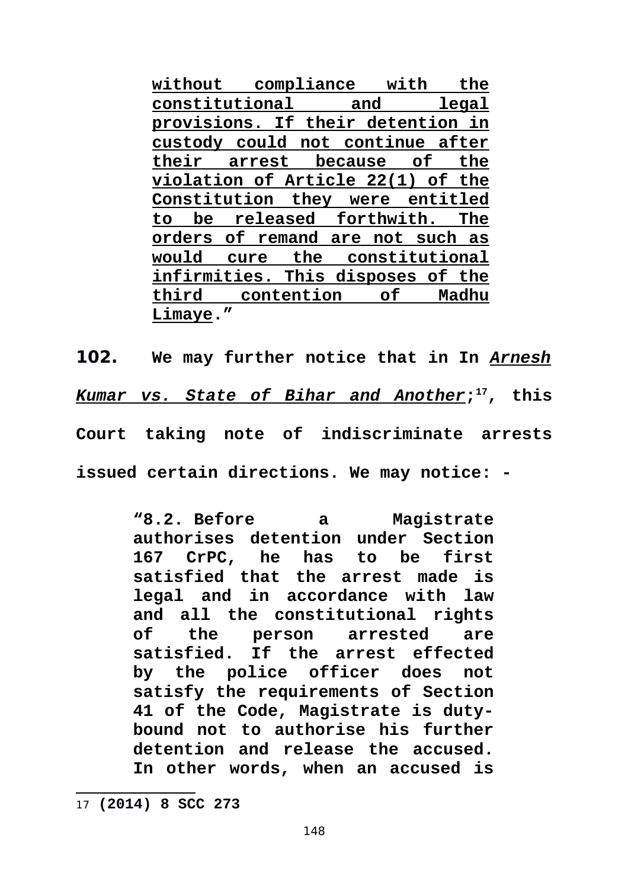> **without compliance with the constitutional and legal provisions. If their detention in custody could not continue after their arrest because of the violation of Article 22(1) of the Constitution they were entitled to be released forthwith. The orders of remand are not such as would cure the constitutional infirmities. This disposes of the third contention of Madhu Limaye."**

**102. We may further notice that in In *Arnesh Kumar vs. State of Bihar and Another*;[17], this Court taking note of indiscriminate arrests issued certain directions. We may notice: -**

> **"8.2. Before a Magistrate authorises detention under Section 167 CrPC, he has to be first satisfied that the arrest made is legal and in accordance with law and all the constitutional rights of the person arrested are satisfied. If the arrest effected by the police officer does not satisfy the requirements of Section 41 of the Code, Magistrate is duty-bound not to authorise his further detention and release the accused. In other words, when an accused is**

---

17 **(2014) 8 SCC 273**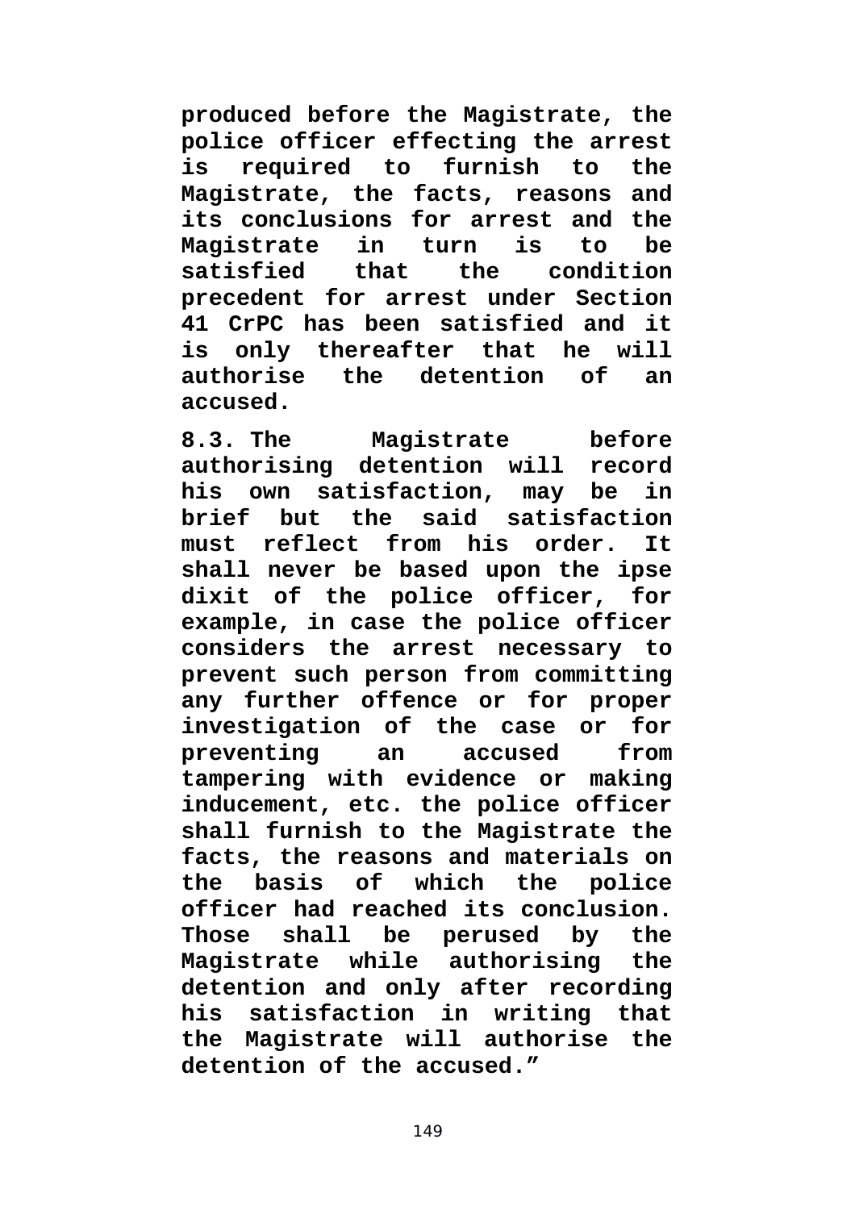**produced before the Magistrate, the police officer effecting the arrest is required to furnish to the Magistrate, the facts, reasons and its conclusions for arrest and the Magistrate in turn is to be satisfied that the condition precedent for arrest under Section 41 CrPC has been satisfied and it is only thereafter that he will authorise the detention of an accused.**

**8.3. The Magistrate before authorising detention will record his own satisfaction, may be in brief but the said satisfaction must reflect from his order. It shall never be based upon the ipse dixit of the police officer, for example, in case the police officer considers the arrest necessary to prevent such person from committing any further offence or for proper investigation of the case or for preventing an accused from tampering with evidence or making inducement, etc. the police officer shall furnish to the Magistrate the facts, the reasons and materials on the basis of which the police officer had reached its conclusion. Those shall be perused by the Magistrate while authorising the detention and only after recording his satisfaction in writing that the Magistrate will authorise the detention of the accused."**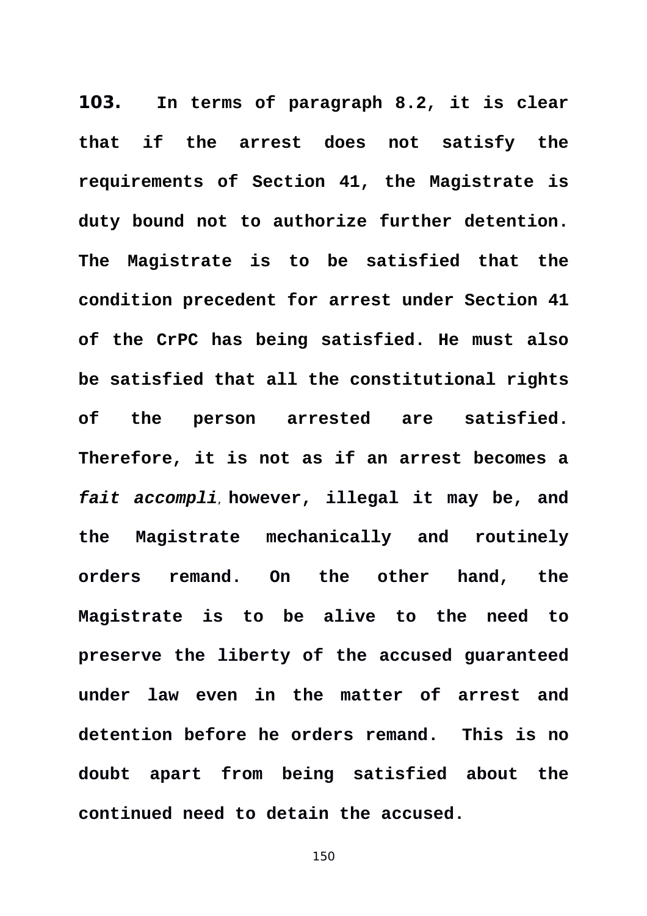**103. In terms of paragraph 8.2, it is clear that if the arrest does not satisfy the requirements of Section 41, the Magistrate is duty bound not to authorize further detention. The Magistrate is to be satisfied that the condition precedent for arrest under Section 41 of the CrPC has being satisfied. He must also be satisfied that all the constitutional rights of the person arrested are satisfied. Therefore, it is not as if an arrest becomes a *fait accompli*, however, illegal it may be, and the Magistrate mechanically and routinely orders remand. On the other hand, the Magistrate is to be alive to the need to preserve the liberty of the accused guaranteed under law even in the matter of arrest and detention before he orders remand. This is no doubt apart from being satisfied about the continued need to detain the accused.**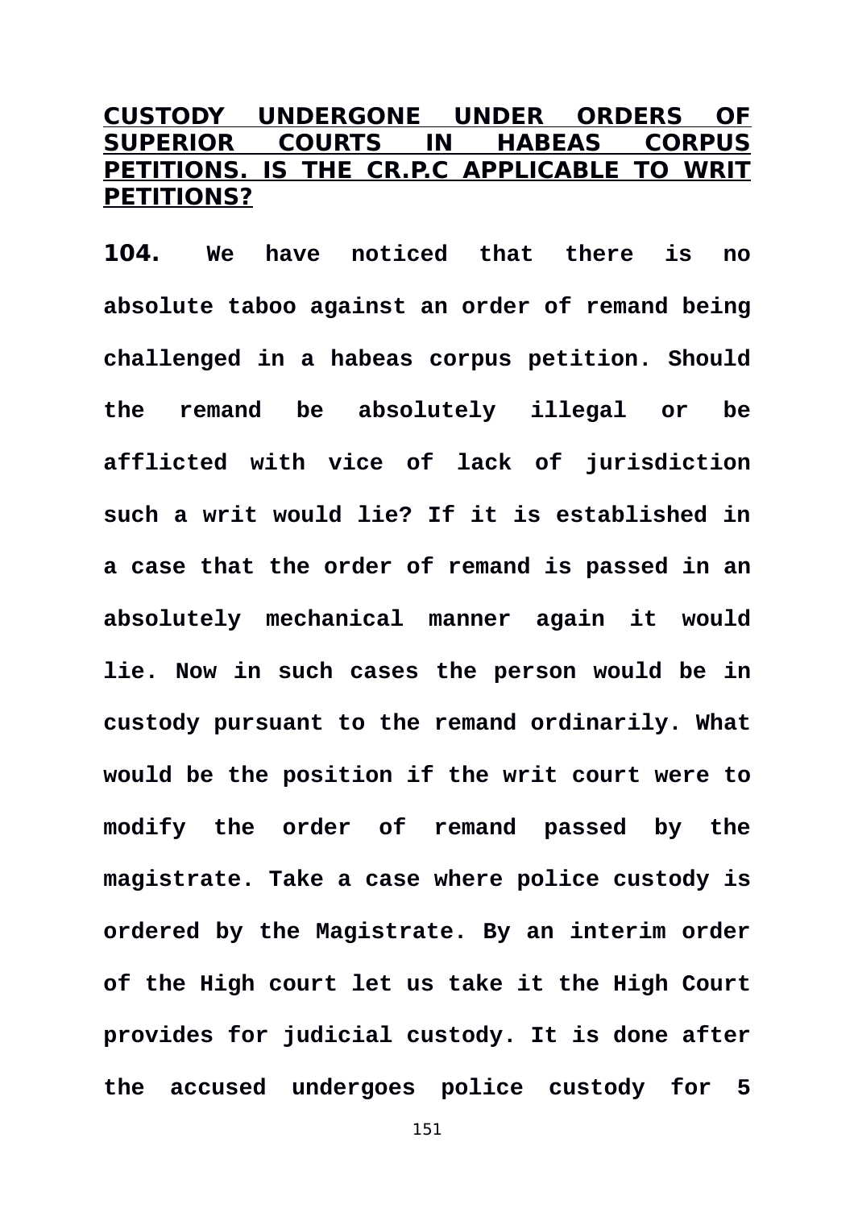## CUSTODY UNDERGONE UNDER ORDERS OF SUPERIOR COURTS IN HABEAS CORPUS PETITIONS. IS THE CR.P.C APPLICABLE TO WRIT PETITIONS?

**104. We have noticed that there is no absolute taboo against an order of remand being challenged in a habeas corpus petition. Should the remand be absolutely illegal or be afflicted with vice of lack of jurisdiction such a writ would lie? If it is established in a case that the order of remand is passed in an absolutely mechanical manner again it would lie. Now in such cases the person would be in custody pursuant to the remand ordinarily. What would be the position if the writ court were to modify the order of remand passed by the magistrate. Take a case where police custody is ordered by the Magistrate. By an interim order of the High court let us take it the High Court provides for judicial custody. It is done after the accused undergoes police custody for 5**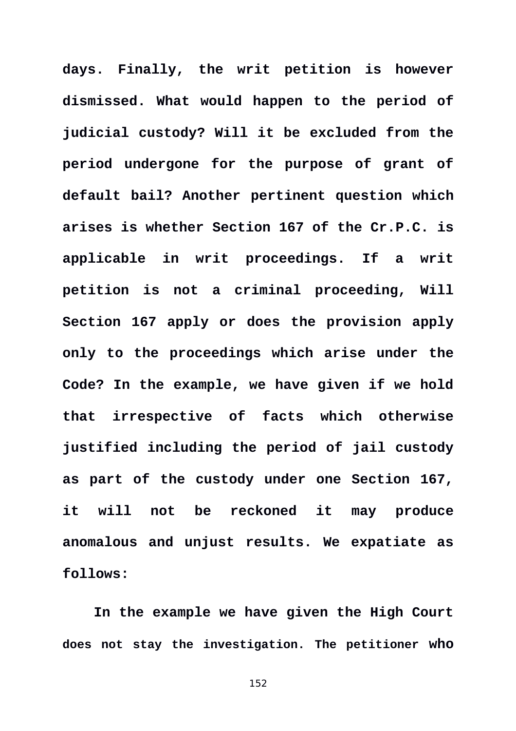**days. Finally, the writ petition is however dismissed. What would happen to the period of judicial custody? Will it be excluded from the period undergone for the purpose of grant of default bail? Another pertinent question which arises is whether Section 167 of the Cr.P.C. is applicable in writ proceedings. If a writ petition is not a criminal proceeding, Will Section 167 apply or does the provision apply only to the proceedings which arise under the Code? In the example, we have given if we hold that irrespective of facts which otherwise justified including the period of jail custody as part of the custody under one Section 167, it will not be reckoned it may produce anomalous and unjust results. We expatiate as follows:**

**In the example we have given the High Court does not stay the investigation. The petitioner who**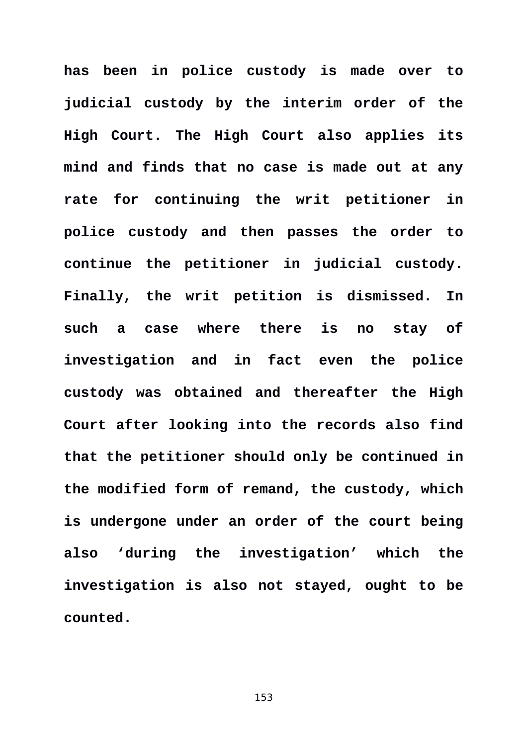**has been in police custody is made over to judicial custody by the interim order of the High Court. The High Court also applies its mind and finds that no case is made out at any rate for continuing the writ petitioner in police custody and then passes the order to continue the petitioner in judicial custody. Finally, the writ petition is dismissed. In such a case where there is no stay of investigation and in fact even the police custody was obtained and thereafter the High Court after looking into the records also find that the petitioner should only be continued in the modified form of remand, the custody, which is undergone under an order of the court being also 'during the investigation' which the investigation is also not stayed, ought to be counted.**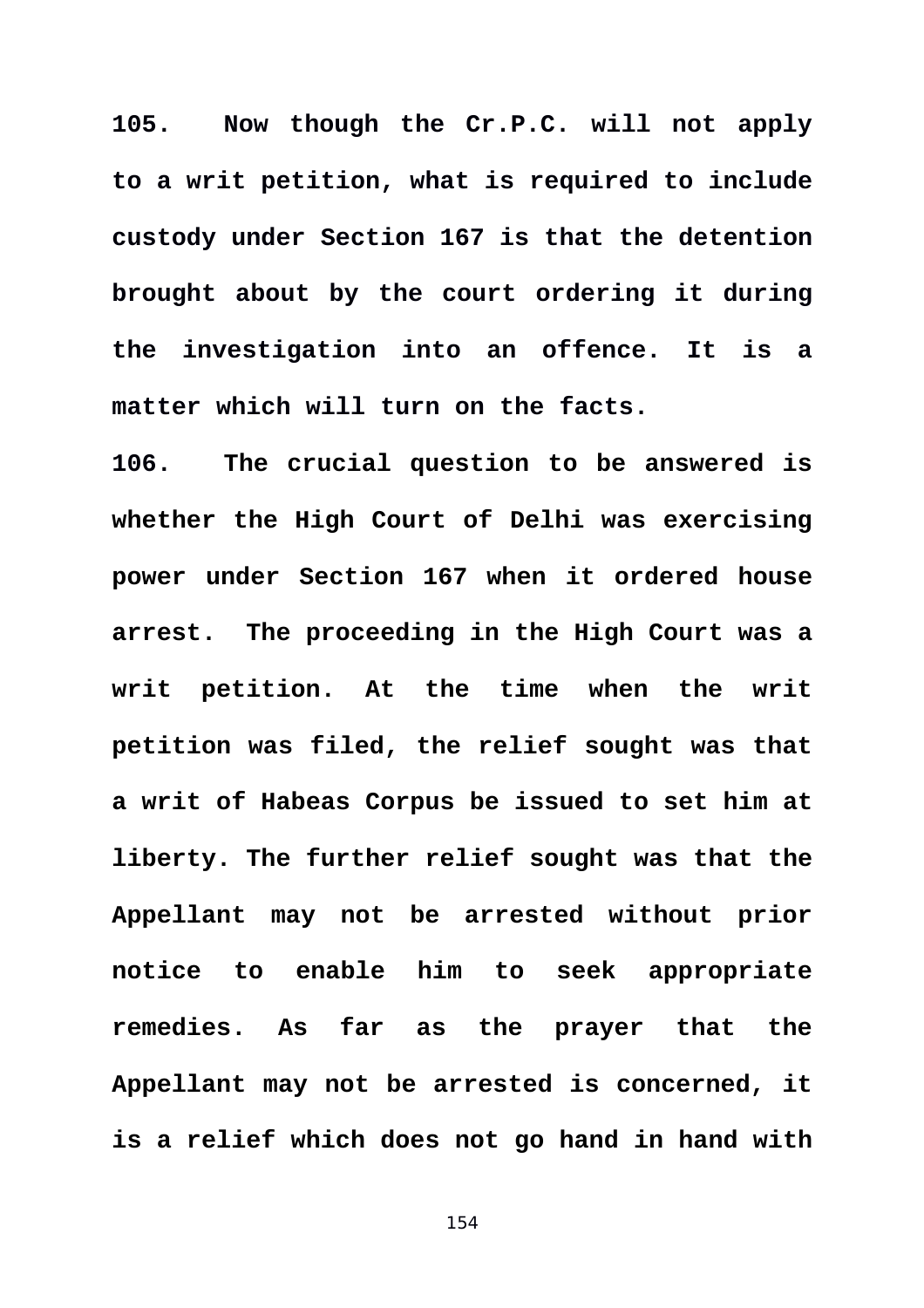**105. Now though the Cr.P.C. will not apply to a writ petition, what is required to include custody under Section 167 is that the detention brought about by the court ordering it during the investigation into an offence. It is a matter which will turn on the facts.**

**106. The crucial question to be answered is whether the High Court of Delhi was exercising power under Section 167 when it ordered house arrest. The proceeding in the High Court was a writ petition. At the time when the writ petition was filed, the relief sought was that a writ of Habeas Corpus be issued to set him at liberty. The further relief sought was that the Appellant may not be arrested without prior notice to enable him to seek appropriate remedies. As far as the prayer that the Appellant may not be arrested is concerned, it is a relief which does not go hand in hand with**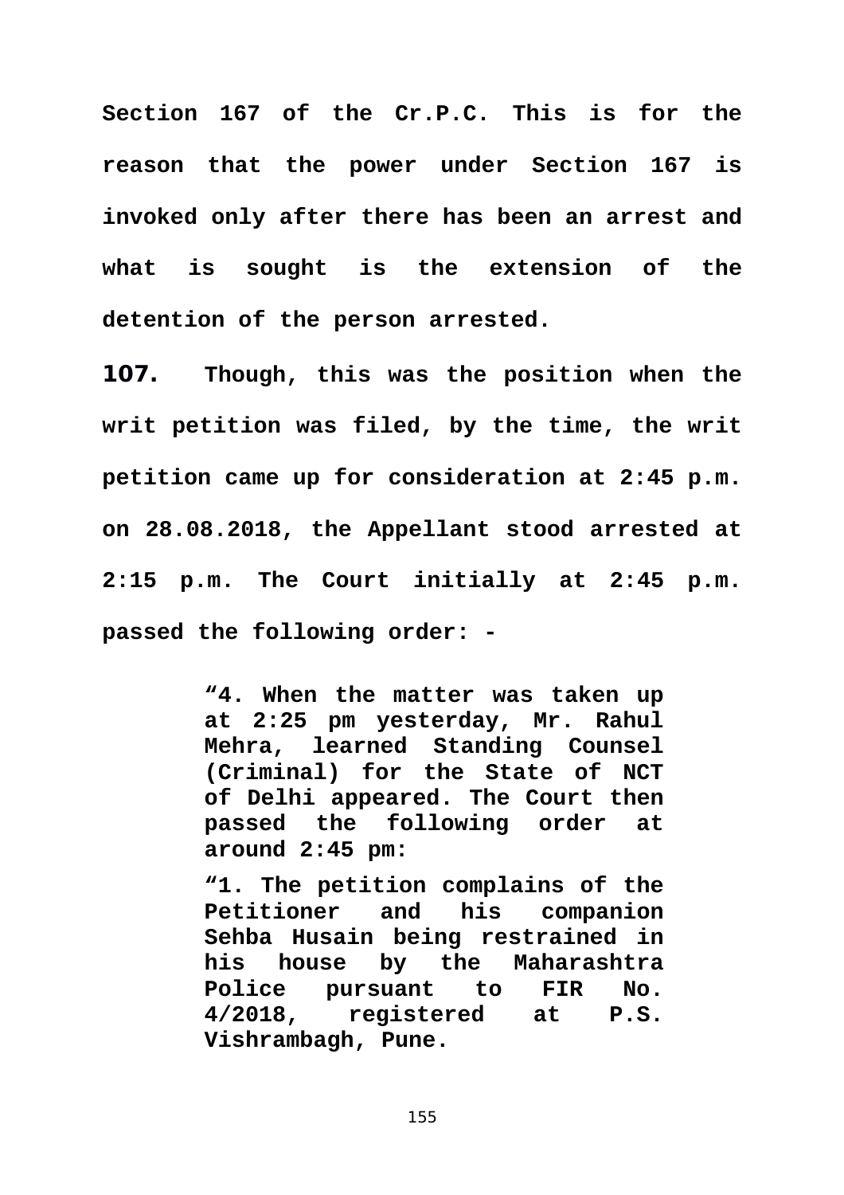**Section 167 of the Cr.P.C. This is for the reason that the power under Section 167 is invoked only after there has been an arrest and what is sought is the extension of the detention of the person arrested.**

**107. Though, this was the position when the writ petition was filed, by the time, the writ petition came up for consideration at 2:45 p.m. on 28.08.2018, the Appellant stood arrested at 2:15 p.m. The Court initially at 2:45 p.m. passed the following order: -**

> **"4. When the matter was taken up at 2:25 pm yesterday, Mr. Rahul Mehra, learned Standing Counsel (Criminal) for the State of NCT of Delhi appeared. The Court then passed the following order at around 2:45 pm:**
>
> **"1. The petition complains of the Petitioner and his companion Sehba Husain being restrained in his house by the Maharashtra Police pursuant to FIR No. 4/2018, registered at P.S. Vishrambagh, Pune.**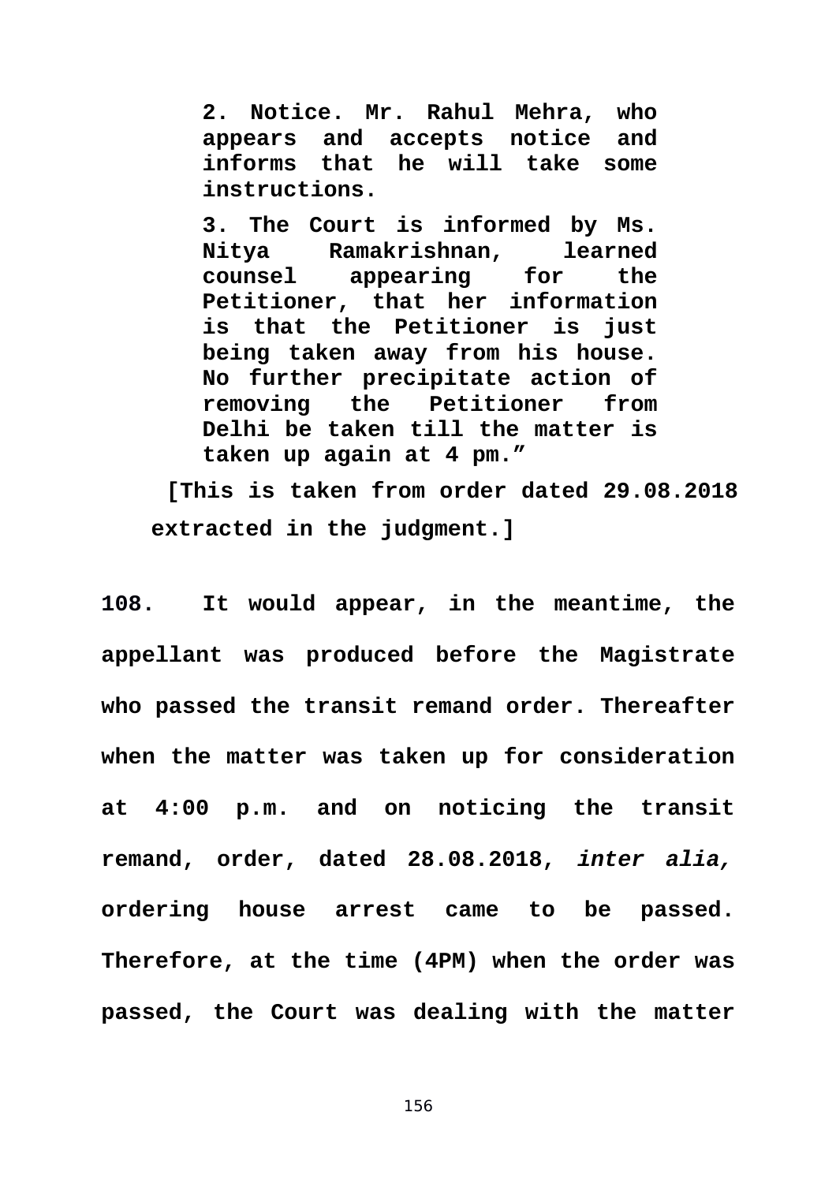> **2. Notice. Mr. Rahul Mehra, who appears and accepts notice and informs that he will take some instructions.**
>
> **3. The Court is informed by Ms. Nitya Ramakrishnan, learned counsel appearing for the Petitioner, that her information is that the Petitioner is just being taken away from his house. No further precipitate action of removing the Petitioner from Delhi be taken till the matter is taken up again at 4 pm."**

**[This is taken from order dated 29.08.2018 extracted in the judgment.]**

**108. It would appear, in the meantime, the appellant was produced before the Magistrate who passed the transit remand order. Thereafter when the matter was taken up for consideration at 4:00 p.m. and on noticing the transit remand, order, dated 28.08.2018, *inter alia,* ordering house arrest came to be passed. Therefore, at the time (4PM) when the order was passed, the Court was dealing with the matter**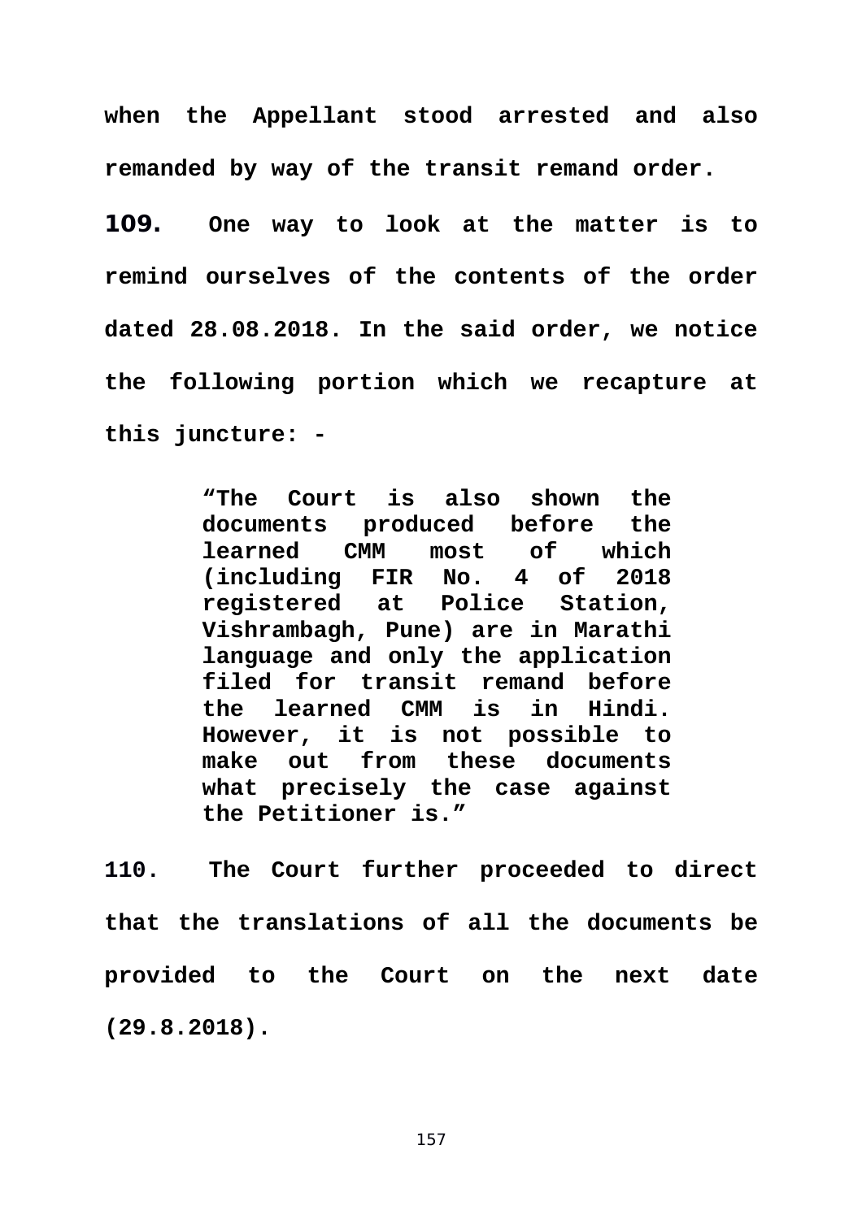**when the Appellant stood arrested and also remanded by way of the transit remand order.**

**109. One way to look at the matter is to remind ourselves of the contents of the order dated 28.08.2018. In the said order, we notice the following portion which we recapture at this juncture: -**

> **"The Court is also shown the documents produced before the learned CMM most of which (including FIR No. 4 of 2018 registered at Police Station, Vishrambagh, Pune) are in Marathi language and only the application filed for transit remand before the learned CMM is in Hindi. However, it is not possible to make out from these documents what precisely the case against the Petitioner is."**

**110. The Court further proceeded to direct that the translations of all the documents be provided to the Court on the next date (29.8.2018).**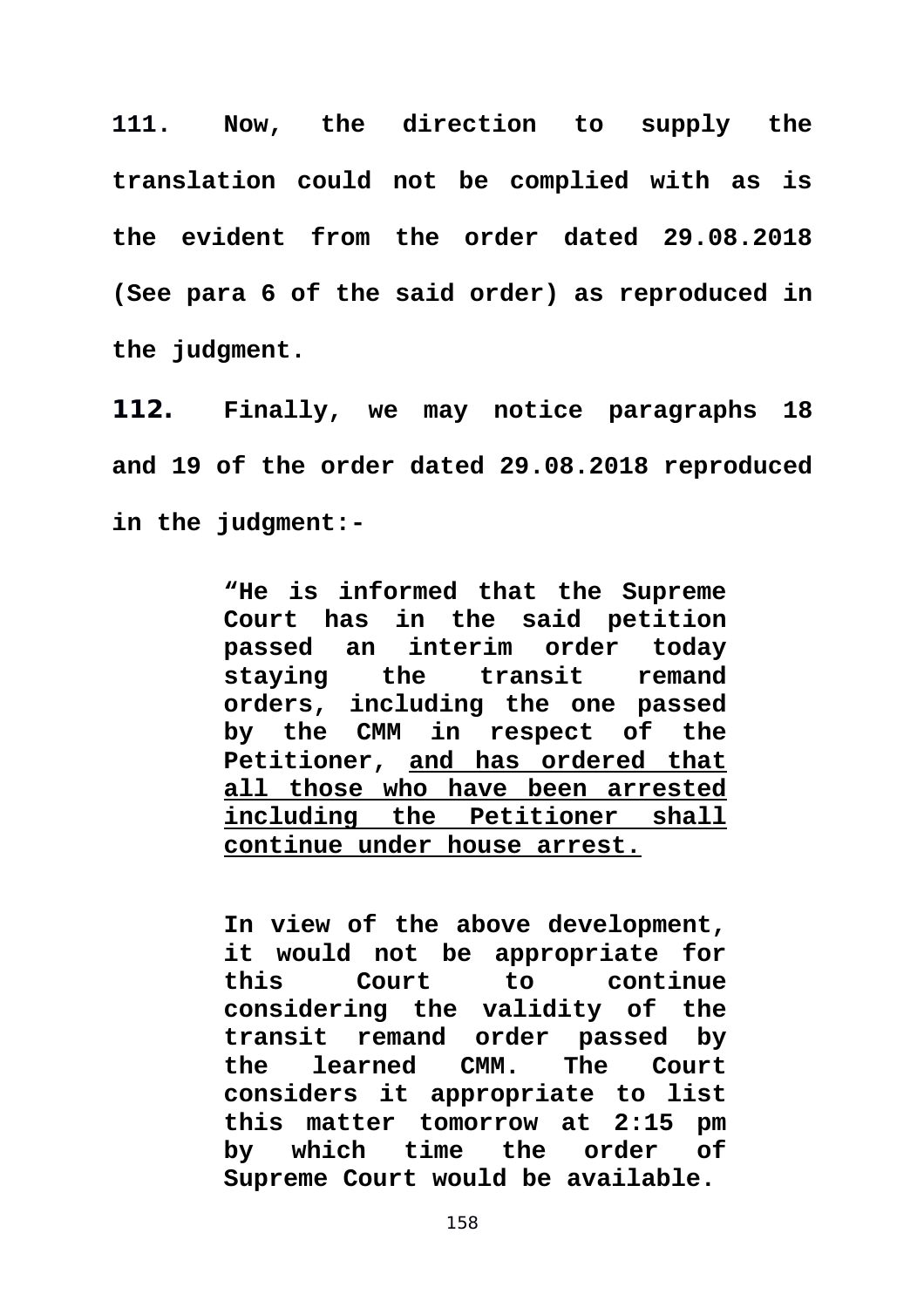**111. Now, the direction to supply the translation could not be complied with as is the evident from the order dated 29.08.2018 (See para 6 of the said order) as reproduced in the judgment.**

**112. Finally, we may notice paragraphs 18 and 19 of the order dated 29.08.2018 reproduced in the judgment:-**

> **"He is informed that the Supreme Court has in the said petition passed an interim order today staying the transit remand orders, including the one passed by the CMM in respect of the Petitioner, <u>and has ordered that all those who have been arrested including the Petitioner shall continue under house arrest.</u>**
>
> **In view of the above development, it would not be appropriate for this Court to continue considering the validity of the transit remand order passed by the learned CMM. The Court considers it appropriate to list this matter tomorrow at 2:15 pm by which time the order of Supreme Court would be available.**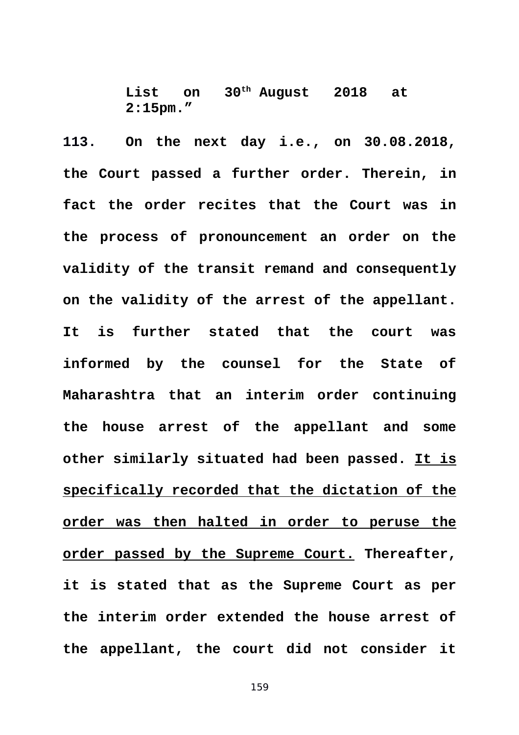**List on 30th August 2018 at 2:15pm."**

**113. On the next day i.e., on 30.08.2018, the Court passed a further order. Therein, in fact the order recites that the Court was in the process of pronouncement an order on the validity of the transit remand and consequently on the validity of the arrest of the appellant. It is further stated that the court was informed by the counsel for the State of Maharashtra that an interim order continuing the house arrest of the appellant and some other similarly situated had been passed. <u>It is specifically recorded that the dictation of the order was then halted in order to peruse the order passed by the Supreme Court.</u> Thereafter, it is stated that as the Supreme Court as per the interim order extended the house arrest of the appellant, the court did not consider it**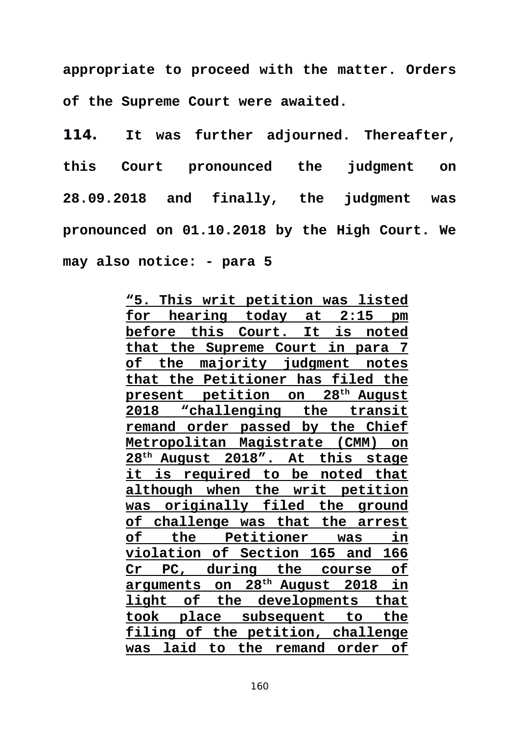**appropriate to proceed with the matter. Orders of the Supreme Court were awaited.**

**114.** **It was further adjourned. Thereafter, this Court pronounced the judgment on 28.09.2018 and finally, the judgment was pronounced on 01.10.2018 by the High Court. We may also notice: - para 5**

> **<u>"5. This writ petition was listed for hearing today at 2:15 pm before this Court. It is noted that the Supreme Court in para 7 of the majority judgment notes that the Petitioner has filed the present petition on 28th August 2018 "challenging the transit remand order passed by the Chief Metropolitan Magistrate (CMM) on 28th August 2018". At this stage it is required to be noted that although when the writ petition was originally filed the ground of challenge was that the arrest of the Petitioner was in violation of Section 165 and 166 Cr PC, during the course of arguments on 28th August 2018 in light of the developments that took place subsequent to the filing of the petition, challenge was laid to the remand order of</u>**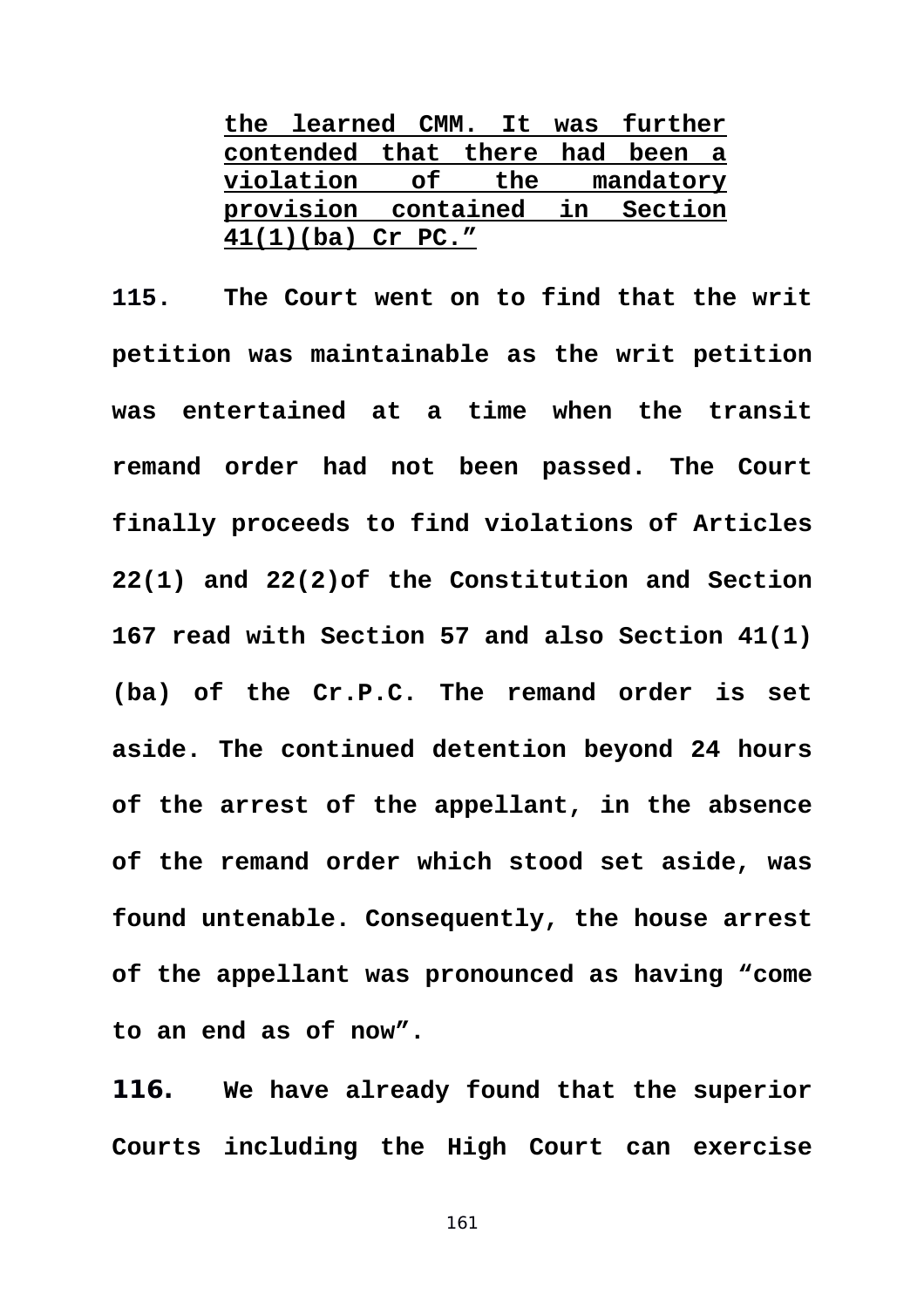> **<u>the learned CMM. It was further contended that there had been a violation of the mandatory provision contained in Section 41(1)(ba) Cr PC.”</u>**

**115.** **The Court went on to find that the writ petition was maintainable as the writ petition was entertained at a time when the transit remand order had not been passed. The Court finally proceeds to find violations of Articles 22(1) and 22(2)of the Constitution and Section 167 read with Section 57 and also Section 41(1)(ba) of the Cr.P.C. The remand order is set aside. The continued detention beyond 24 hours of the arrest of the appellant, in the absence of the remand order which stood set aside, was found untenable. Consequently, the house arrest of the appellant was pronounced as having “come to an end as of now”.**

**116.** **We have already found that the superior Courts including the High Court can exercise**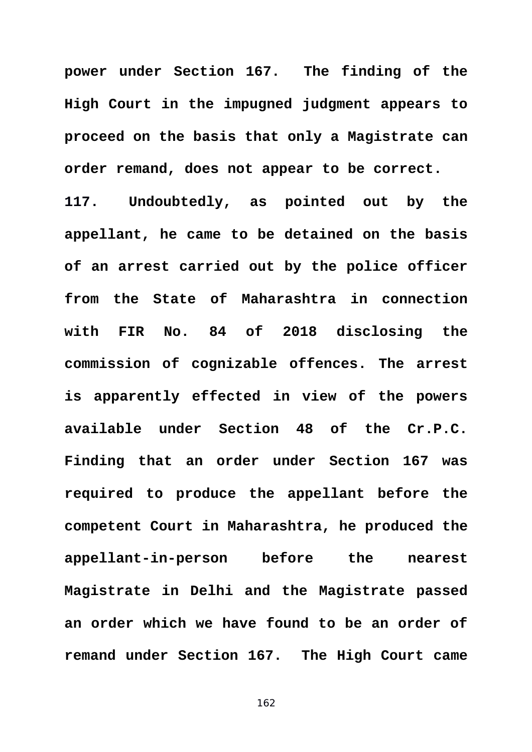**power under Section 167. The finding of the High Court in the impugned judgment appears to proceed on the basis that only a Magistrate can order remand, does not appear to be correct.**

**117. Undoubtedly, as pointed out by the appellant, he came to be detained on the basis of an arrest carried out by the police officer from the State of Maharashtra in connection with FIR No. 84 of 2018 disclosing the commission of cognizable offences. The arrest is apparently effected in view of the powers available under Section 48 of the Cr.P.C. Finding that an order under Section 167 was required to produce the appellant before the competent Court in Maharashtra, he produced the appellant-in-person before the nearest Magistrate in Delhi and the Magistrate passed an order which we have found to be an order of remand under Section 167. The High Court came**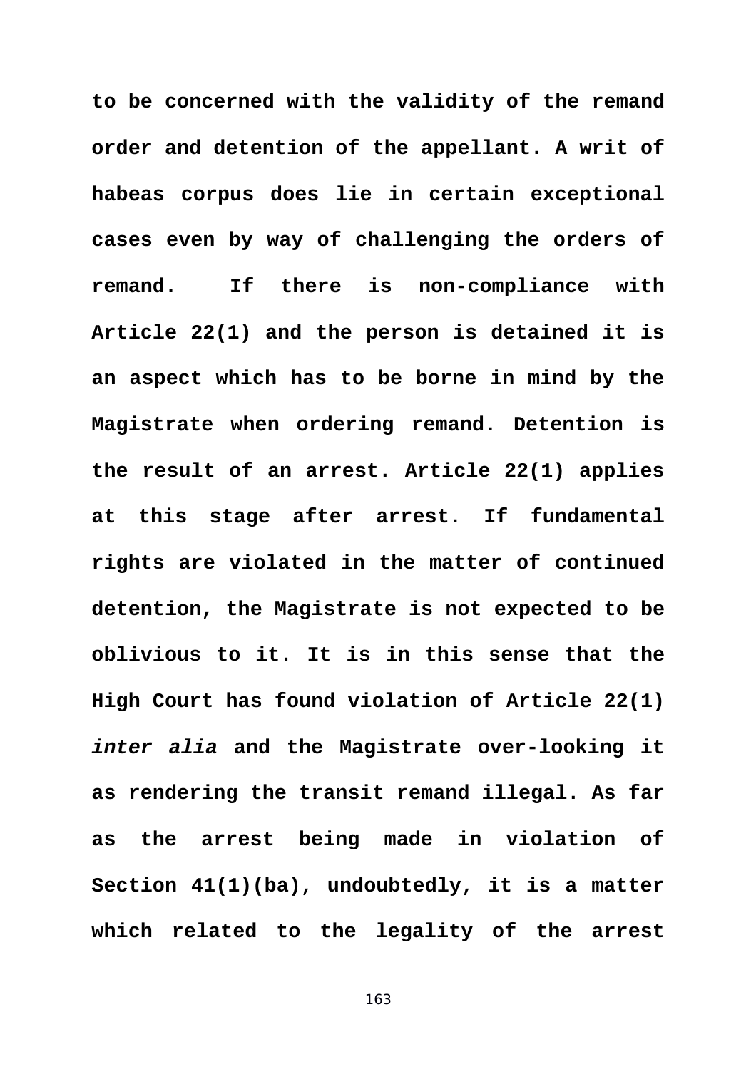**to be concerned with the validity of the remand order and detention of the appellant. A writ of habeas corpus does lie in certain exceptional cases even by way of challenging the orders of remand. If there is non-compliance with Article 22(1) and the person is detained it is an aspect which has to be borne in mind by the Magistrate when ordering remand. Detention is the result of an arrest. Article 22(1) applies at this stage after arrest. If fundamental rights are violated in the matter of continued detention, the Magistrate is not expected to be oblivious to it. It is in this sense that the High Court has found violation of Article 22(1) *inter alia* and the Magistrate over-looking it as rendering the transit remand illegal. As far as the arrest being made in violation of Section 41(1)(ba), undoubtedly, it is a matter which related to the legality of the arrest**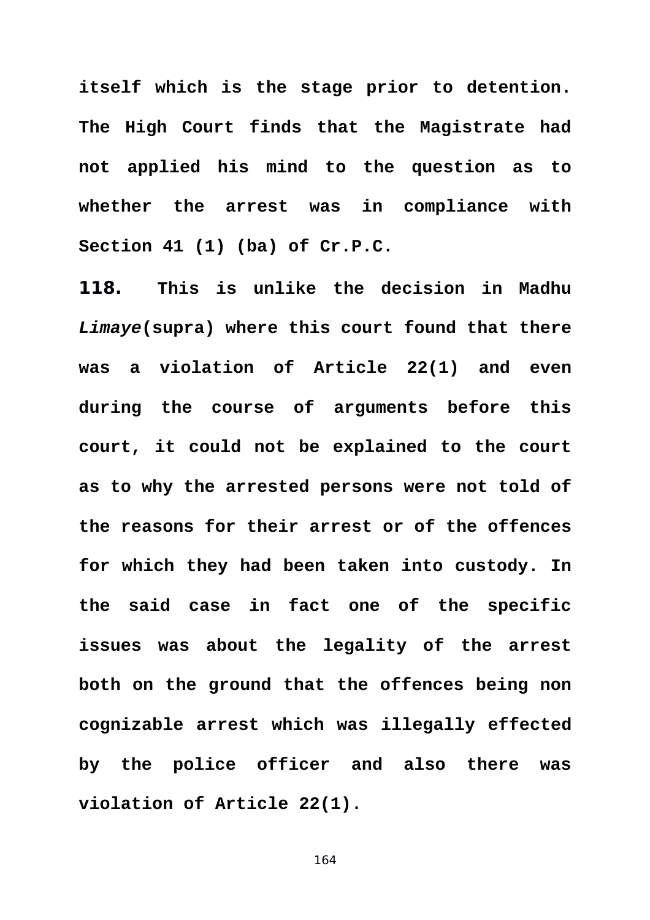**itself which is the stage prior to detention. The High Court finds that the Magistrate had not applied his mind to the question as to whether the arrest was in compliance with Section 41 (1) (ba) of Cr.P.C.**

**118. This is unlike the decision in Madhu *Limaye*(supra) where this court found that there was a violation of Article 22(1) and even during the course of arguments before this court, it could not be explained to the court as to why the arrested persons were not told of the reasons for their arrest or of the offences for which they had been taken into custody. In the said case in fact one of the specific issues was about the legality of the arrest both on the ground that the offences being non cognizable arrest which was illegally effected by the police officer and also there was violation of Article 22(1).**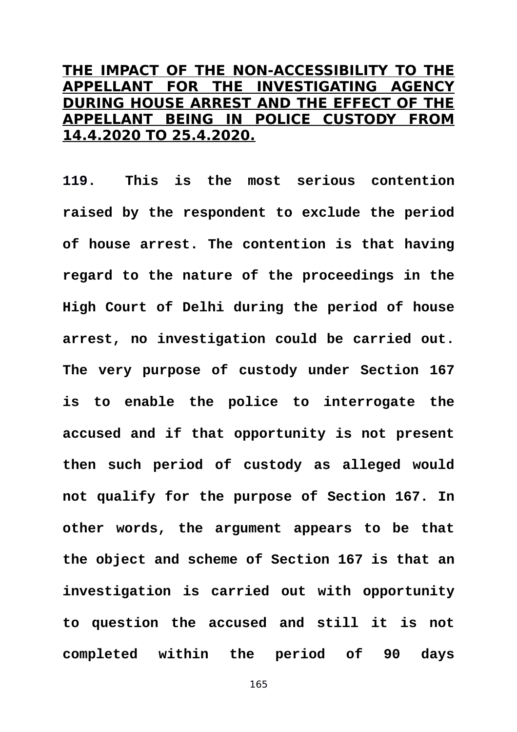## THE IMPACT OF THE NON-ACCESSIBILITY TO THE APPELLANT FOR THE INVESTIGATING AGENCY DURING HOUSE ARREST AND THE EFFECT OF THE APPELLANT BEING IN POLICE CUSTODY FROM 14.4.2020 TO 25.4.2020.

**119.** This is the most serious contention raised by the respondent to exclude the period of house arrest. The contention is that having regard to the nature of the proceedings in the High Court of Delhi during the period of house arrest, no investigation could be carried out. The very purpose of custody under Section 167 is to enable the police to interrogate the accused and if that opportunity is not present then such period of custody as alleged would not qualify for the purpose of Section 167. In other words, the argument appears to be that the object and scheme of Section 167 is that an investigation is carried out with opportunity to question the accused and still it is not completed within the period of 90 days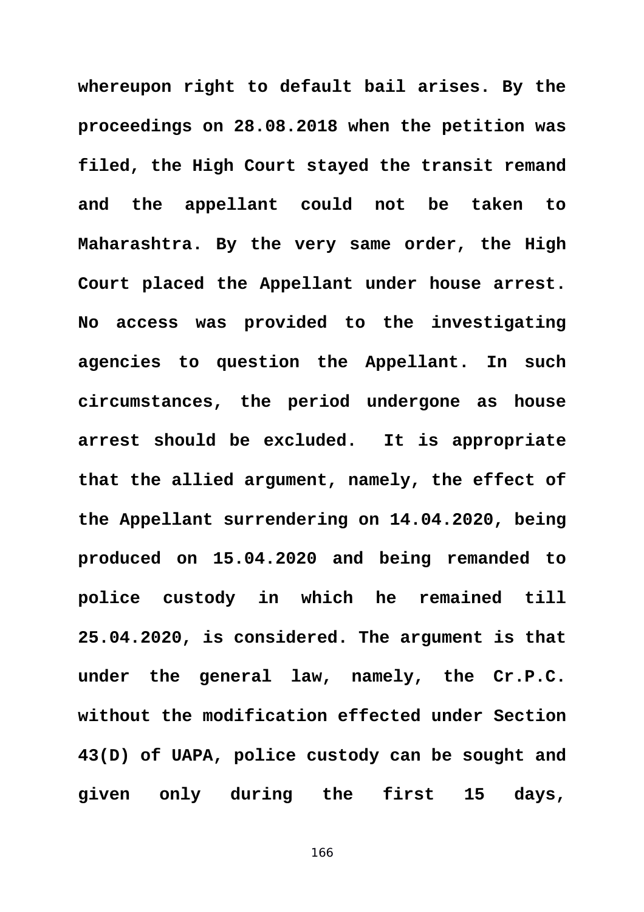**whereupon right to default bail arises. By the proceedings on 28.08.2018 when the petition was filed, the High Court stayed the transit remand and the appellant could not be taken to Maharashtra. By the very same order, the High Court placed the Appellant under house arrest. No access was provided to the investigating agencies to question the Appellant. In such circumstances, the period undergone as house arrest should be excluded. It is appropriate that the allied argument, namely, the effect of the Appellant surrendering on 14.04.2020, being produced on 15.04.2020 and being remanded to police custody in which he remained till 25.04.2020, is considered. The argument is that under the general law, namely, the Cr.P.C. without the modification effected under Section 43(D) of UAPA, police custody can be sought and given only during the first 15 days,**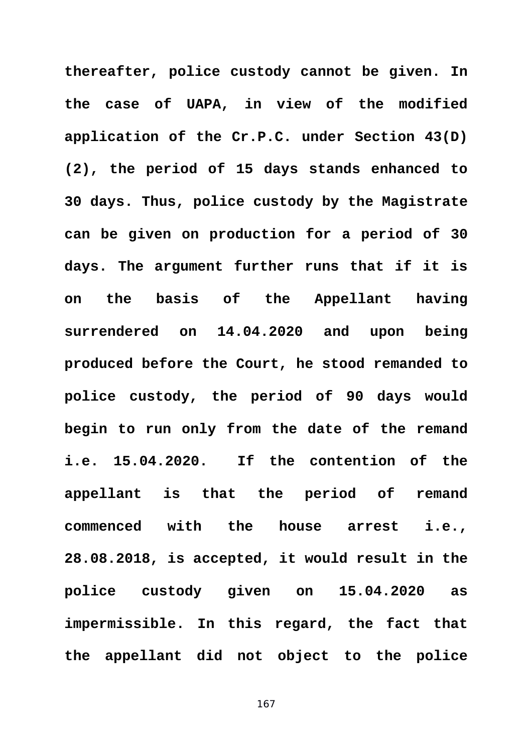thereafter, police custody cannot be given. In the case of UAPA, in view of the modified application of the Cr.P.C. under Section 43(D)(2), the period of 15 days stands enhanced to 30 days. Thus, police custody by the Magistrate can be given on production for a period of 30 days. The argument further runs that if it is on the basis of the Appellant having surrendered on 14.04.2020 and upon being produced before the Court, he stood remanded to police custody, the period of 90 days would begin to run only from the date of the remand i.e. 15.04.2020. If the contention of the appellant is that the period of remand commenced with the house arrest i.e., 28.08.2018, is accepted, it would result in the police custody given on 15.04.2020 as impermissible. In this regard, the fact that the appellant did not object to the police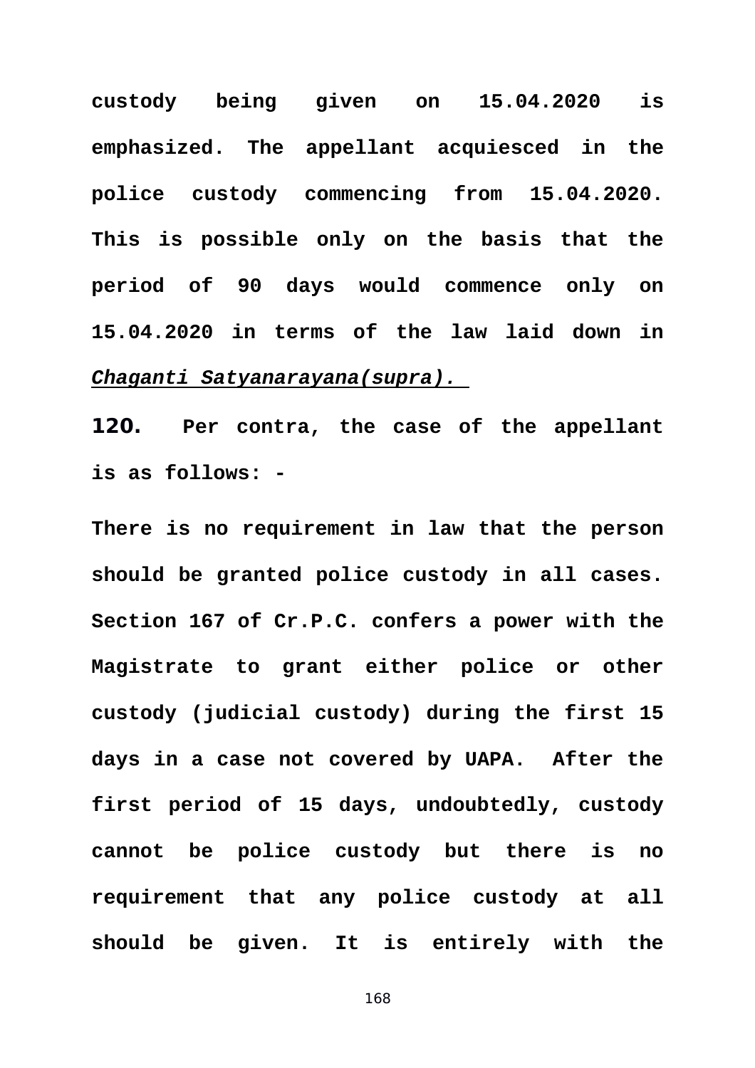**custody being given on 15.04.2020 is emphasized. The appellant acquiesced in the police custody commencing from 15.04.2020. This is possible only on the basis that the period of 90 days would commence only on 15.04.2020 in terms of the law laid down in _**Chaganti Satyanarayana(supra).**_**

**120. Per contra, the case of the appellant is as follows: -**

**There is no requirement in law that the person should be granted police custody in all cases. Section 167 of Cr.P.C. confers a power with the Magistrate to grant either police or other custody (judicial custody) during the first 15 days in a case not covered by UAPA. After the first period of 15 days, undoubtedly, custody cannot be police custody but there is no requirement that any police custody at all should be given. It is entirely with the**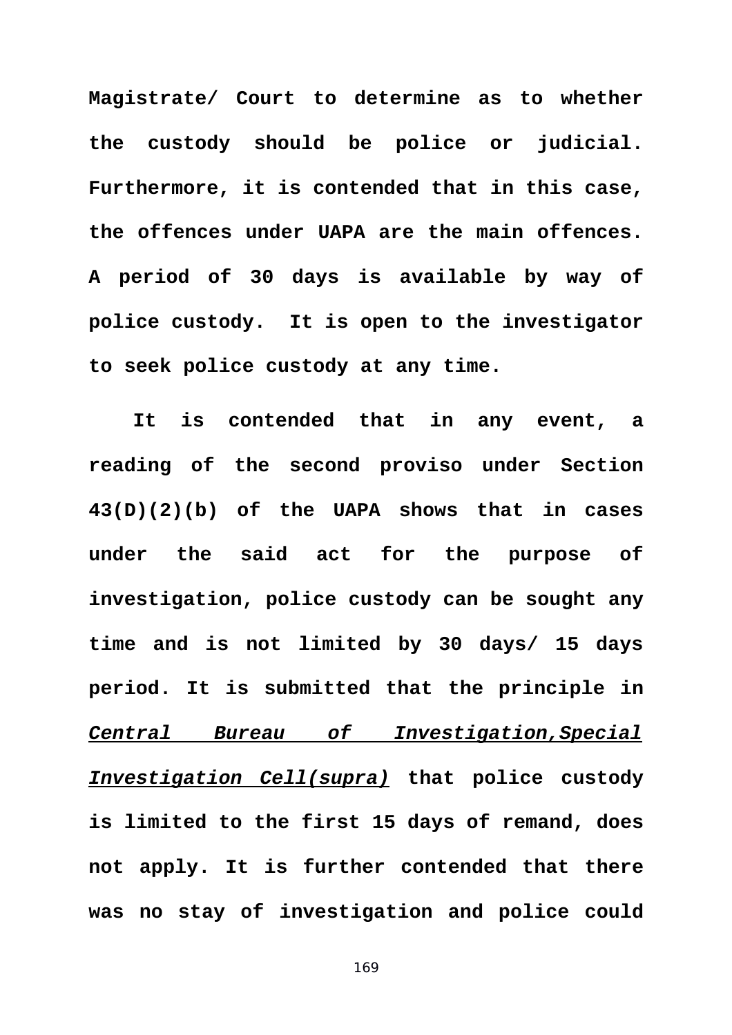**Magistrate/ Court to determine as to whether the custody should be police or judicial. Furthermore, it is contended that in this case, the offences under UAPA are the main offences. A period of 30 days is available by way of police custody. It is open to the investigator to seek police custody at any time.**

**It is contended that in any event, a reading of the second proviso under Section 43(D)(2)(b) of the UAPA shows that in cases under the said act for the purpose of investigation, police custody can be sought any time and is not limited by 30 days/ 15 days period. It is submitted that the principle in *Central Bureau of Investigation,Special Investigation Cell(supra)* that police custody is limited to the first 15 days of remand, does not apply. It is further contended that there was no stay of investigation and police could**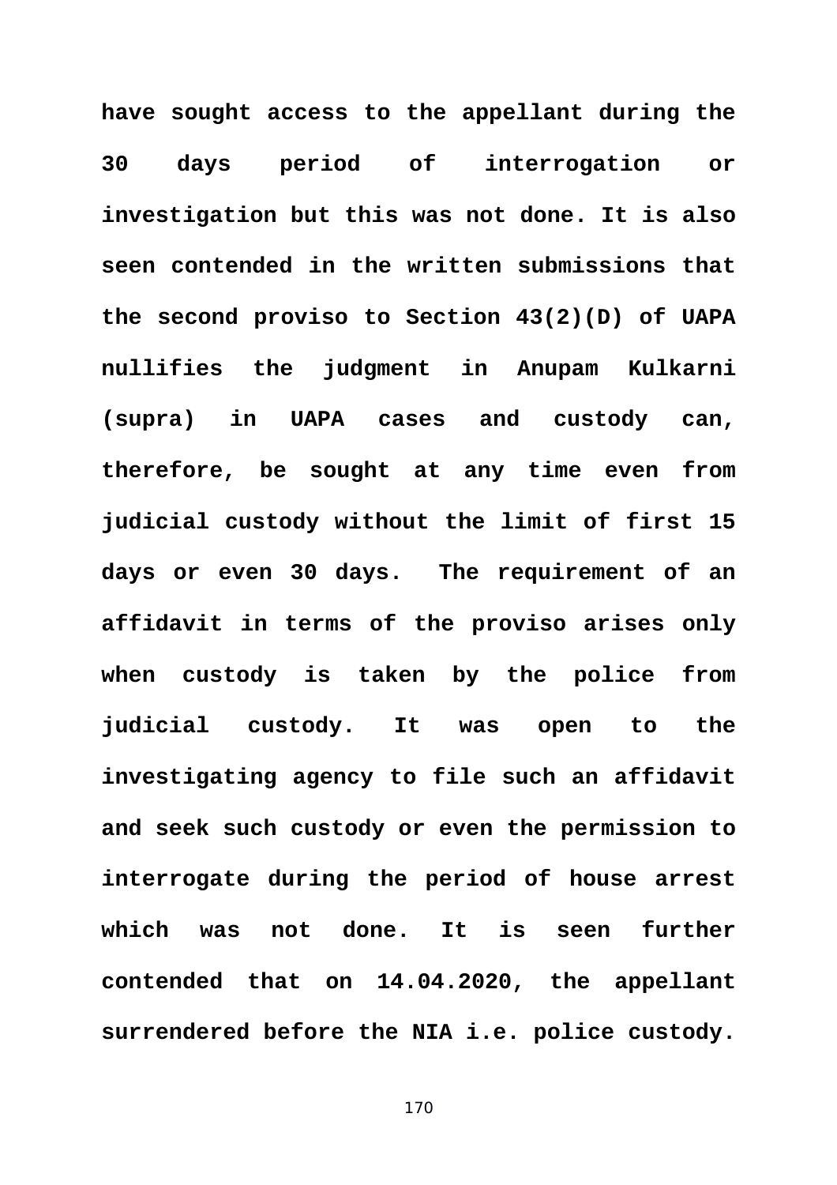**have sought access to the appellant during the 30 days period of interrogation or investigation but this was not done. It is also seen contended in the written submissions that the second proviso to Section 43(2)(D) of UAPA nullifies the judgment in Anupam Kulkarni (supra) in UAPA cases and custody can, therefore, be sought at any time even from judicial custody without the limit of first 15 days or even 30 days. The requirement of an affidavit in terms of the proviso arises only when custody is taken by the police from judicial custody. It was open to the investigating agency to file such an affidavit and seek such custody or even the permission to interrogate during the period of house arrest which was not done. It is seen further contended that on 14.04.2020, the appellant surrendered before the NIA i.e. police custody.**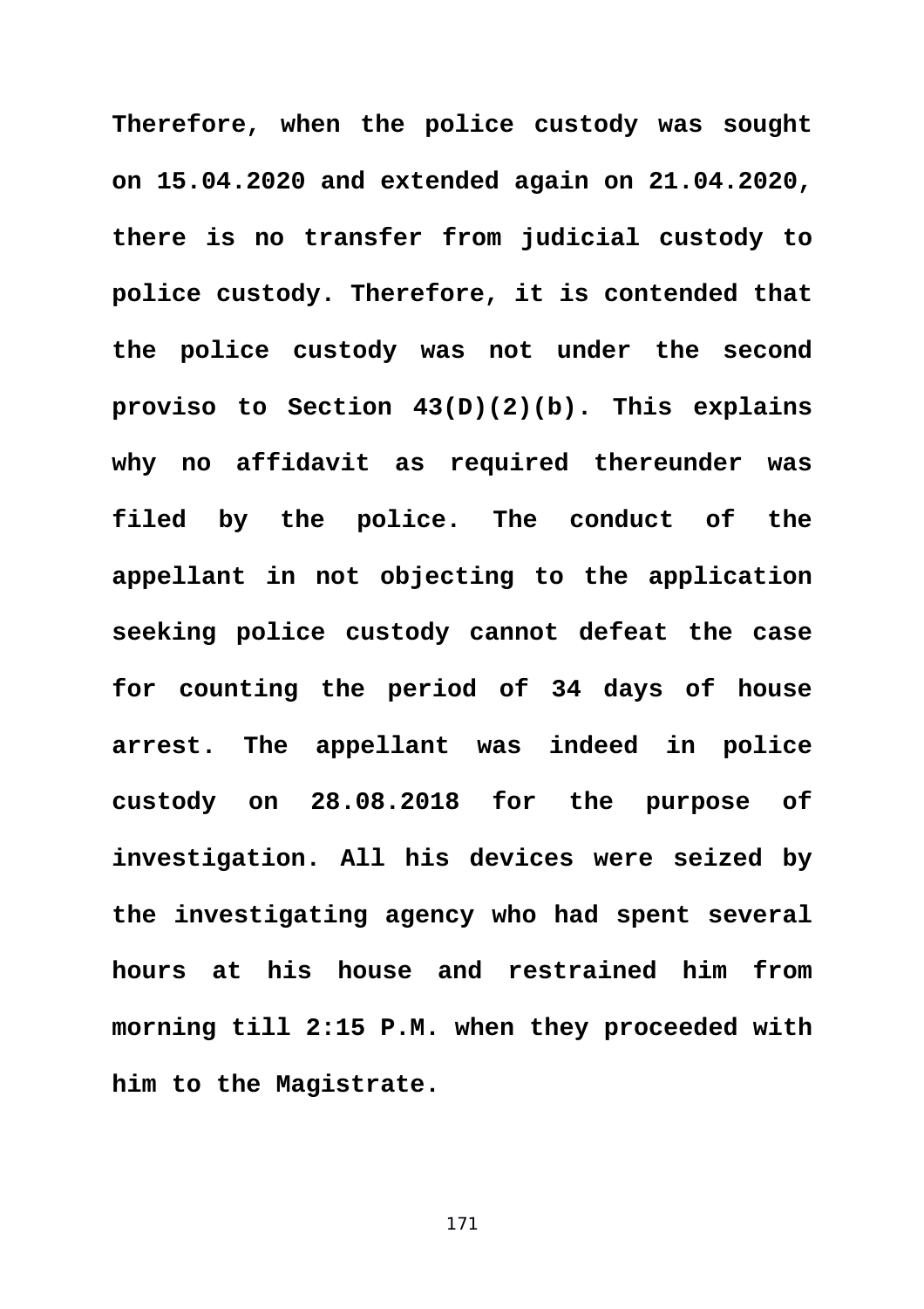**Therefore, when the police custody was sought on 15.04.2020 and extended again on 21.04.2020, there is no transfer from judicial custody to police custody. Therefore, it is contended that the police custody was not under the second proviso to Section 43(D)(2)(b). This explains why no affidavit as required thereunder was filed by the police. The conduct of the appellant in not objecting to the application seeking police custody cannot defeat the case for counting the period of 34 days of house arrest. The appellant was indeed in police custody on 28.08.2018 for the purpose of investigation. All his devices were seized by the investigating agency who had spent several hours at his house and restrained him from morning till 2:15 P.M. when they proceeded with him to the Magistrate.**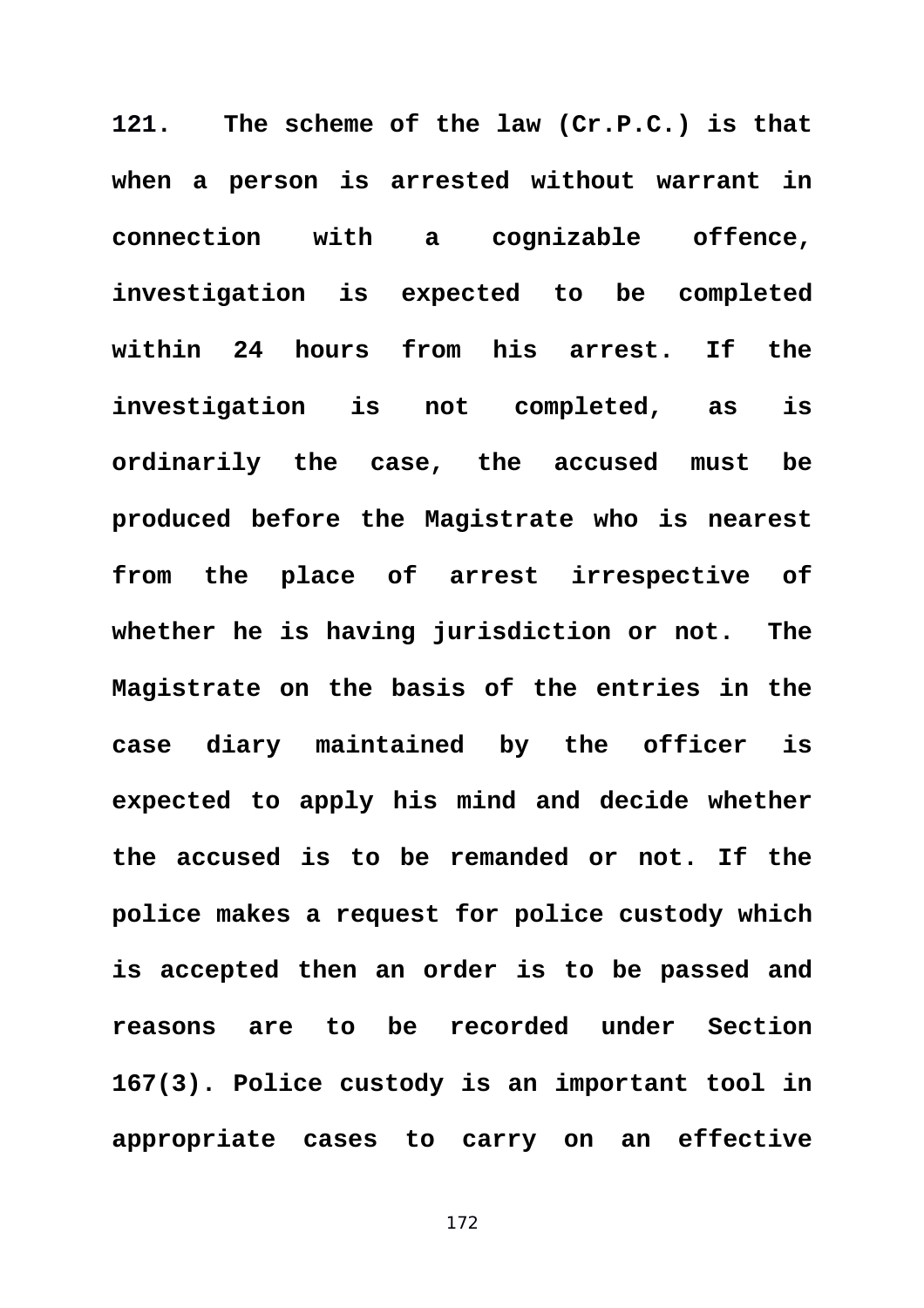**121. The scheme of the law (Cr.P.C.) is that when a person is arrested without warrant in connection with a cognizable offence, investigation is expected to be completed within 24 hours from his arrest. If the investigation is not completed, as is ordinarily the case, the accused must be produced before the Magistrate who is nearest from the place of arrest irrespective of whether he is having jurisdiction or not. The Magistrate on the basis of the entries in the case diary maintained by the officer is expected to apply his mind and decide whether the accused is to be remanded or not. If the police makes a request for police custody which is accepted then an order is to be passed and reasons are to be recorded under Section 167(3). Police custody is an important tool in appropriate cases to carry on an effective**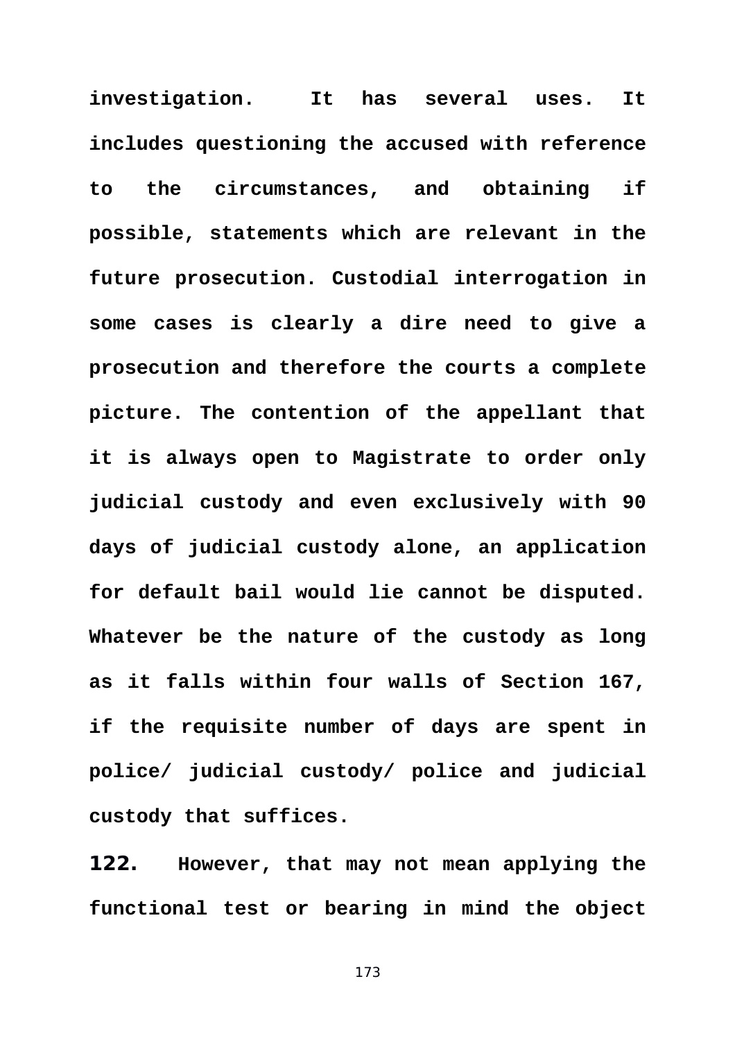**investigation. It has several uses. It includes questioning the accused with reference to the circumstances, and obtaining if possible, statements which are relevant in the future prosecution. Custodial interrogation in some cases is clearly a dire need to give a prosecution and therefore the courts a complete picture. The contention of the appellant that it is always open to Magistrate to order only judicial custody and even exclusively with 90 days of judicial custody alone, an application for default bail would lie cannot be disputed. Whatever be the nature of the custody as long as it falls within four walls of Section 167, if the requisite number of days are spent in police/ judicial custody/ police and judicial custody that suffices.**

**122.** **However, that may not mean applying the functional test or bearing in mind the object**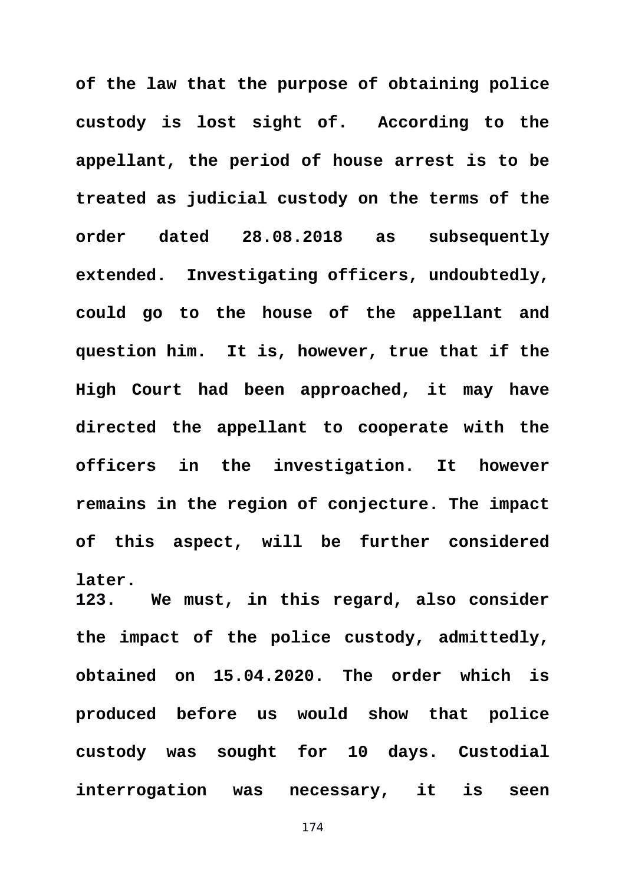**of the law that the purpose of obtaining police custody is lost sight of. According to the appellant, the period of house arrest is to be treated as judicial custody on the terms of the order dated 28.08.2018 as subsequently extended. Investigating officers, undoubtedly, could go to the house of the appellant and question him. It is, however, true that if the High Court had been approached, it may have directed the appellant to cooperate with the officers in the investigation. It however remains in the region of conjecture. The impact of this aspect, will be further considered later.**

**123. We must, in this regard, also consider the impact of the police custody, admittedly, obtained on 15.04.2020. The order which is produced before us would show that police custody was sought for 10 days. Custodial interrogation was necessary, it is seen**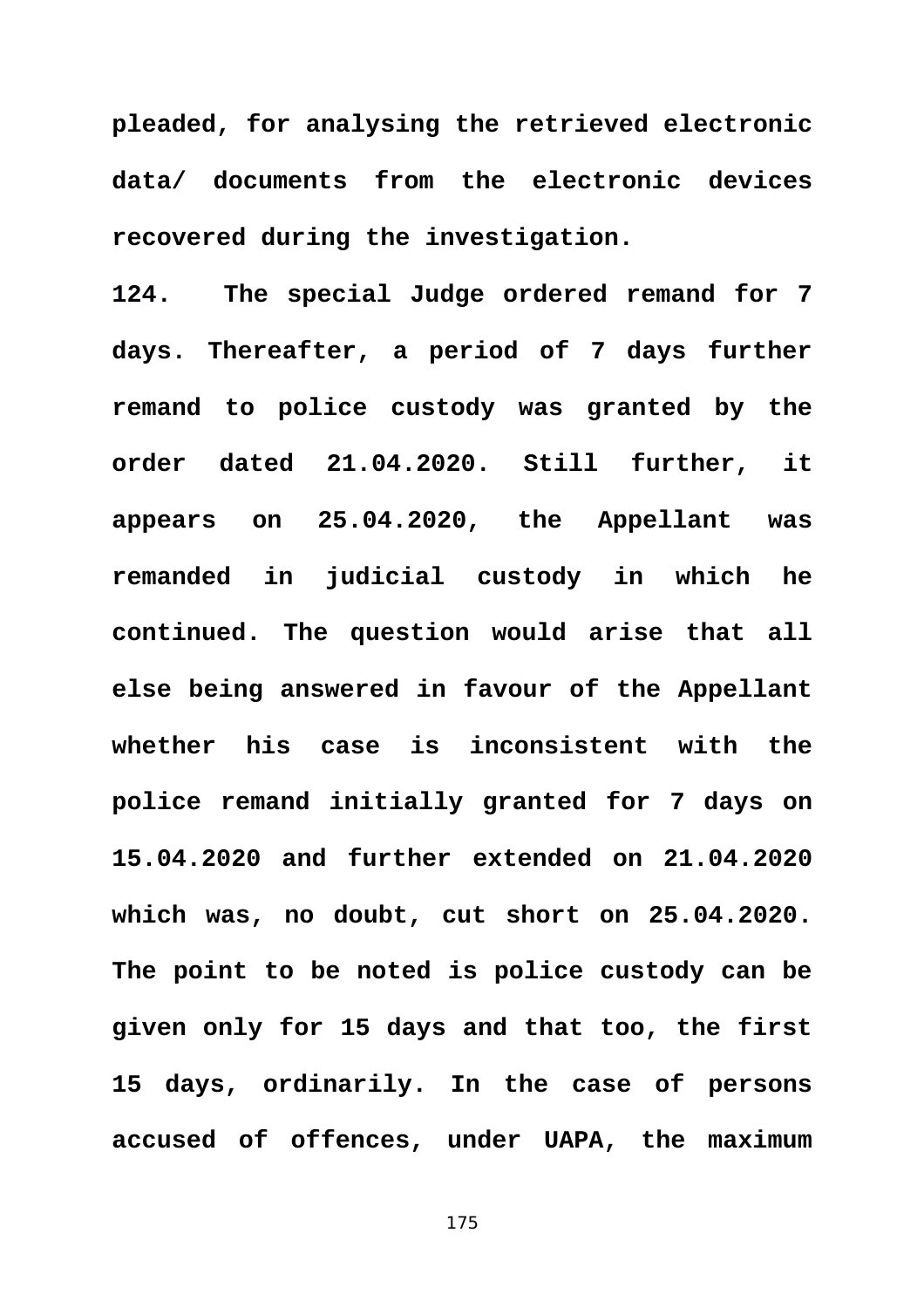**pleaded, for analysing the retrieved electronic data/ documents from the electronic devices recovered during the investigation.**

**124. The special Judge ordered remand for 7 days. Thereafter, a period of 7 days further remand to police custody was granted by the order dated 21.04.2020. Still further, it appears on 25.04.2020, the Appellant was remanded in judicial custody in which he continued. The question would arise that all else being answered in favour of the Appellant whether his case is inconsistent with the police remand initially granted for 7 days on 15.04.2020 and further extended on 21.04.2020 which was, no doubt, cut short on 25.04.2020. The point to be noted is police custody can be given only for 15 days and that too, the first 15 days, ordinarily. In the case of persons accused of offences, under UAPA, the maximum**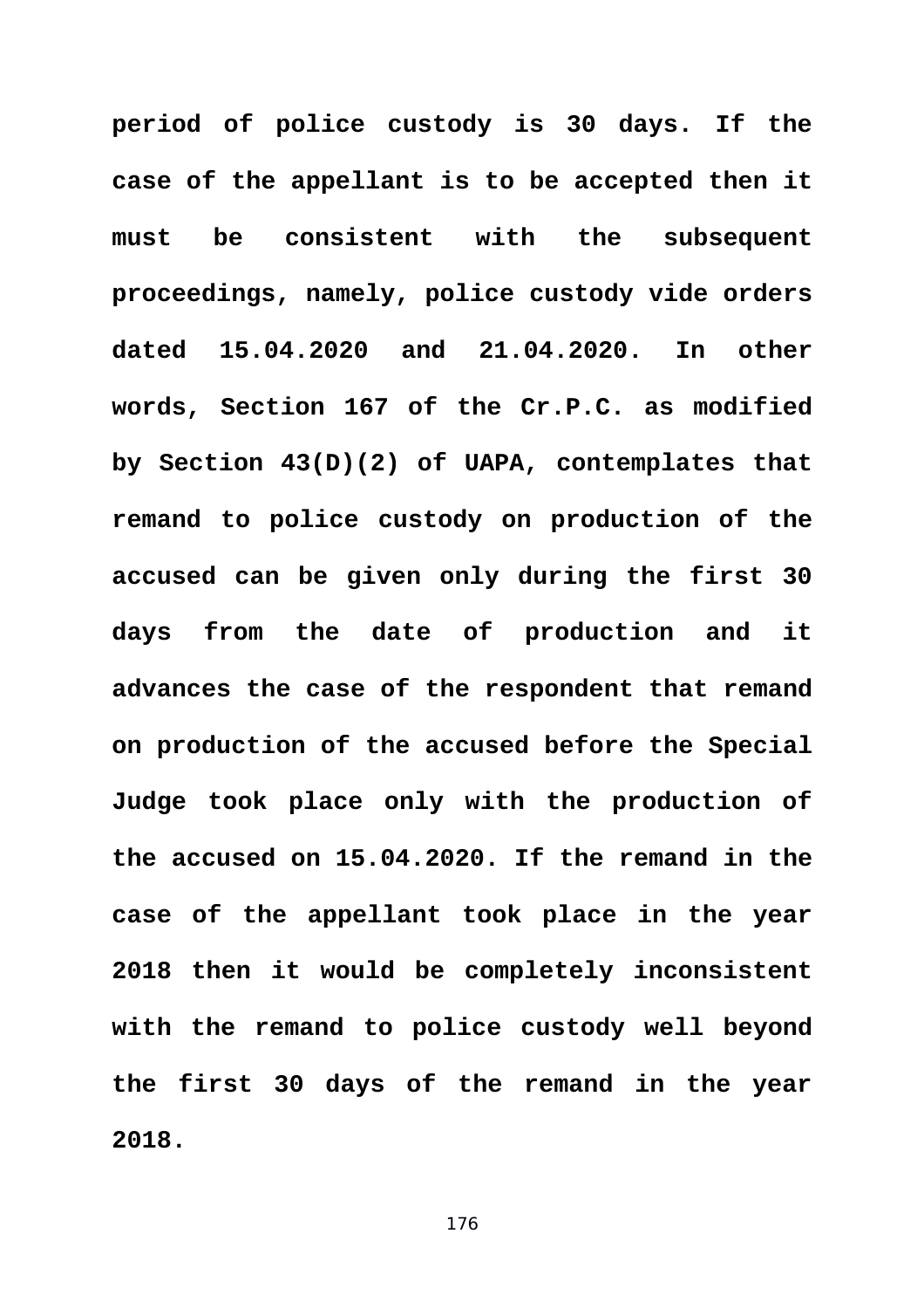**period of police custody is 30 days. If the case of the appellant is to be accepted then it must be consistent with the subsequent proceedings, namely, police custody vide orders dated 15.04.2020 and 21.04.2020. In other words, Section 167 of the Cr.P.C. as modified by Section 43(D)(2) of UAPA, contemplates that remand to police custody on production of the accused can be given only during the first 30 days from the date of production and it advances the case of the respondent that remand on production of the accused before the Special Judge took place only with the production of the accused on 15.04.2020. If the remand in the case of the appellant took place in the year 2018 then it would be completely inconsistent with the remand to police custody well beyond the first 30 days of the remand in the year 2018.**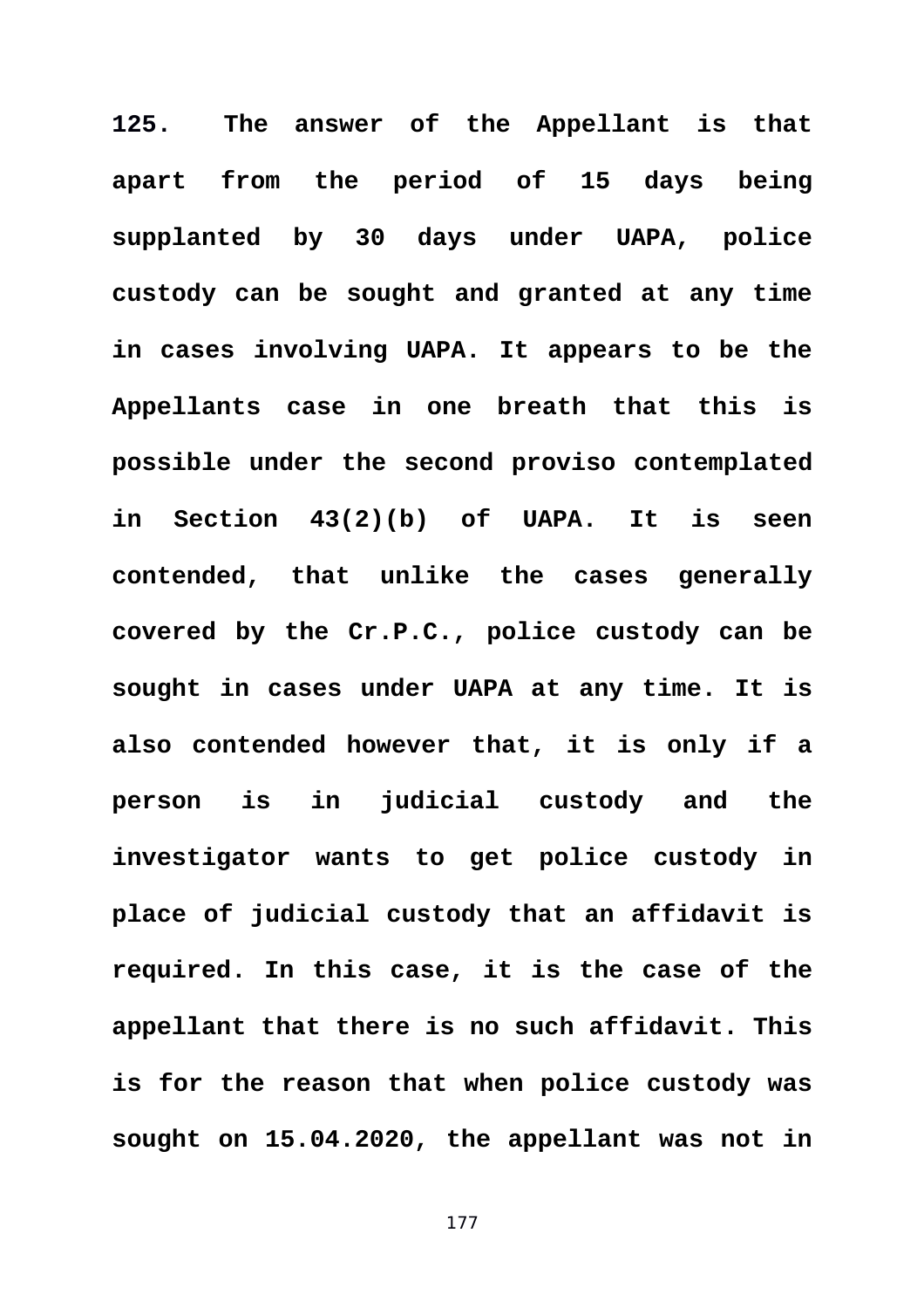**125. The answer of the Appellant is that apart from the period of 15 days being supplanted by 30 days under UAPA, police custody can be sought and granted at any time in cases involving UAPA. It appears to be the Appellants case in one breath that this is possible under the second proviso contemplated in Section 43(2)(b) of UAPA. It is seen contended, that unlike the cases generally covered by the Cr.P.C., police custody can be sought in cases under UAPA at any time. It is also contended however that, it is only if a person is in judicial custody and the investigator wants to get police custody in place of judicial custody that an affidavit is required. In this case, it is the case of the appellant that there is no such affidavit. This is for the reason that when police custody was sought on 15.04.2020, the appellant was not in**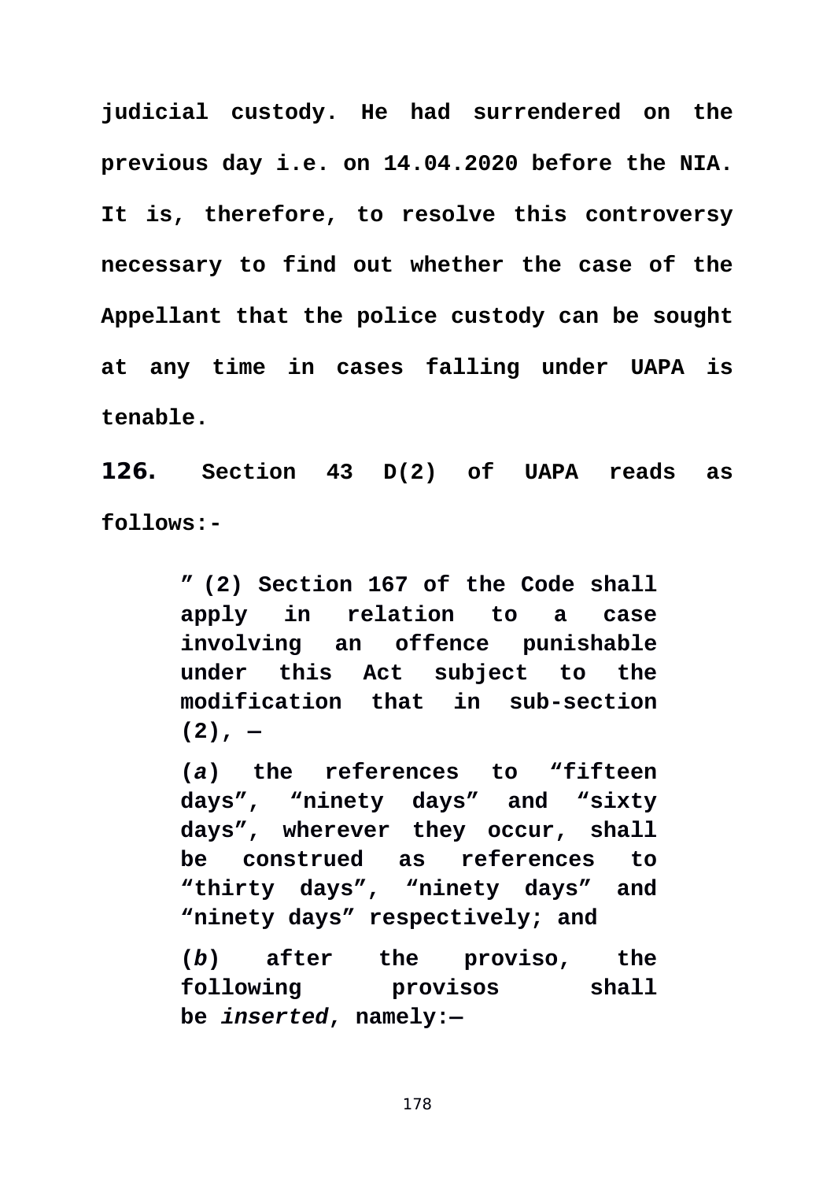**judicial custody. He had surrendered on the previous day i.e. on 14.04.2020 before the NIA. It is, therefore, to resolve this controversy necessary to find out whether the case of the Appellant that the police custody can be sought at any time in cases falling under UAPA is tenable.**

**126. Section 43 D(2) of UAPA reads as follows:-**

> **" (2) Section 167 of the Code shall apply in relation to a case involving an offence punishable under this Act subject to the modification that in sub-section (2), —**
>
> **(*a*) the references to "fifteen days", "ninety days" and "sixty days", wherever they occur, shall be construed as references to "thirty days", "ninety days" and "ninety days" respectively; and**
>
> **(*b*) after the proviso, the following provisos shall be *inserted*, namely:—**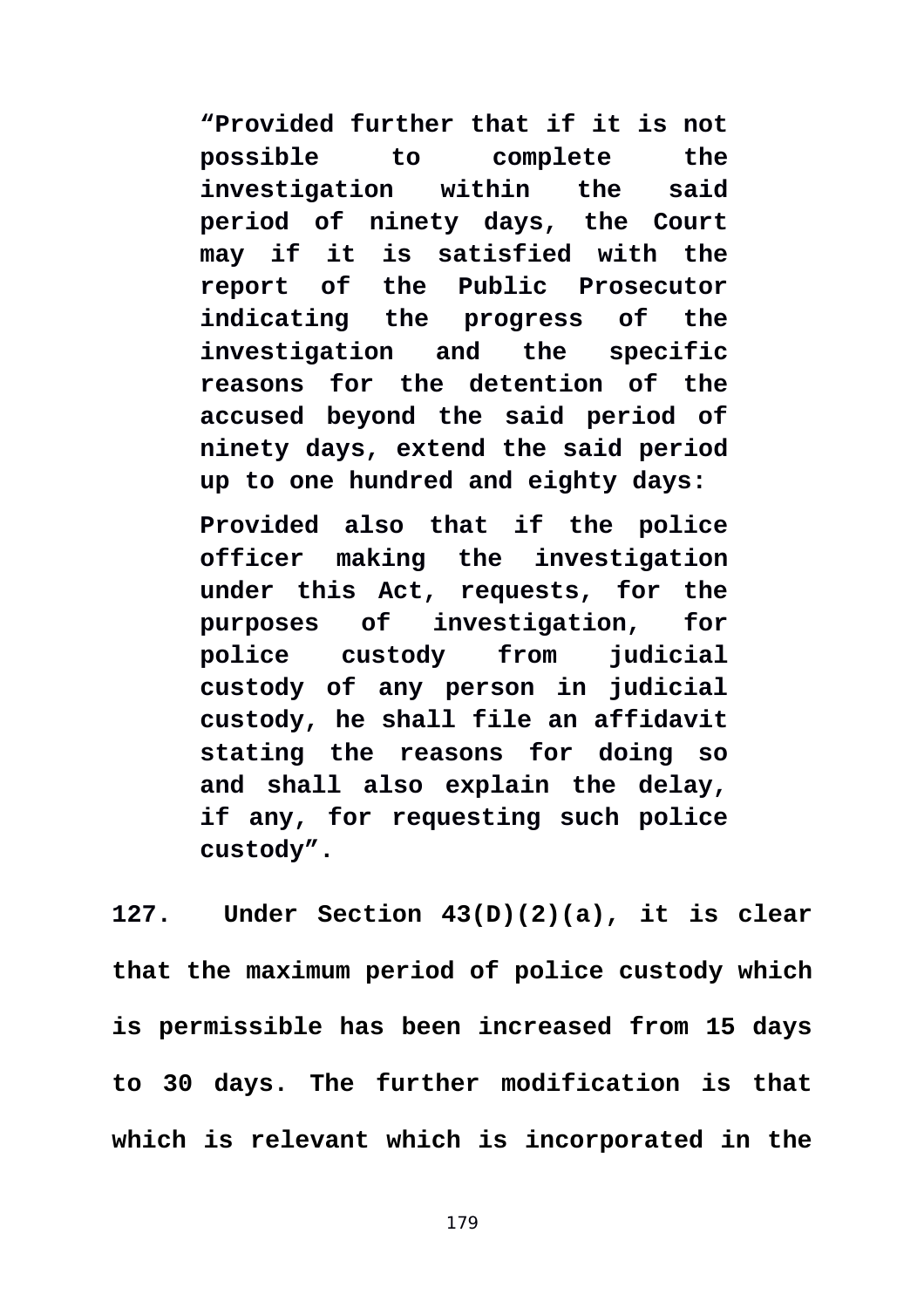> **"Provided further that if it is not possible to complete the investigation within the said period of ninety days, the Court may if it is satisfied with the report of the Public Prosecutor indicating the progress of the investigation and the specific reasons for the detention of the accused beyond the said period of ninety days, extend the said period up to one hundred and eighty days:**
>
> **Provided also that if the police officer making the investigation under this Act, requests, for the purposes of investigation, for police custody from judicial custody of any person in judicial custody, he shall file an affidavit stating the reasons for doing so and shall also explain the delay, if any, for requesting such police custody".**

**127. Under Section 43(D)(2)(a), it is clear that the maximum period of police custody which is permissible has been increased from 15 days to 30 days. The further modification is that which is relevant which is incorporated in the**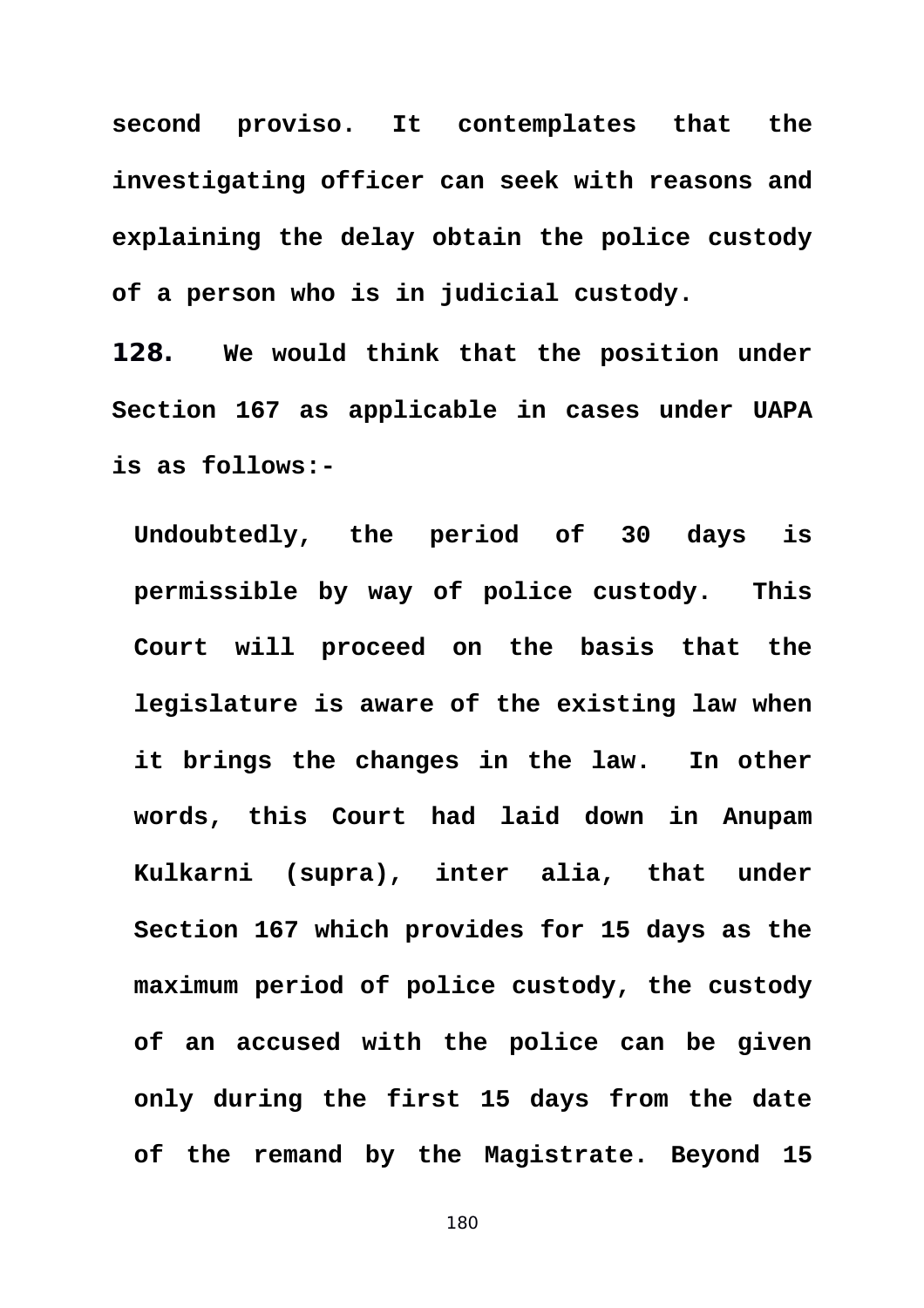**second proviso. It contemplates that the investigating officer can seek with reasons and explaining the delay obtain the police custody of a person who is in judicial custody.**

**128. We would think that the position under Section 167 as applicable in cases under UAPA is as follows:-**

> **Undoubtedly, the period of 30 days is permissible by way of police custody. This Court will proceed on the basis that the legislature is aware of the existing law when it brings the changes in the law. In other words, this Court had laid down in Anupam Kulkarni (supra), inter alia, that under Section 167 which provides for 15 days as the maximum period of police custody, the custody of an accused with the police can be given only during the first 15 days from the date of the remand by the Magistrate. Beyond 15**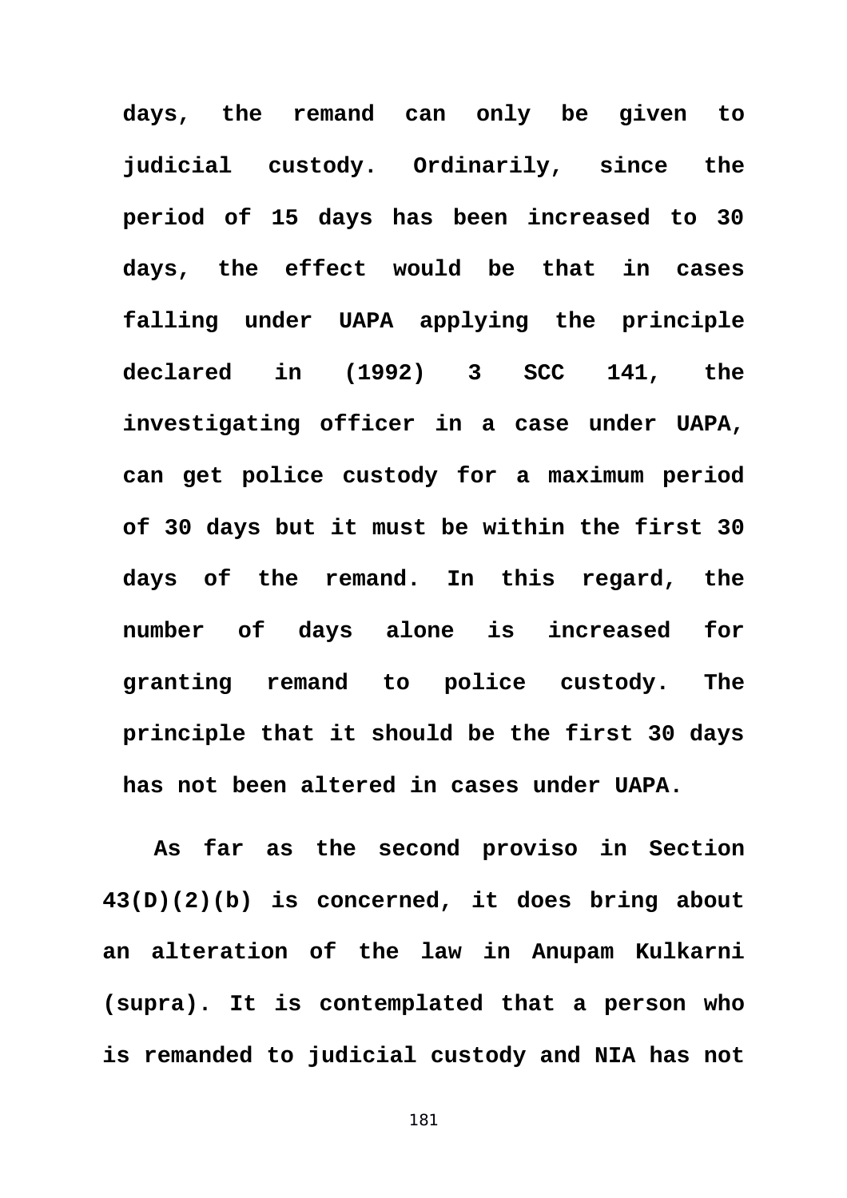**days, the remand can only be given to judicial custody. Ordinarily, since the period of 15 days has been increased to 30 days, the effect would be that in cases falling under UAPA applying the principle declared in (1992) 3 SCC 141, the investigating officer in a case under UAPA, can get police custody for a maximum period of 30 days but it must be within the first 30 days of the remand. In this regard, the number of days alone is increased for granting remand to police custody. The principle that it should be the first 30 days has not been altered in cases under UAPA.**

**As far as the second proviso in Section 43(D)(2)(b) is concerned, it does bring about an alteration of the law in Anupam Kulkarni (supra). It is contemplated that a person who is remanded to judicial custody and NIA has not**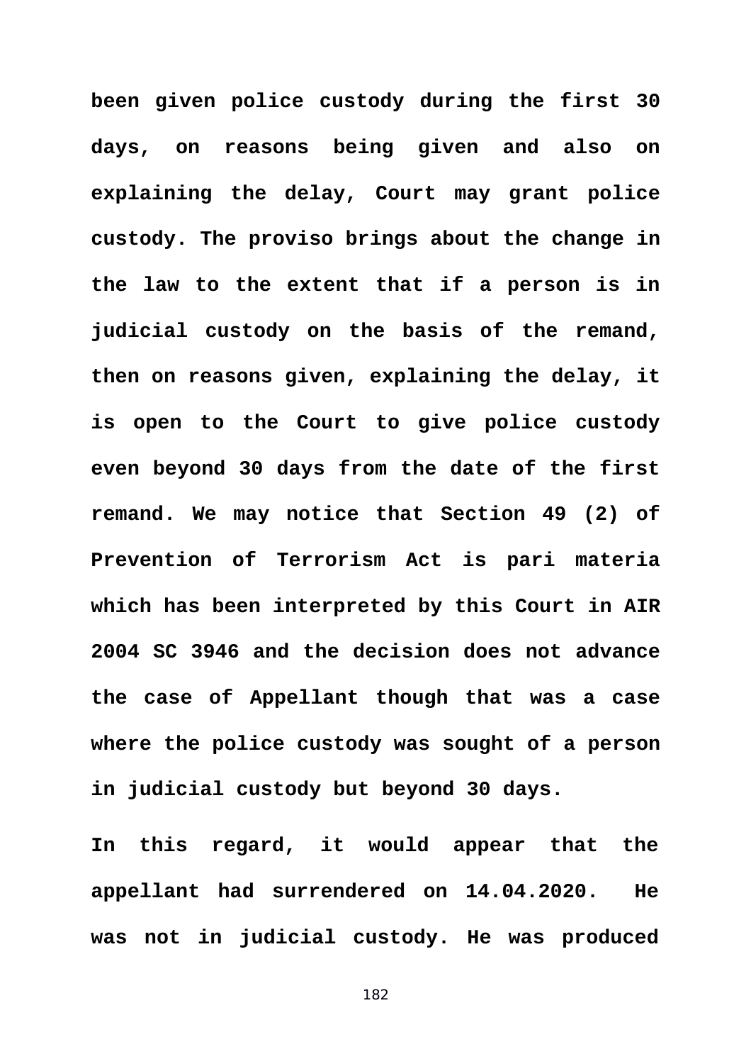**been given police custody during the first 30 days, on reasons being given and also on explaining the delay, Court may grant police custody. The proviso brings about the change in the law to the extent that if a person is in judicial custody on the basis of the remand, then on reasons given, explaining the delay, it is open to the Court to give police custody even beyond 30 days from the date of the first remand. We may notice that Section 49 (2) of Prevention of Terrorism Act is pari materia which has been interpreted by this Court in AIR 2004 SC 3946 and the decision does not advance the case of Appellant though that was a case where the police custody was sought of a person in judicial custody but beyond 30 days.**

**In this regard, it would appear that the appellant had surrendered on 14.04.2020. He was not in judicial custody. He was produced**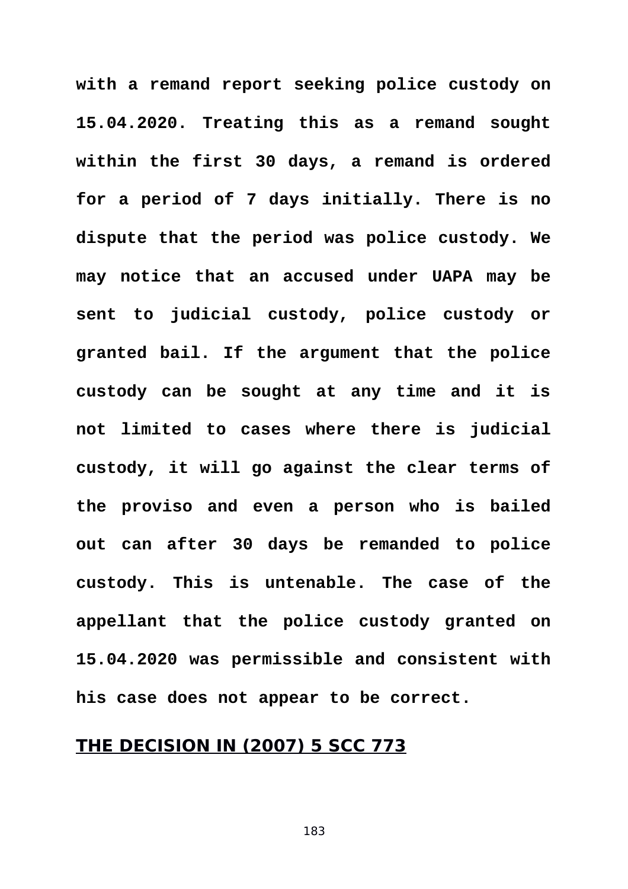**with a remand report seeking police custody on 15.04.2020. Treating this as a remand sought within the first 30 days, a remand is ordered for a period of 7 days initially. There is no dispute that the period was police custody. We may notice that an accused under UAPA may be sent to judicial custody, police custody or granted bail. If the argument that the police custody can be sought at any time and it is not limited to cases where there is judicial custody, it will go against the clear terms of the proviso and even a person who is bailed out can after 30 days be remanded to police custody. This is untenable. The case of the appellant that the police custody granted on 15.04.2020 was permissible and consistent with his case does not appear to be correct.**

## THE DECISION IN (2007) 5 SCC 773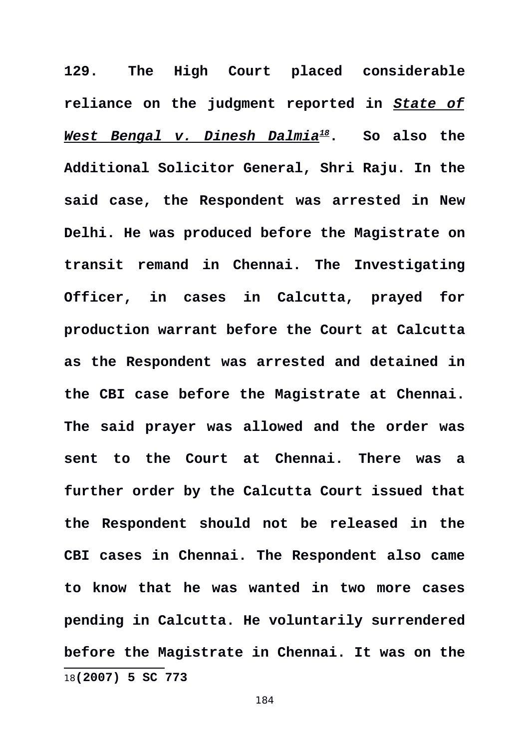**129. The High Court placed considerable reliance on the judgment reported in *State of West Bengal v. Dinesh Dalmia*[18]. So also the Additional Solicitor General, Shri Raju. In the said case, the Respondent was arrested in New Delhi. He was produced before the Magistrate on transit remand in Chennai. The Investigating Officer, in cases in Calcutta, prayed for production warrant before the Court at Calcutta as the Respondent was arrested and detained in the CBI case before the Magistrate at Chennai. The said prayer was allowed and the order was sent to the Court at Chennai. There was a further order by the Calcutta Court issued that the Respondent should not be released in the CBI cases in Chennai. The Respondent also came to know that he was wanted in two more cases pending in Calcutta. He voluntarily surrendered before the Magistrate in Chennai. It was on the**

---

18 **(2007) 5 SC 773**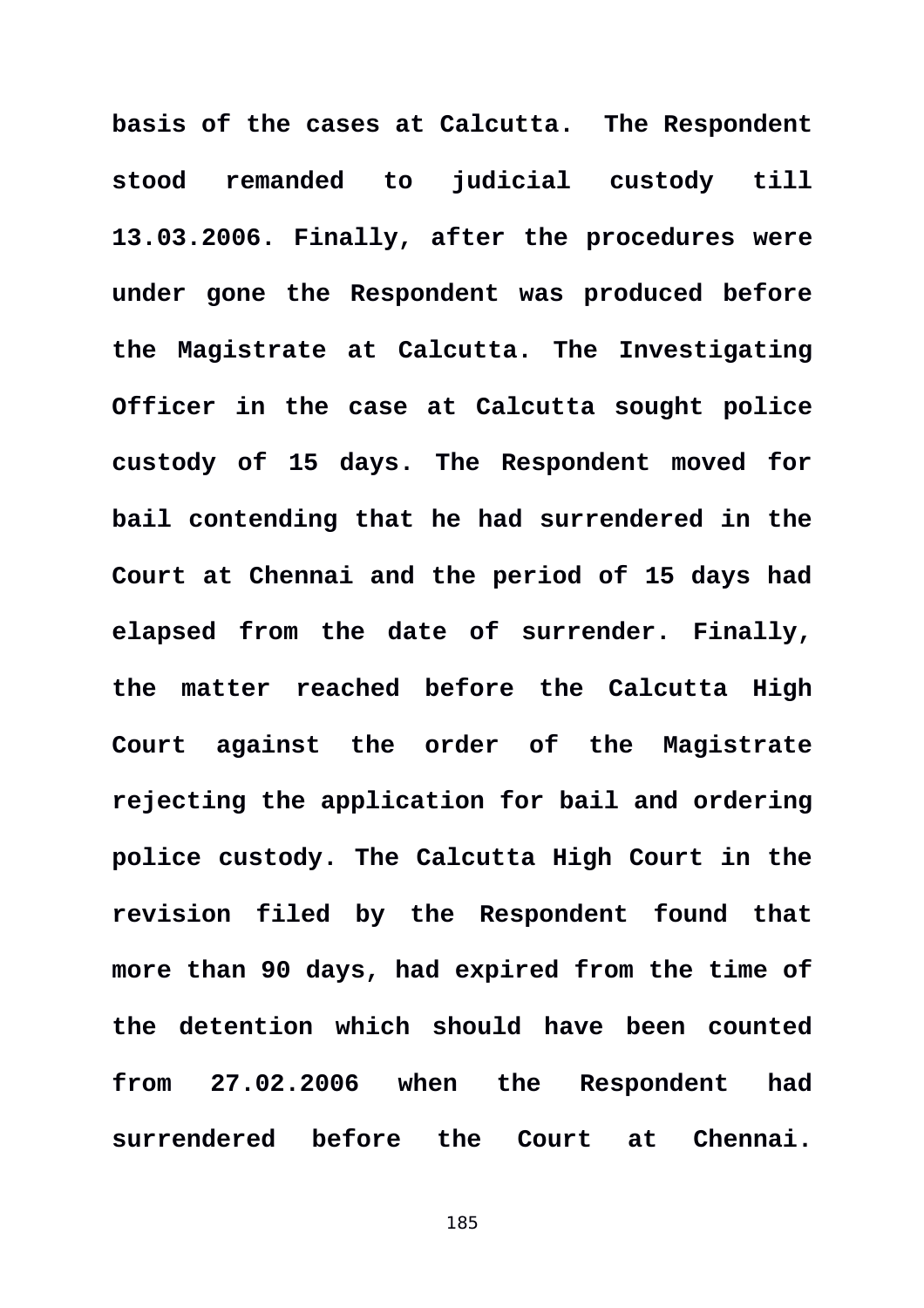**basis of the cases at Calcutta. The Respondent stood remanded to judicial custody till 13.03.2006. Finally, after the procedures were under gone the Respondent was produced before the Magistrate at Calcutta. The Investigating Officer in the case at Calcutta sought police custody of 15 days. The Respondent moved for bail contending that he had surrendered in the Court at Chennai and the period of 15 days had elapsed from the date of surrender. Finally, the matter reached before the Calcutta High Court against the order of the Magistrate rejecting the application for bail and ordering police custody. The Calcutta High Court in the revision filed by the Respondent found that more than 90 days, had expired from the time of the detention which should have been counted from 27.02.2006 when the Respondent had surrendered before the Court at Chennai.**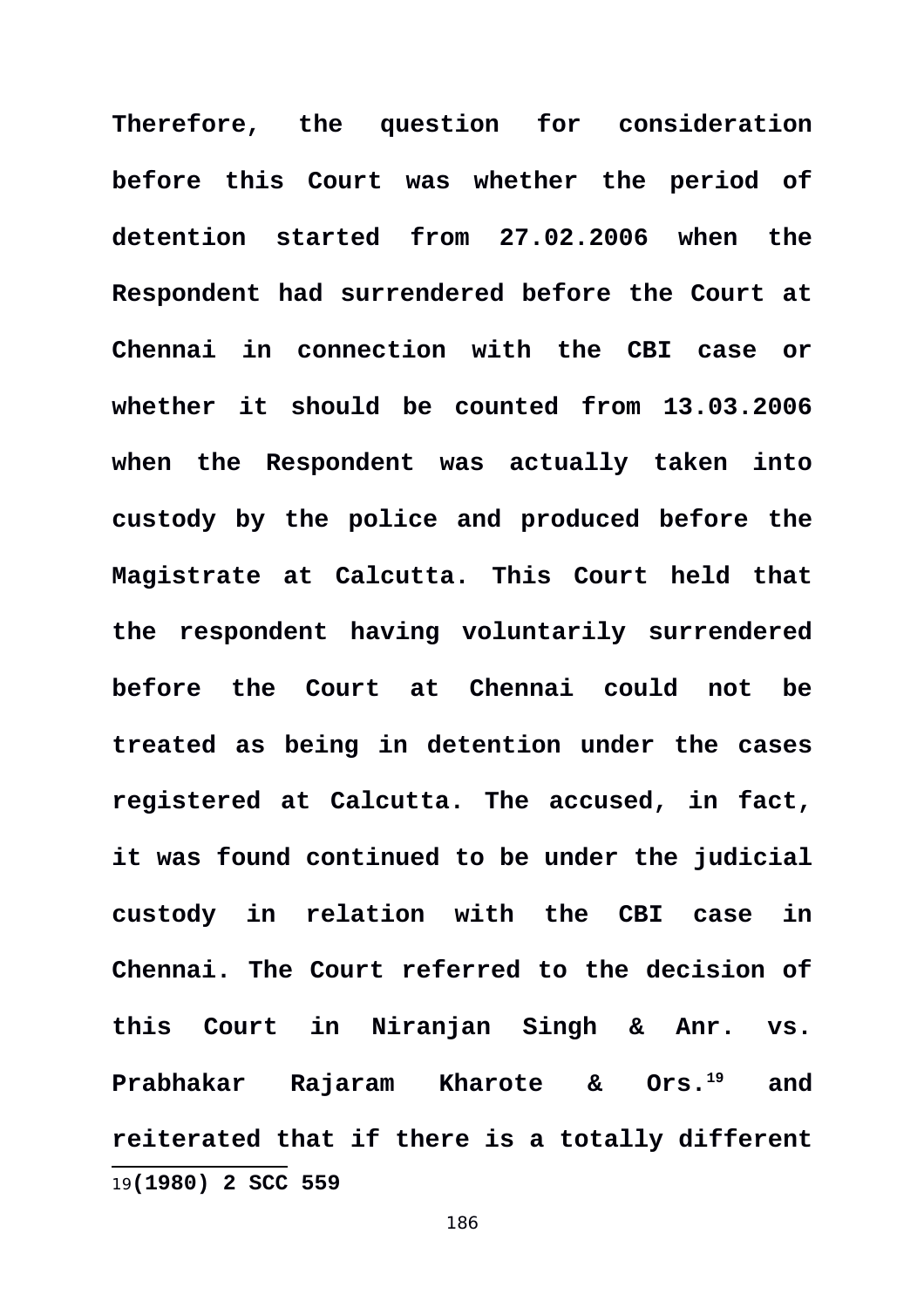**Therefore, the question for consideration before this Court was whether the period of detention started from 27.02.2006 when the Respondent had surrendered before the Court at Chennai in connection with the CBI case or whether it should be counted from 13.03.2006 when the Respondent was actually taken into custody by the police and produced before the Magistrate at Calcutta. This Court held that the respondent having voluntarily surrendered before the Court at Chennai could not be treated as being in detention under the cases registered at Calcutta. The accused, in fact, it was found continued to be under the judicial custody in relation with the CBI case in Chennai. The Court referred to the decision of this Court in Niranjan Singh & Anr. vs. Prabhakar Rajaram Kharote & Ors.[19] and reiterated that if there is a totally different**

---

19**(1980) 2 SCC 559**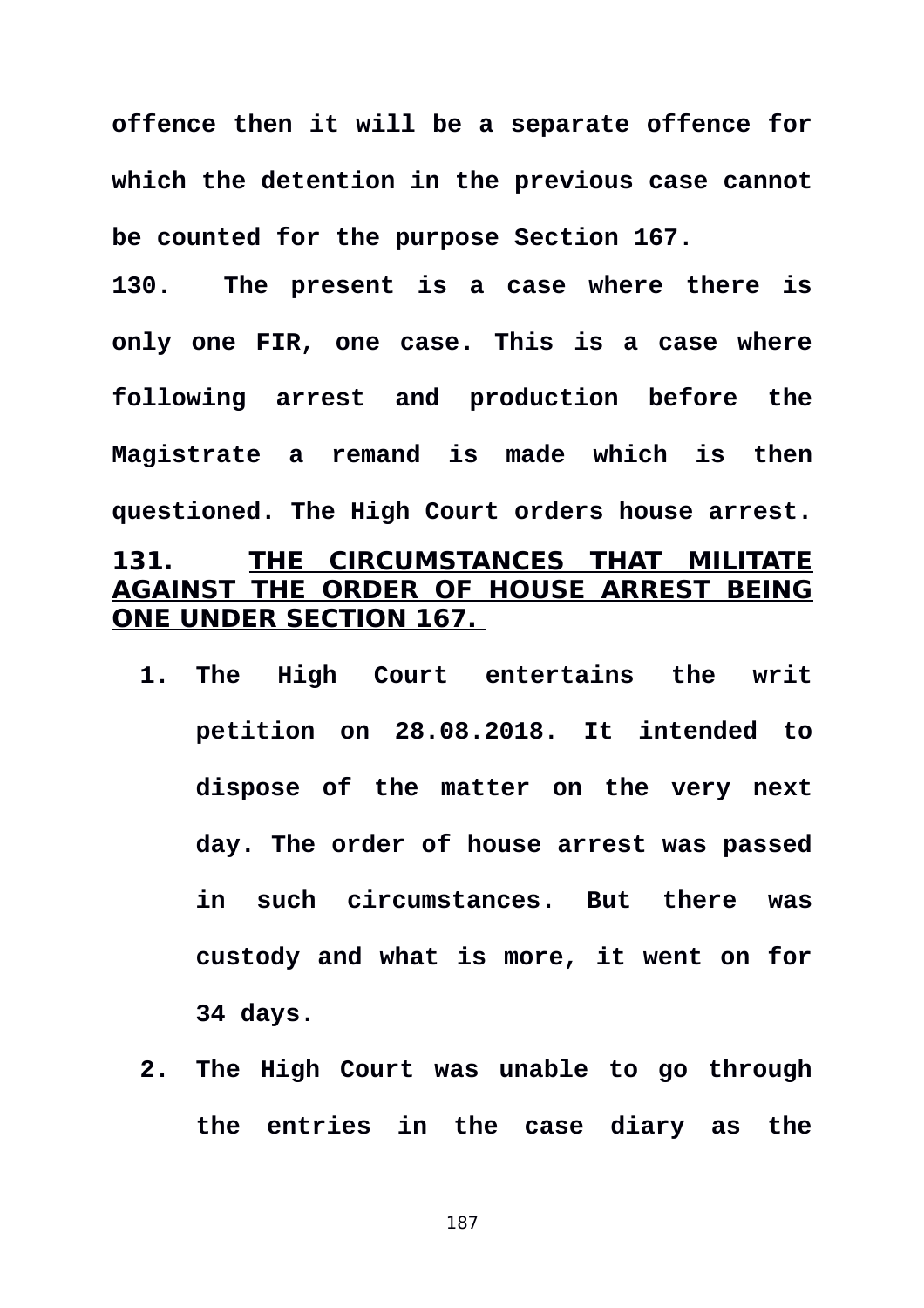**offence then it will be a separate offence for which the detention in the previous case cannot be counted for the purpose Section 167.**

**130. The present is a case where there is only one FIR, one case. This is a case where following arrest and production before the Magistrate a remand is made which is then questioned. The High Court orders house arrest.**

**131. <u>THE CIRCUMSTANCES THAT MILITATE AGAINST THE ORDER OF HOUSE ARREST BEING ONE UNDER SECTION 167.</u>**

1. **The High Court entertains the writ petition on 28.08.2018. It intended to dispose of the matter on the very next day. The order of house arrest was passed in such circumstances. But there was custody and what is more, it went on for 34 days.**
2. **The High Court was unable to go through the entries in the case diary as the**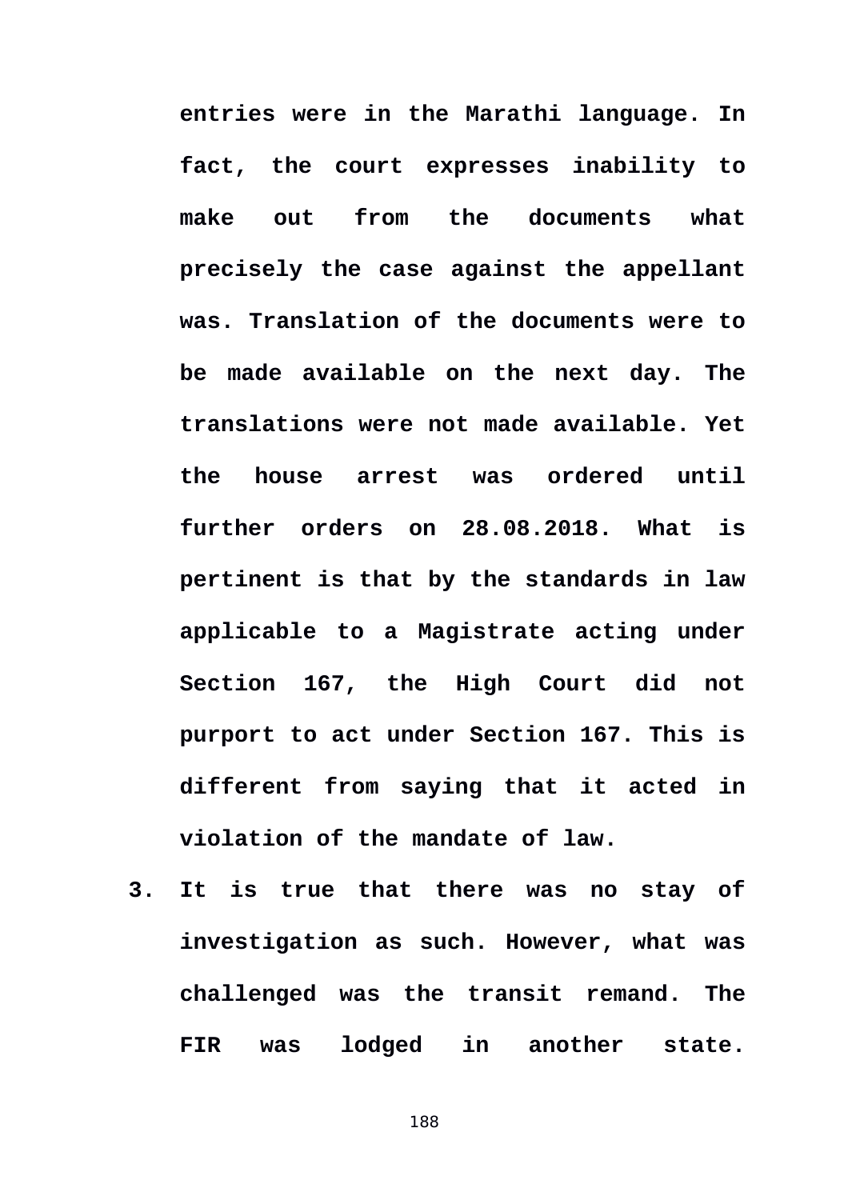**entries were in the Marathi language. In fact, the court expresses inability to make out from the documents what precisely the case against the appellant was. Translation of the documents were to be made available on the next day. The translations were not made available. Yet the house arrest was ordered until further orders on 28.08.2018. What is pertinent is that by the standards in law applicable to a Magistrate acting under Section 167, the High Court did not purport to act under Section 167. This is different from saying that it acted in violation of the mandate of law.**

3. **It is true that there was no stay of investigation as such. However, what was challenged was the transit remand. The FIR was lodged in another state.**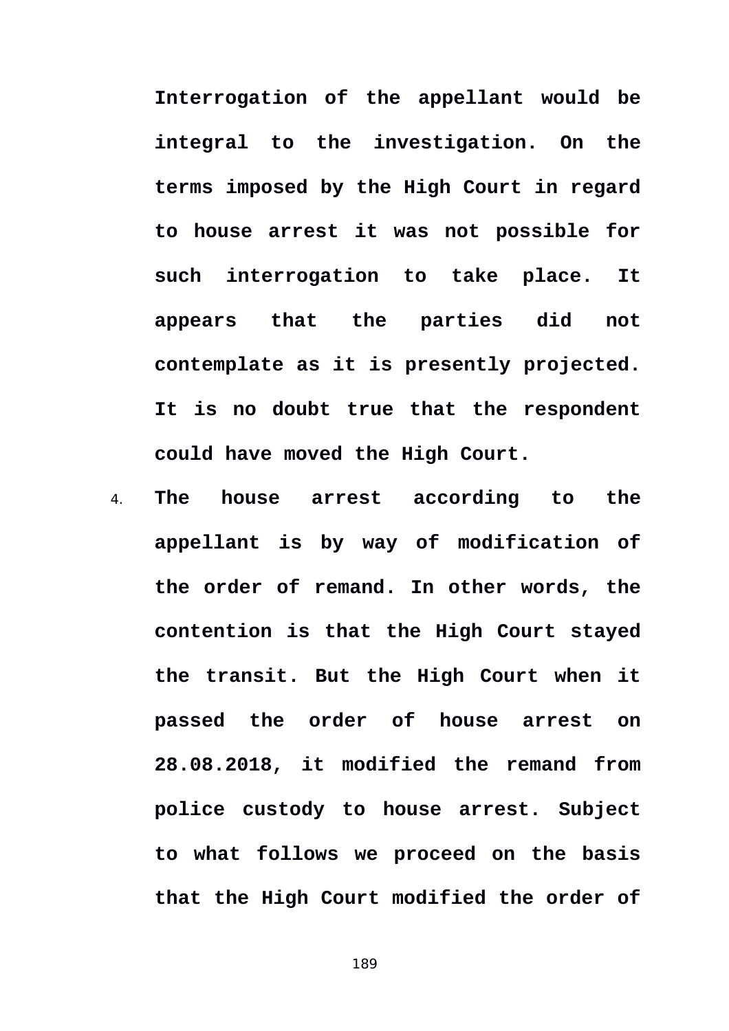**Interrogation of the appellant would be integral to the investigation. On the terms imposed by the High Court in regard to house arrest it was not possible for such interrogation to take place. It appears that the parties did not contemplate as it is presently projected. It is no doubt true that the respondent could have moved the High Court.**

4. **The house arrest according to the appellant is by way of modification of the order of remand. In other words, the contention is that the High Court stayed the transit. But the High Court when it passed the order of house arrest on 28.08.2018, it modified the remand from police custody to house arrest. Subject to what follows we proceed on the basis that the High Court modified the order of**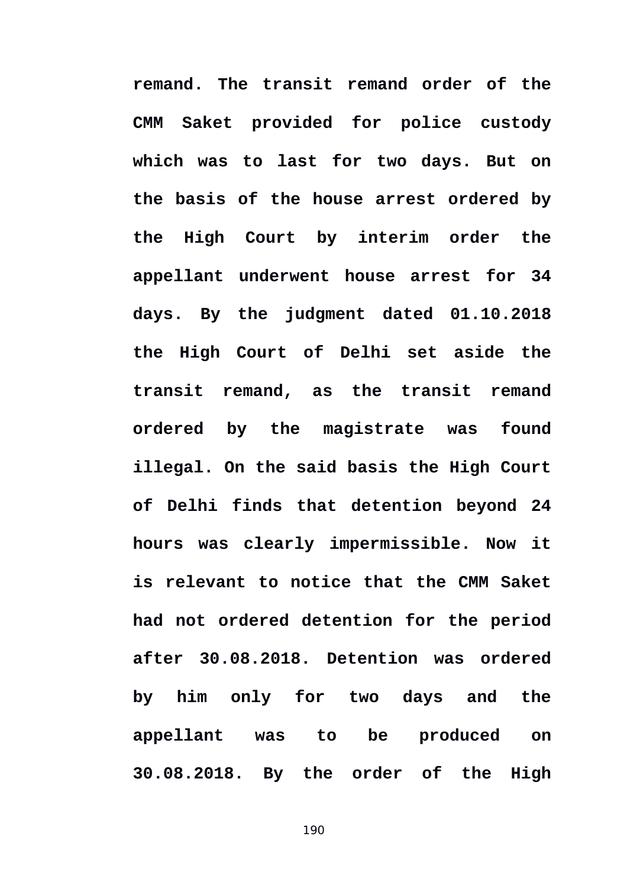**remand. The transit remand order of the CMM Saket provided for police custody which was to last for two days. But on the basis of the house arrest ordered by the High Court by interim order the appellant underwent house arrest for 34 days. By the judgment dated 01.10.2018 the High Court of Delhi set aside the transit remand, as the transit remand ordered by the magistrate was found illegal. On the said basis the High Court of Delhi finds that detention beyond 24 hours was clearly impermissible. Now it is relevant to notice that the CMM Saket had not ordered detention for the period after 30.08.2018. Detention was ordered by him only for two days and the appellant was to be produced on 30.08.2018. By the order of the High**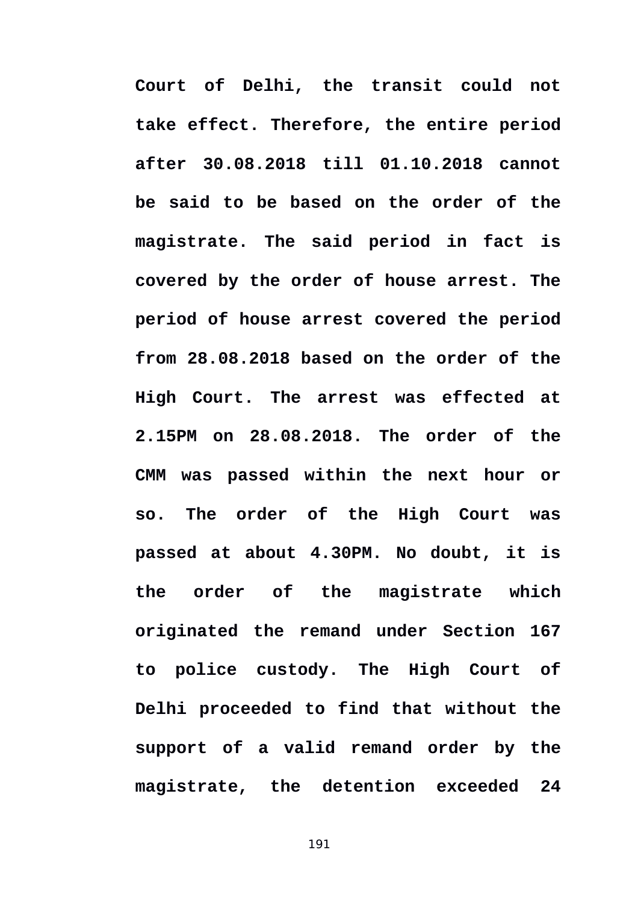**Court of Delhi, the transit could not take effect. Therefore, the entire period after 30.08.2018 till 01.10.2018 cannot be said to be based on the order of the magistrate. The said period in fact is covered by the order of house arrest. The period of house arrest covered the period from 28.08.2018 based on the order of the High Court. The arrest was effected at 2.15PM on 28.08.2018. The order of the CMM was passed within the next hour or so. The order of the High Court was passed at about 4.30PM. No doubt, it is the order of the magistrate which originated the remand under Section 167 to police custody. The High Court of Delhi proceeded to find that without the support of a valid remand order by the magistrate, the detention exceeded 24**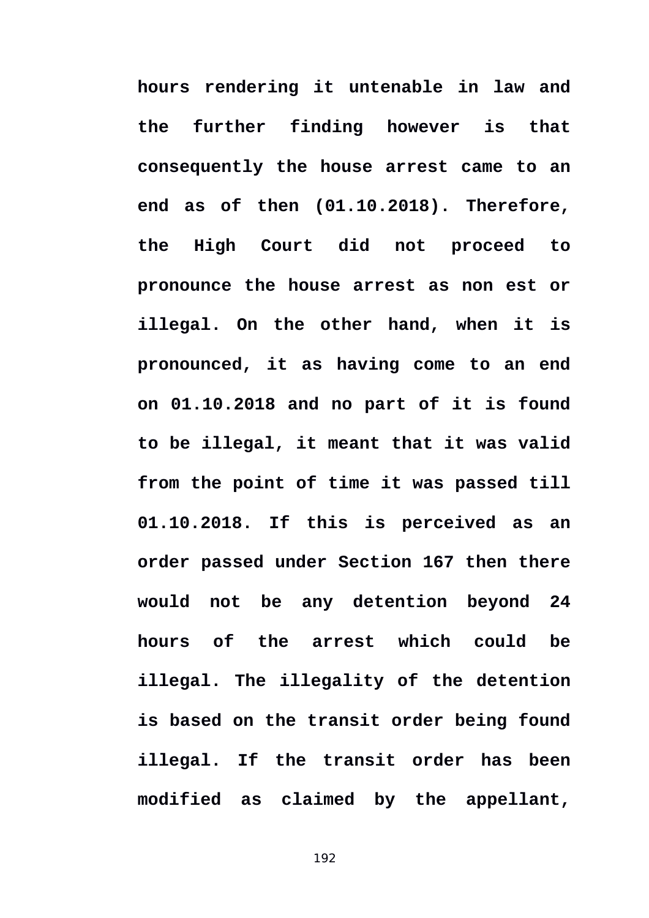**hours rendering it untenable in law and the further finding however is that consequently the house arrest came to an end as of then (01.10.2018). Therefore, the High Court did not proceed to pronounce the house arrest as non est or illegal. On the other hand, when it is pronounced, it as having come to an end on 01.10.2018 and no part of it is found to be illegal, it meant that it was valid from the point of time it was passed till 01.10.2018. If this is perceived as an order passed under Section 167 then there would not be any detention beyond 24 hours of the arrest which could be illegal. The illegality of the detention is based on the transit order being found illegal. If the transit order has been modified as claimed by the appellant,**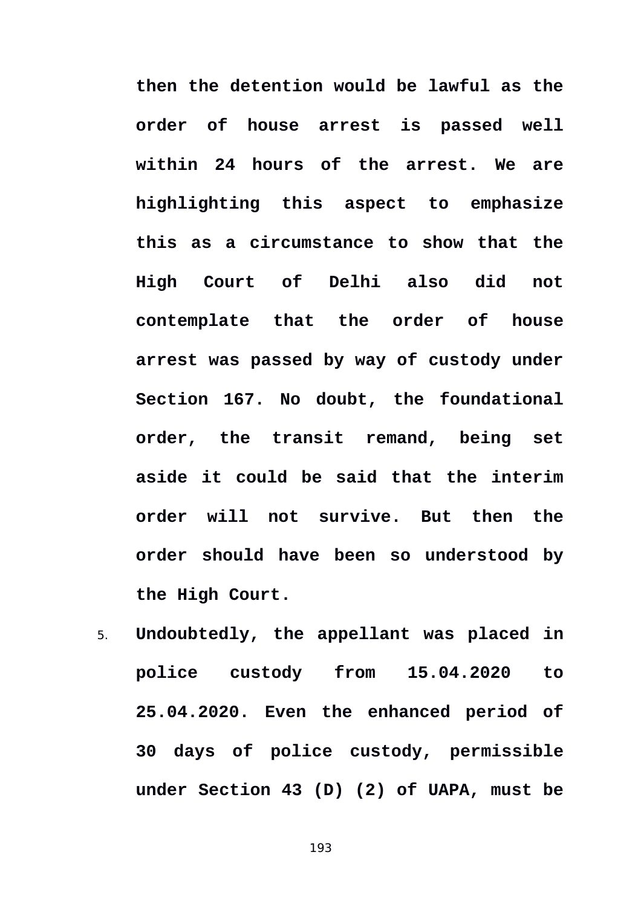**then the detention would be lawful as the order of house arrest is passed well within 24 hours of the arrest. We are highlighting this aspect to emphasize this as a circumstance to show that the High Court of Delhi also did not contemplate that the order of house arrest was passed by way of custody under Section 167. No doubt, the foundational order, the transit remand, being set aside it could be said that the interim order will not survive. But then the order should have been so understood by the High Court.**

5. **Undoubtedly, the appellant was placed in police custody from 15.04.2020 to 25.04.2020. Even the enhanced period of 30 days of police custody, permissible under Section 43 (D) (2) of UAPA, must be**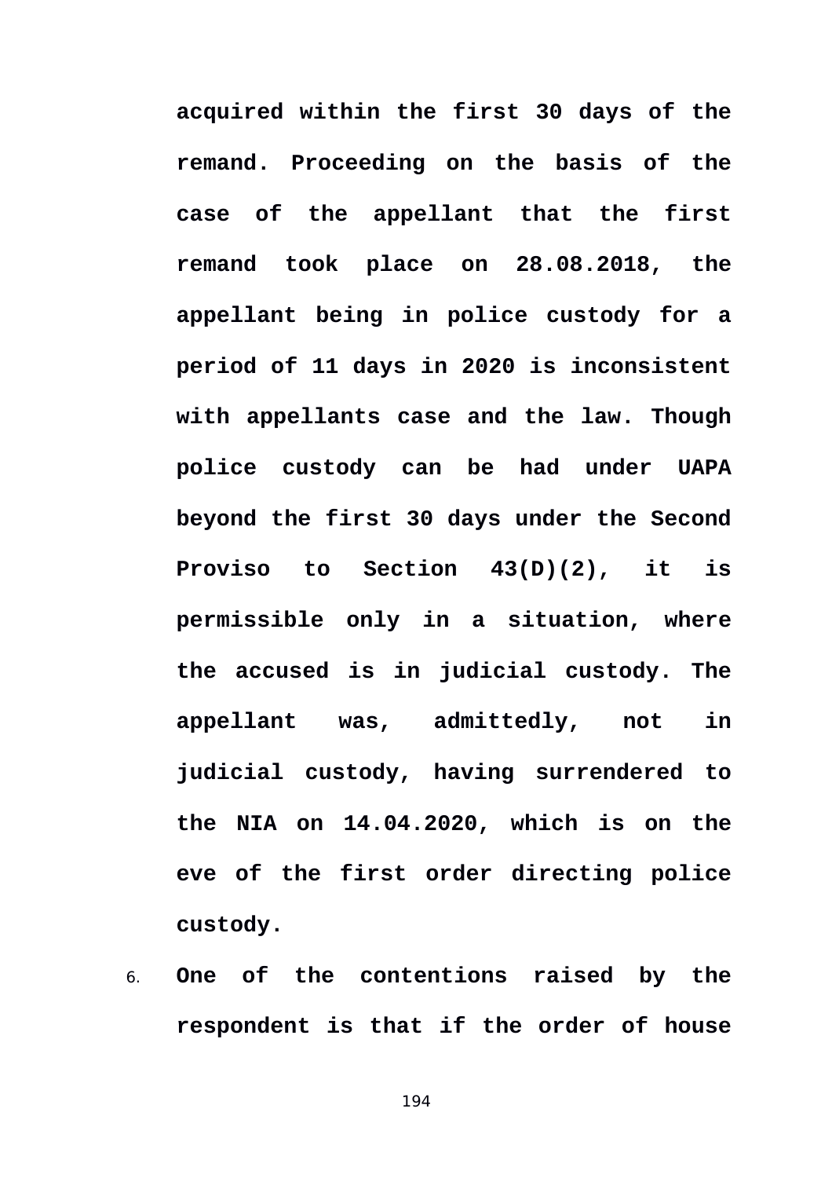**acquired within the first 30 days of the remand. Proceeding on the basis of the case of the appellant that the first remand took place on 28.08.2018, the appellant being in police custody for a period of 11 days in 2020 is inconsistent with appellants case and the law. Though police custody can be had under UAPA beyond the first 30 days under the Second Proviso to Section 43(D)(2), it is permissible only in a situation, where the accused is in judicial custody. The appellant was, admittedly, not in judicial custody, having surrendered to the NIA on 14.04.2020, which is on the eve of the first order directing police custody.**

6. **One of the contentions raised by the respondent is that if the order of house**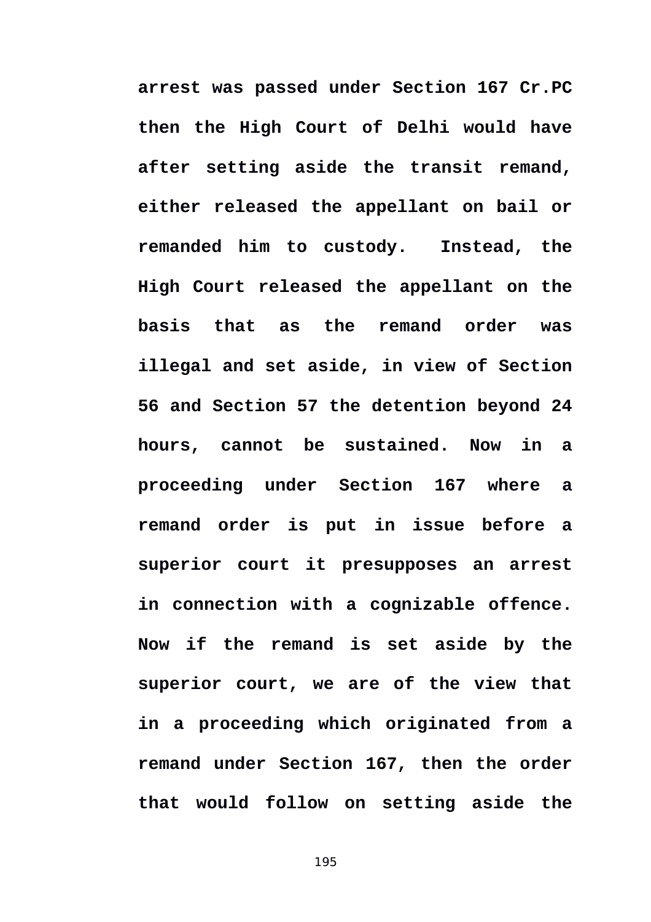**arrest was passed under Section 167 Cr.PC then the High Court of Delhi would have after setting aside the transit remand, either released the appellant on bail or remanded him to custody. Instead, the High Court released the appellant on the basis that as the remand order was illegal and set aside, in view of Section 56 and Section 57 the detention beyond 24 hours, cannot be sustained. Now in a proceeding under Section 167 where a remand order is put in issue before a superior court it presupposes an arrest in connection with a cognizable offence. Now if the remand is set aside by the superior court, we are of the view that in a proceeding which originated from a remand under Section 167, then the order that would follow on setting aside the**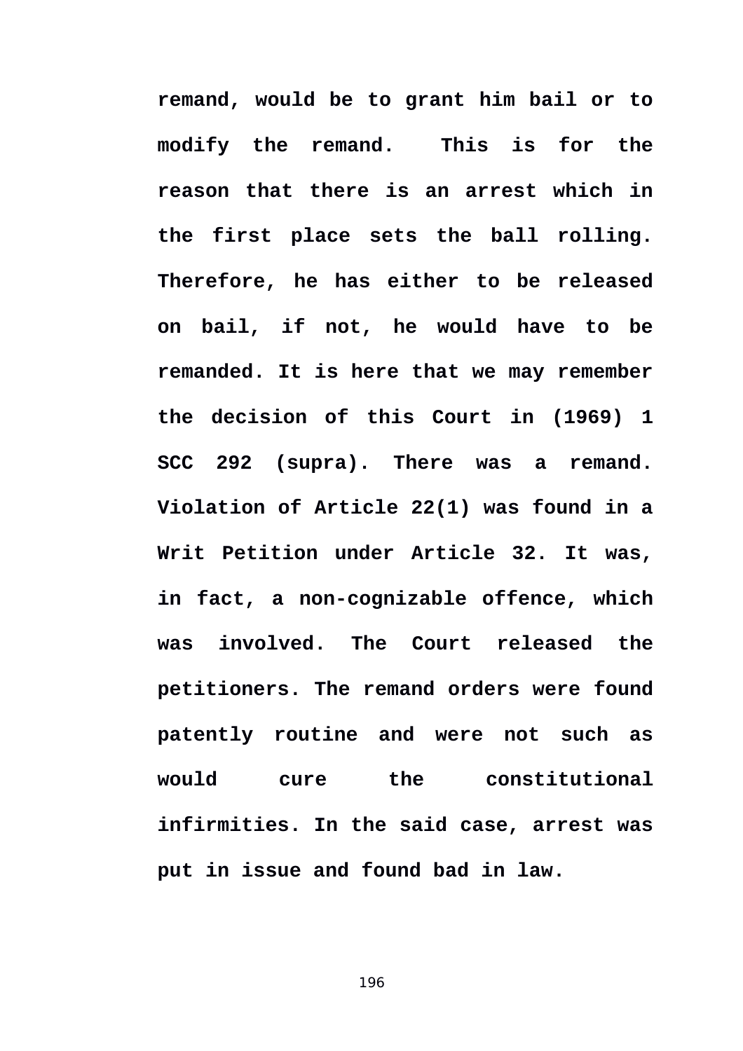**remand, would be to grant him bail or to modify the remand. This is for the reason that there is an arrest which in the first place sets the ball rolling. Therefore, he has either to be released on bail, if not, he would have to be remanded. It is here that we may remember the decision of this Court in (1969) 1 SCC 292 (supra). There was a remand. Violation of Article 22(1) was found in a Writ Petition under Article 32. It was, in fact, a non-cognizable offence, which was involved. The Court released the petitioners. The remand orders were found patently routine and were not such as would cure the constitutional infirmities. In the said case, arrest was put in issue and found bad in law.**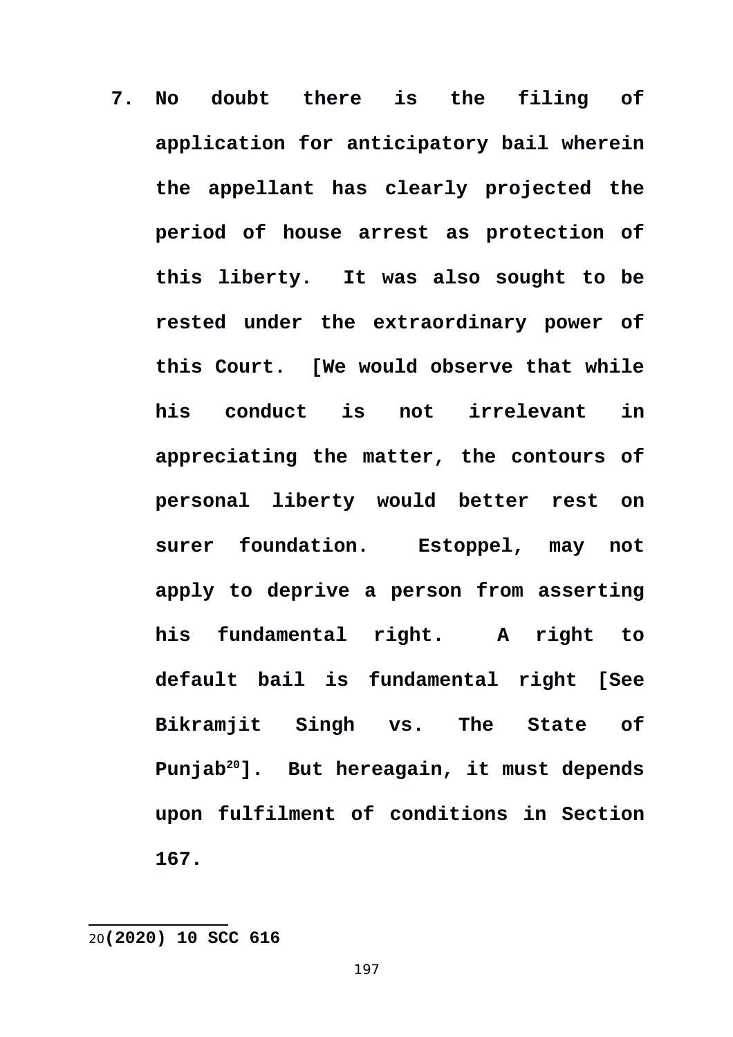**7. No doubt there is the filing of application for anticipatory bail wherein the appellant has clearly projected the period of house arrest as protection of this liberty. It was also sought to be rested under the extraordinary power of this Court. [We would observe that while his conduct is not irrelevant in appreciating the matter, the contours of personal liberty would better rest on surer foundation. Estoppel, may not apply to deprive a person from asserting his fundamental right. A right to default bail is fundamental right [See Bikramjit Singh vs. The State of Punjab[20]]. But hereagain, it must depends upon fulfilment of conditions in Section 167.**

---

20**(2020) 10 SCC 616**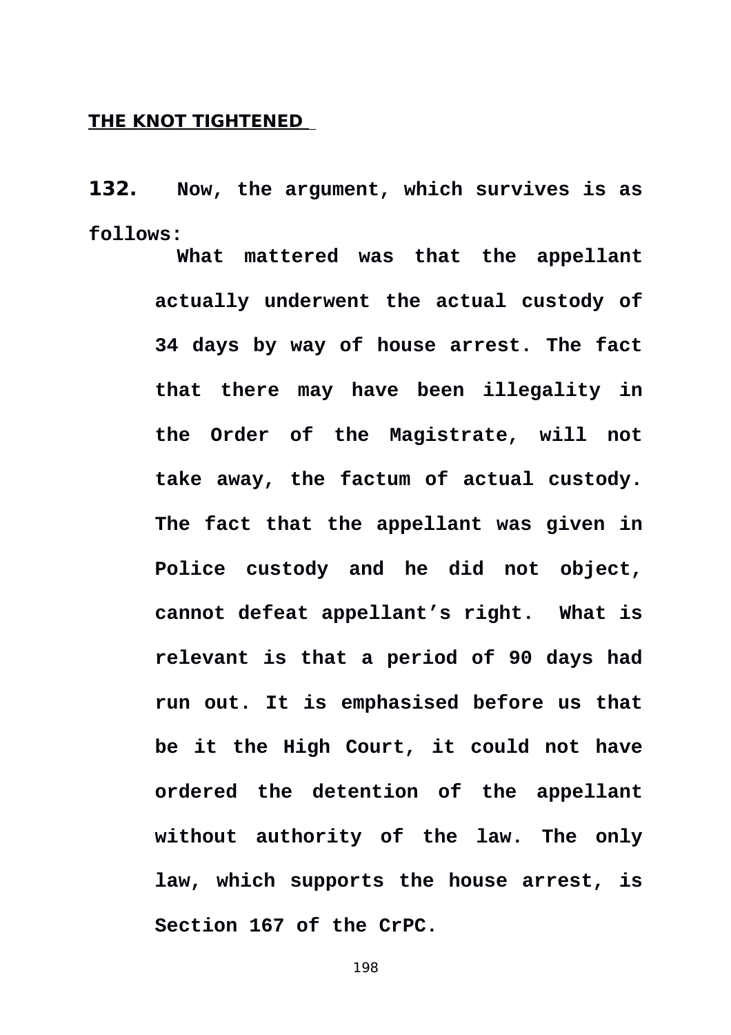## THE KNOT TIGHTENED

**132.** **Now, the argument, which survives is as follows:**

> **What mattered was that the appellant actually underwent the actual custody of 34 days by way of house arrest. The fact that there may have been illegality in the Order of the Magistrate, will not take away, the factum of actual custody. The fact that the appellant was given in Police custody and he did not object, cannot defeat appellant's right. What is relevant is that a period of 90 days had run out. It is emphasised before us that be it the High Court, it could not have ordered the detention of the appellant without authority of the law. The only law, which supports the house arrest, is Section 167 of the CrPC.**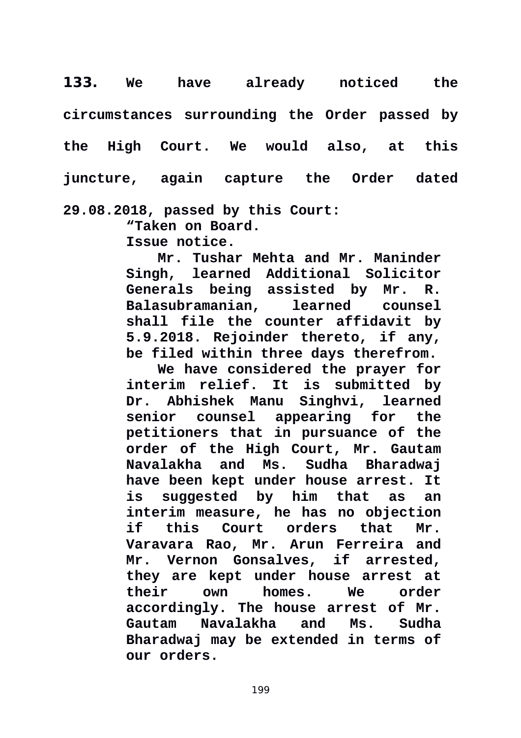**133.** **We have already noticed the circumstances surrounding the Order passed by the High Court. We would also, at this juncture, again capture the Order dated 29.08.2018, passed by this Court:**

> **“Taken on Board.**
>
> **Issue notice.**
>
> **Mr. Tushar Mehta and Mr. Maninder Singh, learned Additional Solicitor Generals being assisted by Mr. R. Balasubramanian, learned counsel shall file the counter affidavit by 5.9.2018. Rejoinder thereto, if any, be filed within three days therefrom.**
>
> **We have considered the prayer for interim relief. It is submitted by Dr. Abhishek Manu Singhvi, learned senior counsel appearing for the petitioners that in pursuance of the order of the High Court, Mr. Gautam Navalakha and Ms. Sudha Bharadwaj have been kept under house arrest. It is suggested by him that as an interim measure, he has no objection if this Court orders that Mr. Varavara Rao, Mr. Arun Ferreira and Mr. Vernon Gonsalves, if arrested, they are kept under house arrest at their own homes. We order accordingly. The house arrest of Mr. Gautam Navalakha and Ms. Sudha Bharadwaj may be extended in terms of our orders.**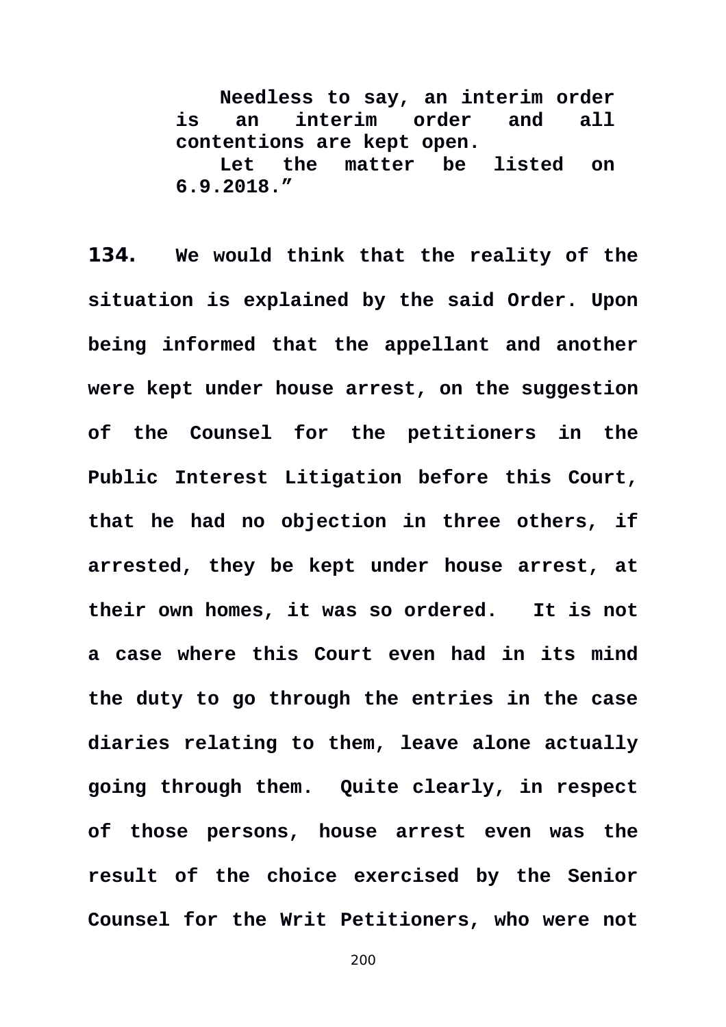> **Needless to say, an interim order is an interim order and all contentions are kept open.**
>
> **Let the matter be listed on 6.9.2018.”**

**134. We would think that the reality of the situation is explained by the said Order. Upon being informed that the appellant and another were kept under house arrest, on the suggestion of the Counsel for the petitioners in the Public Interest Litigation before this Court, that he had no objection in three others, if arrested, they be kept under house arrest, at their own homes, it was so ordered. It is not a case where this Court even had in its mind the duty to go through the entries in the case diaries relating to them, leave alone actually going through them. Quite clearly, in respect of those persons, house arrest even was the result of the choice exercised by the Senior Counsel for the Writ Petitioners, who were not**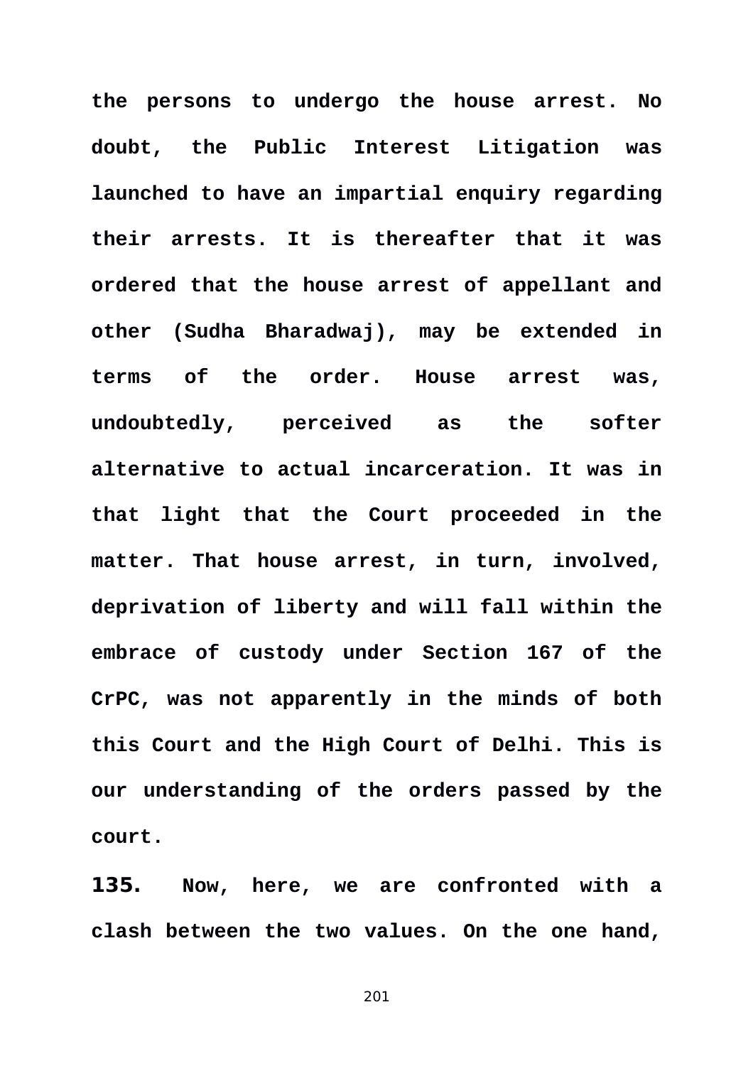**the persons to undergo the house arrest. No doubt, the Public Interest Litigation was launched to have an impartial enquiry regarding their arrests. It is thereafter that it was ordered that the house arrest of appellant and other (Sudha Bharadwaj), may be extended in terms of the order. House arrest was, undoubtedly, perceived as the softer alternative to actual incarceration. It was in that light that the Court proceeded in the matter. That house arrest, in turn, involved, deprivation of liberty and will fall within the embrace of custody under Section 167 of the CrPC, was not apparently in the minds of both this Court and the High Court of Delhi. This is our understanding of the orders passed by the court.**

**135.** **Now, here, we are confronted with a clash between the two values. On the one hand,**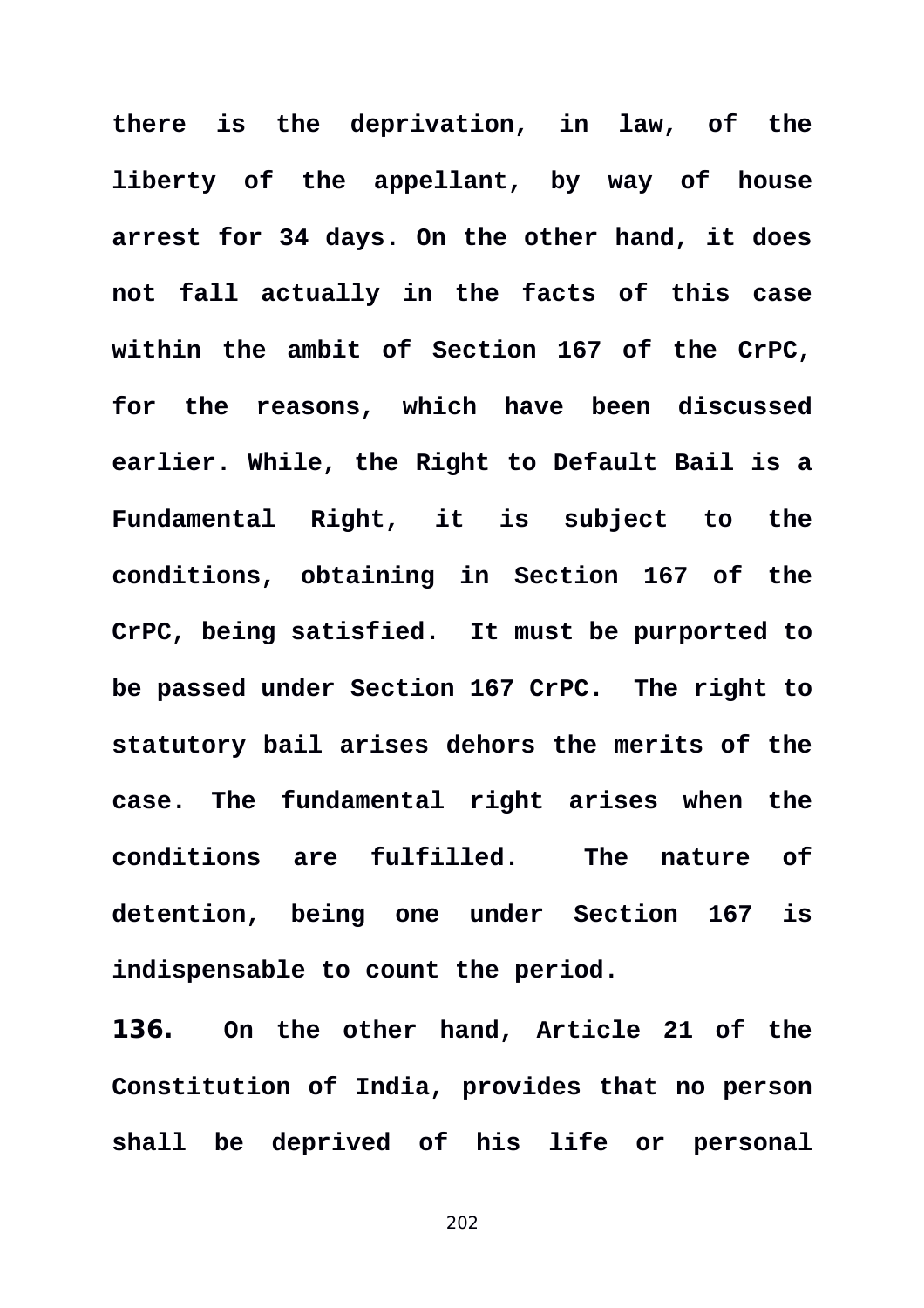**there is the deprivation, in law, of the liberty of the appellant, by way of house arrest for 34 days. On the other hand, it does not fall actually in the facts of this case within the ambit of Section 167 of the CrPC, for the reasons, which have been discussed earlier. While, the Right to Default Bail is a Fundamental Right, it is subject to the conditions, obtaining in Section 167 of the CrPC, being satisfied. It must be purported to be passed under Section 167 CrPC. The right to statutory bail arises dehors the merits of the case. The fundamental right arises when the conditions are fulfilled. The nature of detention, being one under Section 167 is indispensable to count the period.**

**136. On the other hand, Article 21 of the Constitution of India, provides that no person shall be deprived of his life or personal**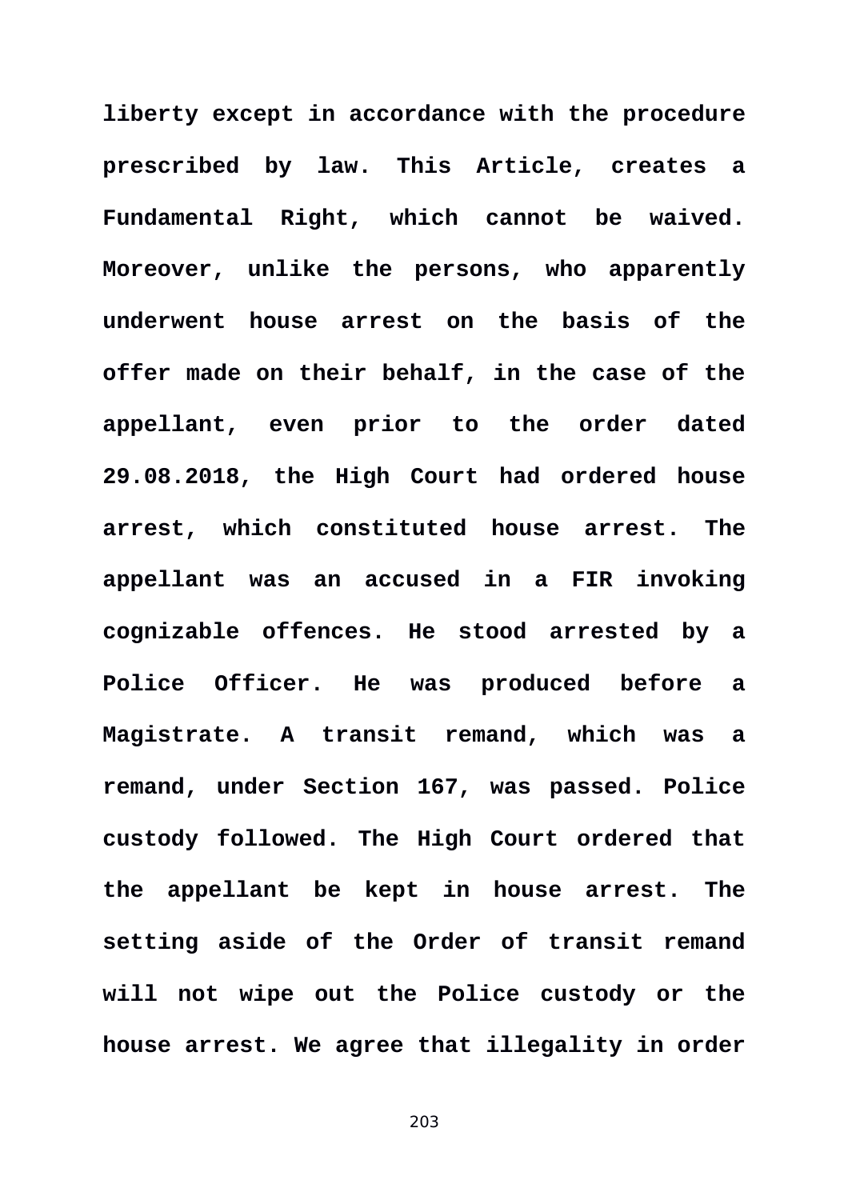**liberty except in accordance with the procedure prescribed by law. This Article, creates a Fundamental Right, which cannot be waived. Moreover, unlike the persons, who apparently underwent house arrest on the basis of the offer made on their behalf, in the case of the appellant, even prior to the order dated 29.08.2018, the High Court had ordered house arrest, which constituted house arrest. The appellant was an accused in a FIR invoking cognizable offences. He stood arrested by a Police Officer. He was produced before a Magistrate. A transit remand, which was a remand, under Section 167, was passed. Police custody followed. The High Court ordered that the appellant be kept in house arrest. The setting aside of the Order of transit remand will not wipe out the Police custody or the house arrest. We agree that illegality in order**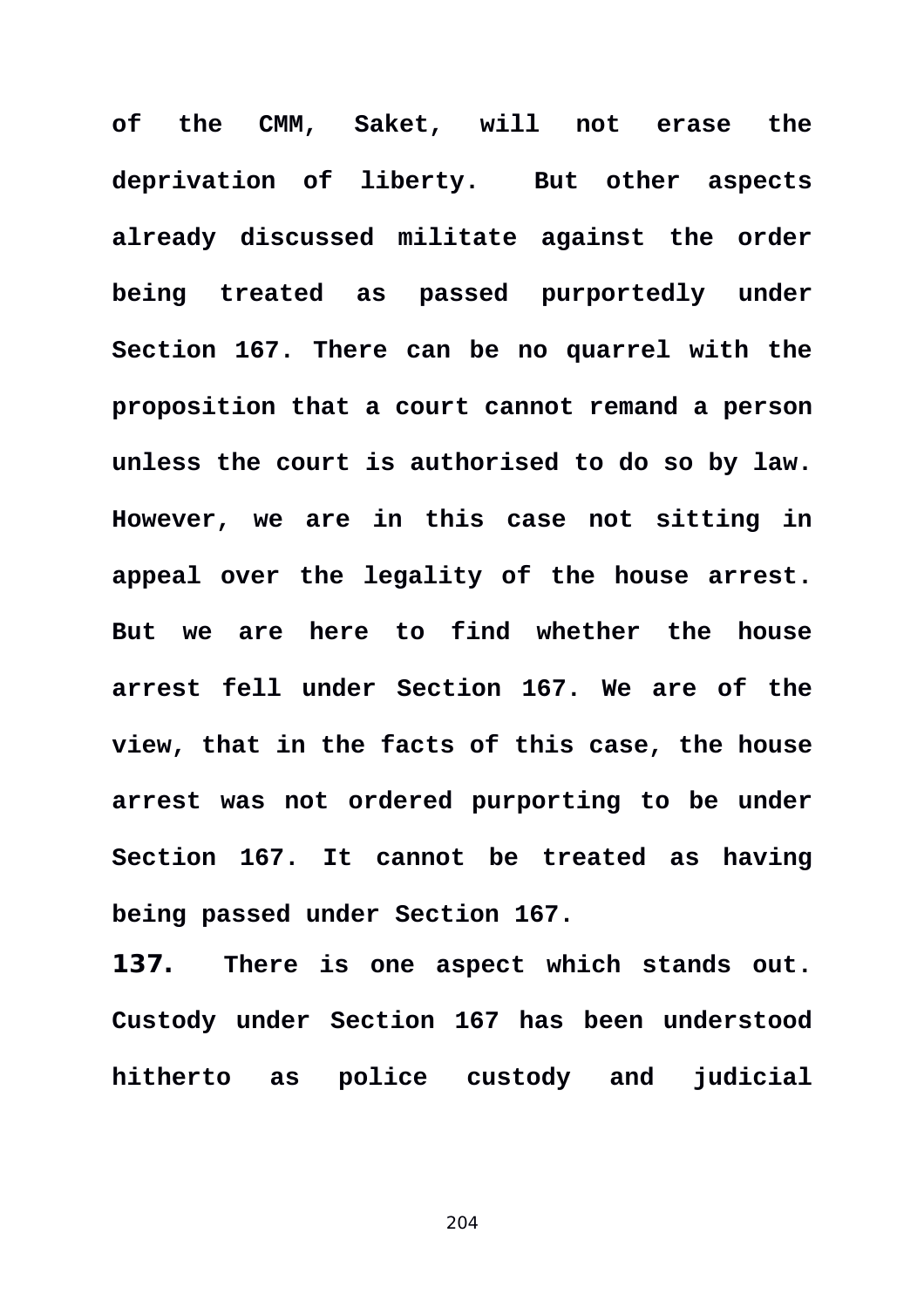**of the CMM, Saket, will not erase the deprivation of liberty. But other aspects already discussed militate against the order being treated as passed purportedly under Section 167. There can be no quarrel with the proposition that a court cannot remand a person unless the court is authorised to do so by law. However, we are in this case not sitting in appeal over the legality of the house arrest. But we are here to find whether the house arrest fell under Section 167. We are of the view, that in the facts of this case, the house arrest was not ordered purporting to be under Section 167. It cannot be treated as having being passed under Section 167.**

**137. There is one aspect which stands out. Custody under Section 167 has been understood hitherto as police custody and judicial**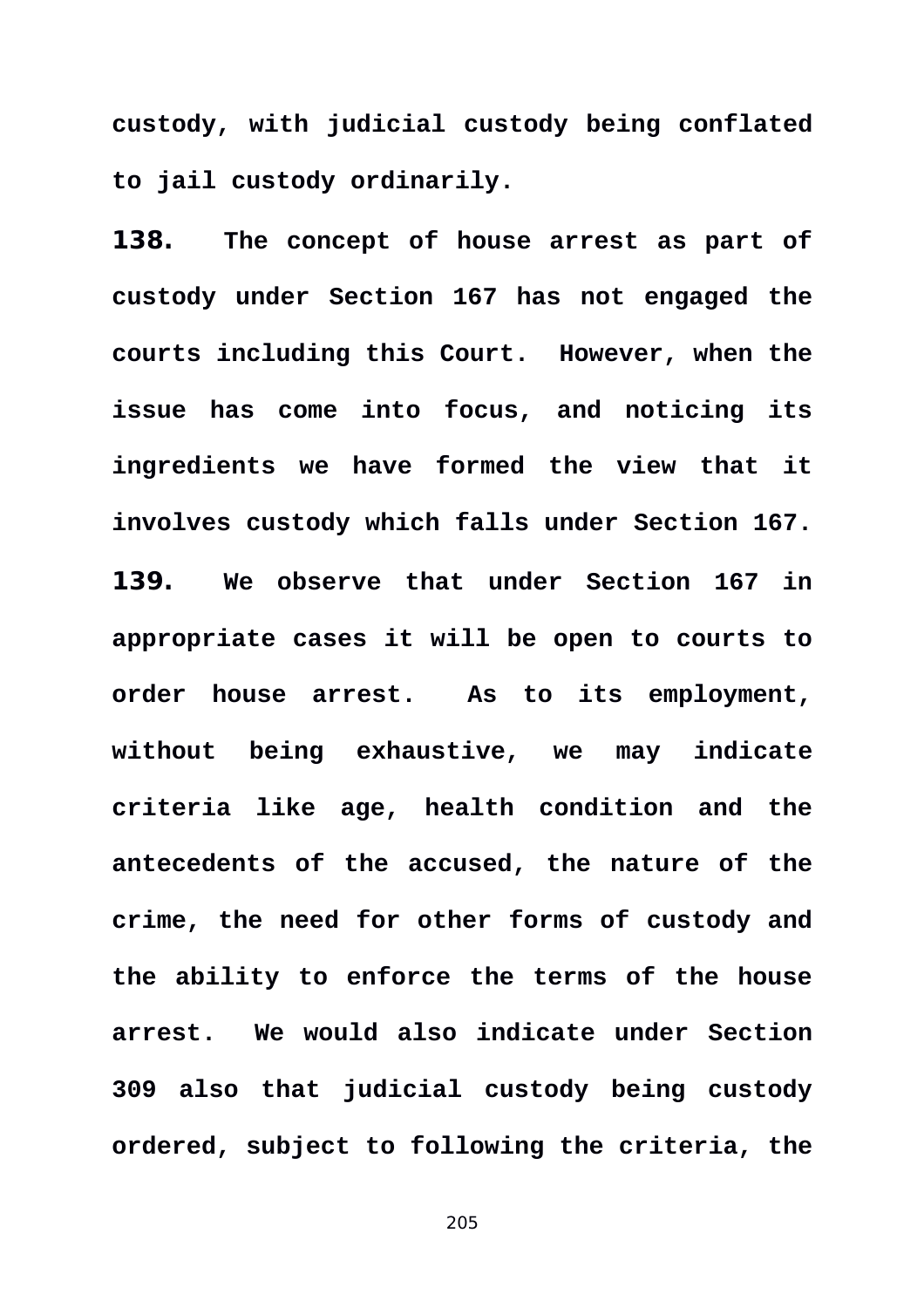**custody, with judicial custody being conflated to jail custody ordinarily.**

**138. The concept of house arrest as part of custody under Section 167 has not engaged the courts including this Court. However, when the issue has come into focus, and noticing its ingredients we have formed the view that it involves custody which falls under Section 167.**

**139. We observe that under Section 167 in appropriate cases it will be open to courts to order house arrest. As to its employment, without being exhaustive, we may indicate criteria like age, health condition and the antecedents of the accused, the nature of the crime, the need for other forms of custody and the ability to enforce the terms of the house arrest. We would also indicate under Section 309 also that judicial custody being custody ordered, subject to following the criteria, the**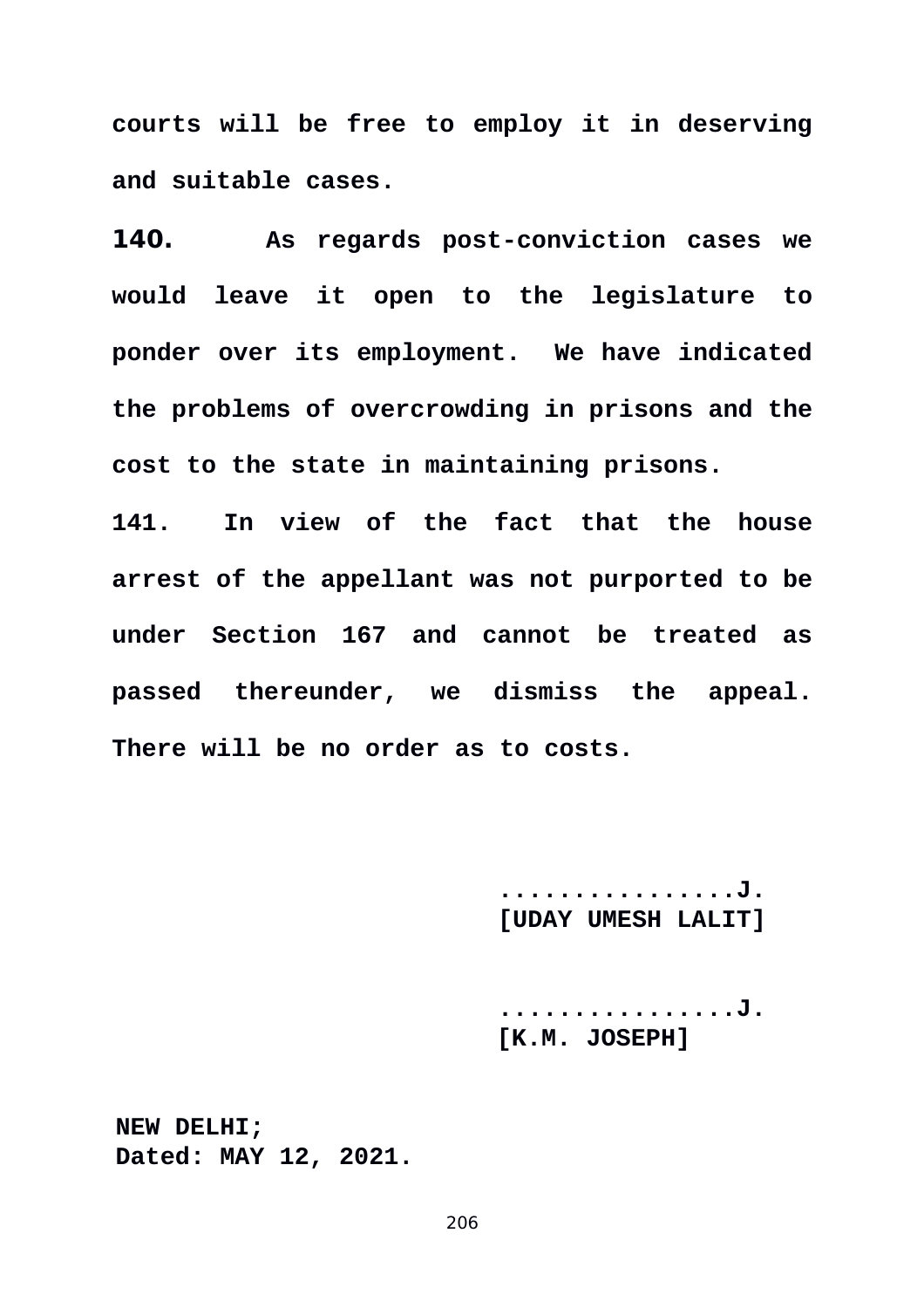**courts will be free to employ it in deserving and suitable cases.**

**140. As regards post-conviction cases we would leave it open to the legislature to ponder over its employment. We have indicated the problems of overcrowding in prisons and the cost to the state in maintaining prisons.**

**141. In view of the fact that the house arrest of the appellant was not purported to be under Section 167 and cannot be treated as passed thereunder, we dismiss the appeal. There will be no order as to costs.**

**................J.**
**[UDAY UMESH LALIT]**

**................J.**
**[K.M. JOSEPH]**

**NEW DELHI;**
**Dated: MAY 12, 2021.**